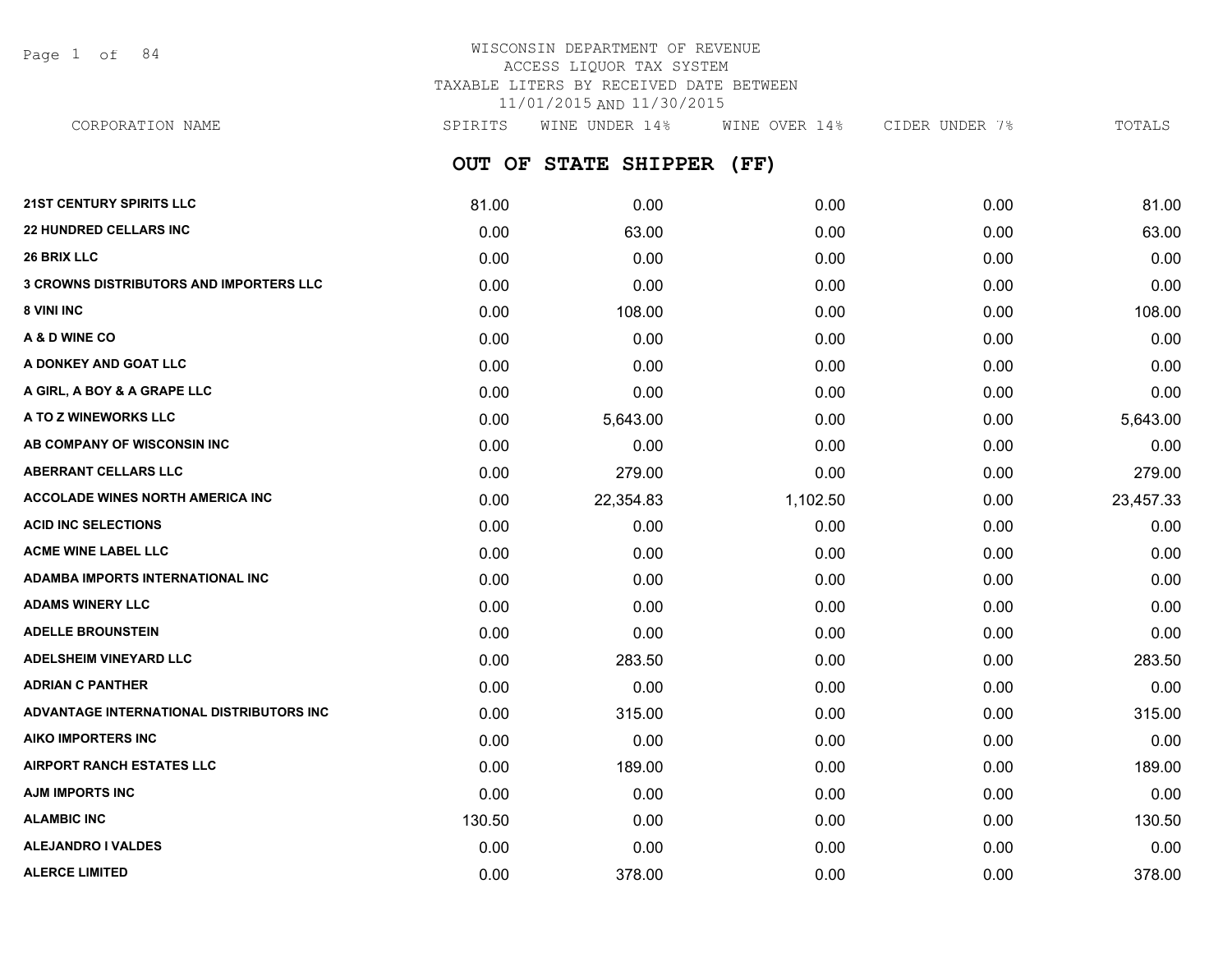# WISCONSIN DEPARTMENT OF REVENUE
## ACCESS LIQUOR TAX SYSTEM
## TAXABLE LITERS BY RECEIVED DATE BETWEEN 11/01/2015 AND 11/30/2015

## OUT OF STATE SHIPPER (FF)

| CORPORATION NAME | SPIRITS | WINE UNDER 14% | WINE OVER 14% | CIDER UNDER 7% | TOTALS |
|---|---|---|---|---|---|
| 21ST CENTURY SPIRITS LLC | 81.00 | 0.00 | 0.00 | 0.00 | 81.00 |
| 22 HUNDRED CELLARS INC | 0.00 | 63.00 | 0.00 | 0.00 | 63.00 |
| 26 BRIX LLC | 0.00 | 0.00 | 0.00 | 0.00 | 0.00 |
| 3 CROWNS DISTRIBUTORS AND IMPORTERS LLC | 0.00 | 0.00 | 0.00 | 0.00 | 0.00 |
| 8 VINI INC | 0.00 | 108.00 | 0.00 | 0.00 | 108.00 |
| A & D WINE CO | 0.00 | 0.00 | 0.00 | 0.00 | 0.00 |
| A DONKEY AND GOAT LLC | 0.00 | 0.00 | 0.00 | 0.00 | 0.00 |
| A GIRL, A BOY & A GRAPE LLC | 0.00 | 0.00 | 0.00 | 0.00 | 0.00 |
| A TO Z WINEWORKS LLC | 0.00 | 5,643.00 | 0.00 | 0.00 | 5,643.00 |
| AB COMPANY OF WISCONSIN INC | 0.00 | 0.00 | 0.00 | 0.00 | 0.00 |
| ABERRANT CELLARS LLC | 0.00 | 279.00 | 0.00 | 0.00 | 279.00 |
| ACCOLADE WINES NORTH AMERICA INC | 0.00 | 22,354.83 | 1,102.50 | 0.00 | 23,457.33 |
| ACID INC SELECTIONS | 0.00 | 0.00 | 0.00 | 0.00 | 0.00 |
| ACME WINE LABEL LLC | 0.00 | 0.00 | 0.00 | 0.00 | 0.00 |
| ADAMBA IMPORTS INTERNATIONAL INC | 0.00 | 0.00 | 0.00 | 0.00 | 0.00 |
| ADAMS WINERY LLC | 0.00 | 0.00 | 0.00 | 0.00 | 0.00 |
| ADELLE BROUNSTEIN | 0.00 | 0.00 | 0.00 | 0.00 | 0.00 |
| ADELSHEIM VINEYARD LLC | 0.00 | 283.50 | 0.00 | 0.00 | 283.50 |
| ADRIAN C PANTHER | 0.00 | 0.00 | 0.00 | 0.00 | 0.00 |
| ADVANTAGE INTERNATIONAL DISTRIBUTORS INC | 0.00 | 315.00 | 0.00 | 0.00 | 315.00 |
| AIKO IMPORTERS INC | 0.00 | 0.00 | 0.00 | 0.00 | 0.00 |
| AIRPORT RANCH ESTATES LLC | 0.00 | 189.00 | 0.00 | 0.00 | 189.00 |
| AJM IMPORTS INC | 0.00 | 0.00 | 0.00 | 0.00 | 0.00 |
| ALAMBIC INC | 130.50 | 0.00 | 0.00 | 0.00 | 130.50 |
| ALEJANDRO I VALDES | 0.00 | 0.00 | 0.00 | 0.00 | 0.00 |
| ALERCE LIMITED | 0.00 | 378.00 | 0.00 | 0.00 | 378.00 |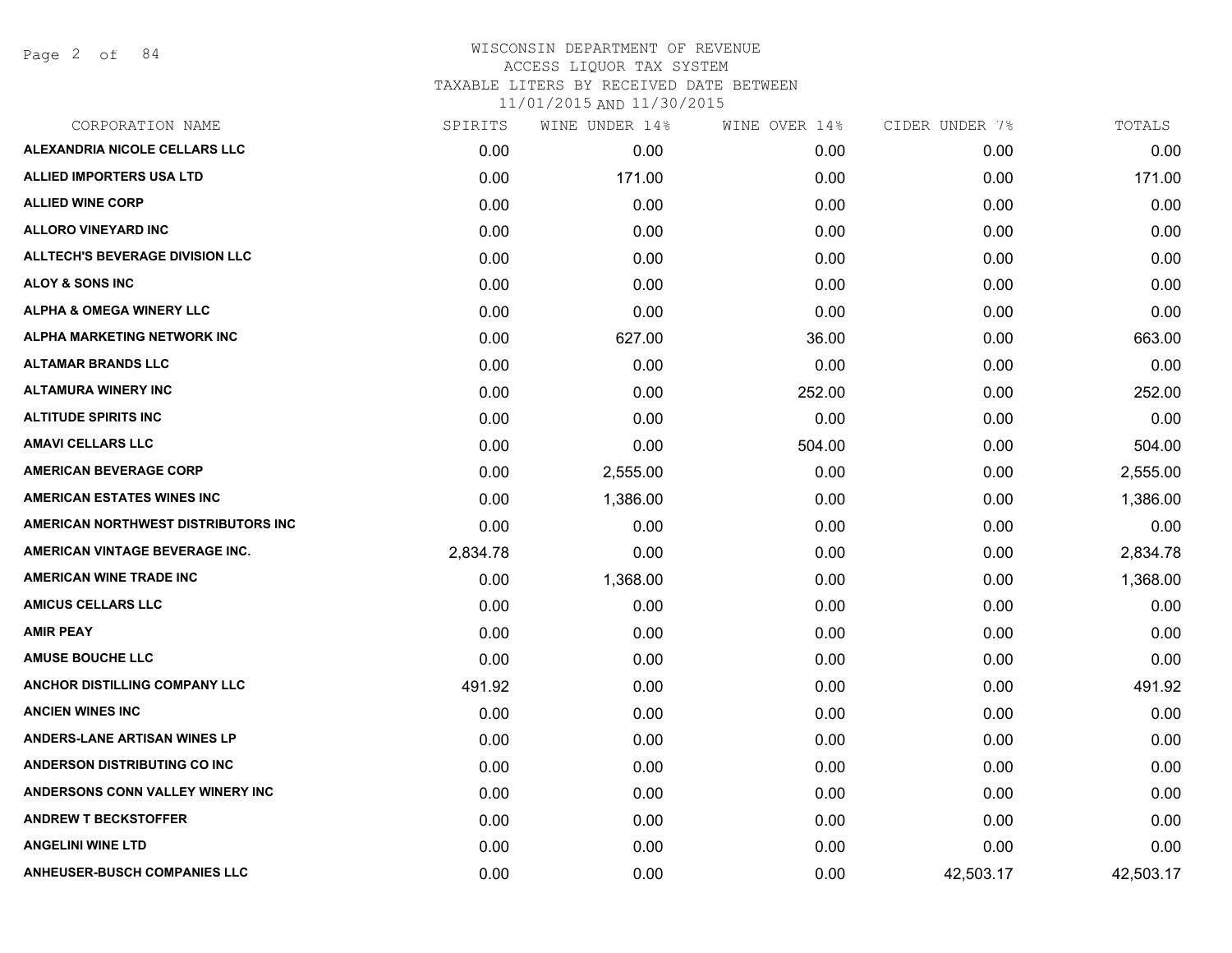# WISCONSIN DEPARTMENT OF REVENUE
## ACCESS LIQUOR TAX SYSTEM
### TAXABLE LITERS BY RECEIVED DATE BETWEEN 11/01/2015 AND 11/30/2015

| CORPORATION NAME | SPIRITS | WINE UNDER 14% | WINE OVER 14% | CIDER UNDER 7% | TOTALS |
|---|---|---|---|---|---|
| ALEXANDRIA NICOLE CELLARS LLC | 0.00 | 0.00 | 0.00 | 0.00 | 0.00 |
| ALLIED IMPORTERS USA LTD | 0.00 | 171.00 | 0.00 | 0.00 | 171.00 |
| ALLIED WINE CORP | 0.00 | 0.00 | 0.00 | 0.00 | 0.00 |
| ALLORO VINEYARD INC | 0.00 | 0.00 | 0.00 | 0.00 | 0.00 |
| ALLTECH'S BEVERAGE DIVISION LLC | 0.00 | 0.00 | 0.00 | 0.00 | 0.00 |
| ALOY & SONS INC | 0.00 | 0.00 | 0.00 | 0.00 | 0.00 |
| ALPHA & OMEGA WINERY LLC | 0.00 | 0.00 | 0.00 | 0.00 | 0.00 |
| ALPHA MARKETING NETWORK INC | 0.00 | 627.00 | 36.00 | 0.00 | 663.00 |
| ALTAMAR BRANDS LLC | 0.00 | 0.00 | 0.00 | 0.00 | 0.00 |
| ALTAMURA WINERY INC | 0.00 | 0.00 | 252.00 | 0.00 | 252.00 |
| ALTITUDE SPIRITS INC | 0.00 | 0.00 | 0.00 | 0.00 | 0.00 |
| AMAVI CELLARS LLC | 0.00 | 0.00 | 504.00 | 0.00 | 504.00 |
| AMERICAN BEVERAGE CORP | 0.00 | 2,555.00 | 0.00 | 0.00 | 2,555.00 |
| AMERICAN ESTATES WINES INC | 0.00 | 1,386.00 | 0.00 | 0.00 | 1,386.00 |
| AMERICAN NORTHWEST DISTRIBUTORS INC | 0.00 | 0.00 | 0.00 | 0.00 | 0.00 |
| AMERICAN VINTAGE BEVERAGE INC. | 2,834.78 | 0.00 | 0.00 | 0.00 | 2,834.78 |
| AMERICAN WINE TRADE INC | 0.00 | 1,368.00 | 0.00 | 0.00 | 1,368.00 |
| AMICUS CELLARS LLC | 0.00 | 0.00 | 0.00 | 0.00 | 0.00 |
| AMIR PEAY | 0.00 | 0.00 | 0.00 | 0.00 | 0.00 |
| AMUSE BOUCHE LLC | 0.00 | 0.00 | 0.00 | 0.00 | 0.00 |
| ANCHOR DISTILLING COMPANY LLC | 491.92 | 0.00 | 0.00 | 0.00 | 491.92 |
| ANCIEN WINES INC | 0.00 | 0.00 | 0.00 | 0.00 | 0.00 |
| ANDERS-LANE ARTISAN WINES LP | 0.00 | 0.00 | 0.00 | 0.00 | 0.00 |
| ANDERSON DISTRIBUTING CO INC | 0.00 | 0.00 | 0.00 | 0.00 | 0.00 |
| ANDERSONS CONN VALLEY WINERY INC | 0.00 | 0.00 | 0.00 | 0.00 | 0.00 |
| ANDREW T BECKSTOFFER | 0.00 | 0.00 | 0.00 | 0.00 | 0.00 |
| ANGELINI WINE LTD | 0.00 | 0.00 | 0.00 | 0.00 | 0.00 |
| ANHEUSER-BUSCH COMPANIES LLC | 0.00 | 0.00 | 0.00 | 42,503.17 | 42,503.17 |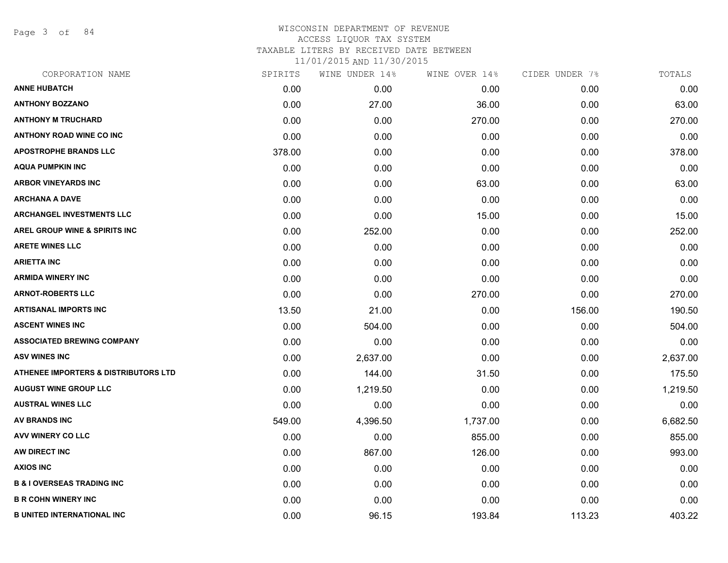WISCONSIN DEPARTMENT OF REVENUE
ACCESS LIQUOR TAX SYSTEM
TAXABLE LITERS BY RECEIVED DATE BETWEEN
11/01/2015 AND 11/30/2015

| CORPORATION NAME | SPIRITS | WINE UNDER 14% | WINE OVER 14% | CIDER UNDER 7% | TOTALS |
|---|---|---|---|---|---|
| ANNE HUBATCH | 0.00 | 0.00 | 0.00 | 0.00 | 0.00 |
| ANTHONY BOZZANO | 0.00 | 27.00 | 36.00 | 0.00 | 63.00 |
| ANTHONY M TRUCHARD | 0.00 | 0.00 | 270.00 | 0.00 | 270.00 |
| ANTHONY ROAD WINE CO INC | 0.00 | 0.00 | 0.00 | 0.00 | 0.00 |
| APOSTROPHE BRANDS LLC | 378.00 | 0.00 | 0.00 | 0.00 | 378.00 |
| AQUA PUMPKIN INC | 0.00 | 0.00 | 0.00 | 0.00 | 0.00 |
| ARBOR VINEYARDS INC | 0.00 | 0.00 | 63.00 | 0.00 | 63.00 |
| ARCHANA A DAVE | 0.00 | 0.00 | 0.00 | 0.00 | 0.00 |
| ARCHANGEL INVESTMENTS LLC | 0.00 | 0.00 | 15.00 | 0.00 | 15.00 |
| AREL GROUP WINE & SPIRITS INC | 0.00 | 252.00 | 0.00 | 0.00 | 252.00 |
| ARETE WINES LLC | 0.00 | 0.00 | 0.00 | 0.00 | 0.00 |
| ARIETTA INC | 0.00 | 0.00 | 0.00 | 0.00 | 0.00 |
| ARMIDA WINERY INC | 0.00 | 0.00 | 0.00 | 0.00 | 0.00 |
| ARNOT-ROBERTS LLC | 0.00 | 0.00 | 270.00 | 0.00 | 270.00 |
| ARTISANAL IMPORTS INC | 13.50 | 21.00 | 0.00 | 156.00 | 190.50 |
| ASCENT WINES INC | 0.00 | 504.00 | 0.00 | 0.00 | 504.00 |
| ASSOCIATED BREWING COMPANY | 0.00 | 0.00 | 0.00 | 0.00 | 0.00 |
| ASV WINES INC | 0.00 | 2,637.00 | 0.00 | 0.00 | 2,637.00 |
| ATHENEE IMPORTERS & DISTRIBUTORS LTD | 0.00 | 144.00 | 31.50 | 0.00 | 175.50 |
| AUGUST WINE GROUP LLC | 0.00 | 1,219.50 | 0.00 | 0.00 | 1,219.50 |
| AUSTRAL WINES LLC | 0.00 | 0.00 | 0.00 | 0.00 | 0.00 |
| AV BRANDS INC | 549.00 | 4,396.50 | 1,737.00 | 0.00 | 6,682.50 |
| AVV WINERY CO LLC | 0.00 | 0.00 | 855.00 | 0.00 | 855.00 |
| AW DIRECT INC | 0.00 | 867.00 | 126.00 | 0.00 | 993.00 |
| AXIOS INC | 0.00 | 0.00 | 0.00 | 0.00 | 0.00 |
| B & I OVERSEAS TRADING INC | 0.00 | 0.00 | 0.00 | 0.00 | 0.00 |
| B R COHN WINERY INC | 0.00 | 0.00 | 0.00 | 0.00 | 0.00 |
| B UNITED INTERNATIONAL INC | 0.00 | 96.15 | 193.84 | 113.23 | 403.22 |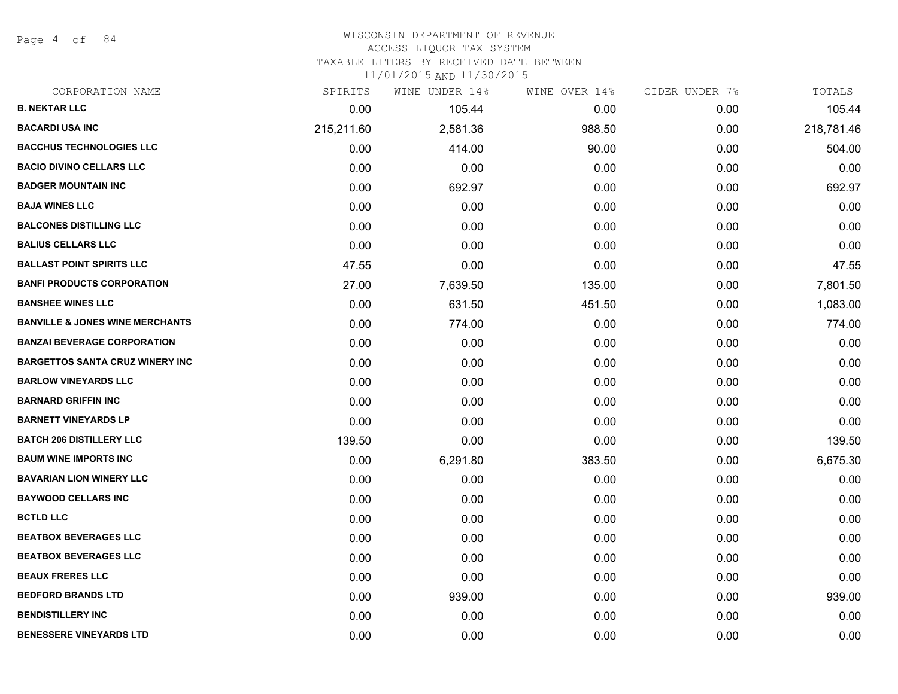# WISCONSIN DEPARTMENT OF REVENUE
## ACCESS LIQUOR TAX SYSTEM
### TAXABLE LITERS BY RECEIVED DATE BETWEEN 11/01/2015 AND 11/30/2015

| CORPORATION NAME | SPIRITS | WINE UNDER 14% | WINE OVER 14% | CIDER UNDER 7% | TOTALS |
|---|---|---|---|---|---|
| **B. NEKTAR LLC** | 0.00 | 105.44 | 0.00 | 0.00 | 105.44 |
| **BACARDI USA INC** | 215,211.60 | 2,581.36 | 988.50 | 0.00 | 218,781.46 |
| **BACCHUS TECHNOLOGIES LLC** | 0.00 | 414.00 | 90.00 | 0.00 | 504.00 |
| **BACIO DIVINO CELLARS LLC** | 0.00 | 0.00 | 0.00 | 0.00 | 0.00 |
| **BADGER MOUNTAIN INC** | 0.00 | 692.97 | 0.00 | 0.00 | 692.97 |
| **BAJA WINES LLC** | 0.00 | 0.00 | 0.00 | 0.00 | 0.00 |
| **BALCONES DISTILLING LLC** | 0.00 | 0.00 | 0.00 | 0.00 | 0.00 |
| **BALIUS CELLARS LLC** | 0.00 | 0.00 | 0.00 | 0.00 | 0.00 |
| **BALLAST POINT SPIRITS LLC** | 47.55 | 0.00 | 0.00 | 0.00 | 47.55 |
| **BANFI PRODUCTS CORPORATION** | 27.00 | 7,639.50 | 135.00 | 0.00 | 7,801.50 |
| **BANSHEE WINES LLC** | 0.00 | 631.50 | 451.50 | 0.00 | 1,083.00 |
| **BANVILLE & JONES WINE MERCHANTS** | 0.00 | 774.00 | 0.00 | 0.00 | 774.00 |
| **BANZAI BEVERAGE CORPORATION** | 0.00 | 0.00 | 0.00 | 0.00 | 0.00 |
| **BARGETTOS SANTA CRUZ WINERY INC** | 0.00 | 0.00 | 0.00 | 0.00 | 0.00 |
| **BARLOW VINEYARDS LLC** | 0.00 | 0.00 | 0.00 | 0.00 | 0.00 |
| **BARNARD GRIFFIN INC** | 0.00 | 0.00 | 0.00 | 0.00 | 0.00 |
| **BARNETT VINEYARDS LP** | 0.00 | 0.00 | 0.00 | 0.00 | 0.00 |
| **BATCH 206 DISTILLERY LLC** | 139.50 | 0.00 | 0.00 | 0.00 | 139.50 |
| **BAUM WINE IMPORTS INC** | 0.00 | 6,291.80 | 383.50 | 0.00 | 6,675.30 |
| **BAVARIAN LION WINERY LLC** | 0.00 | 0.00 | 0.00 | 0.00 | 0.00 |
| **BAYWOOD CELLARS INC** | 0.00 | 0.00 | 0.00 | 0.00 | 0.00 |
| **BCTLD LLC** | 0.00 | 0.00 | 0.00 | 0.00 | 0.00 |
| **BEATBOX BEVERAGES LLC** | 0.00 | 0.00 | 0.00 | 0.00 | 0.00 |
| **BEATBOX BEVERAGES LLC** | 0.00 | 0.00 | 0.00 | 0.00 | 0.00 |
| **BEAUX FRERES LLC** | 0.00 | 0.00 | 0.00 | 0.00 | 0.00 |
| **BEDFORD BRANDS LTD** | 0.00 | 939.00 | 0.00 | 0.00 | 939.00 |
| **BENDISTILLERY INC** | 0.00 | 0.00 | 0.00 | 0.00 | 0.00 |
| **BENESSERE VINEYARDS LTD** | 0.00 | 0.00 | 0.00 | 0.00 | 0.00 |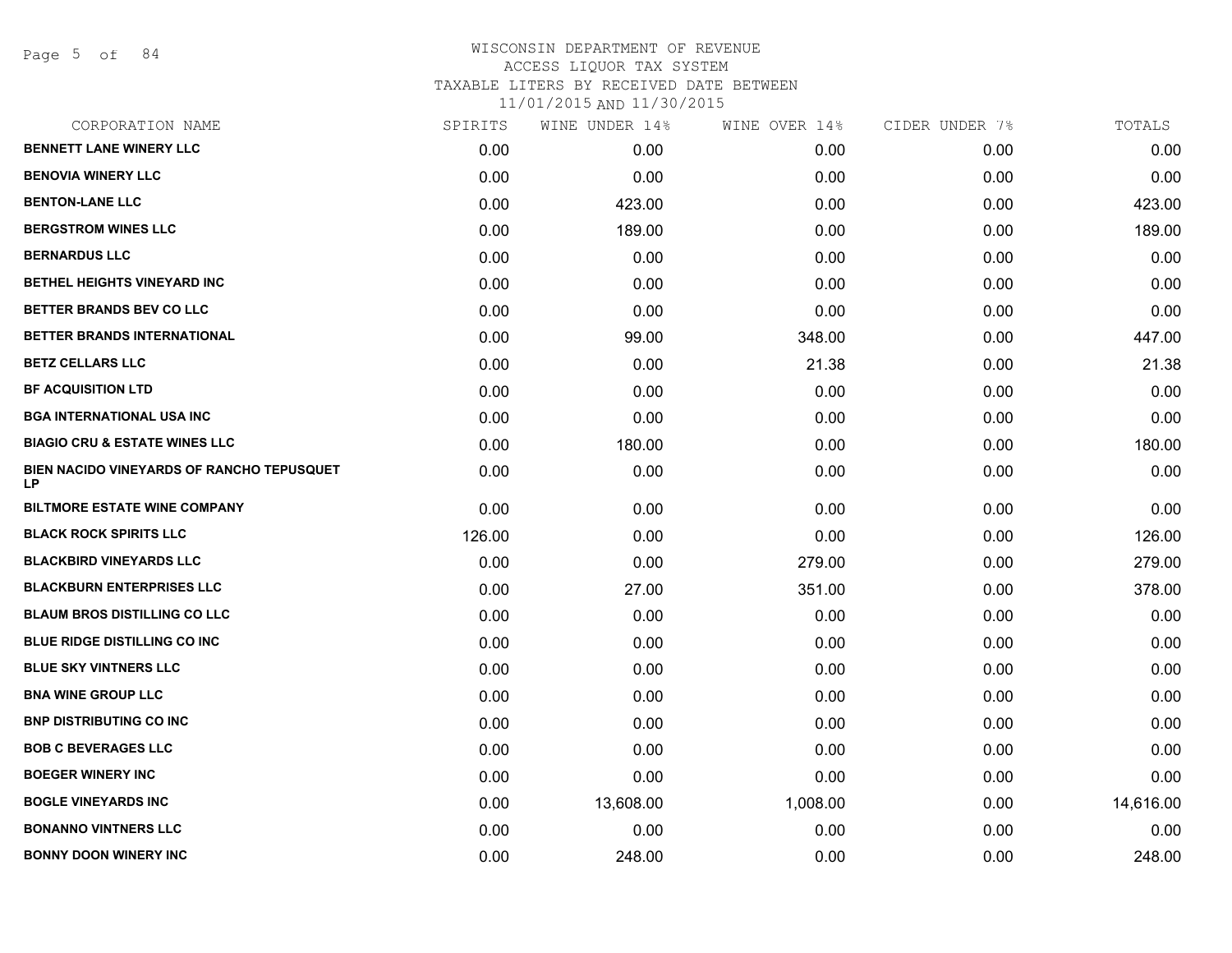# WISCONSIN DEPARTMENT OF REVENUE
ACCESS LIQUOR TAX SYSTEM
TAXABLE LITERS BY RECEIVED DATE BETWEEN
11/01/2015 AND 11/30/2015

| CORPORATION NAME | SPIRITS | WINE UNDER 14% | WINE OVER 14% | CIDER UNDER 7% | TOTALS |
|---|---|---|---|---|---|
| **BENNETT LANE WINERY LLC** | 0.00 | 0.00 | 0.00 | 0.00 | 0.00 |
| **BENOVIA WINERY LLC** | 0.00 | 0.00 | 0.00 | 0.00 | 0.00 |
| **BENTON-LANE LLC** | 0.00 | 423.00 | 0.00 | 0.00 | 423.00 |
| **BERGSTROM WINES LLC** | 0.00 | 189.00 | 0.00 | 0.00 | 189.00 |
| **BERNARDUS LLC** | 0.00 | 0.00 | 0.00 | 0.00 | 0.00 |
| **BETHEL HEIGHTS VINEYARD INC** | 0.00 | 0.00 | 0.00 | 0.00 | 0.00 |
| **BETTER BRANDS BEV CO LLC** | 0.00 | 0.00 | 0.00 | 0.00 | 0.00 |
| **BETTER BRANDS INTERNATIONAL** | 0.00 | 99.00 | 348.00 | 0.00 | 447.00 |
| **BETZ CELLARS LLC** | 0.00 | 0.00 | 21.38 | 0.00 | 21.38 |
| **BF ACQUISITION LTD** | 0.00 | 0.00 | 0.00 | 0.00 | 0.00 |
| **BGA INTERNATIONAL USA INC** | 0.00 | 0.00 | 0.00 | 0.00 | 0.00 |
| **BIAGIO CRU & ESTATE WINES LLC** | 0.00 | 180.00 | 0.00 | 0.00 | 180.00 |
| **BIEN NACIDO VINEYARDS OF RANCHO TEPUSQUET LP** | 0.00 | 0.00 | 0.00 | 0.00 | 0.00 |
| **BILTMORE ESTATE WINE COMPANY** | 0.00 | 0.00 | 0.00 | 0.00 | 0.00 |
| **BLACK ROCK SPIRITS LLC** | 126.00 | 0.00 | 0.00 | 0.00 | 126.00 |
| **BLACKBIRD VINEYARDS LLC** | 0.00 | 0.00 | 279.00 | 0.00 | 279.00 |
| **BLACKBURN ENTERPRISES LLC** | 0.00 | 27.00 | 351.00 | 0.00 | 378.00 |
| **BLAUM BROS DISTILLING CO LLC** | 0.00 | 0.00 | 0.00 | 0.00 | 0.00 |
| **BLUE RIDGE DISTILLING CO INC** | 0.00 | 0.00 | 0.00 | 0.00 | 0.00 |
| **BLUE SKY VINTNERS LLC** | 0.00 | 0.00 | 0.00 | 0.00 | 0.00 |
| **BNA WINE GROUP LLC** | 0.00 | 0.00 | 0.00 | 0.00 | 0.00 |
| **BNP DISTRIBUTING CO INC** | 0.00 | 0.00 | 0.00 | 0.00 | 0.00 |
| **BOB C BEVERAGES LLC** | 0.00 | 0.00 | 0.00 | 0.00 | 0.00 |
| **BOEGER WINERY INC** | 0.00 | 0.00 | 0.00 | 0.00 | 0.00 |
| **BOGLE VINEYARDS INC** | 0.00 | 13,608.00 | 1,008.00 | 0.00 | 14,616.00 |
| **BONANNO VINTNERS LLC** | 0.00 | 0.00 | 0.00 | 0.00 | 0.00 |
| **BONNY DOON WINERY INC** | 0.00 | 248.00 | 0.00 | 0.00 | 248.00 |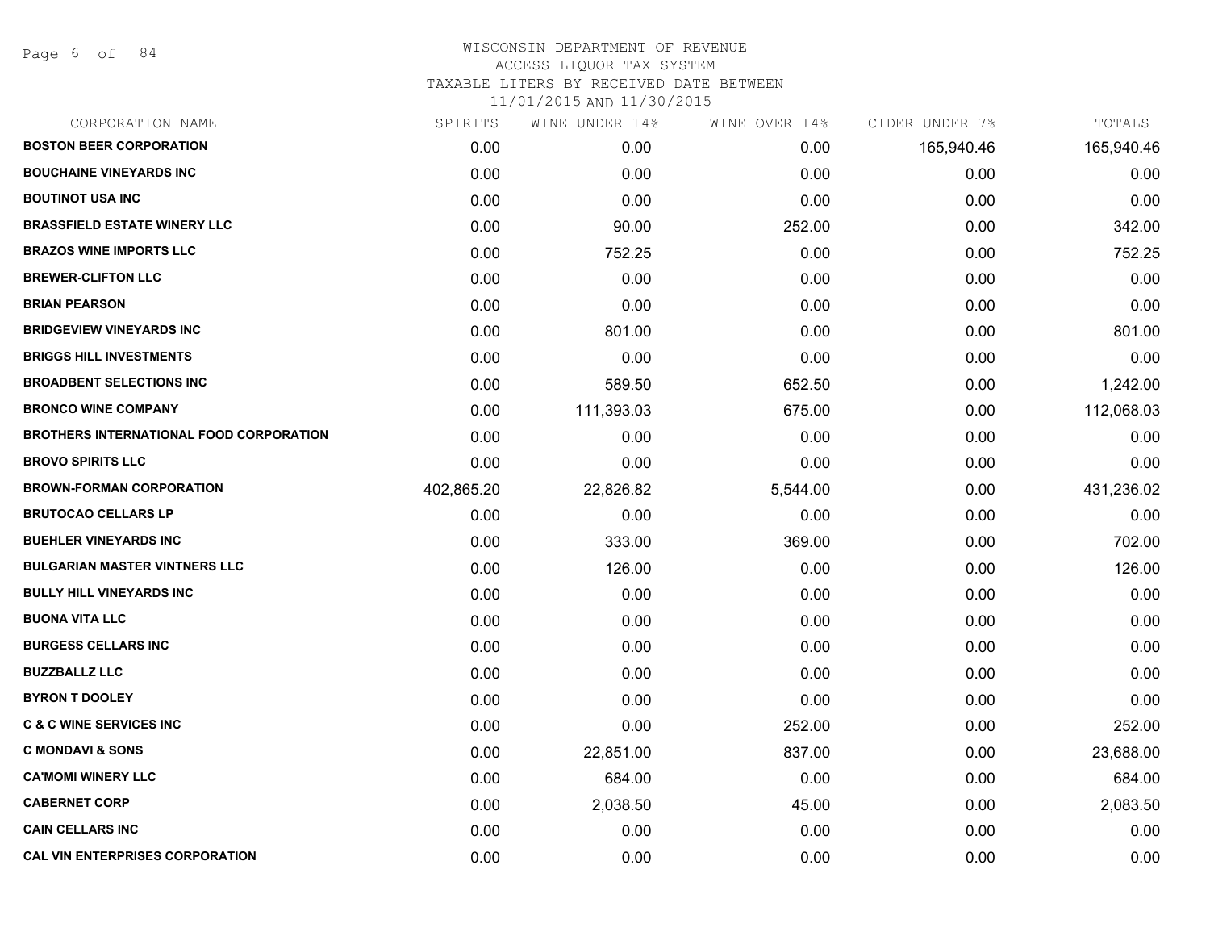# WISCONSIN DEPARTMENT OF REVENUE

ACCESS LIQUOR TAX SYSTEM

TAXABLE LITERS BY RECEIVED DATE BETWEEN

11/01/2015 AND 11/30/2015

| CORPORATION NAME | SPIRITS | WINE UNDER 14% | WINE OVER 14% | CIDER UNDER 7% | TOTALS |
|---|---|---|---|---|---|
| **BOSTON BEER CORPORATION** | 0.00 | 0.00 | 0.00 | 165,940.46 | 165,940.46 |
| **BOUCHAINE VINEYARDS INC** | 0.00 | 0.00 | 0.00 | 0.00 | 0.00 |
| **BOUTINOT USA INC** | 0.00 | 0.00 | 0.00 | 0.00 | 0.00 |
| **BRASSFIELD ESTATE WINERY LLC** | 0.00 | 90.00 | 252.00 | 0.00 | 342.00 |
| **BRAZOS WINE IMPORTS LLC** | 0.00 | 752.25 | 0.00 | 0.00 | 752.25 |
| **BREWER-CLIFTON LLC** | 0.00 | 0.00 | 0.00 | 0.00 | 0.00 |
| **BRIAN PEARSON** | 0.00 | 0.00 | 0.00 | 0.00 | 0.00 |
| **BRIDGEVIEW VINEYARDS INC** | 0.00 | 801.00 | 0.00 | 0.00 | 801.00 |
| **BRIGGS HILL INVESTMENTS** | 0.00 | 0.00 | 0.00 | 0.00 | 0.00 |
| **BROADBENT SELECTIONS INC** | 0.00 | 589.50 | 652.50 | 0.00 | 1,242.00 |
| **BRONCO WINE COMPANY** | 0.00 | 111,393.03 | 675.00 | 0.00 | 112,068.03 |
| **BROTHERS INTERNATIONAL FOOD CORPORATION** | 0.00 | 0.00 | 0.00 | 0.00 | 0.00 |
| **BROVO SPIRITS LLC** | 0.00 | 0.00 | 0.00 | 0.00 | 0.00 |
| **BROWN-FORMAN CORPORATION** | 402,865.20 | 22,826.82 | 5,544.00 | 0.00 | 431,236.02 |
| **BRUTOCAO CELLARS LP** | 0.00 | 0.00 | 0.00 | 0.00 | 0.00 |
| **BUEHLER VINEYARDS INC** | 0.00 | 333.00 | 369.00 | 0.00 | 702.00 |
| **BULGARIAN MASTER VINTNERS LLC** | 0.00 | 126.00 | 0.00 | 0.00 | 126.00 |
| **BULLY HILL VINEYARDS INC** | 0.00 | 0.00 | 0.00 | 0.00 | 0.00 |
| **BUONA VITA LLC** | 0.00 | 0.00 | 0.00 | 0.00 | 0.00 |
| **BURGESS CELLARS INC** | 0.00 | 0.00 | 0.00 | 0.00 | 0.00 |
| **BUZZBALLZ LLC** | 0.00 | 0.00 | 0.00 | 0.00 | 0.00 |
| **BYRON T DOOLEY** | 0.00 | 0.00 | 0.00 | 0.00 | 0.00 |
| **C & C WINE SERVICES INC** | 0.00 | 0.00 | 252.00 | 0.00 | 252.00 |
| **C MONDAVI & SONS** | 0.00 | 22,851.00 | 837.00 | 0.00 | 23,688.00 |
| **CA'MOMI WINERY LLC** | 0.00 | 684.00 | 0.00 | 0.00 | 684.00 |
| **CABERNET CORP** | 0.00 | 2,038.50 | 45.00 | 0.00 | 2,083.50 |
| **CAIN CELLARS INC** | 0.00 | 0.00 | 0.00 | 0.00 | 0.00 |
| **CAL VIN ENTERPRISES CORPORATION** | 0.00 | 0.00 | 0.00 | 0.00 | 0.00 |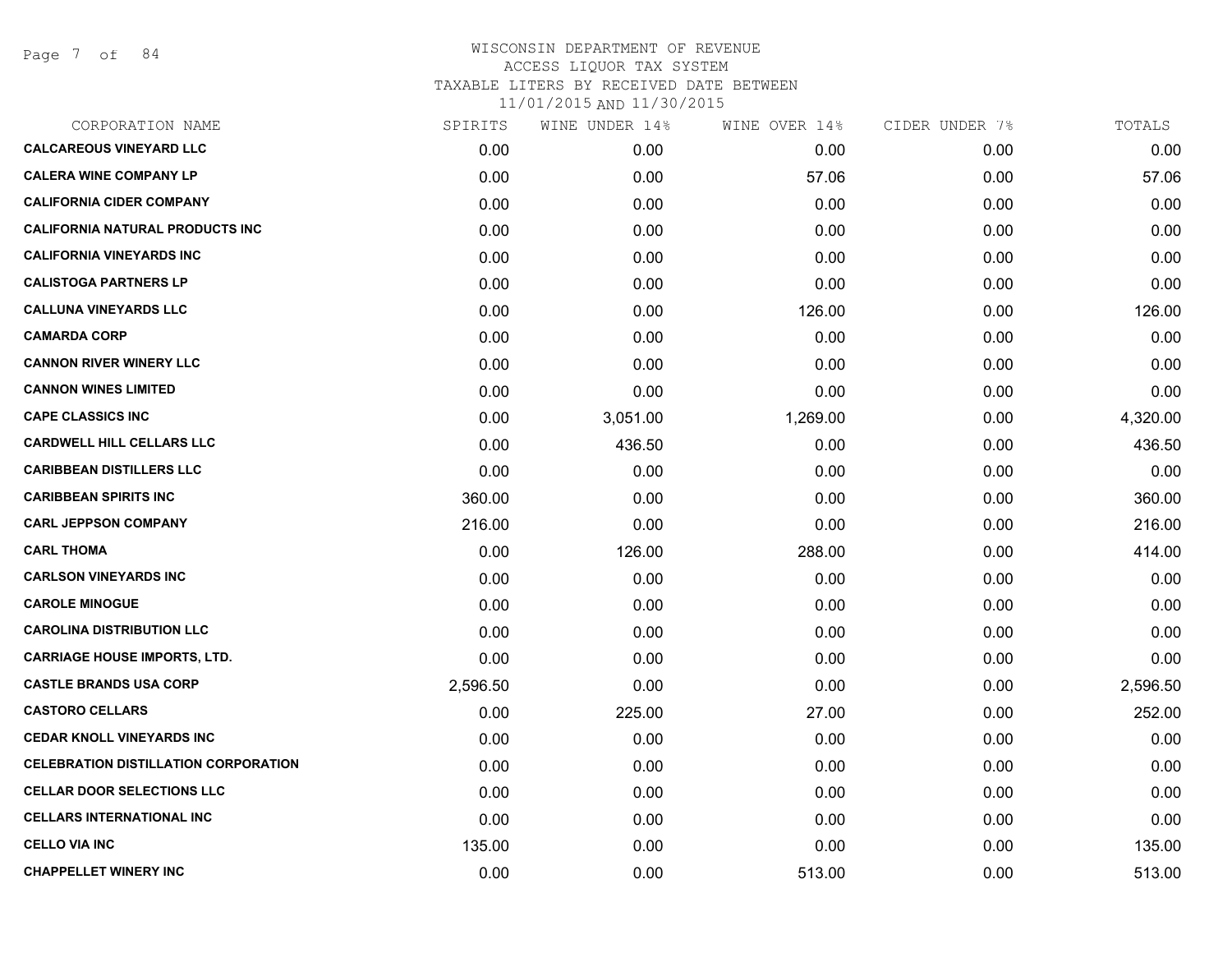WISCONSIN DEPARTMENT OF REVENUE
ACCESS LIQUOR TAX SYSTEM
TAXABLE LITERS BY RECEIVED DATE BETWEEN
11/01/2015 AND 11/30/2015

| CORPORATION NAME | SPIRITS | WINE UNDER 14% | WINE OVER 14% | CIDER UNDER 7% | TOTALS |
|---|---|---|---|---|---|
| **CALCAREOUS VINEYARD LLC** | 0.00 | 0.00 | 0.00 | 0.00 | 0.00 |
| **CALERA WINE COMPANY LP** | 0.00 | 0.00 | 57.06 | 0.00 | 57.06 |
| **CALIFORNIA CIDER COMPANY** | 0.00 | 0.00 | 0.00 | 0.00 | 0.00 |
| **CALIFORNIA NATURAL PRODUCTS INC** | 0.00 | 0.00 | 0.00 | 0.00 | 0.00 |
| **CALIFORNIA VINEYARDS INC** | 0.00 | 0.00 | 0.00 | 0.00 | 0.00 |
| **CALISTOGA PARTNERS LP** | 0.00 | 0.00 | 0.00 | 0.00 | 0.00 |
| **CALLUNA VINEYARDS LLC** | 0.00 | 0.00 | 126.00 | 0.00 | 126.00 |
| **CAMARDA CORP** | 0.00 | 0.00 | 0.00 | 0.00 | 0.00 |
| **CANNON RIVER WINERY LLC** | 0.00 | 0.00 | 0.00 | 0.00 | 0.00 |
| **CANNON WINES LIMITED** | 0.00 | 0.00 | 0.00 | 0.00 | 0.00 |
| **CAPE CLASSICS INC** | 0.00 | 3,051.00 | 1,269.00 | 0.00 | 4,320.00 |
| **CARDWELL HILL CELLARS LLC** | 0.00 | 436.50 | 0.00 | 0.00 | 436.50 |
| **CARIBBEAN DISTILLERS LLC** | 0.00 | 0.00 | 0.00 | 0.00 | 0.00 |
| **CARIBBEAN SPIRITS INC** | 360.00 | 0.00 | 0.00 | 0.00 | 360.00 |
| **CARL JEPPSON COMPANY** | 216.00 | 0.00 | 0.00 | 0.00 | 216.00 |
| **CARL THOMA** | 0.00 | 126.00 | 288.00 | 0.00 | 414.00 |
| **CARLSON VINEYARDS INC** | 0.00 | 0.00 | 0.00 | 0.00 | 0.00 |
| **CAROLE MINOGUE** | 0.00 | 0.00 | 0.00 | 0.00 | 0.00 |
| **CAROLINA DISTRIBUTION LLC** | 0.00 | 0.00 | 0.00 | 0.00 | 0.00 |
| **CARRIAGE HOUSE IMPORTS, LTD.** | 0.00 | 0.00 | 0.00 | 0.00 | 0.00 |
| **CASTLE BRANDS USA CORP** | 2,596.50 | 0.00 | 0.00 | 0.00 | 2,596.50 |
| **CASTORO CELLARS** | 0.00 | 225.00 | 27.00 | 0.00 | 252.00 |
| **CEDAR KNOLL VINEYARDS INC** | 0.00 | 0.00 | 0.00 | 0.00 | 0.00 |
| **CELEBRATION DISTILLATION CORPORATION** | 0.00 | 0.00 | 0.00 | 0.00 | 0.00 |
| **CELLAR DOOR SELECTIONS LLC** | 0.00 | 0.00 | 0.00 | 0.00 | 0.00 |
| **CELLARS INTERNATIONAL INC** | 0.00 | 0.00 | 0.00 | 0.00 | 0.00 |
| **CELLO VIA INC** | 135.00 | 0.00 | 0.00 | 0.00 | 135.00 |
| **CHAPPELLET WINERY INC** | 0.00 | 0.00 | 513.00 | 0.00 | 513.00 |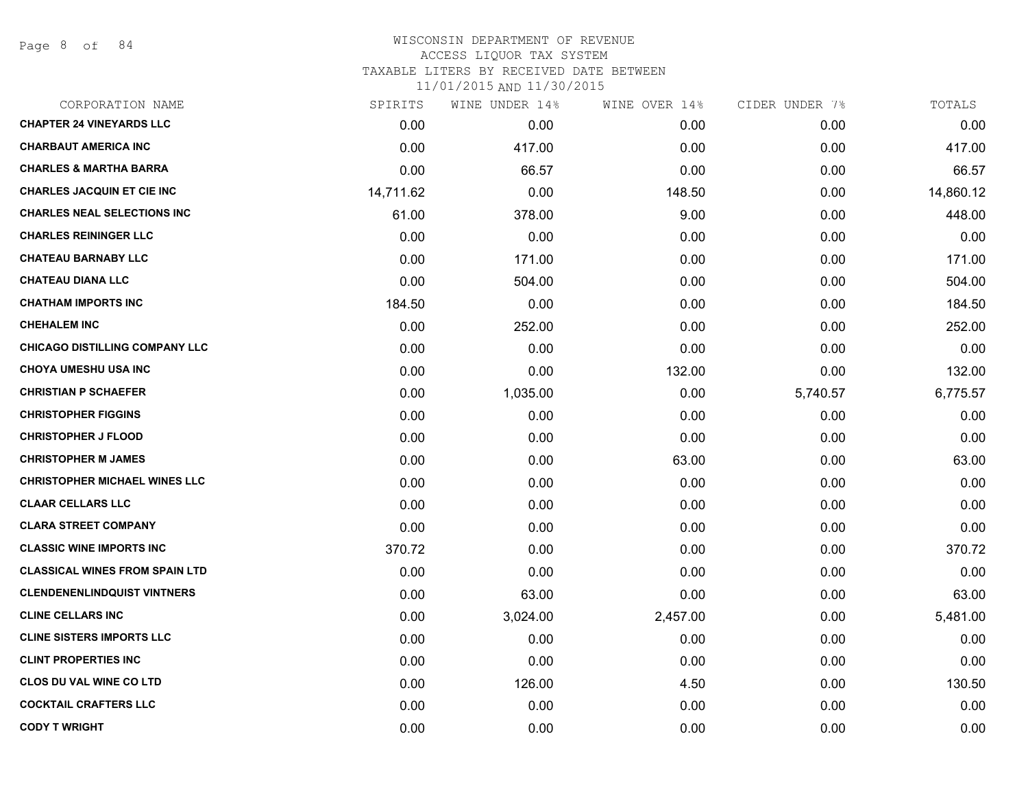WISCONSIN DEPARTMENT OF REVENUE
ACCESS LIQUOR TAX SYSTEM
TAXABLE LITERS BY RECEIVED DATE BETWEEN
11/01/2015 AND 11/30/2015

| CORPORATION NAME | SPIRITS | WINE UNDER 14% | WINE OVER 14% | CIDER UNDER 7% | TOTALS |
|---|---|---|---|---|---|
| **CHAPTER 24 VINEYARDS LLC** | 0.00 | 0.00 | 0.00 | 0.00 | 0.00 |
| **CHARBAUT AMERICA INC** | 0.00 | 417.00 | 0.00 | 0.00 | 417.00 |
| **CHARLES & MARTHA BARRA** | 0.00 | 66.57 | 0.00 | 0.00 | 66.57 |
| **CHARLES JACQUIN ET CIE INC** | 14,711.62 | 0.00 | 148.50 | 0.00 | 14,860.12 |
| **CHARLES NEAL SELECTIONS INC** | 61.00 | 378.00 | 9.00 | 0.00 | 448.00 |
| **CHARLES REININGER LLC** | 0.00 | 0.00 | 0.00 | 0.00 | 0.00 |
| **CHATEAU BARNABY LLC** | 0.00 | 171.00 | 0.00 | 0.00 | 171.00 |
| **CHATEAU DIANA LLC** | 0.00 | 504.00 | 0.00 | 0.00 | 504.00 |
| **CHATHAM IMPORTS INC** | 184.50 | 0.00 | 0.00 | 0.00 | 184.50 |
| **CHEHALEM INC** | 0.00 | 252.00 | 0.00 | 0.00 | 252.00 |
| **CHICAGO DISTILLING COMPANY LLC** | 0.00 | 0.00 | 0.00 | 0.00 | 0.00 |
| **CHOYA UMESHU USA INC** | 0.00 | 0.00 | 132.00 | 0.00 | 132.00 |
| **CHRISTIAN P SCHAEFER** | 0.00 | 1,035.00 | 0.00 | 5,740.57 | 6,775.57 |
| **CHRISTOPHER FIGGINS** | 0.00 | 0.00 | 0.00 | 0.00 | 0.00 |
| **CHRISTOPHER J FLOOD** | 0.00 | 0.00 | 0.00 | 0.00 | 0.00 |
| **CHRISTOPHER M JAMES** | 0.00 | 0.00 | 63.00 | 0.00 | 63.00 |
| **CHRISTOPHER MICHAEL WINES LLC** | 0.00 | 0.00 | 0.00 | 0.00 | 0.00 |
| **CLAAR CELLARS LLC** | 0.00 | 0.00 | 0.00 | 0.00 | 0.00 |
| **CLARA STREET COMPANY** | 0.00 | 0.00 | 0.00 | 0.00 | 0.00 |
| **CLASSIC WINE IMPORTS INC** | 370.72 | 0.00 | 0.00 | 0.00 | 370.72 |
| **CLASSICAL WINES FROM SPAIN LTD** | 0.00 | 0.00 | 0.00 | 0.00 | 0.00 |
| **CLENDENENLINDQUIST VINTNERS** | 0.00 | 63.00 | 0.00 | 0.00 | 63.00 |
| **CLINE CELLARS INC** | 0.00 | 3,024.00 | 2,457.00 | 0.00 | 5,481.00 |
| **CLINE SISTERS IMPORTS LLC** | 0.00 | 0.00 | 0.00 | 0.00 | 0.00 |
| **CLINT PROPERTIES INC** | 0.00 | 0.00 | 0.00 | 0.00 | 0.00 |
| **CLOS DU VAL WINE CO LTD** | 0.00 | 126.00 | 4.50 | 0.00 | 130.50 |
| **COCKTAIL CRAFTERS LLC** | 0.00 | 0.00 | 0.00 | 0.00 | 0.00 |
| **CODY T WRIGHT** | 0.00 | 0.00 | 0.00 | 0.00 | 0.00 |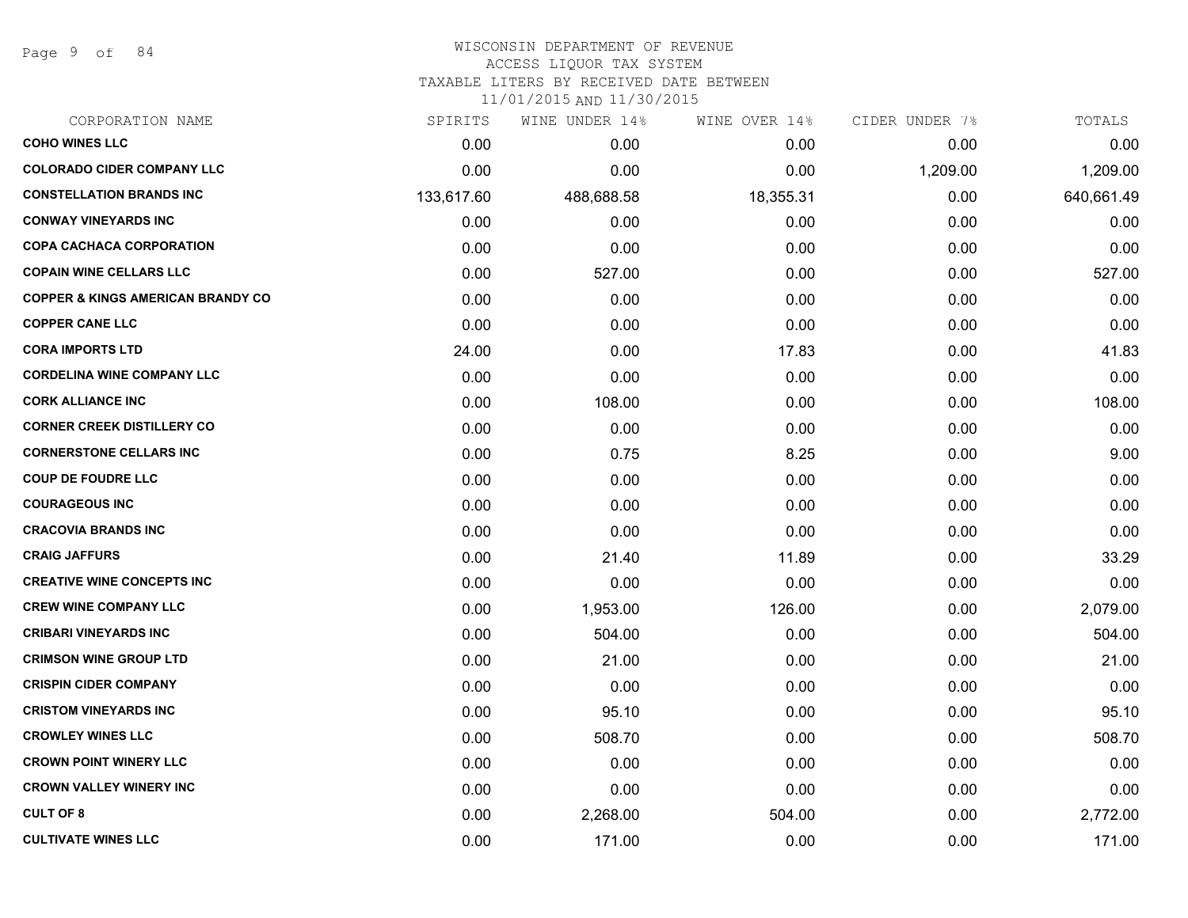# WISCONSIN DEPARTMENT OF REVENUE
ACCESS LIQUOR TAX SYSTEM
TAXABLE LITERS BY RECEIVED DATE BETWEEN
11/01/2015 AND 11/30/2015

| CORPORATION NAME | SPIRITS | WINE UNDER 14% | WINE OVER 14% | CIDER UNDER 7% | TOTALS |
|---|---|---|---|---|---|
| **COHO WINES LLC** | 0.00 | 0.00 | 0.00 | 0.00 | 0.00 |
| **COLORADO CIDER COMPANY LLC** | 0.00 | 0.00 | 0.00 | 1,209.00 | 1,209.00 |
| **CONSTELLATION BRANDS INC** | 133,617.60 | 488,688.58 | 18,355.31 | 0.00 | 640,661.49 |
| **CONWAY VINEYARDS INC** | 0.00 | 0.00 | 0.00 | 0.00 | 0.00 |
| **COPA CACHACA CORPORATION** | 0.00 | 0.00 | 0.00 | 0.00 | 0.00 |
| **COPAIN WINE CELLARS LLC** | 0.00 | 527.00 | 0.00 | 0.00 | 527.00 |
| **COPPER & KINGS AMERICAN BRANDY CO** | 0.00 | 0.00 | 0.00 | 0.00 | 0.00 |
| **COPPER CANE LLC** | 0.00 | 0.00 | 0.00 | 0.00 | 0.00 |
| **CORA IMPORTS LTD** | 24.00 | 0.00 | 17.83 | 0.00 | 41.83 |
| **CORDELINA WINE COMPANY LLC** | 0.00 | 0.00 | 0.00 | 0.00 | 0.00 |
| **CORK ALLIANCE INC** | 0.00 | 108.00 | 0.00 | 0.00 | 108.00 |
| **CORNER CREEK DISTILLERY CO** | 0.00 | 0.00 | 0.00 | 0.00 | 0.00 |
| **CORNERSTONE CELLARS INC** | 0.00 | 0.75 | 8.25 | 0.00 | 9.00 |
| **COUP DE FOUDRE LLC** | 0.00 | 0.00 | 0.00 | 0.00 | 0.00 |
| **COURAGEOUS INC** | 0.00 | 0.00 | 0.00 | 0.00 | 0.00 |
| **CRACOVIA BRANDS INC** | 0.00 | 0.00 | 0.00 | 0.00 | 0.00 |
| **CRAIG JAFFURS** | 0.00 | 21.40 | 11.89 | 0.00 | 33.29 |
| **CREATIVE WINE CONCEPTS INC** | 0.00 | 0.00 | 0.00 | 0.00 | 0.00 |
| **CREW WINE COMPANY LLC** | 0.00 | 1,953.00 | 126.00 | 0.00 | 2,079.00 |
| **CRIBARI VINEYARDS INC** | 0.00 | 504.00 | 0.00 | 0.00 | 504.00 |
| **CRIMSON WINE GROUP LTD** | 0.00 | 21.00 | 0.00 | 0.00 | 21.00 |
| **CRISPIN CIDER COMPANY** | 0.00 | 0.00 | 0.00 | 0.00 | 0.00 |
| **CRISTOM VINEYARDS INC** | 0.00 | 95.10 | 0.00 | 0.00 | 95.10 |
| **CROWLEY WINES LLC** | 0.00 | 508.70 | 0.00 | 0.00 | 508.70 |
| **CROWN POINT WINERY LLC** | 0.00 | 0.00 | 0.00 | 0.00 | 0.00 |
| **CROWN VALLEY WINERY INC** | 0.00 | 0.00 | 0.00 | 0.00 | 0.00 |
| **CULT OF 8** | 0.00 | 2,268.00 | 504.00 | 0.00 | 2,772.00 |
| **CULTIVATE WINES LLC** | 0.00 | 171.00 | 0.00 | 0.00 | 171.00 |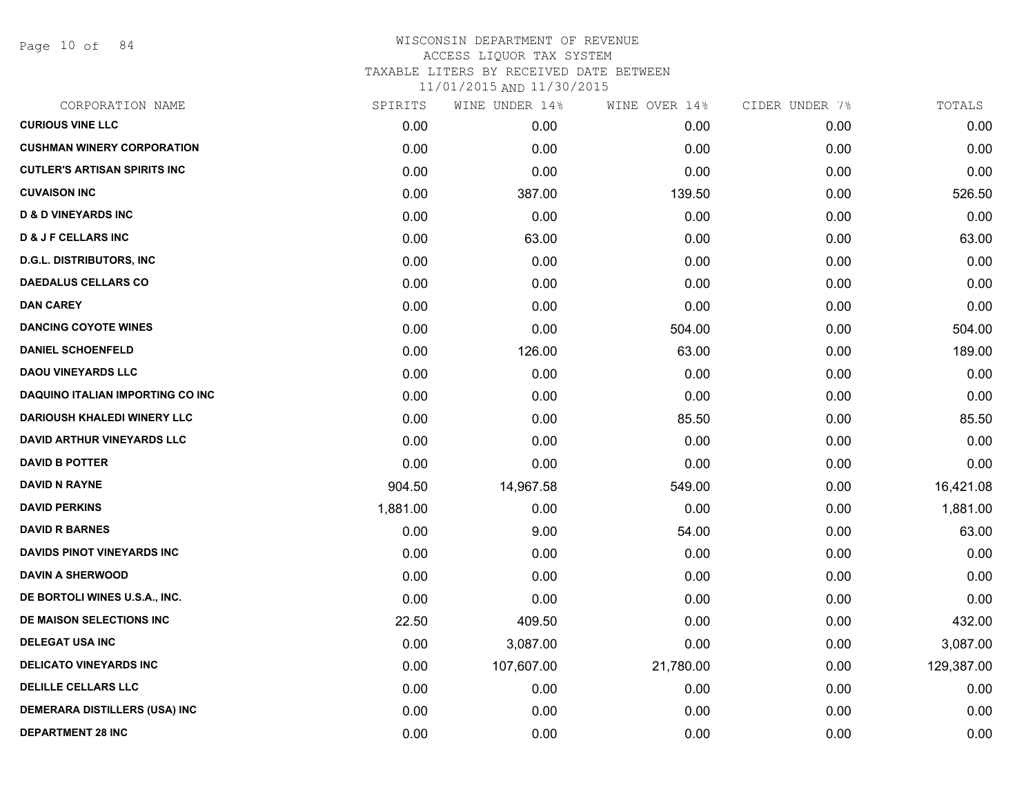# WISCONSIN DEPARTMENT OF REVENUE
ACCESS LIQUOR TAX SYSTEM
TAXABLE LITERS BY RECEIVED DATE BETWEEN
11/01/2015 AND 11/30/2015

| CORPORATION NAME | SPIRITS | WINE UNDER 14% | WINE OVER 14% | CIDER UNDER 7% | TOTALS |
|---|---|---|---|---|---|
| CURIOUS VINE LLC | 0.00 | 0.00 | 0.00 | 0.00 | 0.00 |
| CUSHMAN WINERY CORPORATION | 0.00 | 0.00 | 0.00 | 0.00 | 0.00 |
| CUTLER'S ARTISAN SPIRITS INC | 0.00 | 0.00 | 0.00 | 0.00 | 0.00 |
| CUVAISON INC | 0.00 | 387.00 | 139.50 | 0.00 | 526.50 |
| D & D VINEYARDS INC | 0.00 | 0.00 | 0.00 | 0.00 | 0.00 |
| D & J F CELLARS INC | 0.00 | 63.00 | 0.00 | 0.00 | 63.00 |
| D.G.L. DISTRIBUTORS, INC | 0.00 | 0.00 | 0.00 | 0.00 | 0.00 |
| DAEDALUS CELLARS CO | 0.00 | 0.00 | 0.00 | 0.00 | 0.00 |
| DAN CAREY | 0.00 | 0.00 | 0.00 | 0.00 | 0.00 |
| DANCING COYOTE WINES | 0.00 | 0.00 | 504.00 | 0.00 | 504.00 |
| DANIEL SCHOENFELD | 0.00 | 126.00 | 63.00 | 0.00 | 189.00 |
| DAOU VINEYARDS LLC | 0.00 | 0.00 | 0.00 | 0.00 | 0.00 |
| DAQUINO ITALIAN IMPORTING CO INC | 0.00 | 0.00 | 0.00 | 0.00 | 0.00 |
| DARIOUSH KHALEDI WINERY LLC | 0.00 | 0.00 | 85.50 | 0.00 | 85.50 |
| DAVID ARTHUR VINEYARDS LLC | 0.00 | 0.00 | 0.00 | 0.00 | 0.00 |
| DAVID B POTTER | 0.00 | 0.00 | 0.00 | 0.00 | 0.00 |
| DAVID N RAYNE | 904.50 | 14,967.58 | 549.00 | 0.00 | 16,421.08 |
| DAVID PERKINS | 1,881.00 | 0.00 | 0.00 | 0.00 | 1,881.00 |
| DAVID R BARNES | 0.00 | 9.00 | 54.00 | 0.00 | 63.00 |
| DAVIDS PINOT VINEYARDS INC | 0.00 | 0.00 | 0.00 | 0.00 | 0.00 |
| DAVIN A SHERWOOD | 0.00 | 0.00 | 0.00 | 0.00 | 0.00 |
| DE BORTOLI WINES U.S.A., INC. | 0.00 | 0.00 | 0.00 | 0.00 | 0.00 |
| DE MAISON SELECTIONS INC | 22.50 | 409.50 | 0.00 | 0.00 | 432.00 |
| DELEGAT USA INC | 0.00 | 3,087.00 | 0.00 | 0.00 | 3,087.00 |
| DELICATO VINEYARDS INC | 0.00 | 107,607.00 | 21,780.00 | 0.00 | 129,387.00 |
| DELILLE CELLARS LLC | 0.00 | 0.00 | 0.00 | 0.00 | 0.00 |
| DEMERARA DISTILLERS (USA) INC | 0.00 | 0.00 | 0.00 | 0.00 | 0.00 |
| DEPARTMENT 28 INC | 0.00 | 0.00 | 0.00 | 0.00 | 0.00 |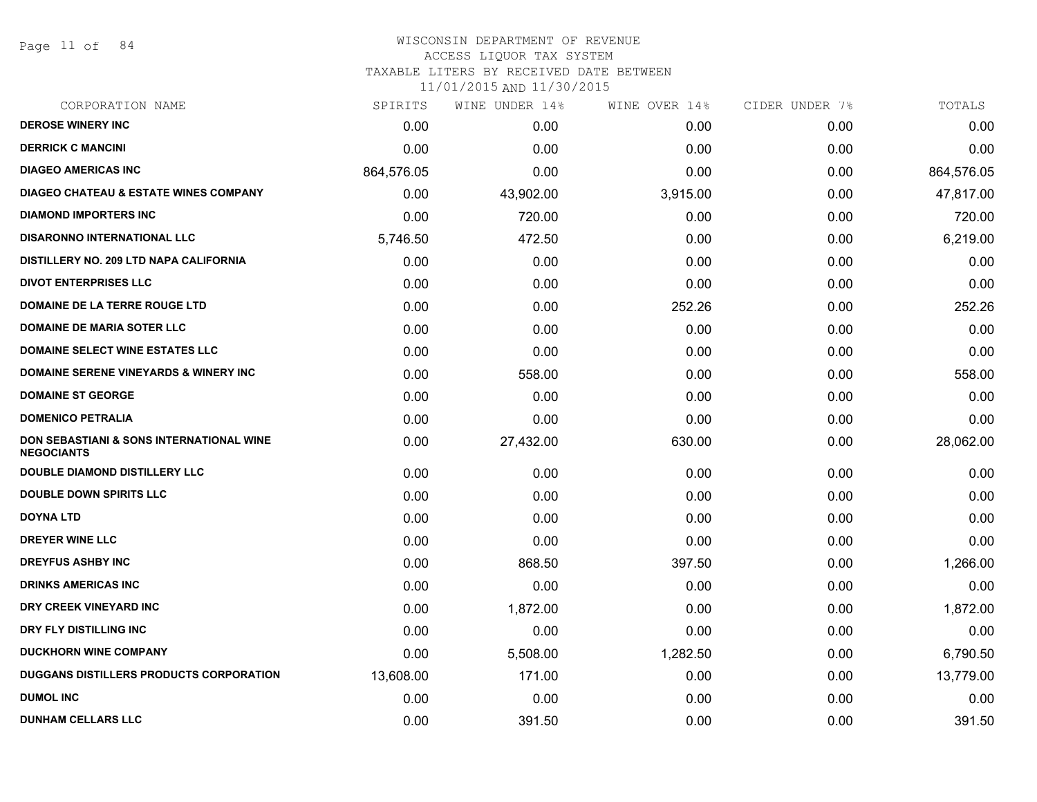# WISCONSIN DEPARTMENT OF REVENUE
## ACCESS LIQUOR TAX SYSTEM
### TAXABLE LITERS BY RECEIVED DATE BETWEEN 11/01/2015 AND 11/30/2015

| CORPORATION NAME | SPIRITS | WINE UNDER 14% | WINE OVER 14% | CIDER UNDER 7% | TOTALS |
|---|---|---|---|---|---|
| DEROSE WINERY INC | 0.00 | 0.00 | 0.00 | 0.00 | 0.00 |
| DERRICK C MANCINI | 0.00 | 0.00 | 0.00 | 0.00 | 0.00 |
| DIAGEO AMERICAS INC | 864,576.05 | 0.00 | 0.00 | 0.00 | 864,576.05 |
| DIAGEO CHATEAU & ESTATE WINES COMPANY | 0.00 | 43,902.00 | 3,915.00 | 0.00 | 47,817.00 |
| DIAMOND IMPORTERS INC | 0.00 | 720.00 | 0.00 | 0.00 | 720.00 |
| DISARONNO INTERNATIONAL LLC | 5,746.50 | 472.50 | 0.00 | 0.00 | 6,219.00 |
| DISTILLERY NO. 209 LTD NAPA CALIFORNIA | 0.00 | 0.00 | 0.00 | 0.00 | 0.00 |
| DIVOT ENTERPRISES LLC | 0.00 | 0.00 | 0.00 | 0.00 | 0.00 |
| DOMAINE DE LA TERRE ROUGE LTD | 0.00 | 0.00 | 252.26 | 0.00 | 252.26 |
| DOMAINE DE MARIA SOTER LLC | 0.00 | 0.00 | 0.00 | 0.00 | 0.00 |
| DOMAINE SELECT WINE ESTATES LLC | 0.00 | 0.00 | 0.00 | 0.00 | 0.00 |
| DOMAINE SERENE VINEYARDS & WINERY INC | 0.00 | 558.00 | 0.00 | 0.00 | 558.00 |
| DOMAINE ST GEORGE | 0.00 | 0.00 | 0.00 | 0.00 | 0.00 |
| DOMENICO PETRALIA | 0.00 | 0.00 | 0.00 | 0.00 | 0.00 |
| DON SEBASTIANI & SONS INTERNATIONAL WINE NEGOCIANTS | 0.00 | 27,432.00 | 630.00 | 0.00 | 28,062.00 |
| DOUBLE DIAMOND DISTILLERY LLC | 0.00 | 0.00 | 0.00 | 0.00 | 0.00 |
| DOUBLE DOWN SPIRITS LLC | 0.00 | 0.00 | 0.00 | 0.00 | 0.00 |
| DOYNA LTD | 0.00 | 0.00 | 0.00 | 0.00 | 0.00 |
| DREYER WINE LLC | 0.00 | 0.00 | 0.00 | 0.00 | 0.00 |
| DREYFUS ASHBY INC | 0.00 | 868.50 | 397.50 | 0.00 | 1,266.00 |
| DRINKS AMERICAS INC | 0.00 | 0.00 | 0.00 | 0.00 | 0.00 |
| DRY CREEK VINEYARD INC | 0.00 | 1,872.00 | 0.00 | 0.00 | 1,872.00 |
| DRY FLY DISTILLING INC | 0.00 | 0.00 | 0.00 | 0.00 | 0.00 |
| DUCKHORN WINE COMPANY | 0.00 | 5,508.00 | 1,282.50 | 0.00 | 6,790.50 |
| DUGGANS DISTILLERS PRODUCTS CORPORATION | 13,608.00 | 171.00 | 0.00 | 0.00 | 13,779.00 |
| DUMOL INC | 0.00 | 0.00 | 0.00 | 0.00 | 0.00 |
| DUNHAM CELLARS LLC | 0.00 | 391.50 | 0.00 | 0.00 | 391.50 |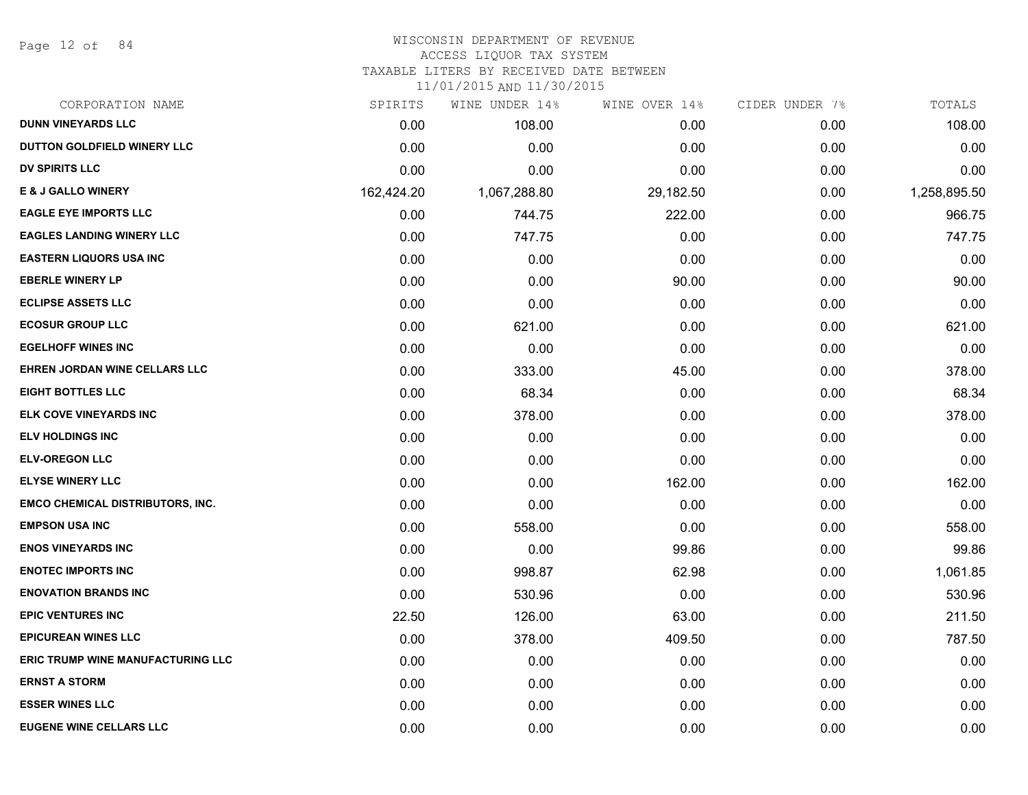# WISCONSIN DEPARTMENT OF REVENUE
## ACCESS LIQUOR TAX SYSTEM
### TAXABLE LITERS BY RECEIVED DATE BETWEEN 11/01/2015 AND 11/30/2015

| CORPORATION NAME | SPIRITS | WINE UNDER 14% | WINE OVER 14% | CIDER UNDER 7% | TOTALS |
|---|---|---|---|---|---|
| DUNN VINEYARDS LLC | 0.00 | 108.00 | 0.00 | 0.00 | 108.00 |
| DUTTON GOLDFIELD WINERY LLC | 0.00 | 0.00 | 0.00 | 0.00 | 0.00 |
| DV SPIRITS LLC | 0.00 | 0.00 | 0.00 | 0.00 | 0.00 |
| E & J GALLO WINERY | 162,424.20 | 1,067,288.80 | 29,182.50 | 0.00 | 1,258,895.50 |
| EAGLE EYE IMPORTS LLC | 0.00 | 744.75 | 222.00 | 0.00 | 966.75 |
| EAGLES LANDING WINERY LLC | 0.00 | 747.75 | 0.00 | 0.00 | 747.75 |
| EASTERN LIQUORS USA INC | 0.00 | 0.00 | 0.00 | 0.00 | 0.00 |
| EBERLE WINERY LP | 0.00 | 0.00 | 90.00 | 0.00 | 90.00 |
| ECLIPSE ASSETS LLC | 0.00 | 0.00 | 0.00 | 0.00 | 0.00 |
| ECOSUR GROUP LLC | 0.00 | 621.00 | 0.00 | 0.00 | 621.00 |
| EGELHOFF WINES INC | 0.00 | 0.00 | 0.00 | 0.00 | 0.00 |
| EHREN JORDAN WINE CELLARS LLC | 0.00 | 333.00 | 45.00 | 0.00 | 378.00 |
| EIGHT BOTTLES LLC | 0.00 | 68.34 | 0.00 | 0.00 | 68.34 |
| ELK COVE VINEYARDS INC | 0.00 | 378.00 | 0.00 | 0.00 | 378.00 |
| ELV HOLDINGS INC | 0.00 | 0.00 | 0.00 | 0.00 | 0.00 |
| ELV-OREGON LLC | 0.00 | 0.00 | 0.00 | 0.00 | 0.00 |
| ELYSE WINERY LLC | 0.00 | 0.00 | 162.00 | 0.00 | 162.00 |
| EMCO CHEMICAL DISTRIBUTORS, INC. | 0.00 | 0.00 | 0.00 | 0.00 | 0.00 |
| EMPSON USA INC | 0.00 | 558.00 | 0.00 | 0.00 | 558.00 |
| ENOS VINEYARDS INC | 0.00 | 0.00 | 99.86 | 0.00 | 99.86 |
| ENOTEC IMPORTS INC | 0.00 | 998.87 | 62.98 | 0.00 | 1,061.85 |
| ENOVATION BRANDS INC | 0.00 | 530.96 | 0.00 | 0.00 | 530.96 |
| EPIC VENTURES INC | 22.50 | 126.00 | 63.00 | 0.00 | 211.50 |
| EPICUREAN WINES LLC | 0.00 | 378.00 | 409.50 | 0.00 | 787.50 |
| ERIC TRUMP WINE MANUFACTURING LLC | 0.00 | 0.00 | 0.00 | 0.00 | 0.00 |
| ERNST A STORM | 0.00 | 0.00 | 0.00 | 0.00 | 0.00 |
| ESSER WINES LLC | 0.00 | 0.00 | 0.00 | 0.00 | 0.00 |
| EUGENE WINE CELLARS LLC | 0.00 | 0.00 | 0.00 | 0.00 | 0.00 |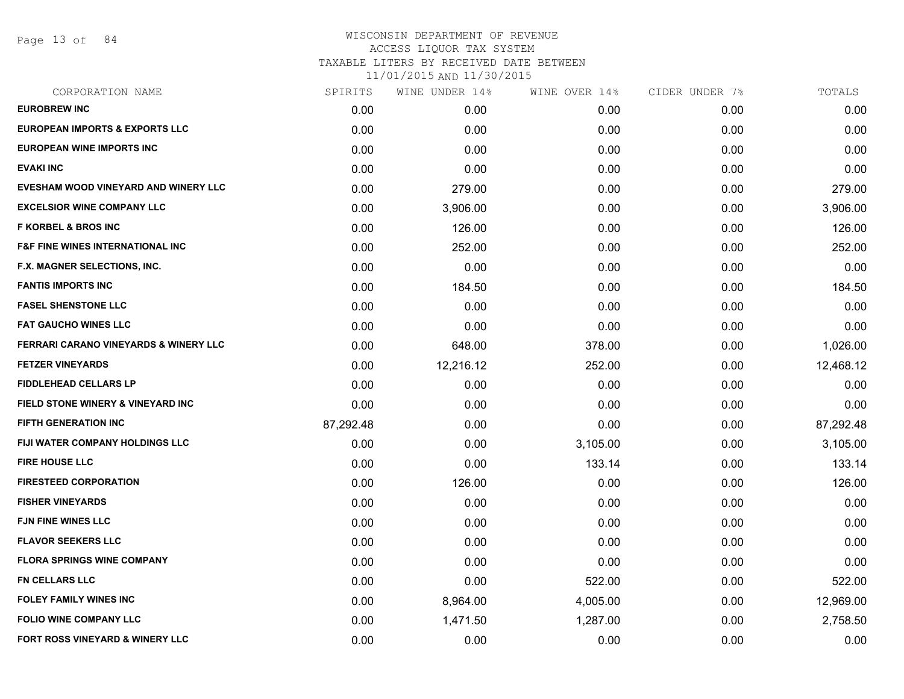# WISCONSIN DEPARTMENT OF REVENUE
## ACCESS LIQUOR TAX SYSTEM
### TAXABLE LITERS BY RECEIVED DATE BETWEEN 11/01/2015 AND 11/30/2015

| CORPORATION NAME | SPIRITS | WINE UNDER 14% | WINE OVER 14% | CIDER UNDER 7% | TOTALS |
|---|---|---|---|---|---|
| EUROBREW INC | 0.00 | 0.00 | 0.00 | 0.00 | 0.00 |
| EUROPEAN IMPORTS & EXPORTS LLC | 0.00 | 0.00 | 0.00 | 0.00 | 0.00 |
| EUROPEAN WINE IMPORTS INC | 0.00 | 0.00 | 0.00 | 0.00 | 0.00 |
| EVAKI INC | 0.00 | 0.00 | 0.00 | 0.00 | 0.00 |
| EVESHAM WOOD VINEYARD AND WINERY LLC | 0.00 | 279.00 | 0.00 | 0.00 | 279.00 |
| EXCELSIOR WINE COMPANY LLC | 0.00 | 3,906.00 | 0.00 | 0.00 | 3,906.00 |
| F KORBEL & BROS INC | 0.00 | 126.00 | 0.00 | 0.00 | 126.00 |
| F&F FINE WINES INTERNATIONAL INC | 0.00 | 252.00 | 0.00 | 0.00 | 252.00 |
| F.X. MAGNER SELECTIONS, INC. | 0.00 | 0.00 | 0.00 | 0.00 | 0.00 |
| FANTIS IMPORTS INC | 0.00 | 184.50 | 0.00 | 0.00 | 184.50 |
| FASEL SHENSTONE LLC | 0.00 | 0.00 | 0.00 | 0.00 | 0.00 |
| FAT GAUCHO WINES LLC | 0.00 | 0.00 | 0.00 | 0.00 | 0.00 |
| FERRARI CARANO VINEYARDS & WINERY LLC | 0.00 | 648.00 | 378.00 | 0.00 | 1,026.00 |
| FETZER VINEYARDS | 0.00 | 12,216.12 | 252.00 | 0.00 | 12,468.12 |
| FIDDLEHEAD CELLARS LP | 0.00 | 0.00 | 0.00 | 0.00 | 0.00 |
| FIELD STONE WINERY & VINEYARD INC | 0.00 | 0.00 | 0.00 | 0.00 | 0.00 |
| FIFTH GENERATION INC | 87,292.48 | 0.00 | 0.00 | 0.00 | 87,292.48 |
| FIJI WATER COMPANY HOLDINGS LLC | 0.00 | 0.00 | 3,105.00 | 0.00 | 3,105.00 |
| FIRE HOUSE LLC | 0.00 | 0.00 | 133.14 | 0.00 | 133.14 |
| FIRESTEED CORPORATION | 0.00 | 126.00 | 0.00 | 0.00 | 126.00 |
| FISHER VINEYARDS | 0.00 | 0.00 | 0.00 | 0.00 | 0.00 |
| FJN FINE WINES LLC | 0.00 | 0.00 | 0.00 | 0.00 | 0.00 |
| FLAVOR SEEKERS LLC | 0.00 | 0.00 | 0.00 | 0.00 | 0.00 |
| FLORA SPRINGS WINE COMPANY | 0.00 | 0.00 | 0.00 | 0.00 | 0.00 |
| FN CELLARS LLC | 0.00 | 0.00 | 522.00 | 0.00 | 522.00 |
| FOLEY FAMILY WINES INC | 0.00 | 8,964.00 | 4,005.00 | 0.00 | 12,969.00 |
| FOLIO WINE COMPANY LLC | 0.00 | 1,471.50 | 1,287.00 | 0.00 | 2,758.50 |
| FORT ROSS VINEYARD & WINERY LLC | 0.00 | 0.00 | 0.00 | 0.00 | 0.00 |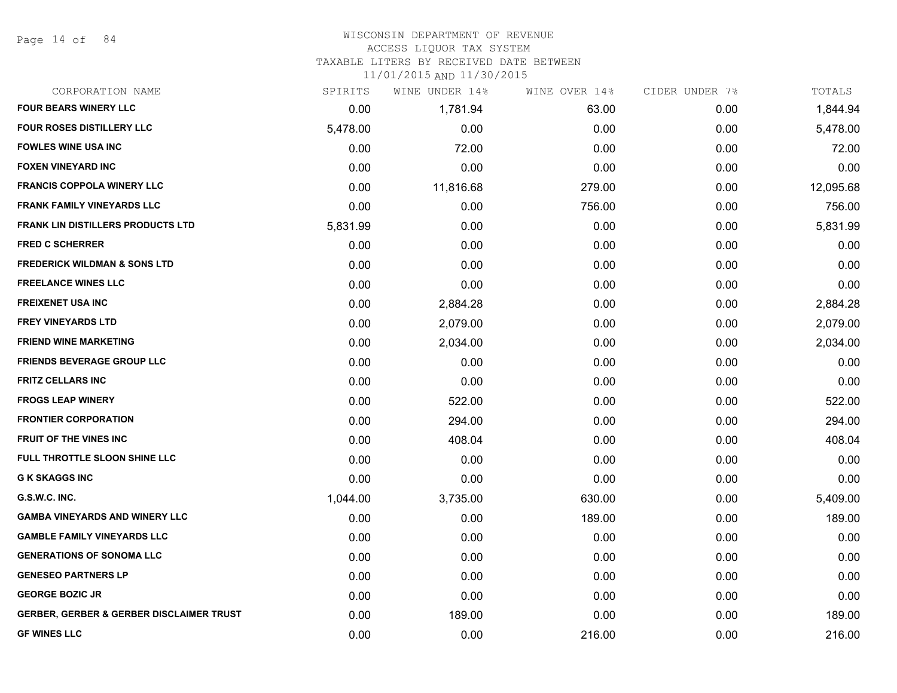WISCONSIN DEPARTMENT OF REVENUE
ACCESS LIQUOR TAX SYSTEM
TAXABLE LITERS BY RECEIVED DATE BETWEEN
11/01/2015 AND 11/30/2015

| CORPORATION NAME | SPIRITS | WINE UNDER 14% | WINE OVER 14% | CIDER UNDER 7% | TOTALS |
|---|---|---|---|---|---|
| FOUR BEARS WINERY LLC | 0.00 | 1,781.94 | 63.00 | 0.00 | 1,844.94 |
| FOUR ROSES DISTILLERY LLC | 5,478.00 | 0.00 | 0.00 | 0.00 | 5,478.00 |
| FOWLES WINE USA INC | 0.00 | 72.00 | 0.00 | 0.00 | 72.00 |
| FOXEN VINEYARD INC | 0.00 | 0.00 | 0.00 | 0.00 | 0.00 |
| FRANCIS COPPOLA WINERY LLC | 0.00 | 11,816.68 | 279.00 | 0.00 | 12,095.68 |
| FRANK FAMILY VINEYARDS LLC | 0.00 | 0.00 | 756.00 | 0.00 | 756.00 |
| FRANK LIN DISTILLERS PRODUCTS LTD | 5,831.99 | 0.00 | 0.00 | 0.00 | 5,831.99 |
| FRED C SCHERRER | 0.00 | 0.00 | 0.00 | 0.00 | 0.00 |
| FREDERICK WILDMAN & SONS LTD | 0.00 | 0.00 | 0.00 | 0.00 | 0.00 |
| FREELANCE WINES LLC | 0.00 | 0.00 | 0.00 | 0.00 | 0.00 |
| FREIXENET USA INC | 0.00 | 2,884.28 | 0.00 | 0.00 | 2,884.28 |
| FREY VINEYARDS LTD | 0.00 | 2,079.00 | 0.00 | 0.00 | 2,079.00 |
| FRIEND WINE MARKETING | 0.00 | 2,034.00 | 0.00 | 0.00 | 2,034.00 |
| FRIENDS BEVERAGE GROUP LLC | 0.00 | 0.00 | 0.00 | 0.00 | 0.00 |
| FRITZ CELLARS INC | 0.00 | 0.00 | 0.00 | 0.00 | 0.00 |
| FROGS LEAP WINERY | 0.00 | 522.00 | 0.00 | 0.00 | 522.00 |
| FRONTIER CORPORATION | 0.00 | 294.00 | 0.00 | 0.00 | 294.00 |
| FRUIT OF THE VINES INC | 0.00 | 408.04 | 0.00 | 0.00 | 408.04 |
| FULL THROTTLE SLOON SHINE LLC | 0.00 | 0.00 | 0.00 | 0.00 | 0.00 |
| G K SKAGGS INC | 0.00 | 0.00 | 0.00 | 0.00 | 0.00 |
| G.S.W.C. INC. | 1,044.00 | 3,735.00 | 630.00 | 0.00 | 5,409.00 |
| GAMBA VINEYARDS AND WINERY LLC | 0.00 | 0.00 | 189.00 | 0.00 | 189.00 |
| GAMBLE FAMILY VINEYARDS LLC | 0.00 | 0.00 | 0.00 | 0.00 | 0.00 |
| GENERATIONS OF SONOMA LLC | 0.00 | 0.00 | 0.00 | 0.00 | 0.00 |
| GENESEO PARTNERS LP | 0.00 | 0.00 | 0.00 | 0.00 | 0.00 |
| GEORGE BOZIC JR | 0.00 | 0.00 | 0.00 | 0.00 | 0.00 |
| GERBER, GERBER & GERBER DISCLAIMER TRUST | 0.00 | 189.00 | 0.00 | 0.00 | 189.00 |
| GF WINES LLC | 0.00 | 0.00 | 216.00 | 0.00 | 216.00 |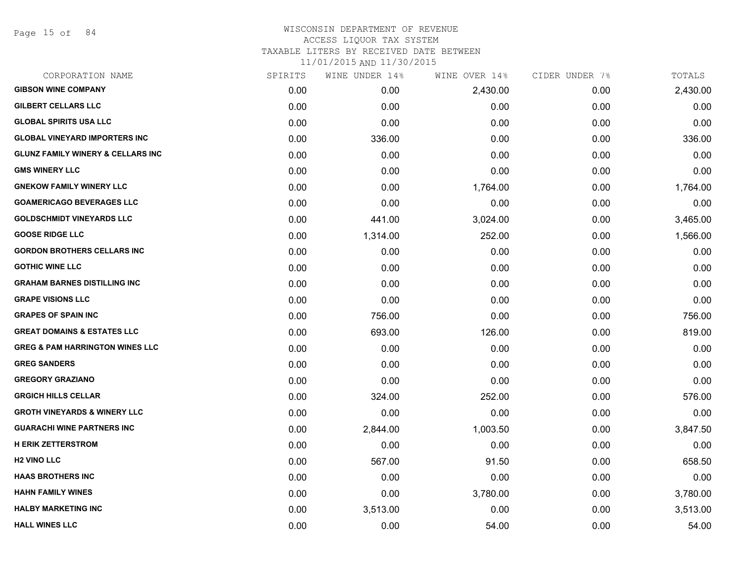# WISCONSIN DEPARTMENT OF REVENUE
## ACCESS LIQUOR TAX SYSTEM
### TAXABLE LITERS BY RECEIVED DATE BETWEEN 11/01/2015 AND 11/30/2015

| CORPORATION NAME | SPIRITS | WINE UNDER 14% | WINE OVER 14% | CIDER UNDER 7% | TOTALS |
|---|---|---|---|---|---|
| GIBSON WINE COMPANY | 0.00 | 0.00 | 2,430.00 | 0.00 | 2,430.00 |
| GILBERT CELLARS LLC | 0.00 | 0.00 | 0.00 | 0.00 | 0.00 |
| GLOBAL SPIRITS USA LLC | 0.00 | 0.00 | 0.00 | 0.00 | 0.00 |
| GLOBAL VINEYARD IMPORTERS INC | 0.00 | 336.00 | 0.00 | 0.00 | 336.00 |
| GLUNZ FAMILY WINERY & CELLARS INC | 0.00 | 0.00 | 0.00 | 0.00 | 0.00 |
| GMS WINERY LLC | 0.00 | 0.00 | 0.00 | 0.00 | 0.00 |
| GNEKOW FAMILY WINERY LLC | 0.00 | 0.00 | 1,764.00 | 0.00 | 1,764.00 |
| GOAMERICAGO BEVERAGES LLC | 0.00 | 0.00 | 0.00 | 0.00 | 0.00 |
| GOLDSCHMIDT VINEYARDS LLC | 0.00 | 441.00 | 3,024.00 | 0.00 | 3,465.00 |
| GOOSE RIDGE LLC | 0.00 | 1,314.00 | 252.00 | 0.00 | 1,566.00 |
| GORDON BROTHERS CELLARS INC | 0.00 | 0.00 | 0.00 | 0.00 | 0.00 |
| GOTHIC WINE LLC | 0.00 | 0.00 | 0.00 | 0.00 | 0.00 |
| GRAHAM BARNES DISTILLING INC | 0.00 | 0.00 | 0.00 | 0.00 | 0.00 |
| GRAPE VISIONS LLC | 0.00 | 0.00 | 0.00 | 0.00 | 0.00 |
| GRAPES OF SPAIN INC | 0.00 | 756.00 | 0.00 | 0.00 | 756.00 |
| GREAT DOMAINS & ESTATES LLC | 0.00 | 693.00 | 126.00 | 0.00 | 819.00 |
| GREG & PAM HARRINGTON WINES LLC | 0.00 | 0.00 | 0.00 | 0.00 | 0.00 |
| GREG SANDERS | 0.00 | 0.00 | 0.00 | 0.00 | 0.00 |
| GREGORY GRAZIANO | 0.00 | 0.00 | 0.00 | 0.00 | 0.00 |
| GRGICH HILLS CELLAR | 0.00 | 324.00 | 252.00 | 0.00 | 576.00 |
| GROTH VINEYARDS & WINERY LLC | 0.00 | 0.00 | 0.00 | 0.00 | 0.00 |
| GUARACHI WINE PARTNERS INC | 0.00 | 2,844.00 | 1,003.50 | 0.00 | 3,847.50 |
| H ERIK ZETTERSTROM | 0.00 | 0.00 | 0.00 | 0.00 | 0.00 |
| H2 VINO LLC | 0.00 | 567.00 | 91.50 | 0.00 | 658.50 |
| HAAS BROTHERS INC | 0.00 | 0.00 | 0.00 | 0.00 | 0.00 |
| HAHN FAMILY WINES | 0.00 | 0.00 | 3,780.00 | 0.00 | 3,780.00 |
| HALBY MARKETING INC | 0.00 | 3,513.00 | 0.00 | 0.00 | 3,513.00 |
| HALL WINES LLC | 0.00 | 0.00 | 54.00 | 0.00 | 54.00 |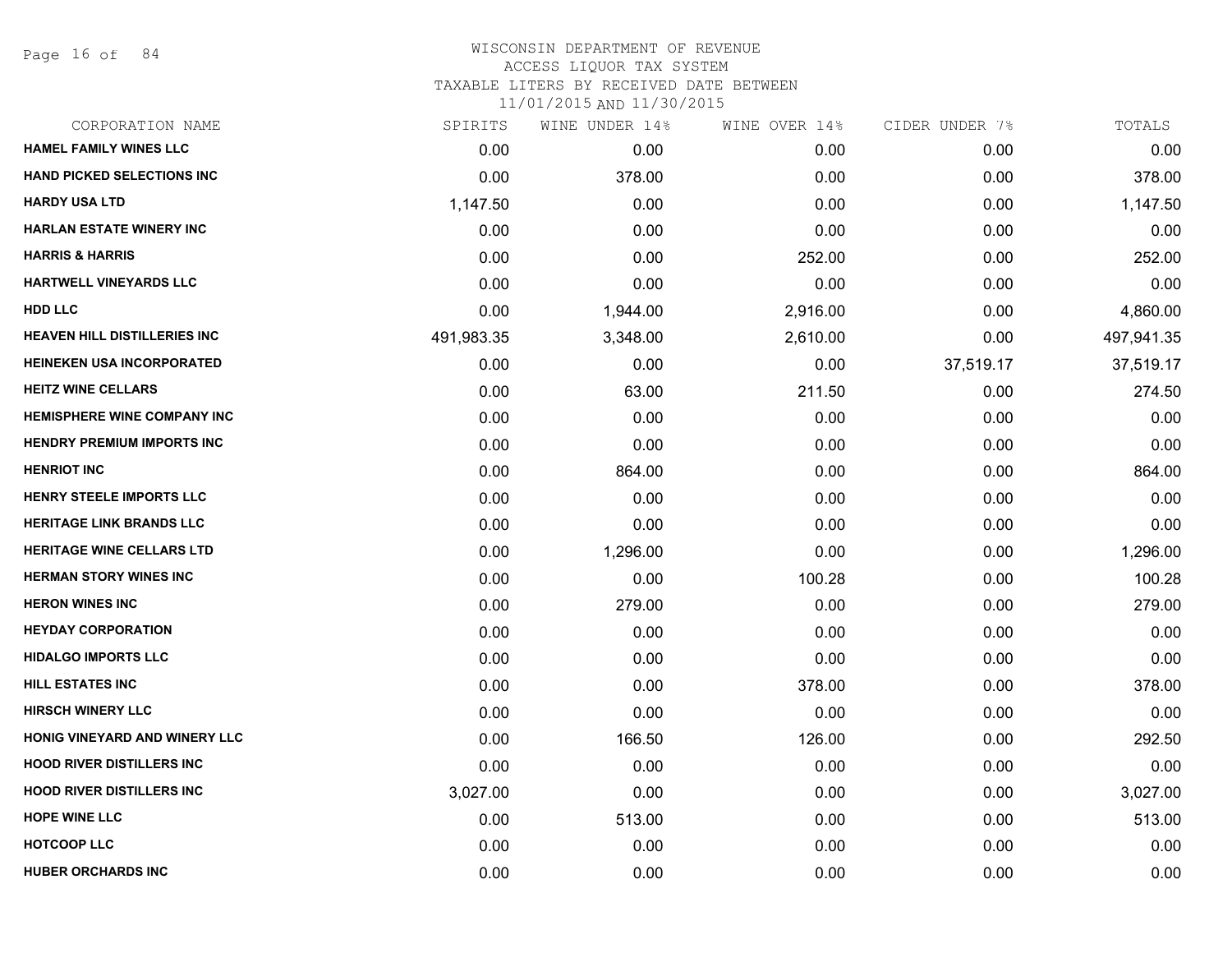# WISCONSIN DEPARTMENT OF REVENUE
## ACCESS LIQUOR TAX SYSTEM
### TAXABLE LITERS BY RECEIVED DATE BETWEEN 11/01/2015 AND 11/30/2015

| CORPORATION NAME | SPIRITS | WINE UNDER 14% | WINE OVER 14% | CIDER UNDER 7% | TOTALS |
|---|---|---|---|---|---|
| HAMEL FAMILY WINES LLC | 0.00 | 0.00 | 0.00 | 0.00 | 0.00 |
| HAND PICKED SELECTIONS INC | 0.00 | 378.00 | 0.00 | 0.00 | 378.00 |
| HARDY USA LTD | 1,147.50 | 0.00 | 0.00 | 0.00 | 1,147.50 |
| HARLAN ESTATE WINERY INC | 0.00 | 0.00 | 0.00 | 0.00 | 0.00 |
| HARRIS & HARRIS | 0.00 | 0.00 | 252.00 | 0.00 | 252.00 |
| HARTWELL VINEYARDS LLC | 0.00 | 0.00 | 0.00 | 0.00 | 0.00 |
| HDD LLC | 0.00 | 1,944.00 | 2,916.00 | 0.00 | 4,860.00 |
| HEAVEN HILL DISTILLERIES INC | 491,983.35 | 3,348.00 | 2,610.00 | 0.00 | 497,941.35 |
| HEINEKEN USA INCORPORATED | 0.00 | 0.00 | 0.00 | 37,519.17 | 37,519.17 |
| HEITZ WINE CELLARS | 0.00 | 63.00 | 211.50 | 0.00 | 274.50 |
| HEMISPHERE WINE COMPANY INC | 0.00 | 0.00 | 0.00 | 0.00 | 0.00 |
| HENDRY PREMIUM IMPORTS INC | 0.00 | 0.00 | 0.00 | 0.00 | 0.00 |
| HENRIOT INC | 0.00 | 864.00 | 0.00 | 0.00 | 864.00 |
| HENRY STEELE IMPORTS LLC | 0.00 | 0.00 | 0.00 | 0.00 | 0.00 |
| HERITAGE LINK BRANDS LLC | 0.00 | 0.00 | 0.00 | 0.00 | 0.00 |
| HERITAGE WINE CELLARS LTD | 0.00 | 1,296.00 | 0.00 | 0.00 | 1,296.00 |
| HERMAN STORY WINES INC | 0.00 | 0.00 | 100.28 | 0.00 | 100.28 |
| HERON WINES INC | 0.00 | 279.00 | 0.00 | 0.00 | 279.00 |
| HEYDAY CORPORATION | 0.00 | 0.00 | 0.00 | 0.00 | 0.00 |
| HIDALGO IMPORTS LLC | 0.00 | 0.00 | 0.00 | 0.00 | 0.00 |
| HILL ESTATES INC | 0.00 | 0.00 | 378.00 | 0.00 | 378.00 |
| HIRSCH WINERY LLC | 0.00 | 0.00 | 0.00 | 0.00 | 0.00 |
| HONIG VINEYARD AND WINERY LLC | 0.00 | 166.50 | 126.00 | 0.00 | 292.50 |
| HOOD RIVER DISTILLERS INC | 0.00 | 0.00 | 0.00 | 0.00 | 0.00 |
| HOOD RIVER DISTILLERS INC | 3,027.00 | 0.00 | 0.00 | 0.00 | 3,027.00 |
| HOPE WINE LLC | 0.00 | 513.00 | 0.00 | 0.00 | 513.00 |
| HOTCOOP LLC | 0.00 | 0.00 | 0.00 | 0.00 | 0.00 |
| HUBER ORCHARDS INC | 0.00 | 0.00 | 0.00 | 0.00 | 0.00 |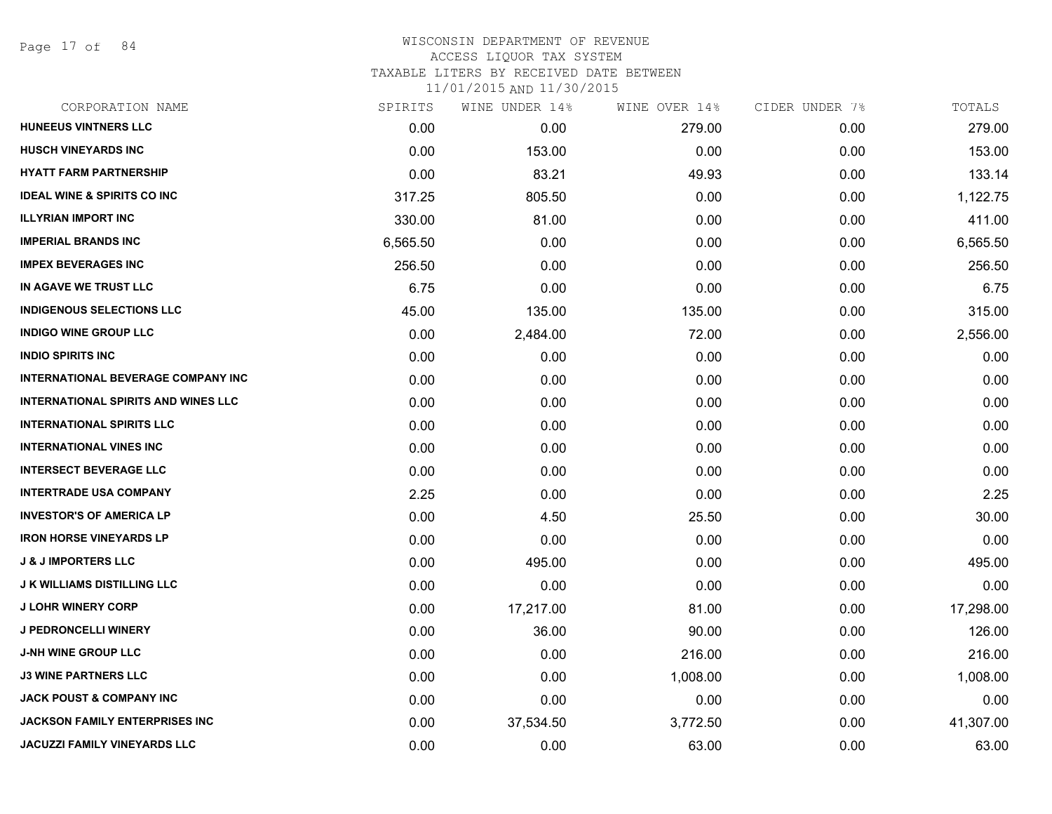# WISCONSIN DEPARTMENT OF REVENUE
## ACCESS LIQUOR TAX SYSTEM
### TAXABLE LITERS BY RECEIVED DATE BETWEEN 11/01/2015 AND 11/30/2015

| CORPORATION NAME | SPIRITS | WINE UNDER 14% | WINE OVER 14% | CIDER UNDER 7% | TOTALS |
|---|---|---|---|---|---|
| HUNEEUS VINTNERS LLC | 0.00 | 0.00 | 279.00 | 0.00 | 279.00 |
| HUSCH VINEYARDS INC | 0.00 | 153.00 | 0.00 | 0.00 | 153.00 |
| HYATT FARM PARTNERSHIP | 0.00 | 83.21 | 49.93 | 0.00 | 133.14 |
| IDEAL WINE & SPIRITS CO INC | 317.25 | 805.50 | 0.00 | 0.00 | 1,122.75 |
| ILLYRIAN IMPORT INC | 330.00 | 81.00 | 0.00 | 0.00 | 411.00 |
| IMPERIAL BRANDS INC | 6,565.50 | 0.00 | 0.00 | 0.00 | 6,565.50 |
| IMPEX BEVERAGES INC | 256.50 | 0.00 | 0.00 | 0.00 | 256.50 |
| IN AGAVE WE TRUST LLC | 6.75 | 0.00 | 0.00 | 0.00 | 6.75 |
| INDIGENOUS SELECTIONS LLC | 45.00 | 135.00 | 135.00 | 0.00 | 315.00 |
| INDIGO WINE GROUP LLC | 0.00 | 2,484.00 | 72.00 | 0.00 | 2,556.00 |
| INDIO SPIRITS INC | 0.00 | 0.00 | 0.00 | 0.00 | 0.00 |
| INTERNATIONAL BEVERAGE COMPANY INC | 0.00 | 0.00 | 0.00 | 0.00 | 0.00 |
| INTERNATIONAL SPIRITS AND WINES LLC | 0.00 | 0.00 | 0.00 | 0.00 | 0.00 |
| INTERNATIONAL SPIRITS LLC | 0.00 | 0.00 | 0.00 | 0.00 | 0.00 |
| INTERNATIONAL VINES INC | 0.00 | 0.00 | 0.00 | 0.00 | 0.00 |
| INTERSECT BEVERAGE LLC | 0.00 | 0.00 | 0.00 | 0.00 | 0.00 |
| INTERTRADE USA COMPANY | 2.25 | 0.00 | 0.00 | 0.00 | 2.25 |
| INVESTOR'S OF AMERICA LP | 0.00 | 4.50 | 25.50 | 0.00 | 30.00 |
| IRON HORSE VINEYARDS LP | 0.00 | 0.00 | 0.00 | 0.00 | 0.00 |
| J & J IMPORTERS LLC | 0.00 | 495.00 | 0.00 | 0.00 | 495.00 |
| J K WILLIAMS DISTILLING LLC | 0.00 | 0.00 | 0.00 | 0.00 | 0.00 |
| J LOHR WINERY CORP | 0.00 | 17,217.00 | 81.00 | 0.00 | 17,298.00 |
| J PEDRONCELLI WINERY | 0.00 | 36.00 | 90.00 | 0.00 | 126.00 |
| J-NH WINE GROUP LLC | 0.00 | 0.00 | 216.00 | 0.00 | 216.00 |
| J3 WINE PARTNERS LLC | 0.00 | 0.00 | 1,008.00 | 0.00 | 1,008.00 |
| JACK POUST & COMPANY INC | 0.00 | 0.00 | 0.00 | 0.00 | 0.00 |
| JACKSON FAMILY ENTERPRISES INC | 0.00 | 37,534.50 | 3,772.50 | 0.00 | 41,307.00 |
| JACUZZI FAMILY VINEYARDS LLC | 0.00 | 0.00 | 63.00 | 0.00 | 63.00 |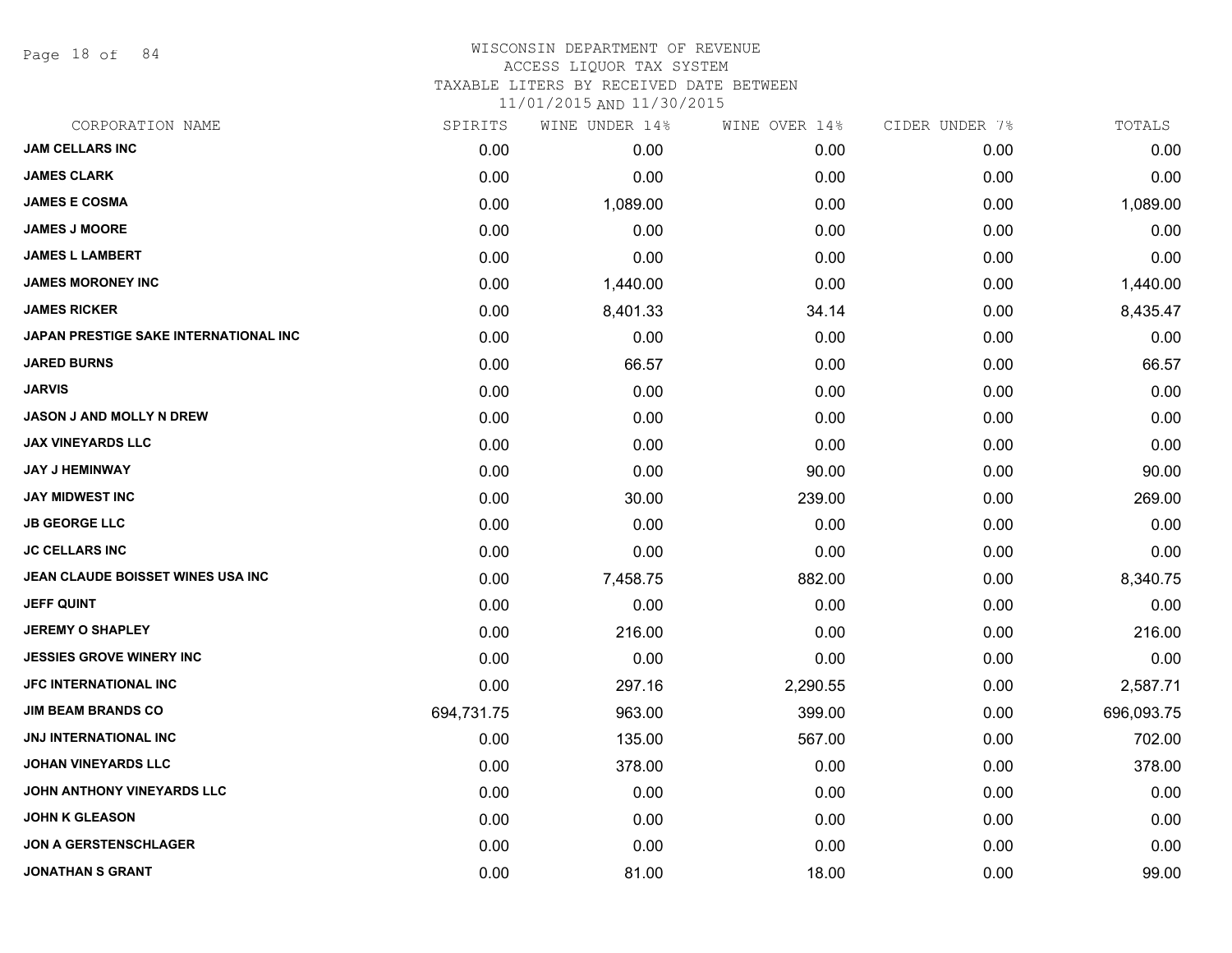# WISCONSIN DEPARTMENT OF REVENUE
## ACCESS LIQUOR TAX SYSTEM
### TAXABLE LITERS BY RECEIVED DATE BETWEEN 11/01/2015 AND 11/30/2015

| CORPORATION NAME | SPIRITS | WINE UNDER 14% | WINE OVER 14% | CIDER UNDER 7% | TOTALS |
|---|---|---|---|---|---|
| JAM CELLARS INC | 0.00 | 0.00 | 0.00 | 0.00 | 0.00 |
| JAMES CLARK | 0.00 | 0.00 | 0.00 | 0.00 | 0.00 |
| JAMES E COSMA | 0.00 | 1,089.00 | 0.00 | 0.00 | 1,089.00 |
| JAMES J MOORE | 0.00 | 0.00 | 0.00 | 0.00 | 0.00 |
| JAMES L LAMBERT | 0.00 | 0.00 | 0.00 | 0.00 | 0.00 |
| JAMES MORONEY INC | 0.00 | 1,440.00 | 0.00 | 0.00 | 1,440.00 |
| JAMES RICKER | 0.00 | 8,401.33 | 34.14 | 0.00 | 8,435.47 |
| JAPAN PRESTIGE SAKE INTERNATIONAL INC | 0.00 | 0.00 | 0.00 | 0.00 | 0.00 |
| JARED BURNS | 0.00 | 66.57 | 0.00 | 0.00 | 66.57 |
| JARVIS | 0.00 | 0.00 | 0.00 | 0.00 | 0.00 |
| JASON J AND MOLLY N DREW | 0.00 | 0.00 | 0.00 | 0.00 | 0.00 |
| JAX VINEYARDS LLC | 0.00 | 0.00 | 0.00 | 0.00 | 0.00 |
| JAY J HEMINWAY | 0.00 | 0.00 | 90.00 | 0.00 | 90.00 |
| JAY MIDWEST INC | 0.00 | 30.00 | 239.00 | 0.00 | 269.00 |
| JB GEORGE LLC | 0.00 | 0.00 | 0.00 | 0.00 | 0.00 |
| JC CELLARS INC | 0.00 | 0.00 | 0.00 | 0.00 | 0.00 |
| JEAN CLAUDE BOISSET WINES USA INC | 0.00 | 7,458.75 | 882.00 | 0.00 | 8,340.75 |
| JEFF QUINT | 0.00 | 0.00 | 0.00 | 0.00 | 0.00 |
| JEREMY O SHAPLEY | 0.00 | 216.00 | 0.00 | 0.00 | 216.00 |
| JESSIES GROVE WINERY INC | 0.00 | 0.00 | 0.00 | 0.00 | 0.00 |
| JFC INTERNATIONAL INC | 0.00 | 297.16 | 2,290.55 | 0.00 | 2,587.71 |
| JIM BEAM BRANDS CO | 694,731.75 | 963.00 | 399.00 | 0.00 | 696,093.75 |
| JNJ INTERNATIONAL INC | 0.00 | 135.00 | 567.00 | 0.00 | 702.00 |
| JOHAN VINEYARDS LLC | 0.00 | 378.00 | 0.00 | 0.00 | 378.00 |
| JOHN ANTHONY VINEYARDS LLC | 0.00 | 0.00 | 0.00 | 0.00 | 0.00 |
| JOHN K GLEASON | 0.00 | 0.00 | 0.00 | 0.00 | 0.00 |
| JON A GERSTENSCHLAGER | 0.00 | 0.00 | 0.00 | 0.00 | 0.00 |
| JONATHAN S GRANT | 0.00 | 81.00 | 18.00 | 0.00 | 99.00 |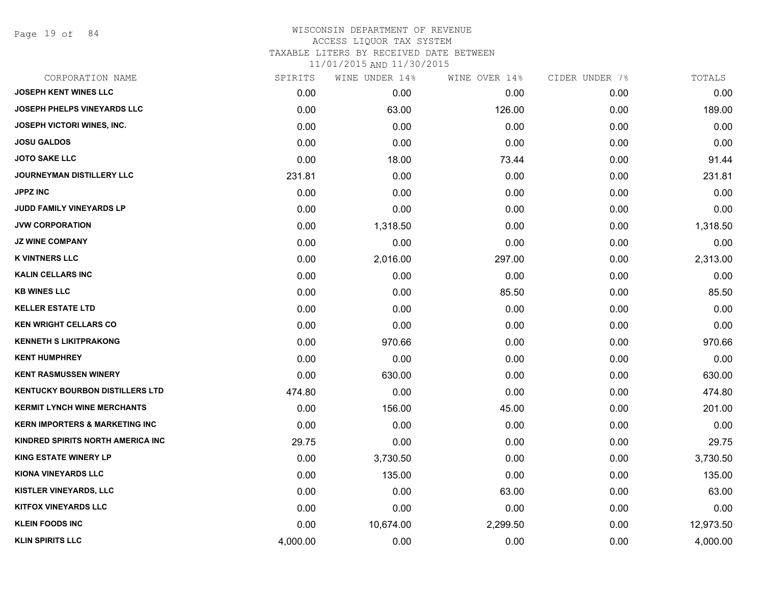WISCONSIN DEPARTMENT OF REVENUE
ACCESS LIQUOR TAX SYSTEM
TAXABLE LITERS BY RECEIVED DATE BETWEEN
11/01/2015 AND 11/30/2015

| CORPORATION NAME | SPIRITS | WINE UNDER 14% | WINE OVER 14% | CIDER UNDER 7% | TOTALS |
|---|---|---|---|---|---|
| JOSEPH KENT WINES LLC | 0.00 | 0.00 | 0.00 | 0.00 | 0.00 |
| JOSEPH PHELPS VINEYARDS LLC | 0.00 | 63.00 | 126.00 | 0.00 | 189.00 |
| JOSEPH VICTORI WINES, INC. | 0.00 | 0.00 | 0.00 | 0.00 | 0.00 |
| JOSU GALDOS | 0.00 | 0.00 | 0.00 | 0.00 | 0.00 |
| JOTO SAKE LLC | 0.00 | 18.00 | 73.44 | 0.00 | 91.44 |
| JOURNEYMAN DISTILLERY LLC | 231.81 | 0.00 | 0.00 | 0.00 | 231.81 |
| JPPZ INC | 0.00 | 0.00 | 0.00 | 0.00 | 0.00 |
| JUDD FAMILY VINEYARDS LP | 0.00 | 0.00 | 0.00 | 0.00 | 0.00 |
| JVW CORPORATION | 0.00 | 1,318.50 | 0.00 | 0.00 | 1,318.50 |
| JZ WINE COMPANY | 0.00 | 0.00 | 0.00 | 0.00 | 0.00 |
| K VINTNERS LLC | 0.00 | 2,016.00 | 297.00 | 0.00 | 2,313.00 |
| KALIN CELLARS INC | 0.00 | 0.00 | 0.00 | 0.00 | 0.00 |
| KB WINES LLC | 0.00 | 0.00 | 85.50 | 0.00 | 85.50 |
| KELLER ESTATE LTD | 0.00 | 0.00 | 0.00 | 0.00 | 0.00 |
| KEN WRIGHT CELLARS CO | 0.00 | 0.00 | 0.00 | 0.00 | 0.00 |
| KENNETH S LIKITPRAKONG | 0.00 | 970.66 | 0.00 | 0.00 | 970.66 |
| KENT HUMPHREY | 0.00 | 0.00 | 0.00 | 0.00 | 0.00 |
| KENT RASMUSSEN WINERY | 0.00 | 630.00 | 0.00 | 0.00 | 630.00 |
| KENTUCKY BOURBON DISTILLERS LTD | 474.80 | 0.00 | 0.00 | 0.00 | 474.80 |
| KERMIT LYNCH WINE MERCHANTS | 0.00 | 156.00 | 45.00 | 0.00 | 201.00 |
| KERN IMPORTERS & MARKETING INC | 0.00 | 0.00 | 0.00 | 0.00 | 0.00 |
| KINDRED SPIRITS NORTH AMERICA INC | 29.75 | 0.00 | 0.00 | 0.00 | 29.75 |
| KING ESTATE WINERY LP | 0.00 | 3,730.50 | 0.00 | 0.00 | 3,730.50 |
| KIONA VINEYARDS LLC | 0.00 | 135.00 | 0.00 | 0.00 | 135.00 |
| KISTLER VINEYARDS, LLC | 0.00 | 0.00 | 63.00 | 0.00 | 63.00 |
| KITFOX VINEYARDS LLC | 0.00 | 0.00 | 0.00 | 0.00 | 0.00 |
| KLEIN FOODS INC | 0.00 | 10,674.00 | 2,299.50 | 0.00 | 12,973.50 |
| KLIN SPIRITS LLC | 4,000.00 | 0.00 | 0.00 | 0.00 | 4,000.00 |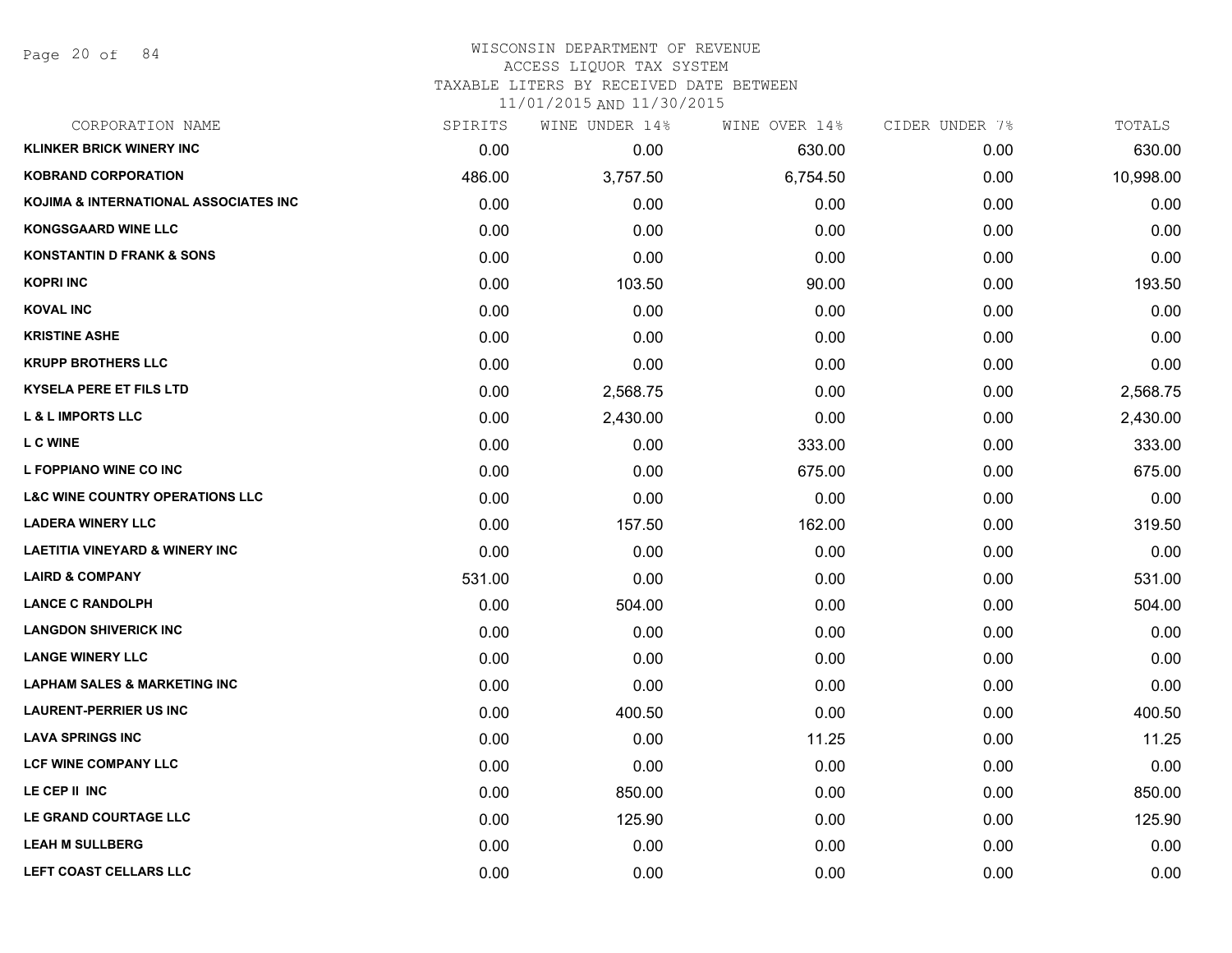# WISCONSIN DEPARTMENT OF REVENUE
ACCESS LIQUOR TAX SYSTEM
TAXABLE LITERS BY RECEIVED DATE BETWEEN
11/01/2015 AND 11/30/2015

| CORPORATION NAME | SPIRITS | WINE UNDER 14% | WINE OVER 14% | CIDER UNDER 7% | TOTALS |
|---|---|---|---|---|---|
| KLINKER BRICK WINERY INC | 0.00 | 0.00 | 630.00 | 0.00 | 630.00 |
| KOBRAND CORPORATION | 486.00 | 3,757.50 | 6,754.50 | 0.00 | 10,998.00 |
| KOJIMA & INTERNATIONAL ASSOCIATES INC | 0.00 | 0.00 | 0.00 | 0.00 | 0.00 |
| KONGSGAARD WINE LLC | 0.00 | 0.00 | 0.00 | 0.00 | 0.00 |
| KONSTANTIN D FRANK & SONS | 0.00 | 0.00 | 0.00 | 0.00 | 0.00 |
| KOPRI INC | 0.00 | 103.50 | 90.00 | 0.00 | 193.50 |
| KOVAL INC | 0.00 | 0.00 | 0.00 | 0.00 | 0.00 |
| KRISTINE ASHE | 0.00 | 0.00 | 0.00 | 0.00 | 0.00 |
| KRUPP BROTHERS LLC | 0.00 | 0.00 | 0.00 | 0.00 | 0.00 |
| KYSELA PERE ET FILS LTD | 0.00 | 2,568.75 | 0.00 | 0.00 | 2,568.75 |
| L & L IMPORTS LLC | 0.00 | 2,430.00 | 0.00 | 0.00 | 2,430.00 |
| L C WINE | 0.00 | 0.00 | 333.00 | 0.00 | 333.00 |
| L FOPPIANO WINE CO INC | 0.00 | 0.00 | 675.00 | 0.00 | 675.00 |
| L&C WINE COUNTRY OPERATIONS LLC | 0.00 | 0.00 | 0.00 | 0.00 | 0.00 |
| LADERA WINERY LLC | 0.00 | 157.50 | 162.00 | 0.00 | 319.50 |
| LAETITIA VINEYARD & WINERY INC | 0.00 | 0.00 | 0.00 | 0.00 | 0.00 |
| LAIRD & COMPANY | 531.00 | 0.00 | 0.00 | 0.00 | 531.00 |
| LANCE C RANDOLPH | 0.00 | 504.00 | 0.00 | 0.00 | 504.00 |
| LANGDON SHIVERICK INC | 0.00 | 0.00 | 0.00 | 0.00 | 0.00 |
| LANGE WINERY LLC | 0.00 | 0.00 | 0.00 | 0.00 | 0.00 |
| LAPHAM SALES & MARKETING INC | 0.00 | 0.00 | 0.00 | 0.00 | 0.00 |
| LAURENT-PERRIER US INC | 0.00 | 400.50 | 0.00 | 0.00 | 400.50 |
| LAVA SPRINGS INC | 0.00 | 0.00 | 11.25 | 0.00 | 11.25 |
| LCF WINE COMPANY LLC | 0.00 | 0.00 | 0.00 | 0.00 | 0.00 |
| LE CEP II INC | 0.00 | 850.00 | 0.00 | 0.00 | 850.00 |
| LE GRAND COURTAGE LLC | 0.00 | 125.90 | 0.00 | 0.00 | 125.90 |
| LEAH M SULLBERG | 0.00 | 0.00 | 0.00 | 0.00 | 0.00 |
| LEFT COAST CELLARS LLC | 0.00 | 0.00 | 0.00 | 0.00 | 0.00 |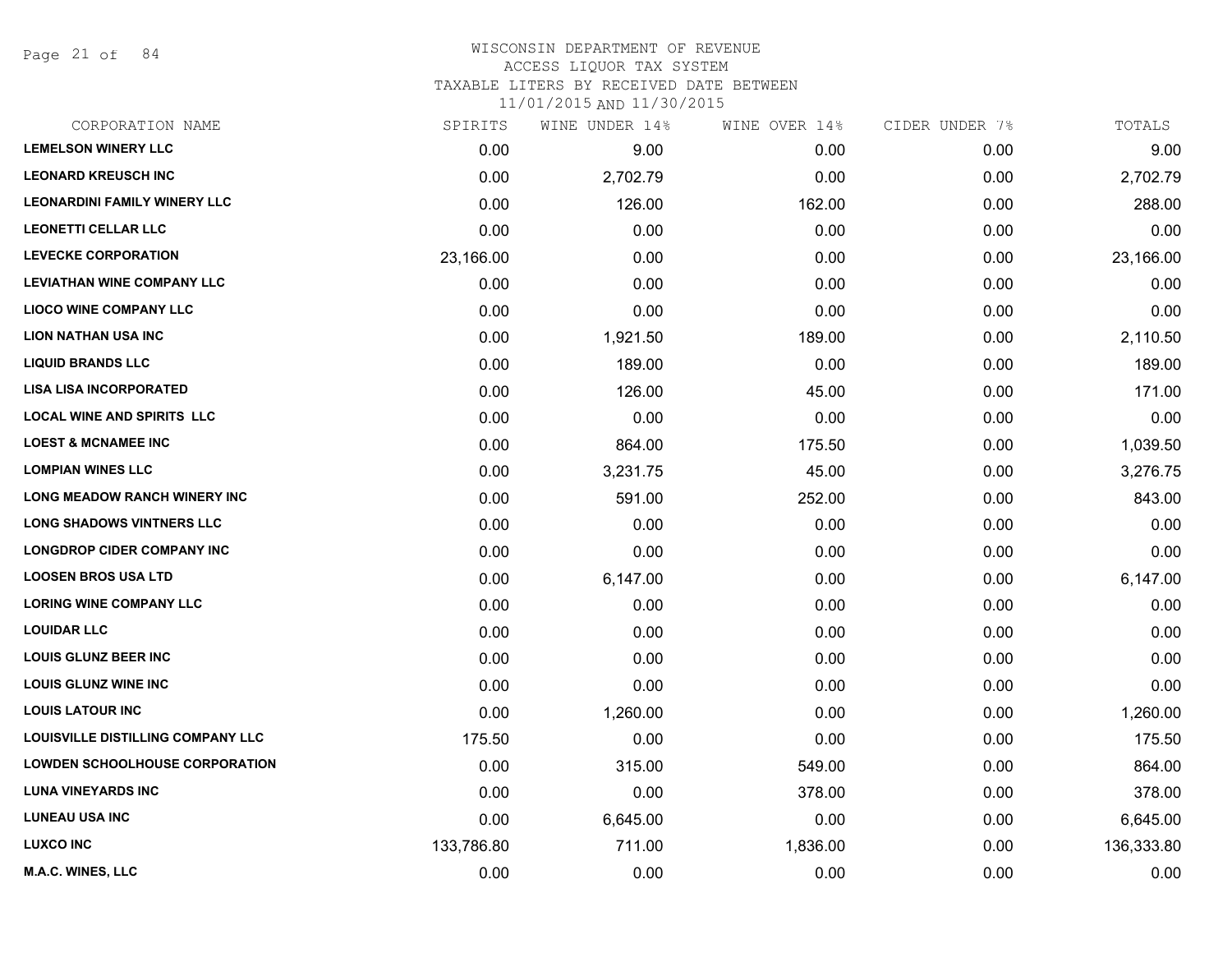# WISCONSIN DEPARTMENT OF REVENUE
ACCESS LIQUOR TAX SYSTEM
TAXABLE LITERS BY RECEIVED DATE BETWEEN
11/01/2015 AND 11/30/2015

| CORPORATION NAME | SPIRITS | WINE UNDER 14% | WINE OVER 14% | CIDER UNDER 7% | TOTALS |
|---|---|---|---|---|---|
| LEMELSON WINERY LLC | 0.00 | 9.00 | 0.00 | 0.00 | 9.00 |
| LEONARD KREUSCH INC | 0.00 | 2,702.79 | 0.00 | 0.00 | 2,702.79 |
| LEONARDINI FAMILY WINERY LLC | 0.00 | 126.00 | 162.00 | 0.00 | 288.00 |
| LEONETTI CELLAR LLC | 0.00 | 0.00 | 0.00 | 0.00 | 0.00 |
| LEVECKE CORPORATION | 23,166.00 | 0.00 | 0.00 | 0.00 | 23,166.00 |
| LEVIATHAN WINE COMPANY LLC | 0.00 | 0.00 | 0.00 | 0.00 | 0.00 |
| LIOCO WINE COMPANY LLC | 0.00 | 0.00 | 0.00 | 0.00 | 0.00 |
| LION NATHAN USA INC | 0.00 | 1,921.50 | 189.00 | 0.00 | 2,110.50 |
| LIQUID BRANDS LLC | 0.00 | 189.00 | 0.00 | 0.00 | 189.00 |
| LISA LISA INCORPORATED | 0.00 | 126.00 | 45.00 | 0.00 | 171.00 |
| LOCAL WINE AND SPIRITS LLC | 0.00 | 0.00 | 0.00 | 0.00 | 0.00 |
| LOEST & MCNAMEE INC | 0.00 | 864.00 | 175.50 | 0.00 | 1,039.50 |
| LOMPIAN WINES LLC | 0.00 | 3,231.75 | 45.00 | 0.00 | 3,276.75 |
| LONG MEADOW RANCH WINERY INC | 0.00 | 591.00 | 252.00 | 0.00 | 843.00 |
| LONG SHADOWS VINTNERS LLC | 0.00 | 0.00 | 0.00 | 0.00 | 0.00 |
| LONGDROP CIDER COMPANY INC | 0.00 | 0.00 | 0.00 | 0.00 | 0.00 |
| LOOSEN BROS USA LTD | 0.00 | 6,147.00 | 0.00 | 0.00 | 6,147.00 |
| LORING WINE COMPANY LLC | 0.00 | 0.00 | 0.00 | 0.00 | 0.00 |
| LOUIDAR LLC | 0.00 | 0.00 | 0.00 | 0.00 | 0.00 |
| LOUIS GLUNZ BEER INC | 0.00 | 0.00 | 0.00 | 0.00 | 0.00 |
| LOUIS GLUNZ WINE INC | 0.00 | 0.00 | 0.00 | 0.00 | 0.00 |
| LOUIS LATOUR INC | 0.00 | 1,260.00 | 0.00 | 0.00 | 1,260.00 |
| LOUISVILLE DISTILLING COMPANY LLC | 175.50 | 0.00 | 0.00 | 0.00 | 175.50 |
| LOWDEN SCHOOLHOUSE CORPORATION | 0.00 | 315.00 | 549.00 | 0.00 | 864.00 |
| LUNA VINEYARDS INC | 0.00 | 0.00 | 378.00 | 0.00 | 378.00 |
| LUNEAU USA INC | 0.00 | 6,645.00 | 0.00 | 0.00 | 6,645.00 |
| LUXCO INC | 133,786.80 | 711.00 | 1,836.00 | 0.00 | 136,333.80 |
| M.A.C. WINES, LLC | 0.00 | 0.00 | 0.00 | 0.00 | 0.00 |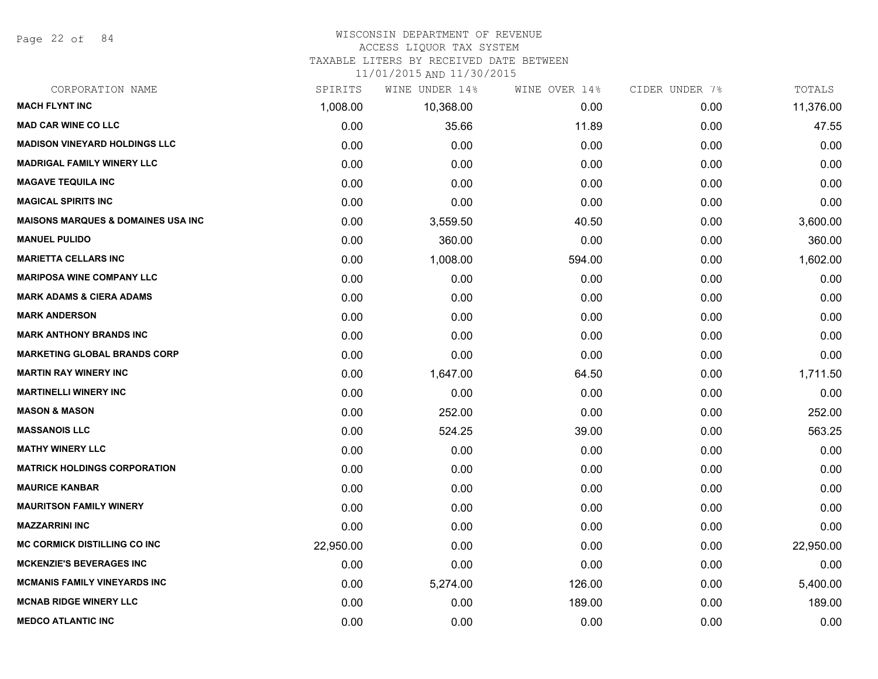# WISCONSIN DEPARTMENT OF REVENUE
ACCESS LIQUOR TAX SYSTEM
TAXABLE LITERS BY RECEIVED DATE BETWEEN
11/01/2015 AND 11/30/2015

| CORPORATION NAME | SPIRITS | WINE UNDER 14% | WINE OVER 14% | CIDER UNDER 7% | TOTALS |
|---|---|---|---|---|---|
| **MACH FLYNT INC** | 1,008.00 | 10,368.00 | 0.00 | 0.00 | 11,376.00 |
| **MAD CAR WINE CO LLC** | 0.00 | 35.66 | 11.89 | 0.00 | 47.55 |
| **MADISON VINEYARD HOLDINGS LLC** | 0.00 | 0.00 | 0.00 | 0.00 | 0.00 |
| **MADRIGAL FAMILY WINERY LLC** | 0.00 | 0.00 | 0.00 | 0.00 | 0.00 |
| **MAGAVE TEQUILA INC** | 0.00 | 0.00 | 0.00 | 0.00 | 0.00 |
| **MAGICAL SPIRITS INC** | 0.00 | 0.00 | 0.00 | 0.00 | 0.00 |
| **MAISONS MARQUES & DOMAINES USA INC** | 0.00 | 3,559.50 | 40.50 | 0.00 | 3,600.00 |
| **MANUEL PULIDO** | 0.00 | 360.00 | 0.00 | 0.00 | 360.00 |
| **MARIETTA CELLARS INC** | 0.00 | 1,008.00 | 594.00 | 0.00 | 1,602.00 |
| **MARIPOSA WINE COMPANY LLC** | 0.00 | 0.00 | 0.00 | 0.00 | 0.00 |
| **MARK ADAMS & CIERA ADAMS** | 0.00 | 0.00 | 0.00 | 0.00 | 0.00 |
| **MARK ANDERSON** | 0.00 | 0.00 | 0.00 | 0.00 | 0.00 |
| **MARK ANTHONY BRANDS INC** | 0.00 | 0.00 | 0.00 | 0.00 | 0.00 |
| **MARKETING GLOBAL BRANDS CORP** | 0.00 | 0.00 | 0.00 | 0.00 | 0.00 |
| **MARTIN RAY WINERY INC** | 0.00 | 1,647.00 | 64.50 | 0.00 | 1,711.50 |
| **MARTINELLI WINERY INC** | 0.00 | 0.00 | 0.00 | 0.00 | 0.00 |
| **MASON & MASON** | 0.00 | 252.00 | 0.00 | 0.00 | 252.00 |
| **MASSANOIS LLC** | 0.00 | 524.25 | 39.00 | 0.00 | 563.25 |
| **MATHY WINERY LLC** | 0.00 | 0.00 | 0.00 | 0.00 | 0.00 |
| **MATRICK HOLDINGS CORPORATION** | 0.00 | 0.00 | 0.00 | 0.00 | 0.00 |
| **MAURICE KANBAR** | 0.00 | 0.00 | 0.00 | 0.00 | 0.00 |
| **MAURITSON FAMILY WINERY** | 0.00 | 0.00 | 0.00 | 0.00 | 0.00 |
| **MAZZARRINI INC** | 0.00 | 0.00 | 0.00 | 0.00 | 0.00 |
| **MC CORMICK DISTILLING CO INC** | 22,950.00 | 0.00 | 0.00 | 0.00 | 22,950.00 |
| **MCKENZIE'S BEVERAGES INC** | 0.00 | 0.00 | 0.00 | 0.00 | 0.00 |
| **MCMANIS FAMILY VINEYARDS INC** | 0.00 | 5,274.00 | 126.00 | 0.00 | 5,400.00 |
| **MCNAB RIDGE WINERY LLC** | 0.00 | 0.00 | 189.00 | 0.00 | 189.00 |
| **MEDCO ATLANTIC INC** | 0.00 | 0.00 | 0.00 | 0.00 | 0.00 |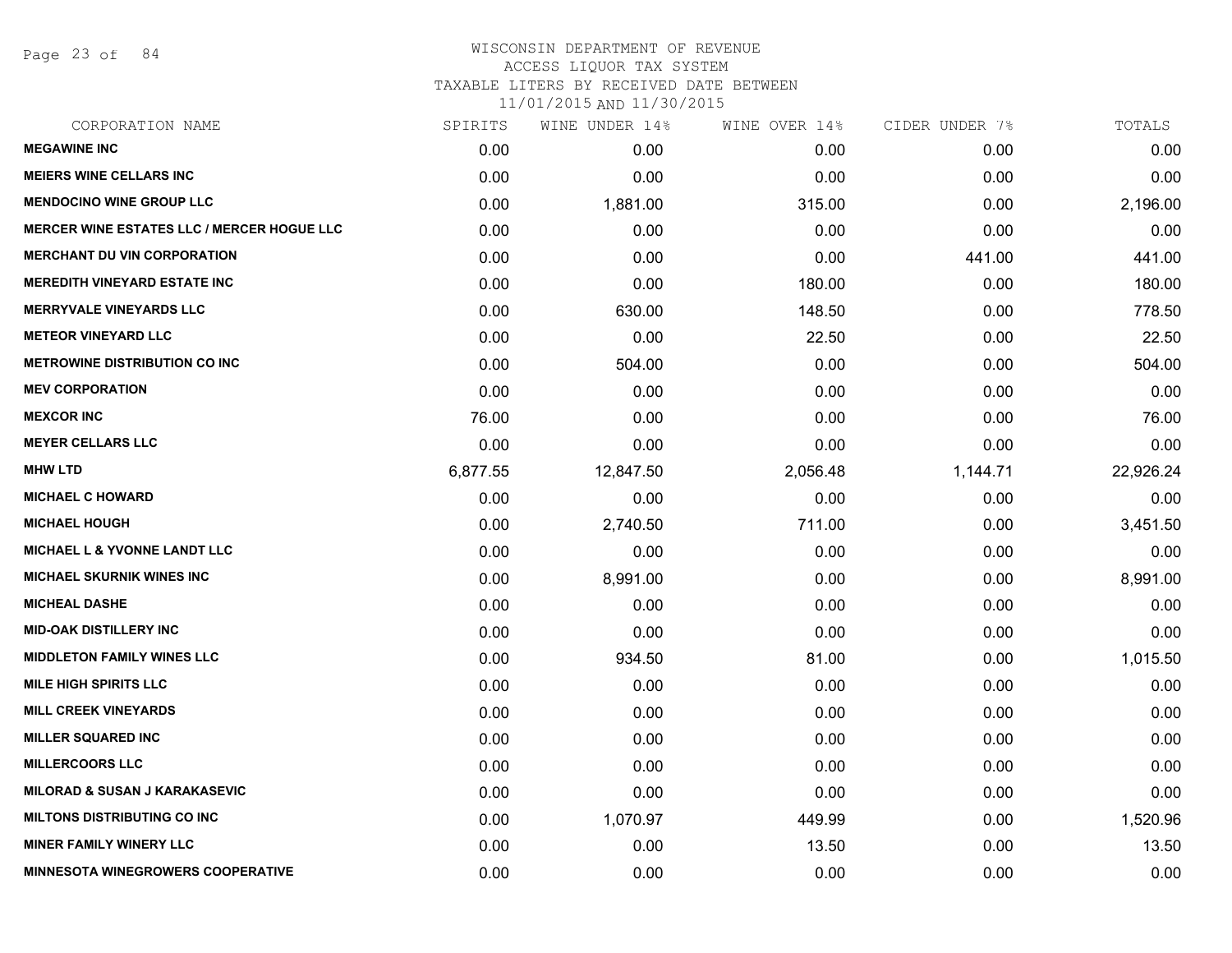WISCONSIN DEPARTMENT OF REVENUE
ACCESS LIQUOR TAX SYSTEM
TAXABLE LITERS BY RECEIVED DATE BETWEEN
11/01/2015 AND 11/30/2015

| CORPORATION NAME | SPIRITS | WINE UNDER 14% | WINE OVER 14% | CIDER UNDER 7% | TOTALS |
|---|---|---|---|---|---|
| **MEGAWINE INC** | 0.00 | 0.00 | 0.00 | 0.00 | 0.00 |
| **MEIERS WINE CELLARS INC** | 0.00 | 0.00 | 0.00 | 0.00 | 0.00 |
| **MENDOCINO WINE GROUP LLC** | 0.00 | 1,881.00 | 315.00 | 0.00 | 2,196.00 |
| **MERCER WINE ESTATES LLC / MERCER HOGUE LLC** | 0.00 | 0.00 | 0.00 | 0.00 | 0.00 |
| **MERCHANT DU VIN CORPORATION** | 0.00 | 0.00 | 0.00 | 441.00 | 441.00 |
| **MEREDITH VINEYARD ESTATE INC** | 0.00 | 0.00 | 180.00 | 0.00 | 180.00 |
| **MERRYVALE VINEYARDS LLC** | 0.00 | 630.00 | 148.50 | 0.00 | 778.50 |
| **METEOR VINEYARD LLC** | 0.00 | 0.00 | 22.50 | 0.00 | 22.50 |
| **METROWINE DISTRIBUTION CO INC** | 0.00 | 504.00 | 0.00 | 0.00 | 504.00 |
| **MEV CORPORATION** | 0.00 | 0.00 | 0.00 | 0.00 | 0.00 |
| **MEXCOR INC** | 76.00 | 0.00 | 0.00 | 0.00 | 76.00 |
| **MEYER CELLARS LLC** | 0.00 | 0.00 | 0.00 | 0.00 | 0.00 |
| **MHW LTD** | 6,877.55 | 12,847.50 | 2,056.48 | 1,144.71 | 22,926.24 |
| **MICHAEL C HOWARD** | 0.00 | 0.00 | 0.00 | 0.00 | 0.00 |
| **MICHAEL HOUGH** | 0.00 | 2,740.50 | 711.00 | 0.00 | 3,451.50 |
| **MICHAEL L & YVONNE LANDT LLC** | 0.00 | 0.00 | 0.00 | 0.00 | 0.00 |
| **MICHAEL SKURNIK WINES INC** | 0.00 | 8,991.00 | 0.00 | 0.00 | 8,991.00 |
| **MICHEAL DASHE** | 0.00 | 0.00 | 0.00 | 0.00 | 0.00 |
| **MID-OAK DISTILLERY INC** | 0.00 | 0.00 | 0.00 | 0.00 | 0.00 |
| **MIDDLETON FAMILY WINES LLC** | 0.00 | 934.50 | 81.00 | 0.00 | 1,015.50 |
| **MILE HIGH SPIRITS LLC** | 0.00 | 0.00 | 0.00 | 0.00 | 0.00 |
| **MILL CREEK VINEYARDS** | 0.00 | 0.00 | 0.00 | 0.00 | 0.00 |
| **MILLER SQUARED INC** | 0.00 | 0.00 | 0.00 | 0.00 | 0.00 |
| **MILLERCOORS LLC** | 0.00 | 0.00 | 0.00 | 0.00 | 0.00 |
| **MILORAD & SUSAN J KARAKASEVIC** | 0.00 | 0.00 | 0.00 | 0.00 | 0.00 |
| **MILTONS DISTRIBUTING CO INC** | 0.00 | 1,070.97 | 449.99 | 0.00 | 1,520.96 |
| **MINER FAMILY WINERY LLC** | 0.00 | 0.00 | 13.50 | 0.00 | 13.50 |
| **MINNESOTA WINEGROWERS COOPERATIVE** | 0.00 | 0.00 | 0.00 | 0.00 | 0.00 |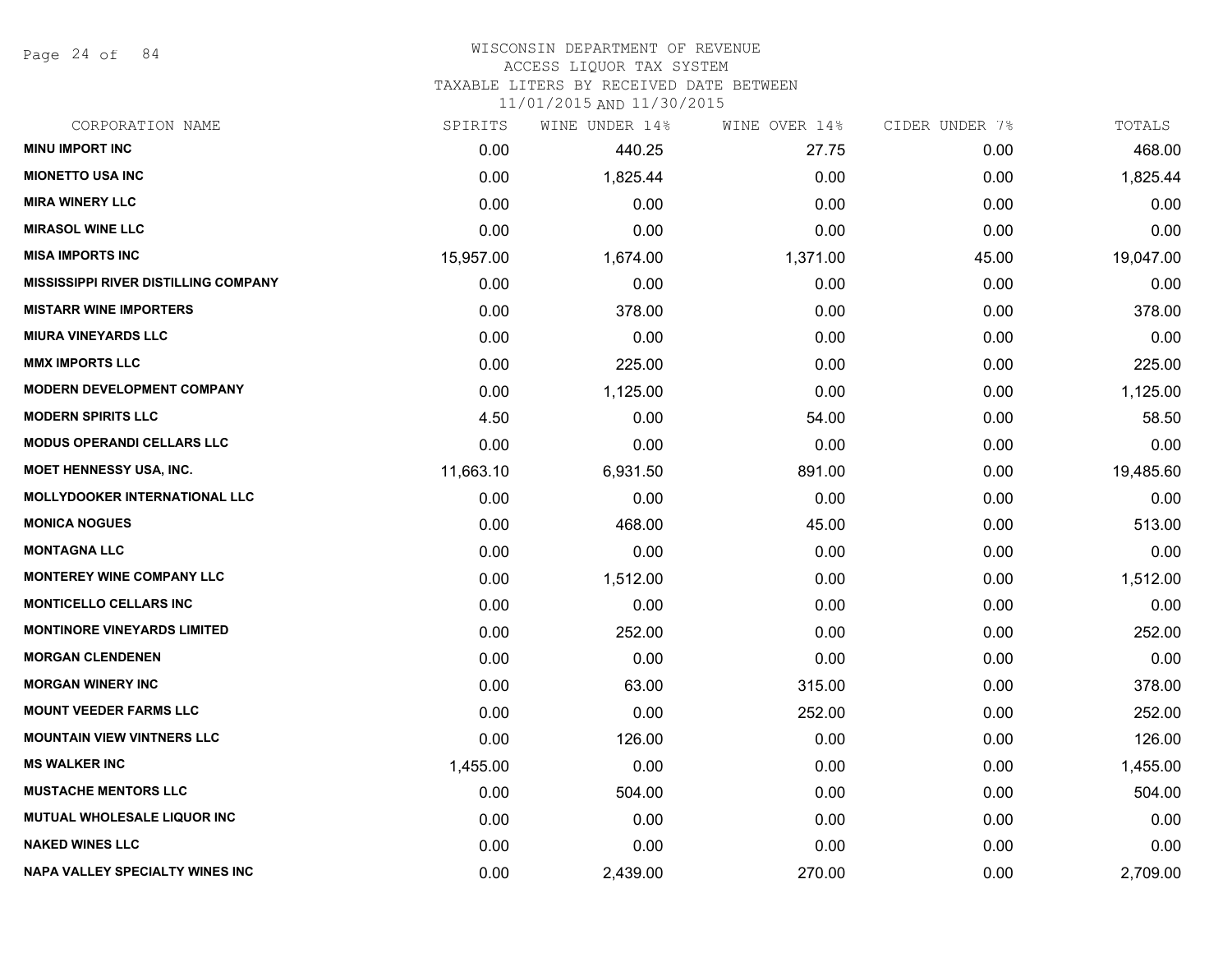# WISCONSIN DEPARTMENT OF REVENUE
## ACCESS LIQUOR TAX SYSTEM
### TAXABLE LITERS BY RECEIVED DATE BETWEEN 11/01/2015 AND 11/30/2015

| CORPORATION NAME | SPIRITS | WINE UNDER 14% | WINE OVER 14% | CIDER UNDER 7% | TOTALS |
|---|---|---|---|---|---|
| MINU IMPORT INC | 0.00 | 440.25 | 27.75 | 0.00 | 468.00 |
| MIONETTO USA INC | 0.00 | 1,825.44 | 0.00 | 0.00 | 1,825.44 |
| MIRA WINERY LLC | 0.00 | 0.00 | 0.00 | 0.00 | 0.00 |
| MIRASOL WINE LLC | 0.00 | 0.00 | 0.00 | 0.00 | 0.00 |
| MISA IMPORTS INC | 15,957.00 | 1,674.00 | 1,371.00 | 45.00 | 19,047.00 |
| MISSISSIPPI RIVER DISTILLING COMPANY | 0.00 | 0.00 | 0.00 | 0.00 | 0.00 |
| MISTARR WINE IMPORTERS | 0.00 | 378.00 | 0.00 | 0.00 | 378.00 |
| MIURA VINEYARDS LLC | 0.00 | 0.00 | 0.00 | 0.00 | 0.00 |
| MMX IMPORTS LLC | 0.00 | 225.00 | 0.00 | 0.00 | 225.00 |
| MODERN DEVELOPMENT COMPANY | 0.00 | 1,125.00 | 0.00 | 0.00 | 1,125.00 |
| MODERN SPIRITS LLC | 4.50 | 0.00 | 54.00 | 0.00 | 58.50 |
| MODUS OPERANDI CELLARS LLC | 0.00 | 0.00 | 0.00 | 0.00 | 0.00 |
| MOET HENNESSY USA, INC. | 11,663.10 | 6,931.50 | 891.00 | 0.00 | 19,485.60 |
| MOLLYDOOKER INTERNATIONAL LLC | 0.00 | 0.00 | 0.00 | 0.00 | 0.00 |
| MONICA NOGUES | 0.00 | 468.00 | 45.00 | 0.00 | 513.00 |
| MONTAGNA LLC | 0.00 | 0.00 | 0.00 | 0.00 | 0.00 |
| MONTEREY WINE COMPANY LLC | 0.00 | 1,512.00 | 0.00 | 0.00 | 1,512.00 |
| MONTICELLO CELLARS INC | 0.00 | 0.00 | 0.00 | 0.00 | 0.00 |
| MONTINORE VINEYARDS LIMITED | 0.00 | 252.00 | 0.00 | 0.00 | 252.00 |
| MORGAN CLENDENEN | 0.00 | 0.00 | 0.00 | 0.00 | 0.00 |
| MORGAN WINERY INC | 0.00 | 63.00 | 315.00 | 0.00 | 378.00 |
| MOUNT VEEDER FARMS LLC | 0.00 | 0.00 | 252.00 | 0.00 | 252.00 |
| MOUNTAIN VIEW VINTNERS LLC | 0.00 | 126.00 | 0.00 | 0.00 | 126.00 |
| MS WALKER INC | 1,455.00 | 0.00 | 0.00 | 0.00 | 1,455.00 |
| MUSTACHE MENTORS LLC | 0.00 | 504.00 | 0.00 | 0.00 | 504.00 |
| MUTUAL WHOLESALE LIQUOR INC | 0.00 | 0.00 | 0.00 | 0.00 | 0.00 |
| NAKED WINES LLC | 0.00 | 0.00 | 0.00 | 0.00 | 0.00 |
| NAPA VALLEY SPECIALTY WINES INC | 0.00 | 2,439.00 | 270.00 | 0.00 | 2,709.00 |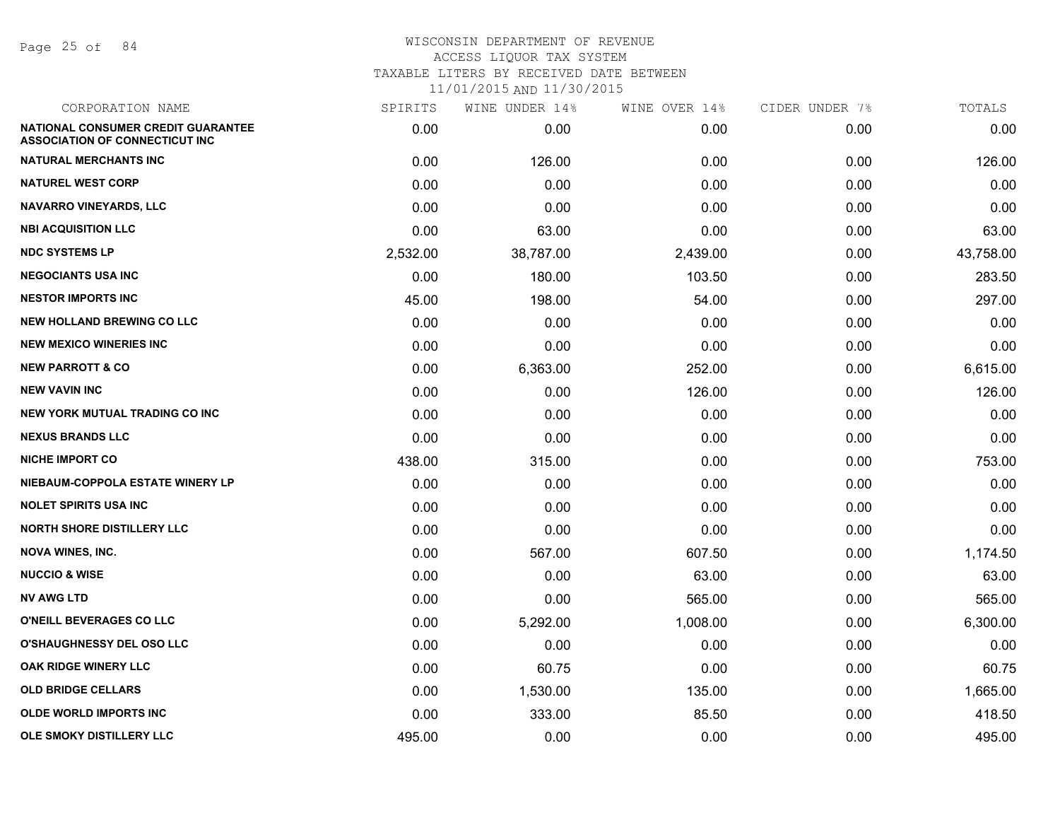WISCONSIN DEPARTMENT OF REVENUE
ACCESS LIQUOR TAX SYSTEM
TAXABLE LITERS BY RECEIVED DATE BETWEEN
11/01/2015 AND 11/30/2015

| CORPORATION NAME | SPIRITS | WINE UNDER 14% | WINE OVER 14% | CIDER UNDER 7% | TOTALS |
|---|---|---|---|---|---|
| **NATIONAL CONSUMER CREDIT GUARANTEE ASSOCIATION OF CONNECTICUT INC** | 0.00 | 0.00 | 0.00 | 0.00 | 0.00 |
| **NATURAL MERCHANTS INC** | 0.00 | 126.00 | 0.00 | 0.00 | 126.00 |
| **NATUREL WEST CORP** | 0.00 | 0.00 | 0.00 | 0.00 | 0.00 |
| **NAVARRO VINEYARDS, LLC** | 0.00 | 0.00 | 0.00 | 0.00 | 0.00 |
| **NBI ACQUISITION LLC** | 0.00 | 63.00 | 0.00 | 0.00 | 63.00 |
| **NDC SYSTEMS LP** | 2,532.00 | 38,787.00 | 2,439.00 | 0.00 | 43,758.00 |
| **NEGOCIANTS USA INC** | 0.00 | 180.00 | 103.50 | 0.00 | 283.50 |
| **NESTOR IMPORTS INC** | 45.00 | 198.00 | 54.00 | 0.00 | 297.00 |
| **NEW HOLLAND BREWING CO LLC** | 0.00 | 0.00 | 0.00 | 0.00 | 0.00 |
| **NEW MEXICO WINERIES INC** | 0.00 | 0.00 | 0.00 | 0.00 | 0.00 |
| **NEW PARROTT & CO** | 0.00 | 6,363.00 | 252.00 | 0.00 | 6,615.00 |
| **NEW VAVIN INC** | 0.00 | 0.00 | 126.00 | 0.00 | 126.00 |
| **NEW YORK MUTUAL TRADING CO INC** | 0.00 | 0.00 | 0.00 | 0.00 | 0.00 |
| **NEXUS BRANDS LLC** | 0.00 | 0.00 | 0.00 | 0.00 | 0.00 |
| **NICHE IMPORT CO** | 438.00 | 315.00 | 0.00 | 0.00 | 753.00 |
| **NIEBAUM-COPPOLA ESTATE WINERY LP** | 0.00 | 0.00 | 0.00 | 0.00 | 0.00 |
| **NOLET SPIRITS USA INC** | 0.00 | 0.00 | 0.00 | 0.00 | 0.00 |
| **NORTH SHORE DISTILLERY LLC** | 0.00 | 0.00 | 0.00 | 0.00 | 0.00 |
| **NOVA WINES, INC.** | 0.00 | 567.00 | 607.50 | 0.00 | 1,174.50 |
| **NUCCIO & WISE** | 0.00 | 0.00 | 63.00 | 0.00 | 63.00 |
| **NV AWG LTD** | 0.00 | 0.00 | 565.00 | 0.00 | 565.00 |
| **O'NEILL BEVERAGES CO LLC** | 0.00 | 5,292.00 | 1,008.00 | 0.00 | 6,300.00 |
| **O'SHAUGHNESSY DEL OSO LLC** | 0.00 | 0.00 | 0.00 | 0.00 | 0.00 |
| **OAK RIDGE WINERY LLC** | 0.00 | 60.75 | 0.00 | 0.00 | 60.75 |
| **OLD BRIDGE CELLARS** | 0.00 | 1,530.00 | 135.00 | 0.00 | 1,665.00 |
| **OLDE WORLD IMPORTS INC** | 0.00 | 333.00 | 85.50 | 0.00 | 418.50 |
| **OLE SMOKY DISTILLERY LLC** | 495.00 | 0.00 | 0.00 | 0.00 | 495.00 |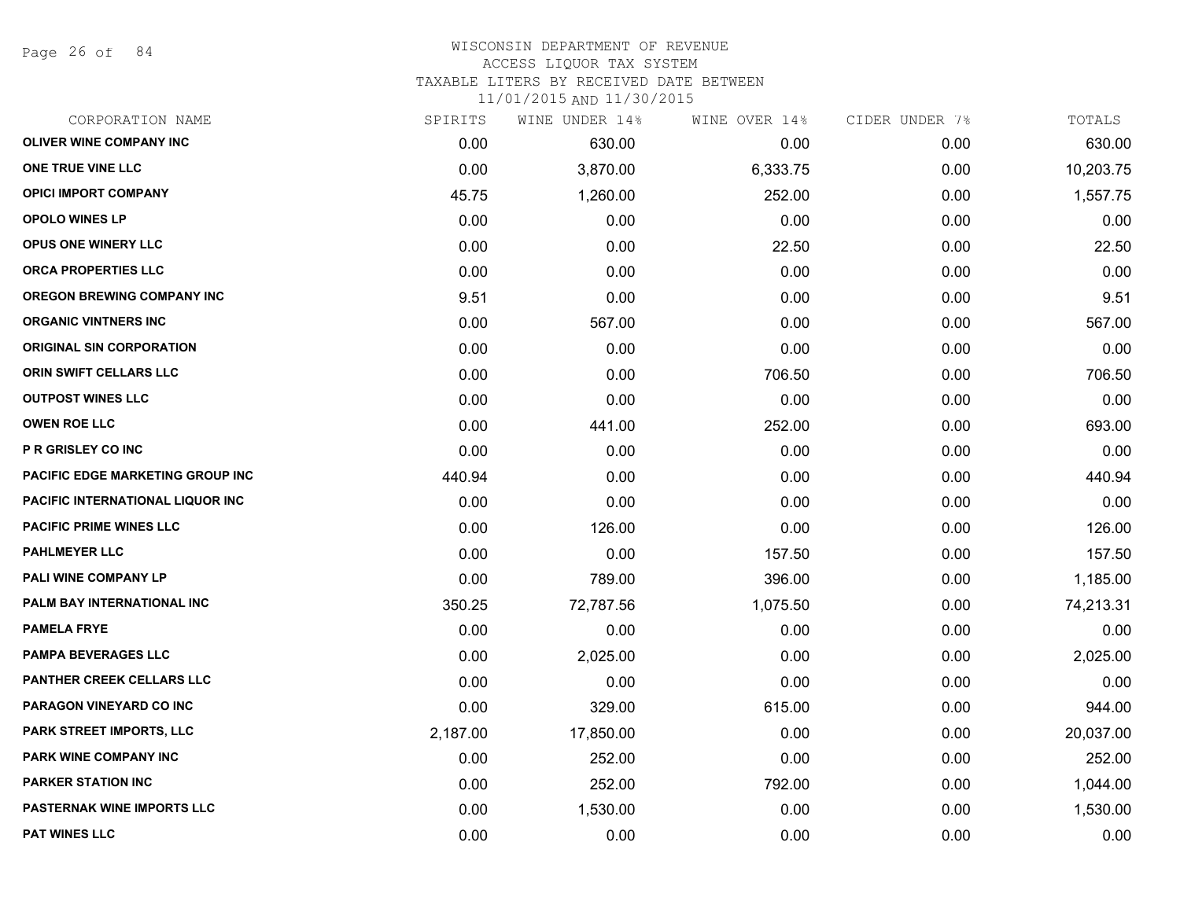WISCONSIN DEPARTMENT OF REVENUE
ACCESS LIQUOR TAX SYSTEM
TAXABLE LITERS BY RECEIVED DATE BETWEEN
11/01/2015 AND 11/30/2015

| CORPORATION NAME | SPIRITS | WINE UNDER 14% | WINE OVER 14% | CIDER UNDER 7% | TOTALS |
|---|---|---|---|---|---|
| OLIVER WINE COMPANY INC | 0.00 | 630.00 | 0.00 | 0.00 | 630.00 |
| ONE TRUE VINE LLC | 0.00 | 3,870.00 | 6,333.75 | 0.00 | 10,203.75 |
| OPICI IMPORT COMPANY | 45.75 | 1,260.00 | 252.00 | 0.00 | 1,557.75 |
| OPOLO WINES LP | 0.00 | 0.00 | 0.00 | 0.00 | 0.00 |
| OPUS ONE WINERY LLC | 0.00 | 0.00 | 22.50 | 0.00 | 22.50 |
| ORCA PROPERTIES LLC | 0.00 | 0.00 | 0.00 | 0.00 | 0.00 |
| OREGON BREWING COMPANY INC | 9.51 | 0.00 | 0.00 | 0.00 | 9.51 |
| ORGANIC VINTNERS INC | 0.00 | 567.00 | 0.00 | 0.00 | 567.00 |
| ORIGINAL SIN CORPORATION | 0.00 | 0.00 | 0.00 | 0.00 | 0.00 |
| ORIN SWIFT CELLARS LLC | 0.00 | 0.00 | 706.50 | 0.00 | 706.50 |
| OUTPOST WINES LLC | 0.00 | 0.00 | 0.00 | 0.00 | 0.00 |
| OWEN ROE LLC | 0.00 | 441.00 | 252.00 | 0.00 | 693.00 |
| P R GRISLEY CO INC | 0.00 | 0.00 | 0.00 | 0.00 | 0.00 |
| PACIFIC EDGE MARKETING GROUP INC | 440.94 | 0.00 | 0.00 | 0.00 | 440.94 |
| PACIFIC INTERNATIONAL LIQUOR INC | 0.00 | 0.00 | 0.00 | 0.00 | 0.00 |
| PACIFIC PRIME WINES LLC | 0.00 | 126.00 | 0.00 | 0.00 | 126.00 |
| PAHLMEYER LLC | 0.00 | 0.00 | 157.50 | 0.00 | 157.50 |
| PALI WINE COMPANY LP | 0.00 | 789.00 | 396.00 | 0.00 | 1,185.00 |
| PALM BAY INTERNATIONAL INC | 350.25 | 72,787.56 | 1,075.50 | 0.00 | 74,213.31 |
| PAMELA FRYE | 0.00 | 0.00 | 0.00 | 0.00 | 0.00 |
| PAMPA BEVERAGES LLC | 0.00 | 2,025.00 | 0.00 | 0.00 | 2,025.00 |
| PANTHER CREEK CELLARS LLC | 0.00 | 0.00 | 0.00 | 0.00 | 0.00 |
| PARAGON VINEYARD CO INC | 0.00 | 329.00 | 615.00 | 0.00 | 944.00 |
| PARK STREET IMPORTS, LLC | 2,187.00 | 17,850.00 | 0.00 | 0.00 | 20,037.00 |
| PARK WINE COMPANY INC | 0.00 | 252.00 | 0.00 | 0.00 | 252.00 |
| PARKER STATION INC | 0.00 | 252.00 | 792.00 | 0.00 | 1,044.00 |
| PASTERNAK WINE IMPORTS LLC | 0.00 | 1,530.00 | 0.00 | 0.00 | 1,530.00 |
| PAT WINES LLC | 0.00 | 0.00 | 0.00 | 0.00 | 0.00 |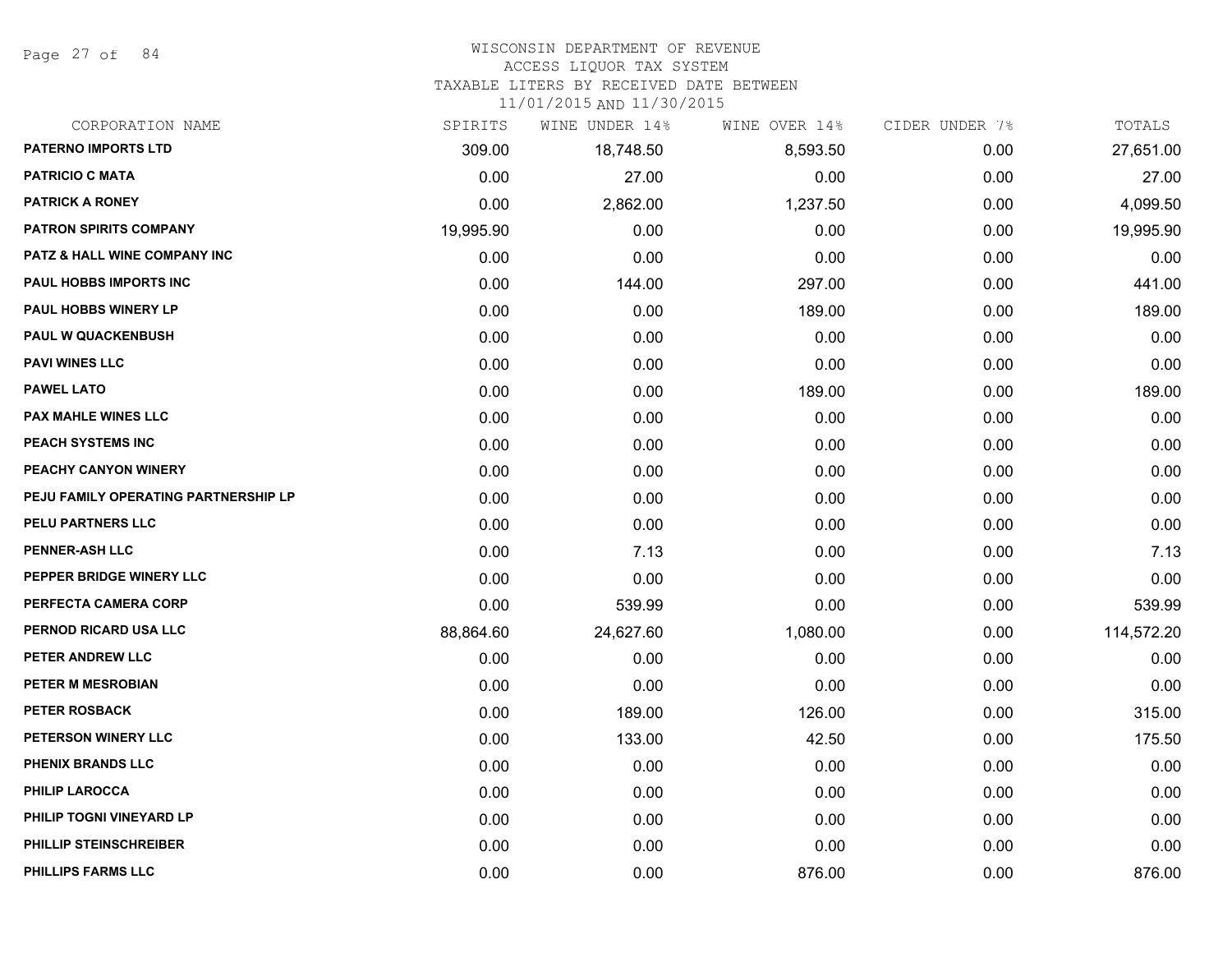# WISCONSIN DEPARTMENT OF REVENUE
## ACCESS LIQUOR TAX SYSTEM
### TAXABLE LITERS BY RECEIVED DATE BETWEEN 11/01/2015 AND 11/30/2015

| CORPORATION NAME | SPIRITS | WINE UNDER 14% | WINE OVER 14% | CIDER UNDER 7% | TOTALS |
|---|---|---|---|---|---|
| PATERNO IMPORTS LTD | 309.00 | 18,748.50 | 8,593.50 | 0.00 | 27,651.00 |
| PATRICIO C MATA | 0.00 | 27.00 | 0.00 | 0.00 | 27.00 |
| PATRICK A RONEY | 0.00 | 2,862.00 | 1,237.50 | 0.00 | 4,099.50 |
| PATRON SPIRITS COMPANY | 19,995.90 | 0.00 | 0.00 | 0.00 | 19,995.90 |
| PATZ & HALL WINE COMPANY INC | 0.00 | 0.00 | 0.00 | 0.00 | 0.00 |
| PAUL HOBBS IMPORTS INC | 0.00 | 144.00 | 297.00 | 0.00 | 441.00 |
| PAUL HOBBS WINERY LP | 0.00 | 0.00 | 189.00 | 0.00 | 189.00 |
| PAUL W QUACKENBUSH | 0.00 | 0.00 | 0.00 | 0.00 | 0.00 |
| PAVI WINES LLC | 0.00 | 0.00 | 0.00 | 0.00 | 0.00 |
| PAWEL LATO | 0.00 | 0.00 | 189.00 | 0.00 | 189.00 |
| PAX MAHLE WINES LLC | 0.00 | 0.00 | 0.00 | 0.00 | 0.00 |
| PEACH SYSTEMS INC | 0.00 | 0.00 | 0.00 | 0.00 | 0.00 |
| PEACHY CANYON WINERY | 0.00 | 0.00 | 0.00 | 0.00 | 0.00 |
| PEJU FAMILY OPERATING PARTNERSHIP LP | 0.00 | 0.00 | 0.00 | 0.00 | 0.00 |
| PELU PARTNERS LLC | 0.00 | 0.00 | 0.00 | 0.00 | 0.00 |
| PENNER-ASH LLC | 0.00 | 7.13 | 0.00 | 0.00 | 7.13 |
| PEPPER BRIDGE WINERY LLC | 0.00 | 0.00 | 0.00 | 0.00 | 0.00 |
| PERFECTA CAMERA CORP | 0.00 | 539.99 | 0.00 | 0.00 | 539.99 |
| PERNOD RICARD USA LLC | 88,864.60 | 24,627.60 | 1,080.00 | 0.00 | 114,572.20 |
| PETER ANDREW LLC | 0.00 | 0.00 | 0.00 | 0.00 | 0.00 |
| PETER M MESROBIAN | 0.00 | 0.00 | 0.00 | 0.00 | 0.00 |
| PETER ROSBACK | 0.00 | 189.00 | 126.00 | 0.00 | 315.00 |
| PETERSON WINERY LLC | 0.00 | 133.00 | 42.50 | 0.00 | 175.50 |
| PHENIX BRANDS LLC | 0.00 | 0.00 | 0.00 | 0.00 | 0.00 |
| PHILIP LAROCCA | 0.00 | 0.00 | 0.00 | 0.00 | 0.00 |
| PHILIP TOGNI VINEYARD LP | 0.00 | 0.00 | 0.00 | 0.00 | 0.00 |
| PHILLIP STEINSCHREIBER | 0.00 | 0.00 | 0.00 | 0.00 | 0.00 |
| PHILLIPS FARMS LLC | 0.00 | 0.00 | 876.00 | 0.00 | 876.00 |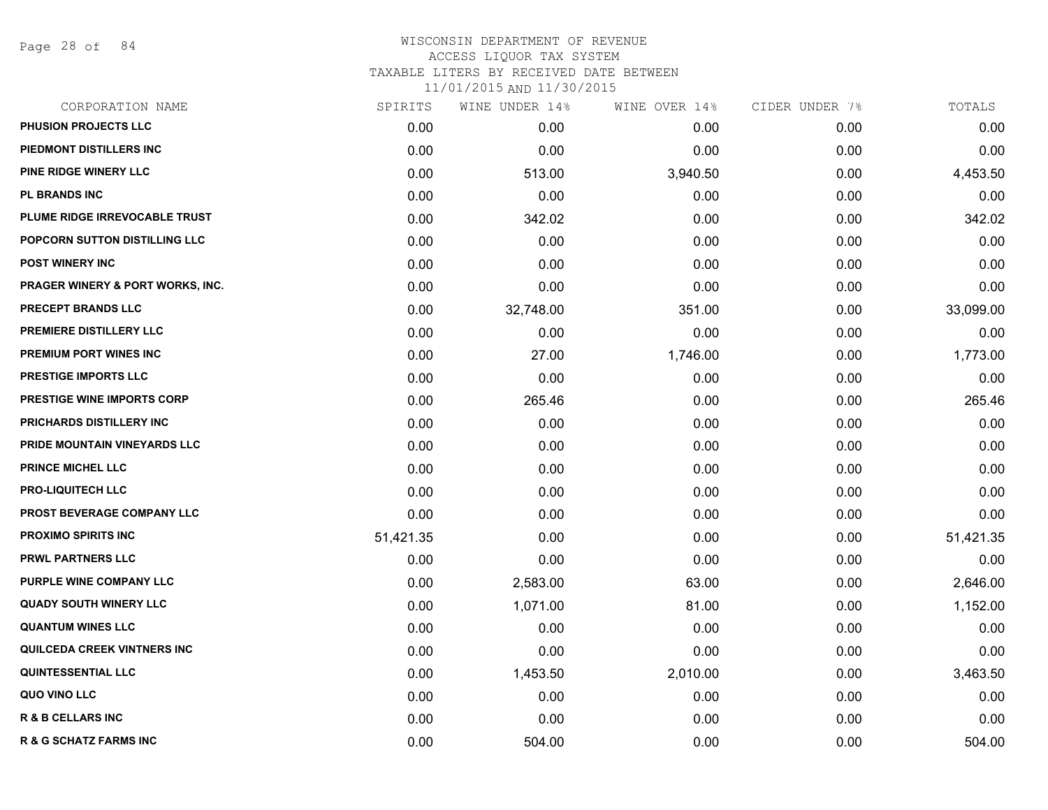# WISCONSIN DEPARTMENT OF REVENUE
## ACCESS LIQUOR TAX SYSTEM
## TAXABLE LITERS BY RECEIVED DATE BETWEEN 11/01/2015 AND 11/30/2015

| CORPORATION NAME | SPIRITS | WINE UNDER 14% | WINE OVER 14% | CIDER UNDER 7% | TOTALS |
|---|---|---|---|---|---|
| PHUSION PROJECTS LLC | 0.00 | 0.00 | 0.00 | 0.00 | 0.00 |
| PIEDMONT DISTILLERS INC | 0.00 | 0.00 | 0.00 | 0.00 | 0.00 |
| PINE RIDGE WINERY LLC | 0.00 | 513.00 | 3,940.50 | 0.00 | 4,453.50 |
| PL BRANDS INC | 0.00 | 0.00 | 0.00 | 0.00 | 0.00 |
| PLUME RIDGE IRREVOCABLE TRUST | 0.00 | 342.02 | 0.00 | 0.00 | 342.02 |
| POPCORN SUTTON DISTILLING LLC | 0.00 | 0.00 | 0.00 | 0.00 | 0.00 |
| POST WINERY INC | 0.00 | 0.00 | 0.00 | 0.00 | 0.00 |
| PRAGER WINERY & PORT WORKS, INC. | 0.00 | 0.00 | 0.00 | 0.00 | 0.00 |
| PRECEPT BRANDS LLC | 0.00 | 32,748.00 | 351.00 | 0.00 | 33,099.00 |
| PREMIERE DISTILLERY LLC | 0.00 | 0.00 | 0.00 | 0.00 | 0.00 |
| PREMIUM PORT WINES INC | 0.00 | 27.00 | 1,746.00 | 0.00 | 1,773.00 |
| PRESTIGE IMPORTS LLC | 0.00 | 0.00 | 0.00 | 0.00 | 0.00 |
| PRESTIGE WINE IMPORTS CORP | 0.00 | 265.46 | 0.00 | 0.00 | 265.46 |
| PRICHARDS DISTILLERY INC | 0.00 | 0.00 | 0.00 | 0.00 | 0.00 |
| PRIDE MOUNTAIN VINEYARDS LLC | 0.00 | 0.00 | 0.00 | 0.00 | 0.00 |
| PRINCE MICHEL LLC | 0.00 | 0.00 | 0.00 | 0.00 | 0.00 |
| PRO-LIQUITECH LLC | 0.00 | 0.00 | 0.00 | 0.00 | 0.00 |
| PROST BEVERAGE COMPANY LLC | 0.00 | 0.00 | 0.00 | 0.00 | 0.00 |
| PROXIMO SPIRITS INC | 51,421.35 | 0.00 | 0.00 | 0.00 | 51,421.35 |
| PRWL PARTNERS LLC | 0.00 | 0.00 | 0.00 | 0.00 | 0.00 |
| PURPLE WINE COMPANY LLC | 0.00 | 2,583.00 | 63.00 | 0.00 | 2,646.00 |
| QUADY SOUTH WINERY LLC | 0.00 | 1,071.00 | 81.00 | 0.00 | 1,152.00 |
| QUANTUM WINES LLC | 0.00 | 0.00 | 0.00 | 0.00 | 0.00 |
| QUILCEDA CREEK VINTNERS INC | 0.00 | 0.00 | 0.00 | 0.00 | 0.00 |
| QUINTESSENTIAL LLC | 0.00 | 1,453.50 | 2,010.00 | 0.00 | 3,463.50 |
| QUO VINO LLC | 0.00 | 0.00 | 0.00 | 0.00 | 0.00 |
| R & B CELLARS INC | 0.00 | 0.00 | 0.00 | 0.00 | 0.00 |
| R & G SCHATZ FARMS INC | 0.00 | 504.00 | 0.00 | 0.00 | 504.00 |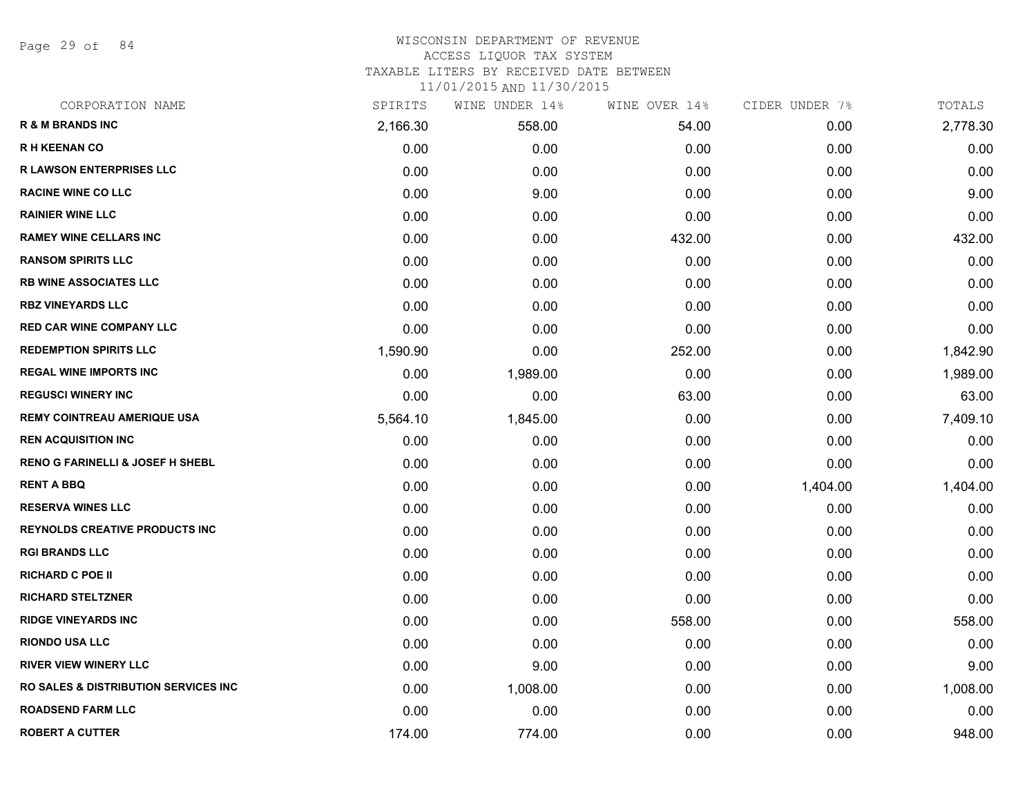WISCONSIN DEPARTMENT OF REVENUE
ACCESS LIQUOR TAX SYSTEM
TAXABLE LITERS BY RECEIVED DATE BETWEEN
11/01/2015 AND 11/30/2015

| CORPORATION NAME | SPIRITS | WINE UNDER 14% | WINE OVER 14% | CIDER UNDER 7% | TOTALS |
|---|---|---|---|---|---|
| R & M BRANDS INC | 2,166.30 | 558.00 | 54.00 | 0.00 | 2,778.30 |
| R H KEENAN CO | 0.00 | 0.00 | 0.00 | 0.00 | 0.00 |
| R LAWSON ENTERPRISES LLC | 0.00 | 0.00 | 0.00 | 0.00 | 0.00 |
| RACINE WINE CO LLC | 0.00 | 9.00 | 0.00 | 0.00 | 9.00 |
| RAINIER WINE LLC | 0.00 | 0.00 | 0.00 | 0.00 | 0.00 |
| RAMEY WINE CELLARS INC | 0.00 | 0.00 | 432.00 | 0.00 | 432.00 |
| RANSOM SPIRITS LLC | 0.00 | 0.00 | 0.00 | 0.00 | 0.00 |
| RB WINE ASSOCIATES LLC | 0.00 | 0.00 | 0.00 | 0.00 | 0.00 |
| RBZ VINEYARDS LLC | 0.00 | 0.00 | 0.00 | 0.00 | 0.00 |
| RED CAR WINE COMPANY LLC | 0.00 | 0.00 | 0.00 | 0.00 | 0.00 |
| REDEMPTION SPIRITS LLC | 1,590.90 | 0.00 | 252.00 | 0.00 | 1,842.90 |
| REGAL WINE IMPORTS INC | 0.00 | 1,989.00 | 0.00 | 0.00 | 1,989.00 |
| REGUSCI WINERY INC | 0.00 | 0.00 | 63.00 | 0.00 | 63.00 |
| REMY COINTREAU AMERIQUE USA | 5,564.10 | 1,845.00 | 0.00 | 0.00 | 7,409.10 |
| REN ACQUISITION INC | 0.00 | 0.00 | 0.00 | 0.00 | 0.00 |
| RENO G FARINELLI & JOSEF H SHEBL | 0.00 | 0.00 | 0.00 | 0.00 | 0.00 |
| RENT A BBQ | 0.00 | 0.00 | 0.00 | 1,404.00 | 1,404.00 |
| RESERVA WINES LLC | 0.00 | 0.00 | 0.00 | 0.00 | 0.00 |
| REYNOLDS CREATIVE PRODUCTS INC | 0.00 | 0.00 | 0.00 | 0.00 | 0.00 |
| RGI BRANDS LLC | 0.00 | 0.00 | 0.00 | 0.00 | 0.00 |
| RICHARD C POE II | 0.00 | 0.00 | 0.00 | 0.00 | 0.00 |
| RICHARD STELTZNER | 0.00 | 0.00 | 0.00 | 0.00 | 0.00 |
| RIDGE VINEYARDS INC | 0.00 | 0.00 | 558.00 | 0.00 | 558.00 |
| RIONDO USA LLC | 0.00 | 0.00 | 0.00 | 0.00 | 0.00 |
| RIVER VIEW WINERY LLC | 0.00 | 9.00 | 0.00 | 0.00 | 9.00 |
| RO SALES & DISTRIBUTION SERVICES INC | 0.00 | 1,008.00 | 0.00 | 0.00 | 1,008.00 |
| ROADSEND FARM LLC | 0.00 | 0.00 | 0.00 | 0.00 | 0.00 |
| ROBERT A CUTTER | 174.00 | 774.00 | 0.00 | 0.00 | 948.00 |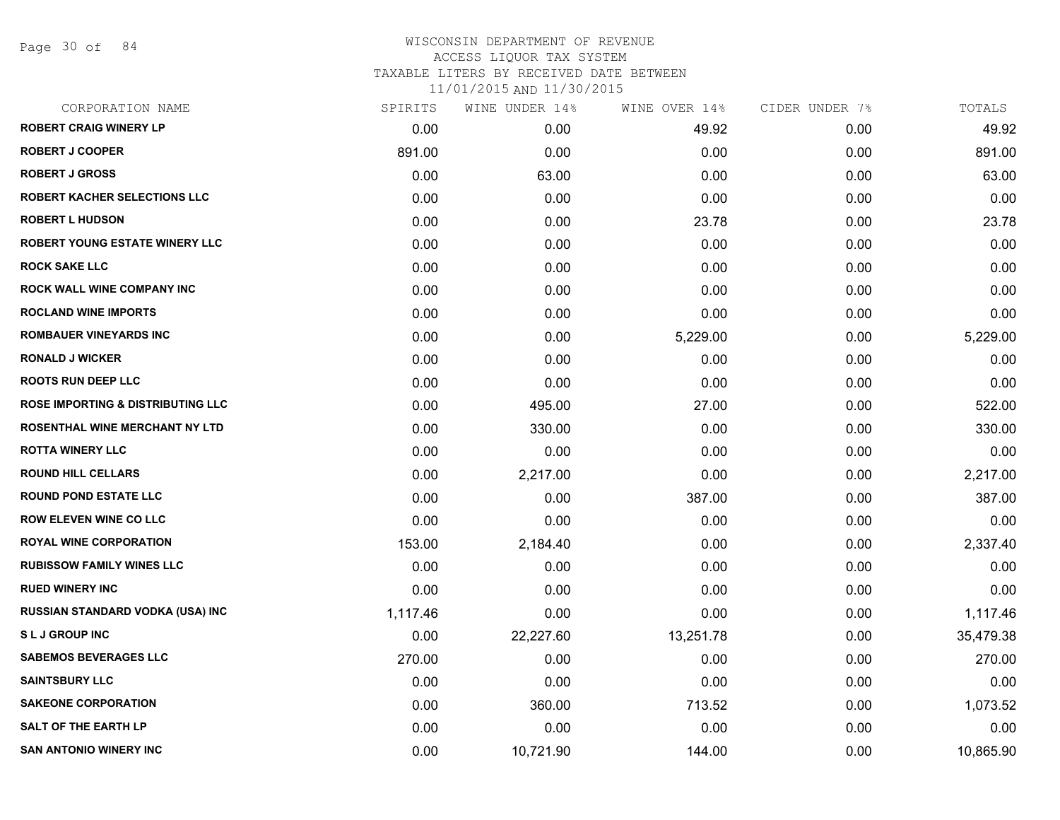# WISCONSIN DEPARTMENT OF REVENUE
ACCESS LIQUOR TAX SYSTEM
TAXABLE LITERS BY RECEIVED DATE BETWEEN
11/01/2015 AND 11/30/2015

| CORPORATION NAME | SPIRITS | WINE UNDER 14% | WINE OVER 14% | CIDER UNDER 7% | TOTALS |
|---|---|---|---|---|---|
| ROBERT CRAIG WINERY LP | 0.00 | 0.00 | 49.92 | 0.00 | 49.92 |
| ROBERT J COOPER | 891.00 | 0.00 | 0.00 | 0.00 | 891.00 |
| ROBERT J GROSS | 0.00 | 63.00 | 0.00 | 0.00 | 63.00 |
| ROBERT KACHER SELECTIONS LLC | 0.00 | 0.00 | 0.00 | 0.00 | 0.00 |
| ROBERT L HUDSON | 0.00 | 0.00 | 23.78 | 0.00 | 23.78 |
| ROBERT YOUNG ESTATE WINERY LLC | 0.00 | 0.00 | 0.00 | 0.00 | 0.00 |
| ROCK SAKE LLC | 0.00 | 0.00 | 0.00 | 0.00 | 0.00 |
| ROCK WALL WINE COMPANY INC | 0.00 | 0.00 | 0.00 | 0.00 | 0.00 |
| ROCLAND WINE IMPORTS | 0.00 | 0.00 | 0.00 | 0.00 | 0.00 |
| ROMBAUER VINEYARDS INC | 0.00 | 0.00 | 5,229.00 | 0.00 | 5,229.00 |
| RONALD J WICKER | 0.00 | 0.00 | 0.00 | 0.00 | 0.00 |
| ROOTS RUN DEEP LLC | 0.00 | 0.00 | 0.00 | 0.00 | 0.00 |
| ROSE IMPORTING & DISTRIBUTING LLC | 0.00 | 495.00 | 27.00 | 0.00 | 522.00 |
| ROSENTHAL WINE MERCHANT NY LTD | 0.00 | 330.00 | 0.00 | 0.00 | 330.00 |
| ROTTA WINERY LLC | 0.00 | 0.00 | 0.00 | 0.00 | 0.00 |
| ROUND HILL CELLARS | 0.00 | 2,217.00 | 0.00 | 0.00 | 2,217.00 |
| ROUND POND ESTATE LLC | 0.00 | 0.00 | 387.00 | 0.00 | 387.00 |
| ROW ELEVEN WINE CO LLC | 0.00 | 0.00 | 0.00 | 0.00 | 0.00 |
| ROYAL WINE CORPORATION | 153.00 | 2,184.40 | 0.00 | 0.00 | 2,337.40 |
| RUBISSOW FAMILY WINES LLC | 0.00 | 0.00 | 0.00 | 0.00 | 0.00 |
| RUED WINERY INC | 0.00 | 0.00 | 0.00 | 0.00 | 0.00 |
| RUSSIAN STANDARD VODKA (USA) INC | 1,117.46 | 0.00 | 0.00 | 0.00 | 1,117.46 |
| S L J GROUP INC | 0.00 | 22,227.60 | 13,251.78 | 0.00 | 35,479.38 |
| SABEMOS BEVERAGES LLC | 270.00 | 0.00 | 0.00 | 0.00 | 270.00 |
| SAINTSBURY LLC | 0.00 | 0.00 | 0.00 | 0.00 | 0.00 |
| SAKEONE CORPORATION | 0.00 | 360.00 | 713.52 | 0.00 | 1,073.52 |
| SALT OF THE EARTH LP | 0.00 | 0.00 | 0.00 | 0.00 | 0.00 |
| SAN ANTONIO WINERY INC | 0.00 | 10,721.90 | 144.00 | 0.00 | 10,865.90 |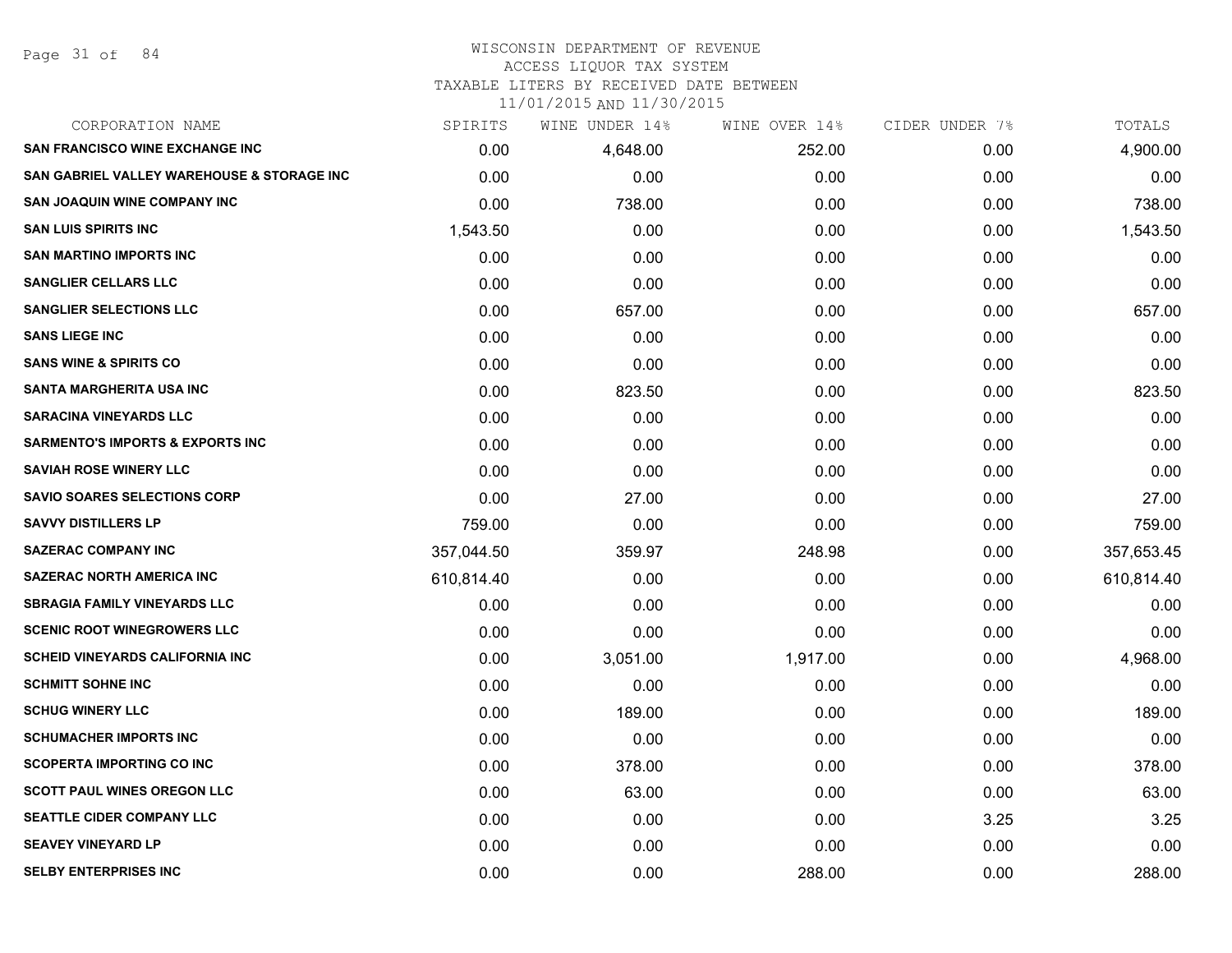WISCONSIN DEPARTMENT OF REVENUE
ACCESS LIQUOR TAX SYSTEM
TAXABLE LITERS BY RECEIVED DATE BETWEEN
11/01/2015 AND 11/30/2015

| CORPORATION NAME | SPIRITS | WINE UNDER 14% | WINE OVER 14% | CIDER UNDER 7% | TOTALS |
|---|---|---|---|---|---|
| SAN FRANCISCO WINE EXCHANGE INC | 0.00 | 4,648.00 | 252.00 | 0.00 | 4,900.00 |
| SAN GABRIEL VALLEY WAREHOUSE & STORAGE INC | 0.00 | 0.00 | 0.00 | 0.00 | 0.00 |
| SAN JOAQUIN WINE COMPANY INC | 0.00 | 738.00 | 0.00 | 0.00 | 738.00 |
| SAN LUIS SPIRITS INC | 1,543.50 | 0.00 | 0.00 | 0.00 | 1,543.50 |
| SAN MARTINO IMPORTS INC | 0.00 | 0.00 | 0.00 | 0.00 | 0.00 |
| SANGLIER CELLARS LLC | 0.00 | 0.00 | 0.00 | 0.00 | 0.00 |
| SANGLIER SELECTIONS LLC | 0.00 | 657.00 | 0.00 | 0.00 | 657.00 |
| SANS LIEGE INC | 0.00 | 0.00 | 0.00 | 0.00 | 0.00 |
| SANS WINE & SPIRITS CO | 0.00 | 0.00 | 0.00 | 0.00 | 0.00 |
| SANTA MARGHERITA USA INC | 0.00 | 823.50 | 0.00 | 0.00 | 823.50 |
| SARACINA VINEYARDS LLC | 0.00 | 0.00 | 0.00 | 0.00 | 0.00 |
| SARMENTO'S IMPORTS & EXPORTS INC | 0.00 | 0.00 | 0.00 | 0.00 | 0.00 |
| SAVIAH ROSE WINERY LLC | 0.00 | 0.00 | 0.00 | 0.00 | 0.00 |
| SAVIO SOARES SELECTIONS CORP | 0.00 | 27.00 | 0.00 | 0.00 | 27.00 |
| SAVVY DISTILLERS LP | 759.00 | 0.00 | 0.00 | 0.00 | 759.00 |
| SAZERAC COMPANY INC | 357,044.50 | 359.97 | 248.98 | 0.00 | 357,653.45 |
| SAZERAC NORTH AMERICA INC | 610,814.40 | 0.00 | 0.00 | 0.00 | 610,814.40 |
| SBRAGIA FAMILY VINEYARDS LLC | 0.00 | 0.00 | 0.00 | 0.00 | 0.00 |
| SCENIC ROOT WINEGROWERS LLC | 0.00 | 0.00 | 0.00 | 0.00 | 0.00 |
| SCHEID VINEYARDS CALIFORNIA INC | 0.00 | 3,051.00 | 1,917.00 | 0.00 | 4,968.00 |
| SCHMITT SOHNE INC | 0.00 | 0.00 | 0.00 | 0.00 | 0.00 |
| SCHUG WINERY LLC | 0.00 | 189.00 | 0.00 | 0.00 | 189.00 |
| SCHUMACHER IMPORTS INC | 0.00 | 0.00 | 0.00 | 0.00 | 0.00 |
| SCOPERTA IMPORTING CO INC | 0.00 | 378.00 | 0.00 | 0.00 | 378.00 |
| SCOTT PAUL WINES OREGON LLC | 0.00 | 63.00 | 0.00 | 0.00 | 63.00 |
| SEATTLE CIDER COMPANY LLC | 0.00 | 0.00 | 0.00 | 3.25 | 3.25 |
| SEAVEY VINEYARD LP | 0.00 | 0.00 | 0.00 | 0.00 | 0.00 |
| SELBY ENTERPRISES INC | 0.00 | 0.00 | 288.00 | 0.00 | 288.00 |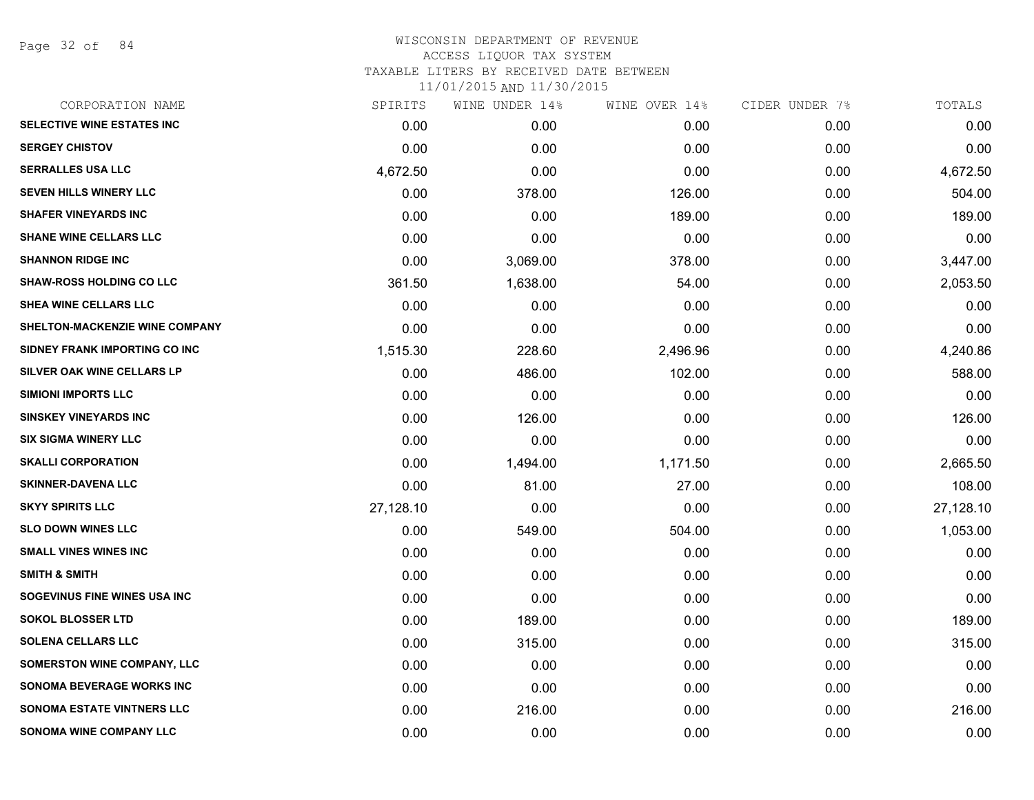# WISCONSIN DEPARTMENT OF REVENUE
ACCESS LIQUOR TAX SYSTEM
TAXABLE LITERS BY RECEIVED DATE BETWEEN
11/01/2015 AND 11/30/2015

| CORPORATION NAME | SPIRITS | WINE UNDER 14% | WINE OVER 14% | CIDER UNDER 7% | TOTALS |
|---|---|---|---|---|---|
| SELECTIVE WINE ESTATES INC | 0.00 | 0.00 | 0.00 | 0.00 | 0.00 |
| SERGEY CHISTOV | 0.00 | 0.00 | 0.00 | 0.00 | 0.00 |
| SERRALLES USA LLC | 4,672.50 | 0.00 | 0.00 | 0.00 | 4,672.50 |
| SEVEN HILLS WINERY LLC | 0.00 | 378.00 | 126.00 | 0.00 | 504.00 |
| SHAFER VINEYARDS INC | 0.00 | 0.00 | 189.00 | 0.00 | 189.00 |
| SHANE WINE CELLARS LLC | 0.00 | 0.00 | 0.00 | 0.00 | 0.00 |
| SHANNON RIDGE INC | 0.00 | 3,069.00 | 378.00 | 0.00 | 3,447.00 |
| SHAW-ROSS HOLDING CO LLC | 361.50 | 1,638.00 | 54.00 | 0.00 | 2,053.50 |
| SHEA WINE CELLARS LLC | 0.00 | 0.00 | 0.00 | 0.00 | 0.00 |
| SHELTON-MACKENZIE WINE COMPANY | 0.00 | 0.00 | 0.00 | 0.00 | 0.00 |
| SIDNEY FRANK IMPORTING CO INC | 1,515.30 | 228.60 | 2,496.96 | 0.00 | 4,240.86 |
| SILVER OAK WINE CELLARS LP | 0.00 | 486.00 | 102.00 | 0.00 | 588.00 |
| SIMIONI IMPORTS LLC | 0.00 | 0.00 | 0.00 | 0.00 | 0.00 |
| SINSKEY VINEYARDS INC | 0.00 | 126.00 | 0.00 | 0.00 | 126.00 |
| SIX SIGMA WINERY LLC | 0.00 | 0.00 | 0.00 | 0.00 | 0.00 |
| SKALLI CORPORATION | 0.00 | 1,494.00 | 1,171.50 | 0.00 | 2,665.50 |
| SKINNER-DAVENA LLC | 0.00 | 81.00 | 27.00 | 0.00 | 108.00 |
| SKYY SPIRITS LLC | 27,128.10 | 0.00 | 0.00 | 0.00 | 27,128.10 |
| SLO DOWN WINES LLC | 0.00 | 549.00 | 504.00 | 0.00 | 1,053.00 |
| SMALL VINES WINES INC | 0.00 | 0.00 | 0.00 | 0.00 | 0.00 |
| SMITH & SMITH | 0.00 | 0.00 | 0.00 | 0.00 | 0.00 |
| SOGEVINUS FINE WINES USA INC | 0.00 | 0.00 | 0.00 | 0.00 | 0.00 |
| SOKOL BLOSSER LTD | 0.00 | 189.00 | 0.00 | 0.00 | 189.00 |
| SOLENA CELLARS LLC | 0.00 | 315.00 | 0.00 | 0.00 | 315.00 |
| SOMERSTON WINE COMPANY, LLC | 0.00 | 0.00 | 0.00 | 0.00 | 0.00 |
| SONOMA BEVERAGE WORKS INC | 0.00 | 0.00 | 0.00 | 0.00 | 0.00 |
| SONOMA ESTATE VINTNERS LLC | 0.00 | 216.00 | 0.00 | 0.00 | 216.00 |
| SONOMA WINE COMPANY LLC | 0.00 | 0.00 | 0.00 | 0.00 | 0.00 |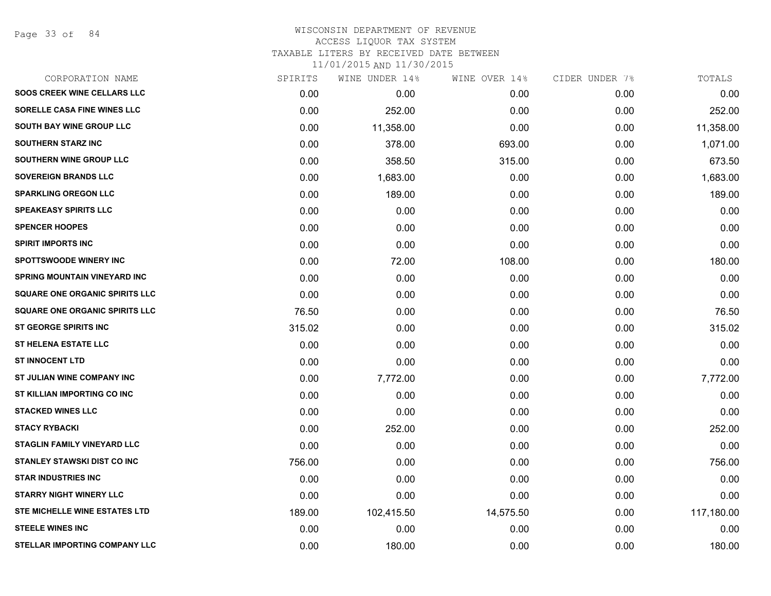# WISCONSIN DEPARTMENT OF REVENUE
ACCESS LIQUOR TAX SYSTEM
TAXABLE LITERS BY RECEIVED DATE BETWEEN
11/01/2015 AND 11/30/2015

| CORPORATION NAME | SPIRITS | WINE UNDER 14% | WINE OVER 14% | CIDER UNDER 7% | TOTALS |
|---|---|---|---|---|---|
| SOOS CREEK WINE CELLARS LLC | 0.00 | 0.00 | 0.00 | 0.00 | 0.00 |
| SORELLE CASA FINE WINES LLC | 0.00 | 252.00 | 0.00 | 0.00 | 252.00 |
| SOUTH BAY WINE GROUP LLC | 0.00 | 11,358.00 | 0.00 | 0.00 | 11,358.00 |
| SOUTHERN STARZ INC | 0.00 | 378.00 | 693.00 | 0.00 | 1,071.00 |
| SOUTHERN WINE GROUP LLC | 0.00 | 358.50 | 315.00 | 0.00 | 673.50 |
| SOVEREIGN BRANDS LLC | 0.00 | 1,683.00 | 0.00 | 0.00 | 1,683.00 |
| SPARKLING OREGON LLC | 0.00 | 189.00 | 0.00 | 0.00 | 189.00 |
| SPEAKEASY SPIRITS LLC | 0.00 | 0.00 | 0.00 | 0.00 | 0.00 |
| SPENCER HOOPES | 0.00 | 0.00 | 0.00 | 0.00 | 0.00 |
| SPIRIT IMPORTS INC | 0.00 | 0.00 | 0.00 | 0.00 | 0.00 |
| SPOTTSWOODE WINERY INC | 0.00 | 72.00 | 108.00 | 0.00 | 180.00 |
| SPRING MOUNTAIN VINEYARD INC | 0.00 | 0.00 | 0.00 | 0.00 | 0.00 |
| SQUARE ONE ORGANIC SPIRITS LLC | 0.00 | 0.00 | 0.00 | 0.00 | 0.00 |
| SQUARE ONE ORGANIC SPIRITS LLC | 76.50 | 0.00 | 0.00 | 0.00 | 76.50 |
| ST GEORGE SPIRITS INC | 315.02 | 0.00 | 0.00 | 0.00 | 315.02 |
| ST HELENA ESTATE LLC | 0.00 | 0.00 | 0.00 | 0.00 | 0.00 |
| ST INNOCENT LTD | 0.00 | 0.00 | 0.00 | 0.00 | 0.00 |
| ST JULIAN WINE COMPANY INC | 0.00 | 7,772.00 | 0.00 | 0.00 | 7,772.00 |
| ST KILLIAN IMPORTING CO INC | 0.00 | 0.00 | 0.00 | 0.00 | 0.00 |
| STACKED WINES LLC | 0.00 | 0.00 | 0.00 | 0.00 | 0.00 |
| STACY RYBACKI | 0.00 | 252.00 | 0.00 | 0.00 | 252.00 |
| STAGLIN FAMILY VINEYARD LLC | 0.00 | 0.00 | 0.00 | 0.00 | 0.00 |
| STANLEY STAWSKI DIST CO INC | 756.00 | 0.00 | 0.00 | 0.00 | 756.00 |
| STAR INDUSTRIES INC | 0.00 | 0.00 | 0.00 | 0.00 | 0.00 |
| STARRY NIGHT WINERY LLC | 0.00 | 0.00 | 0.00 | 0.00 | 0.00 |
| STE MICHELLE WINE ESTATES LTD | 189.00 | 102,415.50 | 14,575.50 | 0.00 | 117,180.00 |
| STEELE WINES INC | 0.00 | 0.00 | 0.00 | 0.00 | 0.00 |
| STELLAR IMPORTING COMPANY LLC | 0.00 | 180.00 | 0.00 | 0.00 | 180.00 |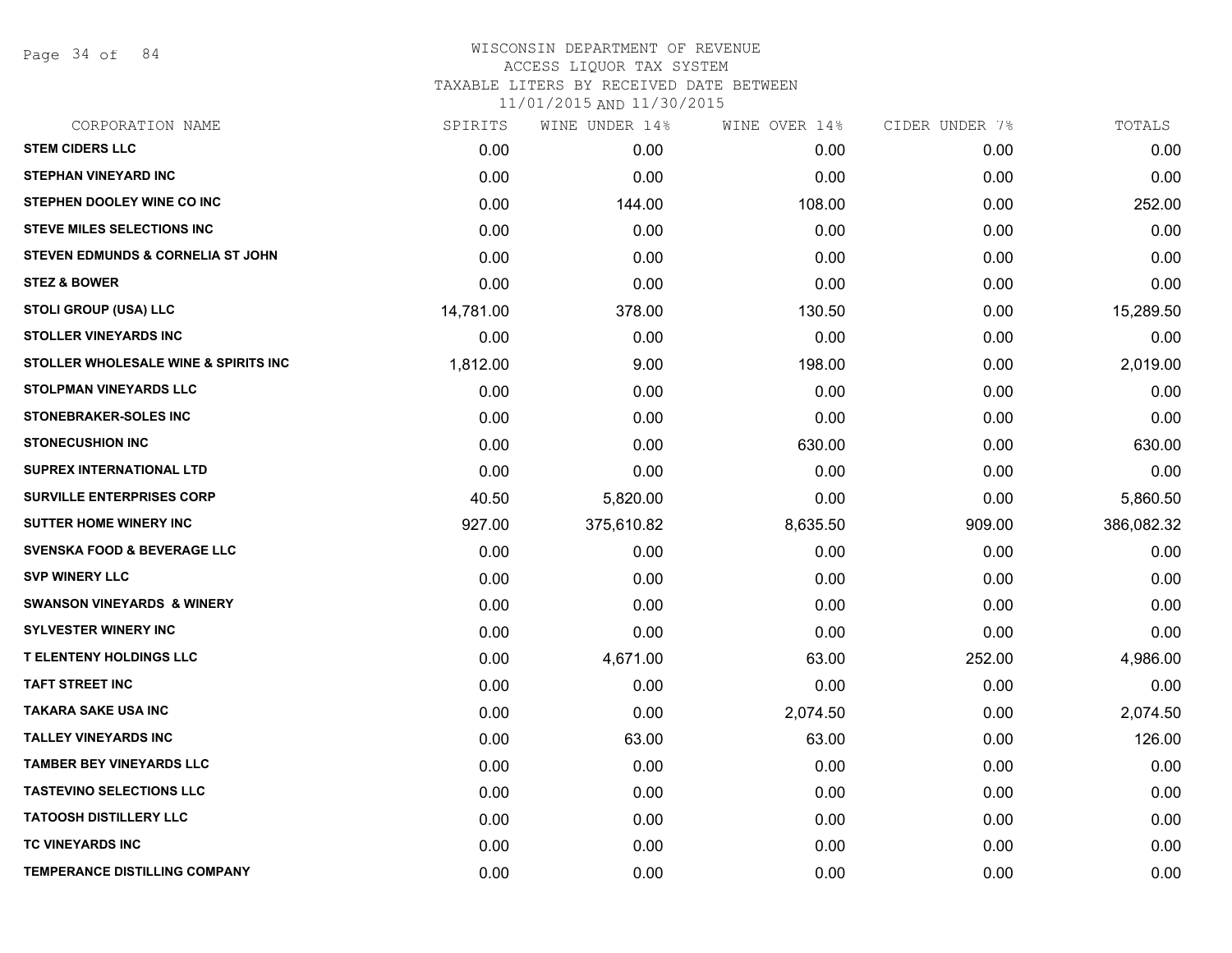WISCONSIN DEPARTMENT OF REVENUE
ACCESS LIQUOR TAX SYSTEM
TAXABLE LITERS BY RECEIVED DATE BETWEEN
11/01/2015 AND 11/30/2015

| CORPORATION NAME | SPIRITS | WINE UNDER 14% | WINE OVER 14% | CIDER UNDER 7% | TOTALS |
|---|---|---|---|---|---|
| STEM CIDERS LLC | 0.00 | 0.00 | 0.00 | 0.00 | 0.00 |
| STEPHAN VINEYARD INC | 0.00 | 0.00 | 0.00 | 0.00 | 0.00 |
| STEPHEN DOOLEY WINE CO INC | 0.00 | 144.00 | 108.00 | 0.00 | 252.00 |
| STEVE MILES SELECTIONS INC | 0.00 | 0.00 | 0.00 | 0.00 | 0.00 |
| STEVEN EDMUNDS & CORNELIA ST JOHN | 0.00 | 0.00 | 0.00 | 0.00 | 0.00 |
| STEZ & BOWER | 0.00 | 0.00 | 0.00 | 0.00 | 0.00 |
| STOLI GROUP (USA) LLC | 14,781.00 | 378.00 | 130.50 | 0.00 | 15,289.50 |
| STOLLER VINEYARDS INC | 0.00 | 0.00 | 0.00 | 0.00 | 0.00 |
| STOLLER WHOLESALE WINE & SPIRITS INC | 1,812.00 | 9.00 | 198.00 | 0.00 | 2,019.00 |
| STOLPMAN VINEYARDS LLC | 0.00 | 0.00 | 0.00 | 0.00 | 0.00 |
| STONEBRAKER-SOLES INC | 0.00 | 0.00 | 0.00 | 0.00 | 0.00 |
| STONECUSHION INC | 0.00 | 0.00 | 630.00 | 0.00 | 630.00 |
| SUPREX INTERNATIONAL LTD | 0.00 | 0.00 | 0.00 | 0.00 | 0.00 |
| SURVILLE ENTERPRISES CORP | 40.50 | 5,820.00 | 0.00 | 0.00 | 5,860.50 |
| SUTTER HOME WINERY INC | 927.00 | 375,610.82 | 8,635.50 | 909.00 | 386,082.32 |
| SVENSKA FOOD & BEVERAGE LLC | 0.00 | 0.00 | 0.00 | 0.00 | 0.00 |
| SVP WINERY LLC | 0.00 | 0.00 | 0.00 | 0.00 | 0.00 |
| SWANSON VINEYARDS & WINERY | 0.00 | 0.00 | 0.00 | 0.00 | 0.00 |
| SYLVESTER WINERY INC | 0.00 | 0.00 | 0.00 | 0.00 | 0.00 |
| T ELENTENY HOLDINGS LLC | 0.00 | 4,671.00 | 63.00 | 252.00 | 4,986.00 |
| TAFT STREET INC | 0.00 | 0.00 | 0.00 | 0.00 | 0.00 |
| TAKARA SAKE USA INC | 0.00 | 0.00 | 2,074.50 | 0.00 | 2,074.50 |
| TALLEY VINEYARDS INC | 0.00 | 63.00 | 63.00 | 0.00 | 126.00 |
| TAMBER BEY VINEYARDS LLC | 0.00 | 0.00 | 0.00 | 0.00 | 0.00 |
| TASTEVINO SELECTIONS LLC | 0.00 | 0.00 | 0.00 | 0.00 | 0.00 |
| TATOOSH DISTILLERY LLC | 0.00 | 0.00 | 0.00 | 0.00 | 0.00 |
| TC VINEYARDS INC | 0.00 | 0.00 | 0.00 | 0.00 | 0.00 |
| TEMPERANCE DISTILLING COMPANY | 0.00 | 0.00 | 0.00 | 0.00 | 0.00 |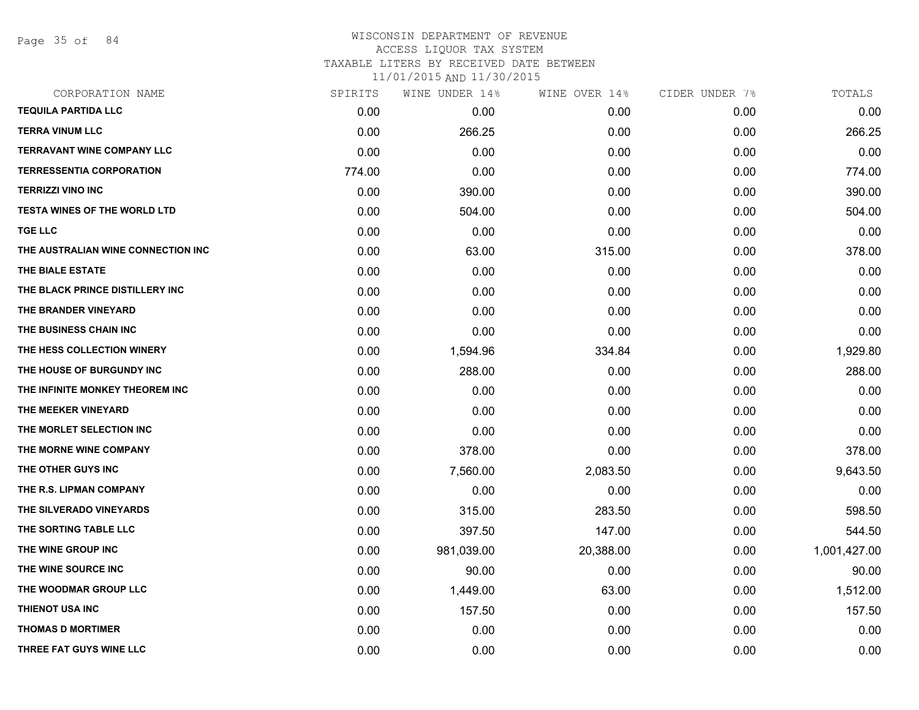WISCONSIN DEPARTMENT OF REVENUE
ACCESS LIQUOR TAX SYSTEM
TAXABLE LITERS BY RECEIVED DATE BETWEEN
11/01/2015 AND 11/30/2015

| CORPORATION NAME | SPIRITS | WINE UNDER 14% | WINE OVER 14% | CIDER UNDER 7% | TOTALS |
|---|---|---|---|---|---|
| TEQUILA PARTIDA LLC | 0.00 | 0.00 | 0.00 | 0.00 | 0.00 |
| TERRA VINUM LLC | 0.00 | 266.25 | 0.00 | 0.00 | 266.25 |
| TERRAVANT WINE COMPANY LLC | 0.00 | 0.00 | 0.00 | 0.00 | 0.00 |
| TERRESSENTIA CORPORATION | 774.00 | 0.00 | 0.00 | 0.00 | 774.00 |
| TERRIZZI VINO INC | 0.00 | 390.00 | 0.00 | 0.00 | 390.00 |
| TESTA WINES OF THE WORLD LTD | 0.00 | 504.00 | 0.00 | 0.00 | 504.00 |
| TGE LLC | 0.00 | 0.00 | 0.00 | 0.00 | 0.00 |
| THE AUSTRALIAN WINE CONNECTION INC | 0.00 | 63.00 | 315.00 | 0.00 | 378.00 |
| THE BIALE ESTATE | 0.00 | 0.00 | 0.00 | 0.00 | 0.00 |
| THE BLACK PRINCE DISTILLERY INC | 0.00 | 0.00 | 0.00 | 0.00 | 0.00 |
| THE BRANDER VINEYARD | 0.00 | 0.00 | 0.00 | 0.00 | 0.00 |
| THE BUSINESS CHAIN INC | 0.00 | 0.00 | 0.00 | 0.00 | 0.00 |
| THE HESS COLLECTION WINERY | 0.00 | 1,594.96 | 334.84 | 0.00 | 1,929.80 |
| THE HOUSE OF BURGUNDY INC | 0.00 | 288.00 | 0.00 | 0.00 | 288.00 |
| THE INFINITE MONKEY THEOREM INC | 0.00 | 0.00 | 0.00 | 0.00 | 0.00 |
| THE MEEKER VINEYARD | 0.00 | 0.00 | 0.00 | 0.00 | 0.00 |
| THE MORLET SELECTION INC | 0.00 | 0.00 | 0.00 | 0.00 | 0.00 |
| THE MORNE WINE COMPANY | 0.00 | 378.00 | 0.00 | 0.00 | 378.00 |
| THE OTHER GUYS INC | 0.00 | 7,560.00 | 2,083.50 | 0.00 | 9,643.50 |
| THE R.S. LIPMAN COMPANY | 0.00 | 0.00 | 0.00 | 0.00 | 0.00 |
| THE SILVERADO VINEYARDS | 0.00 | 315.00 | 283.50 | 0.00 | 598.50 |
| THE SORTING TABLE LLC | 0.00 | 397.50 | 147.00 | 0.00 | 544.50 |
| THE WINE GROUP INC | 0.00 | 981,039.00 | 20,388.00 | 0.00 | 1,001,427.00 |
| THE WINE SOURCE INC | 0.00 | 90.00 | 0.00 | 0.00 | 90.00 |
| THE WOODMAR GROUP LLC | 0.00 | 1,449.00 | 63.00 | 0.00 | 1,512.00 |
| THIENOT USA INC | 0.00 | 157.50 | 0.00 | 0.00 | 157.50 |
| THOMAS D MORTIMER | 0.00 | 0.00 | 0.00 | 0.00 | 0.00 |
| THREE FAT GUYS WINE LLC | 0.00 | 0.00 | 0.00 | 0.00 | 0.00 |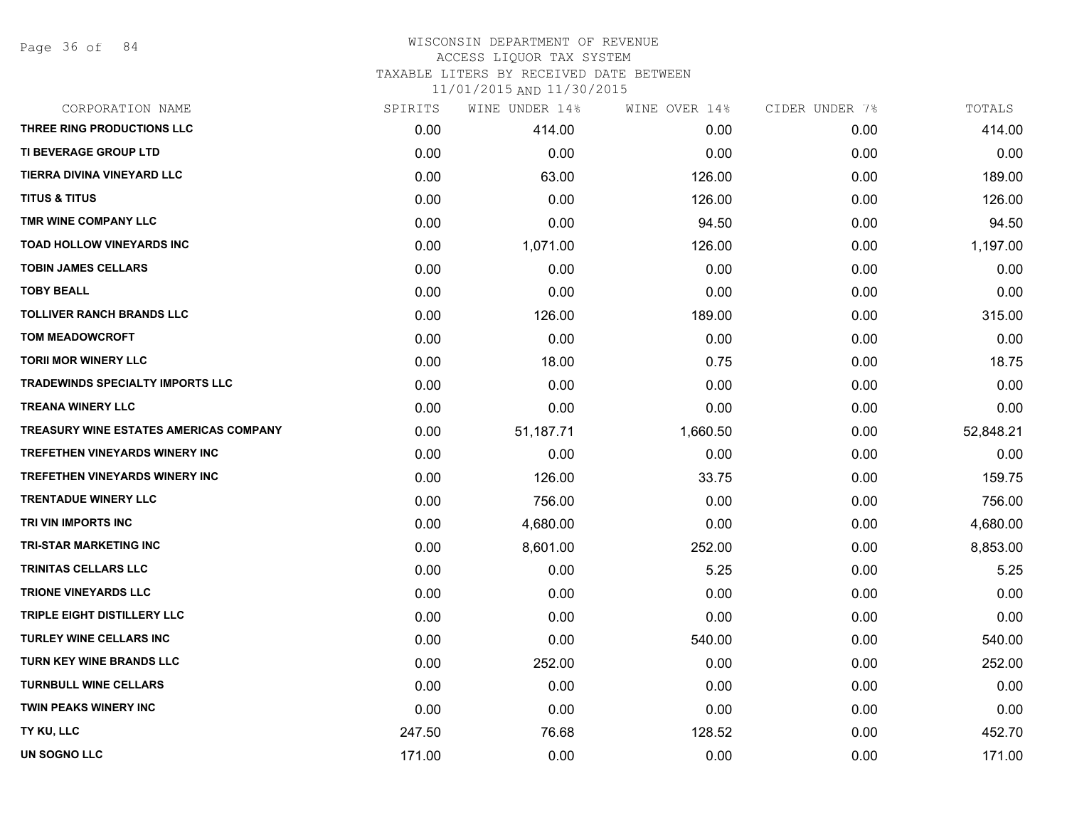# WISCONSIN DEPARTMENT OF REVENUE
## ACCESS LIQUOR TAX SYSTEM
### TAXABLE LITERS BY RECEIVED DATE BETWEEN 11/01/2015 AND 11/30/2015

| CORPORATION NAME | SPIRITS | WINE UNDER 14% | WINE OVER 14% | CIDER UNDER 7% | TOTALS |
|---|---|---|---|---|---|
| THREE RING PRODUCTIONS LLC | 0.00 | 414.00 | 0.00 | 0.00 | 414.00 |
| TI BEVERAGE GROUP LTD | 0.00 | 0.00 | 0.00 | 0.00 | 0.00 |
| TIERRA DIVINA VINEYARD LLC | 0.00 | 63.00 | 126.00 | 0.00 | 189.00 |
| TITUS & TITUS | 0.00 | 0.00 | 126.00 | 0.00 | 126.00 |
| TMR WINE COMPANY LLC | 0.00 | 0.00 | 94.50 | 0.00 | 94.50 |
| TOAD HOLLOW VINEYARDS INC | 0.00 | 1,071.00 | 126.00 | 0.00 | 1,197.00 |
| TOBIN JAMES CELLARS | 0.00 | 0.00 | 0.00 | 0.00 | 0.00 |
| TOBY BEALL | 0.00 | 0.00 | 0.00 | 0.00 | 0.00 |
| TOLLIVER RANCH BRANDS LLC | 0.00 | 126.00 | 189.00 | 0.00 | 315.00 |
| TOM MEADOWCROFT | 0.00 | 0.00 | 0.00 | 0.00 | 0.00 |
| TORII MOR WINERY LLC | 0.00 | 18.00 | 0.75 | 0.00 | 18.75 |
| TRADEWINDS SPECIALTY IMPORTS LLC | 0.00 | 0.00 | 0.00 | 0.00 | 0.00 |
| TREANA WINERY LLC | 0.00 | 0.00 | 0.00 | 0.00 | 0.00 |
| TREASURY WINE ESTATES AMERICAS COMPANY | 0.00 | 51,187.71 | 1,660.50 | 0.00 | 52,848.21 |
| TREFETHEN VINEYARDS WINERY INC | 0.00 | 0.00 | 0.00 | 0.00 | 0.00 |
| TREFETHEN VINEYARDS WINERY INC | 0.00 | 126.00 | 33.75 | 0.00 | 159.75 |
| TRENTADUE WINERY LLC | 0.00 | 756.00 | 0.00 | 0.00 | 756.00 |
| TRI VIN IMPORTS INC | 0.00 | 4,680.00 | 0.00 | 0.00 | 4,680.00 |
| TRI-STAR MARKETING INC | 0.00 | 8,601.00 | 252.00 | 0.00 | 8,853.00 |
| TRINITAS CELLARS LLC | 0.00 | 0.00 | 5.25 | 0.00 | 5.25 |
| TRIONE VINEYARDS LLC | 0.00 | 0.00 | 0.00 | 0.00 | 0.00 |
| TRIPLE EIGHT DISTILLERY LLC | 0.00 | 0.00 | 0.00 | 0.00 | 0.00 |
| TURLEY WINE CELLARS INC | 0.00 | 0.00 | 540.00 | 0.00 | 540.00 |
| TURN KEY WINE BRANDS LLC | 0.00 | 252.00 | 0.00 | 0.00 | 252.00 |
| TURNBULL WINE CELLARS | 0.00 | 0.00 | 0.00 | 0.00 | 0.00 |
| TWIN PEAKS WINERY INC | 0.00 | 0.00 | 0.00 | 0.00 | 0.00 |
| TY KU, LLC | 247.50 | 76.68 | 128.52 | 0.00 | 452.70 |
| UN SOGNO LLC | 171.00 | 0.00 | 0.00 | 0.00 | 171.00 |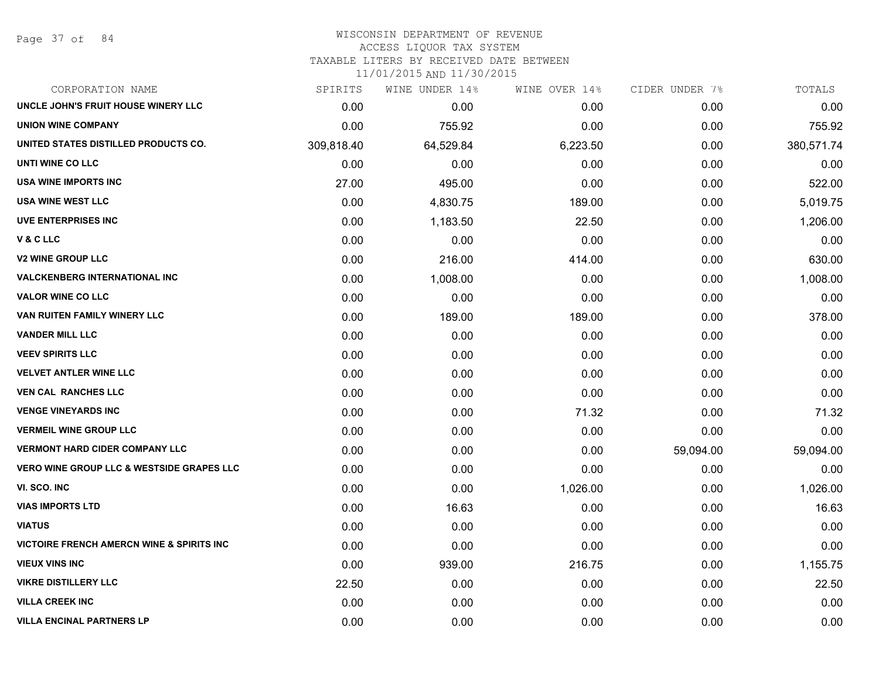WISCONSIN DEPARTMENT OF REVENUE
ACCESS LIQUOR TAX SYSTEM
TAXABLE LITERS BY RECEIVED DATE BETWEEN
11/01/2015 AND 11/30/2015

| CORPORATION NAME | SPIRITS | WINE UNDER 14% | WINE OVER 14% | CIDER UNDER 7% | TOTALS |
|---|---|---|---|---|---|
| UNCLE JOHN'S FRUIT HOUSE WINERY LLC | 0.00 | 0.00 | 0.00 | 0.00 | 0.00 |
| UNION WINE COMPANY | 0.00 | 755.92 | 0.00 | 0.00 | 755.92 |
| UNITED STATES DISTILLED PRODUCTS CO. | 309,818.40 | 64,529.84 | 6,223.50 | 0.00 | 380,571.74 |
| UNTI WINE CO LLC | 0.00 | 0.00 | 0.00 | 0.00 | 0.00 |
| USA WINE IMPORTS INC | 27.00 | 495.00 | 0.00 | 0.00 | 522.00 |
| USA WINE WEST LLC | 0.00 | 4,830.75 | 189.00 | 0.00 | 5,019.75 |
| UVE ENTERPRISES INC | 0.00 | 1,183.50 | 22.50 | 0.00 | 1,206.00 |
| V & C LLC | 0.00 | 0.00 | 0.00 | 0.00 | 0.00 |
| V2 WINE GROUP LLC | 0.00 | 216.00 | 414.00 | 0.00 | 630.00 |
| VALCKENBERG INTERNATIONAL INC | 0.00 | 1,008.00 | 0.00 | 0.00 | 1,008.00 |
| VALOR WINE CO LLC | 0.00 | 0.00 | 0.00 | 0.00 | 0.00 |
| VAN RUITEN FAMILY WINERY LLC | 0.00 | 189.00 | 189.00 | 0.00 | 378.00 |
| VANDER MILL LLC | 0.00 | 0.00 | 0.00 | 0.00 | 0.00 |
| VEEV SPIRITS LLC | 0.00 | 0.00 | 0.00 | 0.00 | 0.00 |
| VELVET ANTLER WINE LLC | 0.00 | 0.00 | 0.00 | 0.00 | 0.00 |
| VEN CAL RANCHES LLC | 0.00 | 0.00 | 0.00 | 0.00 | 0.00 |
| VENGE VINEYARDS INC | 0.00 | 0.00 | 71.32 | 0.00 | 71.32 |
| VERMEIL WINE GROUP LLC | 0.00 | 0.00 | 0.00 | 0.00 | 0.00 |
| VERMONT HARD CIDER COMPANY LLC | 0.00 | 0.00 | 0.00 | 59,094.00 | 59,094.00 |
| VERO WINE GROUP LLC & WESTSIDE GRAPES LLC | 0.00 | 0.00 | 0.00 | 0.00 | 0.00 |
| VI. SCO. INC | 0.00 | 0.00 | 1,026.00 | 0.00 | 1,026.00 |
| VIAS IMPORTS LTD | 0.00 | 16.63 | 0.00 | 0.00 | 16.63 |
| VIATUS | 0.00 | 0.00 | 0.00 | 0.00 | 0.00 |
| VICTOIRE FRENCH AMERCN WINE & SPIRITS INC | 0.00 | 0.00 | 0.00 | 0.00 | 0.00 |
| VIEUX VINS INC | 0.00 | 939.00 | 216.75 | 0.00 | 1,155.75 |
| VIKRE DISTILLERY LLC | 22.50 | 0.00 | 0.00 | 0.00 | 22.50 |
| VILLA CREEK INC | 0.00 | 0.00 | 0.00 | 0.00 | 0.00 |
| VILLA ENCINAL PARTNERS LP | 0.00 | 0.00 | 0.00 | 0.00 | 0.00 |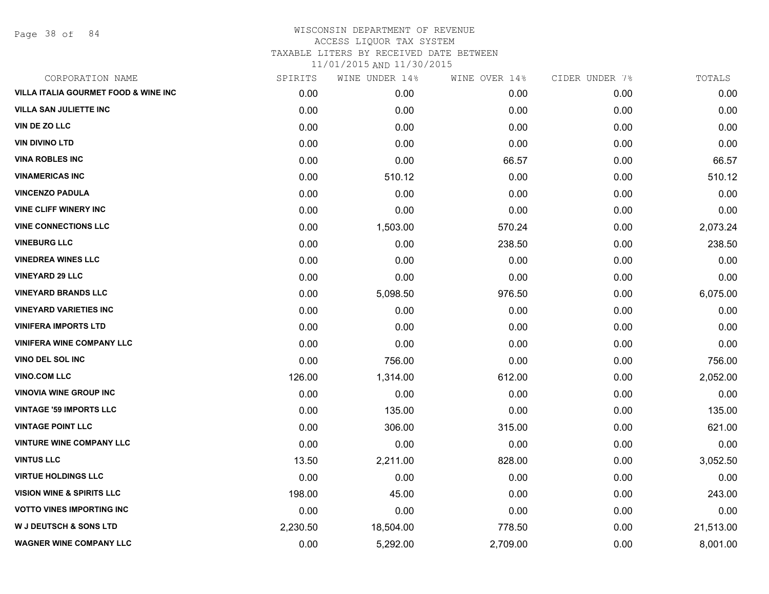WISCONSIN DEPARTMENT OF REVENUE
ACCESS LIQUOR TAX SYSTEM
TAXABLE LITERS BY RECEIVED DATE BETWEEN
11/01/2015 AND 11/30/2015

| CORPORATION NAME | SPIRITS | WINE UNDER 14% | WINE OVER 14% | CIDER UNDER 7% | TOTALS |
|---|---|---|---|---|---|
| VILLA ITALIA GOURMET FOOD & WINE INC | 0.00 | 0.00 | 0.00 | 0.00 | 0.00 |
| VILLA SAN JULIETTE INC | 0.00 | 0.00 | 0.00 | 0.00 | 0.00 |
| VIN DE ZO LLC | 0.00 | 0.00 | 0.00 | 0.00 | 0.00 |
| VIN DIVINO LTD | 0.00 | 0.00 | 0.00 | 0.00 | 0.00 |
| VINA ROBLES INC | 0.00 | 0.00 | 66.57 | 0.00 | 66.57 |
| VINAMERICAS INC | 0.00 | 510.12 | 0.00 | 0.00 | 510.12 |
| VINCENZO PADULA | 0.00 | 0.00 | 0.00 | 0.00 | 0.00 |
| VINE CLIFF WINERY INC | 0.00 | 0.00 | 0.00 | 0.00 | 0.00 |
| VINE CONNECTIONS LLC | 0.00 | 1,503.00 | 570.24 | 0.00 | 2,073.24 |
| VINEBURG LLC | 0.00 | 0.00 | 238.50 | 0.00 | 238.50 |
| VINEDREA WINES LLC | 0.00 | 0.00 | 0.00 | 0.00 | 0.00 |
| VINEYARD 29 LLC | 0.00 | 0.00 | 0.00 | 0.00 | 0.00 |
| VINEYARD BRANDS LLC | 0.00 | 5,098.50 | 976.50 | 0.00 | 6,075.00 |
| VINEYARD VARIETIES INC | 0.00 | 0.00 | 0.00 | 0.00 | 0.00 |
| VINIFERA IMPORTS LTD | 0.00 | 0.00 | 0.00 | 0.00 | 0.00 |
| VINIFERA WINE COMPANY LLC | 0.00 | 0.00 | 0.00 | 0.00 | 0.00 |
| VINO DEL SOL INC | 0.00 | 756.00 | 0.00 | 0.00 | 756.00 |
| VINO.COM LLC | 126.00 | 1,314.00 | 612.00 | 0.00 | 2,052.00 |
| VINOVIA WINE GROUP INC | 0.00 | 0.00 | 0.00 | 0.00 | 0.00 |
| VINTAGE '59 IMPORTS LLC | 0.00 | 135.00 | 0.00 | 0.00 | 135.00 |
| VINTAGE POINT LLC | 0.00 | 306.00 | 315.00 | 0.00 | 621.00 |
| VINTURE WINE COMPANY LLC | 0.00 | 0.00 | 0.00 | 0.00 | 0.00 |
| VINTUS LLC | 13.50 | 2,211.00 | 828.00 | 0.00 | 3,052.50 |
| VIRTUE HOLDINGS LLC | 0.00 | 0.00 | 0.00 | 0.00 | 0.00 |
| VISION WINE & SPIRITS LLC | 198.00 | 45.00 | 0.00 | 0.00 | 243.00 |
| VOTTO VINES IMPORTING INC | 0.00 | 0.00 | 0.00 | 0.00 | 0.00 |
| W J DEUTSCH & SONS LTD | 2,230.50 | 18,504.00 | 778.50 | 0.00 | 21,513.00 |
| WAGNER WINE COMPANY LLC | 0.00 | 5,292.00 | 2,709.00 | 0.00 | 8,001.00 |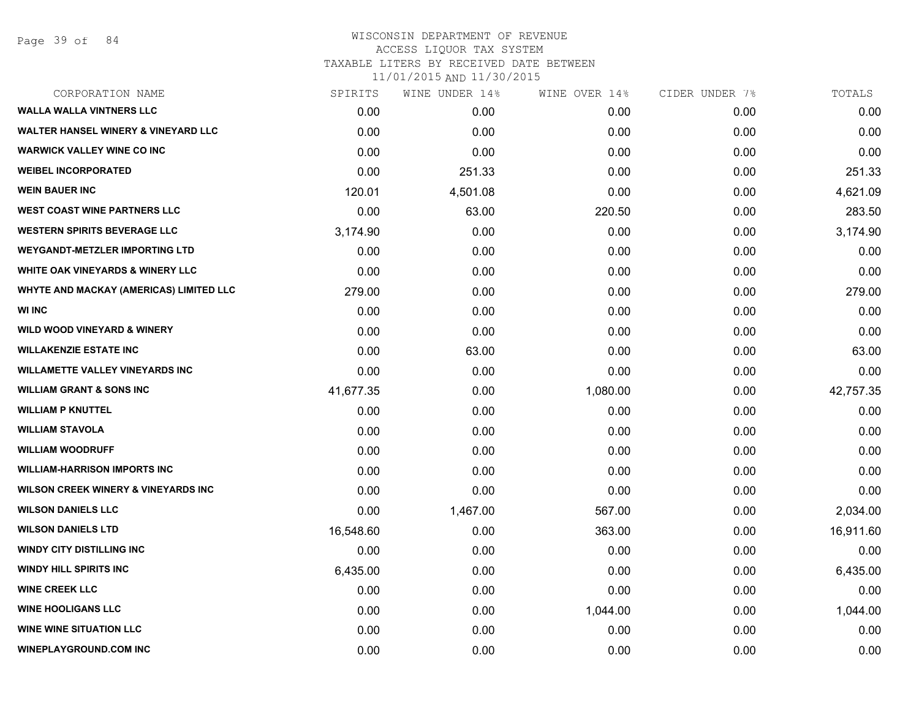# WISCONSIN DEPARTMENT OF REVENUE
## ACCESS LIQUOR TAX SYSTEM
### TAXABLE LITERS BY RECEIVED DATE BETWEEN 11/01/2015 AND 11/30/2015

| CORPORATION NAME | SPIRITS | WINE UNDER 14% | WINE OVER 14% | CIDER UNDER 7% | TOTALS |
|---|---|---|---|---|---|
| WALLA WALLA VINTNERS LLC | 0.00 | 0.00 | 0.00 | 0.00 | 0.00 |
| WALTER HANSEL WINERY & VINEYARD LLC | 0.00 | 0.00 | 0.00 | 0.00 | 0.00 |
| WARWICK VALLEY WINE CO INC | 0.00 | 0.00 | 0.00 | 0.00 | 0.00 |
| WEIBEL INCORPORATED | 0.00 | 251.33 | 0.00 | 0.00 | 251.33 |
| WEIN BAUER INC | 120.01 | 4,501.08 | 0.00 | 0.00 | 4,621.09 |
| WEST COAST WINE PARTNERS LLC | 0.00 | 63.00 | 220.50 | 0.00 | 283.50 |
| WESTERN SPIRITS BEVERAGE LLC | 3,174.90 | 0.00 | 0.00 | 0.00 | 3,174.90 |
| WEYGANDT-METZLER IMPORTING LTD | 0.00 | 0.00 | 0.00 | 0.00 | 0.00 |
| WHITE OAK VINEYARDS & WINERY LLC | 0.00 | 0.00 | 0.00 | 0.00 | 0.00 |
| WHYTE AND MACKAY (AMERICAS) LIMITED LLC | 279.00 | 0.00 | 0.00 | 0.00 | 279.00 |
| WI INC | 0.00 | 0.00 | 0.00 | 0.00 | 0.00 |
| WILD WOOD VINEYARD & WINERY | 0.00 | 0.00 | 0.00 | 0.00 | 0.00 |
| WILLAKENZIE ESTATE INC | 0.00 | 63.00 | 0.00 | 0.00 | 63.00 |
| WILLAMETTE VALLEY VINEYARDS INC | 0.00 | 0.00 | 0.00 | 0.00 | 0.00 |
| WILLIAM GRANT & SONS INC | 41,677.35 | 0.00 | 1,080.00 | 0.00 | 42,757.35 |
| WILLIAM P KNUTTEL | 0.00 | 0.00 | 0.00 | 0.00 | 0.00 |
| WILLIAM STAVOLA | 0.00 | 0.00 | 0.00 | 0.00 | 0.00 |
| WILLIAM WOODRUFF | 0.00 | 0.00 | 0.00 | 0.00 | 0.00 |
| WILLIAM-HARRISON IMPORTS INC | 0.00 | 0.00 | 0.00 | 0.00 | 0.00 |
| WILSON CREEK WINERY & VINEYARDS INC | 0.00 | 0.00 | 0.00 | 0.00 | 0.00 |
| WILSON DANIELS LLC | 0.00 | 1,467.00 | 567.00 | 0.00 | 2,034.00 |
| WILSON DANIELS LTD | 16,548.60 | 0.00 | 363.00 | 0.00 | 16,911.60 |
| WINDY CITY DISTILLING INC | 0.00 | 0.00 | 0.00 | 0.00 | 0.00 |
| WINDY HILL SPIRITS INC | 6,435.00 | 0.00 | 0.00 | 0.00 | 6,435.00 |
| WINE CREEK LLC | 0.00 | 0.00 | 0.00 | 0.00 | 0.00 |
| WINE HOOLIGANS LLC | 0.00 | 0.00 | 1,044.00 | 0.00 | 1,044.00 |
| WINE WINE SITUATION LLC | 0.00 | 0.00 | 0.00 | 0.00 | 0.00 |
| WINEPLAYGROUND.COM INC | 0.00 | 0.00 | 0.00 | 0.00 | 0.00 |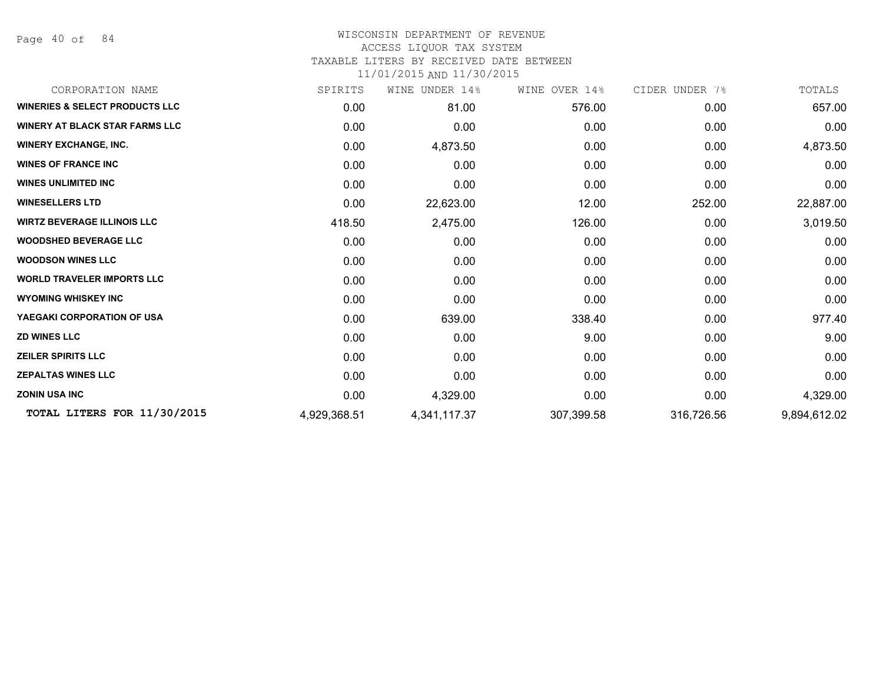WISCONSIN DEPARTMENT OF REVENUE
ACCESS LIQUOR TAX SYSTEM
TAXABLE LITERS BY RECEIVED DATE BETWEEN
11/01/2015 AND 11/30/2015

| CORPORATION NAME | SPIRITS | WINE UNDER 14% | WINE OVER 14% | CIDER UNDER 7% | TOTALS |
|---|---|---|---|---|---|
| **WINERIES & SELECT PRODUCTS LLC** | 0.00 | 81.00 | 576.00 | 0.00 | 657.00 |
| **WINERY AT BLACK STAR FARMS LLC** | 0.00 | 0.00 | 0.00 | 0.00 | 0.00 |
| **WINERY EXCHANGE, INC.** | 0.00 | 4,873.50 | 0.00 | 0.00 | 4,873.50 |
| **WINES OF FRANCE INC** | 0.00 | 0.00 | 0.00 | 0.00 | 0.00 |
| **WINES UNLIMITED INC** | 0.00 | 0.00 | 0.00 | 0.00 | 0.00 |
| **WINESELLERS LTD** | 0.00 | 22,623.00 | 12.00 | 252.00 | 22,887.00 |
| **WIRTZ BEVERAGE ILLINOIS LLC** | 418.50 | 2,475.00 | 126.00 | 0.00 | 3,019.50 |
| **WOODSHED BEVERAGE LLC** | 0.00 | 0.00 | 0.00 | 0.00 | 0.00 |
| **WOODSON WINES LLC** | 0.00 | 0.00 | 0.00 | 0.00 | 0.00 |
| **WORLD TRAVELER IMPORTS LLC** | 0.00 | 0.00 | 0.00 | 0.00 | 0.00 |
| **WYOMING WHISKEY INC** | 0.00 | 0.00 | 0.00 | 0.00 | 0.00 |
| **YAEGAKI CORPORATION OF USA** | 0.00 | 639.00 | 338.40 | 0.00 | 977.40 |
| **ZD WINES LLC** | 0.00 | 0.00 | 9.00 | 0.00 | 9.00 |
| **ZEILER SPIRITS LLC** | 0.00 | 0.00 | 0.00 | 0.00 | 0.00 |
| **ZEPALTAS WINES LLC** | 0.00 | 0.00 | 0.00 | 0.00 | 0.00 |
| **ZONIN USA INC** | 0.00 | 4,329.00 | 0.00 | 0.00 | 4,329.00 |
| **TOTAL LITERS FOR 11/30/2015** | 4,929,368.51 | 4,341,117.37 | 307,399.58 | 316,726.56 | 9,894,612.02 |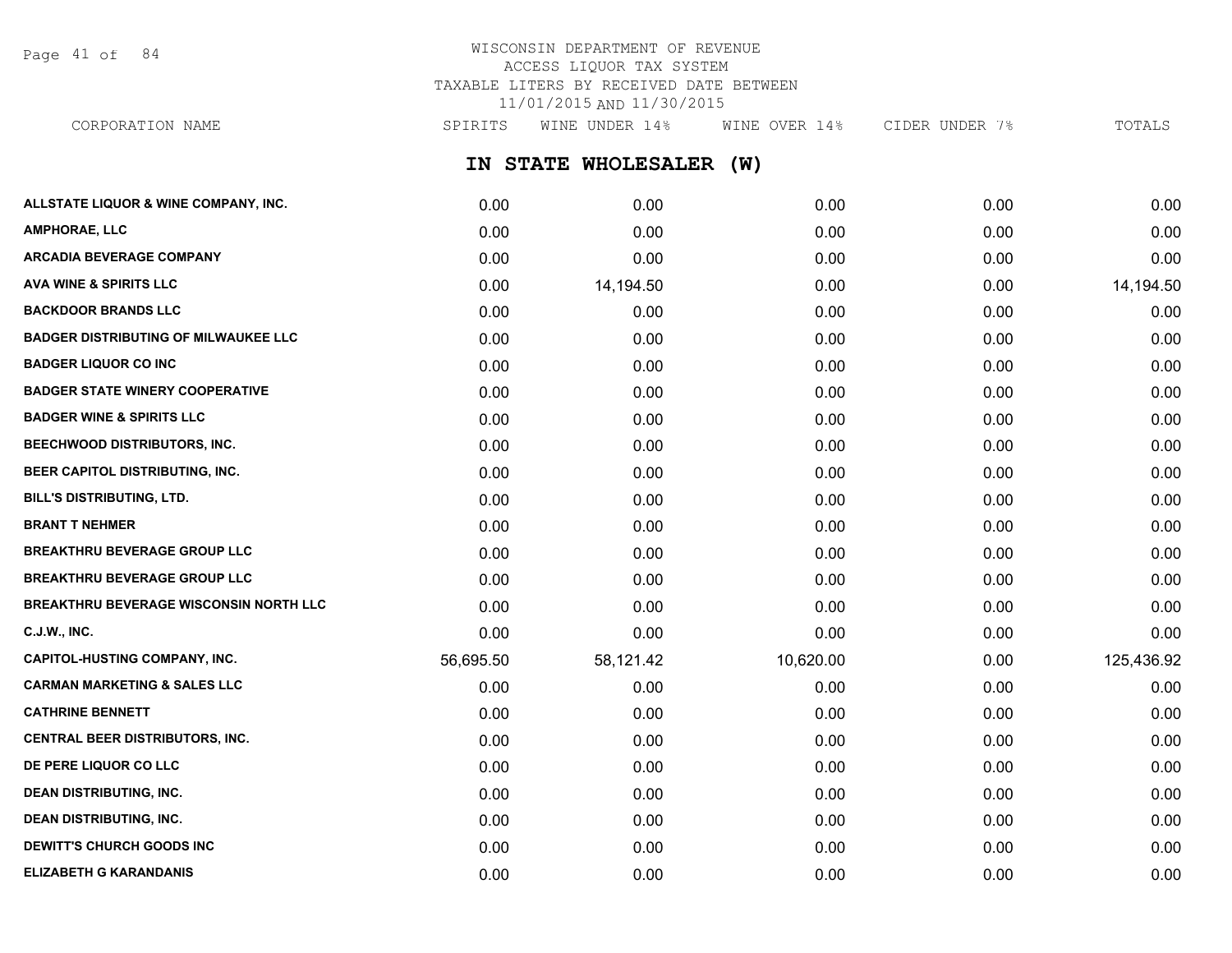WISCONSIN DEPARTMENT OF REVENUE
ACCESS LIQUOR TAX SYSTEM
TAXABLE LITERS BY RECEIVED DATE BETWEEN
11/01/2015 AND 11/30/2015

## IN STATE WHOLESALER (W)

| CORPORATION NAME | SPIRITS | WINE UNDER 14% | WINE OVER 14% | CIDER UNDER 7% | TOTALS |
|---|---|---|---|---|---|
| ALLSTATE LIQUOR & WINE COMPANY, INC. | 0.00 | 0.00 | 0.00 | 0.00 | 0.00 |
| AMPHORAE, LLC | 0.00 | 0.00 | 0.00 | 0.00 | 0.00 |
| ARCADIA BEVERAGE COMPANY | 0.00 | 0.00 | 0.00 | 0.00 | 0.00 |
| AVA WINE & SPIRITS LLC | 0.00 | 14,194.50 | 0.00 | 0.00 | 14,194.50 |
| BACKDOOR BRANDS LLC | 0.00 | 0.00 | 0.00 | 0.00 | 0.00 |
| BADGER DISTRIBUTING OF MILWAUKEE LLC | 0.00 | 0.00 | 0.00 | 0.00 | 0.00 |
| BADGER LIQUOR CO INC | 0.00 | 0.00 | 0.00 | 0.00 | 0.00 |
| BADGER STATE WINERY COOPERATIVE | 0.00 | 0.00 | 0.00 | 0.00 | 0.00 |
| BADGER WINE & SPIRITS LLC | 0.00 | 0.00 | 0.00 | 0.00 | 0.00 |
| BEECHWOOD DISTRIBUTORS, INC. | 0.00 | 0.00 | 0.00 | 0.00 | 0.00 |
| BEER CAPITOL DISTRIBUTING, INC. | 0.00 | 0.00 | 0.00 | 0.00 | 0.00 |
| BILL'S DISTRIBUTING, LTD. | 0.00 | 0.00 | 0.00 | 0.00 | 0.00 |
| BRANT T NEHMER | 0.00 | 0.00 | 0.00 | 0.00 | 0.00 |
| BREAKTHRU BEVERAGE GROUP LLC | 0.00 | 0.00 | 0.00 | 0.00 | 0.00 |
| BREAKTHRU BEVERAGE GROUP LLC | 0.00 | 0.00 | 0.00 | 0.00 | 0.00 |
| BREAKTHRU BEVERAGE WISCONSIN NORTH LLC | 0.00 | 0.00 | 0.00 | 0.00 | 0.00 |
| C.J.W., INC. | 0.00 | 0.00 | 0.00 | 0.00 | 0.00 |
| CAPITOL-HUSTING COMPANY, INC. | 56,695.50 | 58,121.42 | 10,620.00 | 0.00 | 125,436.92 |
| CARMAN MARKETING & SALES LLC | 0.00 | 0.00 | 0.00 | 0.00 | 0.00 |
| CATHRINE BENNETT | 0.00 | 0.00 | 0.00 | 0.00 | 0.00 |
| CENTRAL BEER DISTRIBUTORS, INC. | 0.00 | 0.00 | 0.00 | 0.00 | 0.00 |
| DE PERE LIQUOR CO LLC | 0.00 | 0.00 | 0.00 | 0.00 | 0.00 |
| DEAN DISTRIBUTING, INC. | 0.00 | 0.00 | 0.00 | 0.00 | 0.00 |
| DEAN DISTRIBUTING, INC. | 0.00 | 0.00 | 0.00 | 0.00 | 0.00 |
| DEWITT'S CHURCH GOODS INC | 0.00 | 0.00 | 0.00 | 0.00 | 0.00 |
| ELIZABETH G KARANDANIS | 0.00 | 0.00 | 0.00 | 0.00 | 0.00 |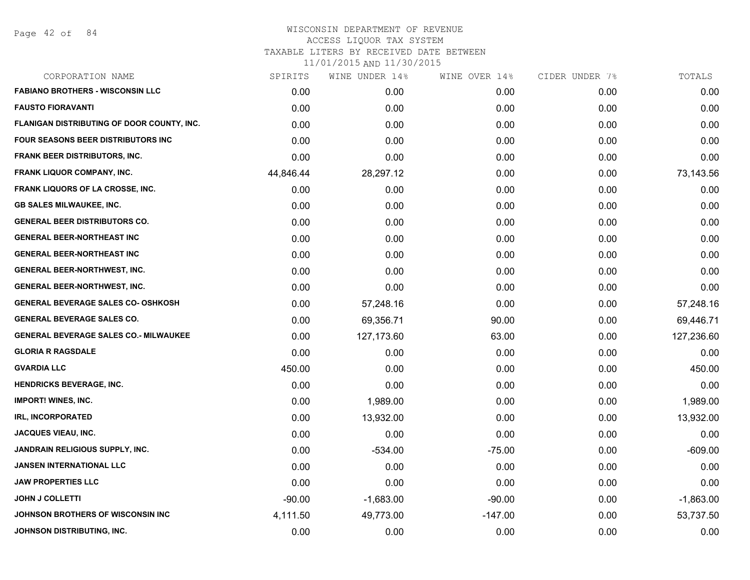# WISCONSIN DEPARTMENT OF REVENUE
## ACCESS LIQUOR TAX SYSTEM
### TAXABLE LITERS BY RECEIVED DATE BETWEEN 11/01/2015 AND 11/30/2015

| CORPORATION NAME | SPIRITS | WINE UNDER 14% | WINE OVER 14% | CIDER UNDER 7% | TOTALS |
|---|---|---|---|---|---|
| FABIANO BROTHERS - WISCONSIN LLC | 0.00 | 0.00 | 0.00 | 0.00 | 0.00 |
| FAUSTO FIORAVANTI | 0.00 | 0.00 | 0.00 | 0.00 | 0.00 |
| FLANIGAN DISTRIBUTING OF DOOR COUNTY, INC. | 0.00 | 0.00 | 0.00 | 0.00 | 0.00 |
| FOUR SEASONS BEER DISTRIBUTORS INC | 0.00 | 0.00 | 0.00 | 0.00 | 0.00 |
| FRANK BEER DISTRIBUTORS, INC. | 0.00 | 0.00 | 0.00 | 0.00 | 0.00 |
| FRANK LIQUOR COMPANY, INC. | 44,846.44 | 28,297.12 | 0.00 | 0.00 | 73,143.56 |
| FRANK LIQUORS OF LA CROSSE, INC. | 0.00 | 0.00 | 0.00 | 0.00 | 0.00 |
| GB SALES MILWAUKEE, INC. | 0.00 | 0.00 | 0.00 | 0.00 | 0.00 |
| GENERAL BEER DISTRIBUTORS CO. | 0.00 | 0.00 | 0.00 | 0.00 | 0.00 |
| GENERAL BEER-NORTHEAST INC | 0.00 | 0.00 | 0.00 | 0.00 | 0.00 |
| GENERAL BEER-NORTHEAST INC | 0.00 | 0.00 | 0.00 | 0.00 | 0.00 |
| GENERAL BEER-NORTHWEST, INC. | 0.00 | 0.00 | 0.00 | 0.00 | 0.00 |
| GENERAL BEER-NORTHWEST, INC. | 0.00 | 0.00 | 0.00 | 0.00 | 0.00 |
| GENERAL BEVERAGE SALES CO- OSHKOSH | 0.00 | 57,248.16 | 0.00 | 0.00 | 57,248.16 |
| GENERAL BEVERAGE SALES CO. | 0.00 | 69,356.71 | 90.00 | 0.00 | 69,446.71 |
| GENERAL BEVERAGE SALES CO.- MILWAUKEE | 0.00 | 127,173.60 | 63.00 | 0.00 | 127,236.60 |
| GLORIA R RAGSDALE | 0.00 | 0.00 | 0.00 | 0.00 | 0.00 |
| GVARDIA LLC | 450.00 | 0.00 | 0.00 | 0.00 | 450.00 |
| HENDRICKS BEVERAGE, INC. | 0.00 | 0.00 | 0.00 | 0.00 | 0.00 |
| IMPORT! WINES, INC. | 0.00 | 1,989.00 | 0.00 | 0.00 | 1,989.00 |
| IRL, INCORPORATED | 0.00 | 13,932.00 | 0.00 | 0.00 | 13,932.00 |
| JACQUES VIEAU, INC. | 0.00 | 0.00 | 0.00 | 0.00 | 0.00 |
| JANDRAIN RELIGIOUS SUPPLY, INC. | 0.00 | -534.00 | -75.00 | 0.00 | -609.00 |
| JANSEN INTERNATIONAL LLC | 0.00 | 0.00 | 0.00 | 0.00 | 0.00 |
| JAW PROPERTIES LLC | 0.00 | 0.00 | 0.00 | 0.00 | 0.00 |
| JOHN J COLLETTI | -90.00 | -1,683.00 | -90.00 | 0.00 | -1,863.00 |
| JOHNSON BROTHERS OF WISCONSIN INC | 4,111.50 | 49,773.00 | -147.00 | 0.00 | 53,737.50 |
| JOHNSON DISTRIBUTING, INC. | 0.00 | 0.00 | 0.00 | 0.00 | 0.00 |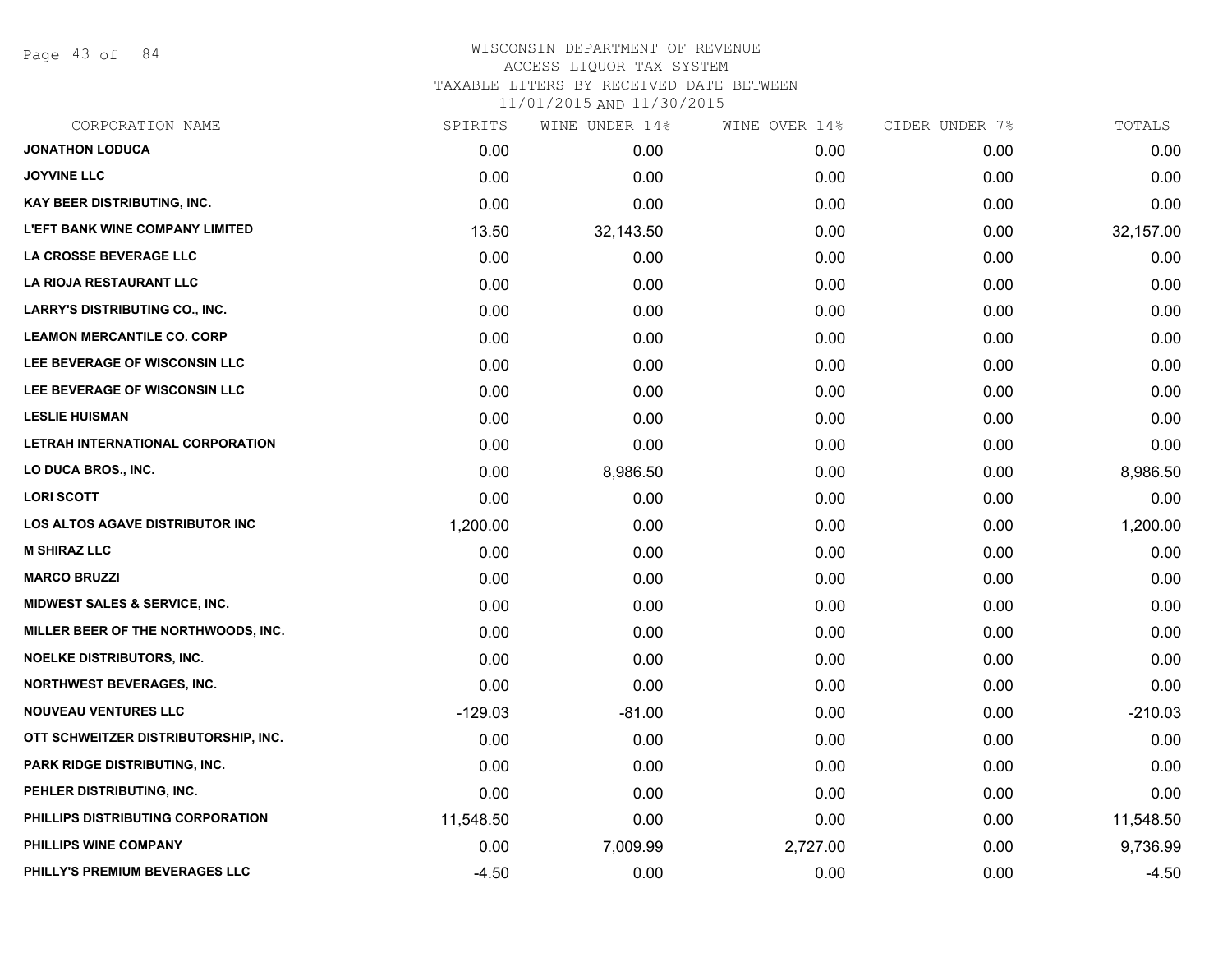# WISCONSIN DEPARTMENT OF REVENUE
## ACCESS LIQUOR TAX SYSTEM
### TAXABLE LITERS BY RECEIVED DATE BETWEEN 11/01/2015 AND 11/30/2015

| CORPORATION NAME | SPIRITS | WINE UNDER 14% | WINE OVER 14% | CIDER UNDER 7% | TOTALS |
|---|---|---|---|---|---|
| JONATHON LODUCA | 0.00 | 0.00 | 0.00 | 0.00 | 0.00 |
| JOYVINE LLC | 0.00 | 0.00 | 0.00 | 0.00 | 0.00 |
| KAY BEER DISTRIBUTING, INC. | 0.00 | 0.00 | 0.00 | 0.00 | 0.00 |
| L'EFT BANK WINE COMPANY LIMITED | 13.50 | 32,143.50 | 0.00 | 0.00 | 32,157.00 |
| LA CROSSE BEVERAGE LLC | 0.00 | 0.00 | 0.00 | 0.00 | 0.00 |
| LA RIOJA RESTAURANT LLC | 0.00 | 0.00 | 0.00 | 0.00 | 0.00 |
| LARRY'S DISTRIBUTING CO., INC. | 0.00 | 0.00 | 0.00 | 0.00 | 0.00 |
| LEAMON MERCANTILE CO. CORP | 0.00 | 0.00 | 0.00 | 0.00 | 0.00 |
| LEE BEVERAGE OF WISCONSIN LLC | 0.00 | 0.00 | 0.00 | 0.00 | 0.00 |
| LEE BEVERAGE OF WISCONSIN LLC | 0.00 | 0.00 | 0.00 | 0.00 | 0.00 |
| LESLIE HUISMAN | 0.00 | 0.00 | 0.00 | 0.00 | 0.00 |
| LETRAH INTERNATIONAL CORPORATION | 0.00 | 0.00 | 0.00 | 0.00 | 0.00 |
| LO DUCA BROS., INC. | 0.00 | 8,986.50 | 0.00 | 0.00 | 8,986.50 |
| LORI SCOTT | 0.00 | 0.00 | 0.00 | 0.00 | 0.00 |
| LOS ALTOS AGAVE DISTRIBUTOR INC | 1,200.00 | 0.00 | 0.00 | 0.00 | 1,200.00 |
| M SHIRAZ LLC | 0.00 | 0.00 | 0.00 | 0.00 | 0.00 |
| MARCO BRUZZI | 0.00 | 0.00 | 0.00 | 0.00 | 0.00 |
| MIDWEST SALES & SERVICE, INC. | 0.00 | 0.00 | 0.00 | 0.00 | 0.00 |
| MILLER BEER OF THE NORTHWOODS, INC. | 0.00 | 0.00 | 0.00 | 0.00 | 0.00 |
| NOELKE DISTRIBUTORS, INC. | 0.00 | 0.00 | 0.00 | 0.00 | 0.00 |
| NORTHWEST BEVERAGES, INC. | 0.00 | 0.00 | 0.00 | 0.00 | 0.00 |
| NOUVEAU VENTURES LLC | -129.03 | -81.00 | 0.00 | 0.00 | -210.03 |
| OTT SCHWEITZER DISTRIBUTORSHIP, INC. | 0.00 | 0.00 | 0.00 | 0.00 | 0.00 |
| PARK RIDGE DISTRIBUTING, INC. | 0.00 | 0.00 | 0.00 | 0.00 | 0.00 |
| PEHLER DISTRIBUTING, INC. | 0.00 | 0.00 | 0.00 | 0.00 | 0.00 |
| PHILLIPS DISTRIBUTING CORPORATION | 11,548.50 | 0.00 | 0.00 | 0.00 | 11,548.50 |
| PHILLIPS WINE COMPANY | 0.00 | 7,009.99 | 2,727.00 | 0.00 | 9,736.99 |
| PHILLY'S PREMIUM BEVERAGES LLC | -4.50 | 0.00 | 0.00 | 0.00 | -4.50 |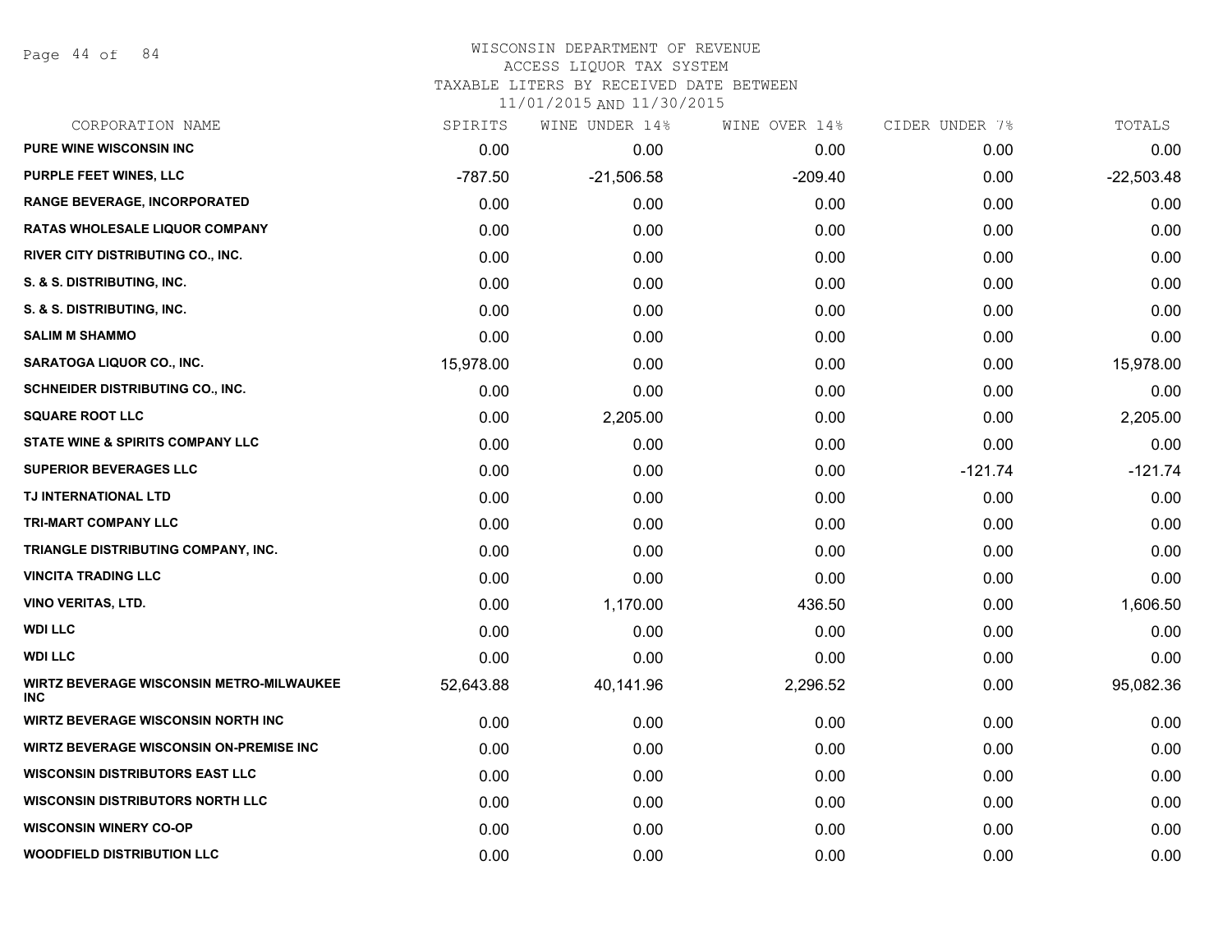# WISCONSIN DEPARTMENT OF REVENUE
## ACCESS LIQUOR TAX SYSTEM
### TAXABLE LITERS BY RECEIVED DATE BETWEEN 11/01/2015 AND 11/30/2015

| CORPORATION NAME | SPIRITS | WINE UNDER 14% | WINE OVER 14% | CIDER UNDER 7% | TOTALS |
|---|---|---|---|---|---|
| PURE WINE WISCONSIN INC | 0.00 | 0.00 | 0.00 | 0.00 | 0.00 |
| PURPLE FEET WINES, LLC | -787.50 | -21,506.58 | -209.40 | 0.00 | -22,503.48 |
| RANGE BEVERAGE, INCORPORATED | 0.00 | 0.00 | 0.00 | 0.00 | 0.00 |
| RATAS WHOLESALE LIQUOR COMPANY | 0.00 | 0.00 | 0.00 | 0.00 | 0.00 |
| RIVER CITY DISTRIBUTING CO., INC. | 0.00 | 0.00 | 0.00 | 0.00 | 0.00 |
| S. & S. DISTRIBUTING, INC. | 0.00 | 0.00 | 0.00 | 0.00 | 0.00 |
| S. & S. DISTRIBUTING, INC. | 0.00 | 0.00 | 0.00 | 0.00 | 0.00 |
| SALIM M SHAMMO | 0.00 | 0.00 | 0.00 | 0.00 | 0.00 |
| SARATOGA LIQUOR CO., INC. | 15,978.00 | 0.00 | 0.00 | 0.00 | 15,978.00 |
| SCHNEIDER DISTRIBUTING CO., INC. | 0.00 | 0.00 | 0.00 | 0.00 | 0.00 |
| SQUARE ROOT LLC | 0.00 | 2,205.00 | 0.00 | 0.00 | 2,205.00 |
| STATE WINE & SPIRITS COMPANY LLC | 0.00 | 0.00 | 0.00 | 0.00 | 0.00 |
| SUPERIOR BEVERAGES LLC | 0.00 | 0.00 | 0.00 | -121.74 | -121.74 |
| TJ INTERNATIONAL LTD | 0.00 | 0.00 | 0.00 | 0.00 | 0.00 |
| TRI-MART COMPANY LLC | 0.00 | 0.00 | 0.00 | 0.00 | 0.00 |
| TRIANGLE DISTRIBUTING COMPANY, INC. | 0.00 | 0.00 | 0.00 | 0.00 | 0.00 |
| VINCITA TRADING LLC | 0.00 | 0.00 | 0.00 | 0.00 | 0.00 |
| VINO VERITAS, LTD. | 0.00 | 1,170.00 | 436.50 | 0.00 | 1,606.50 |
| WDI LLC | 0.00 | 0.00 | 0.00 | 0.00 | 0.00 |
| WDI LLC | 0.00 | 0.00 | 0.00 | 0.00 | 0.00 |
| WIRTZ BEVERAGE WISCONSIN METRO-MILWAUKEE INC | 52,643.88 | 40,141.96 | 2,296.52 | 0.00 | 95,082.36 |
| WIRTZ BEVERAGE WISCONSIN NORTH INC | 0.00 | 0.00 | 0.00 | 0.00 | 0.00 |
| WIRTZ BEVERAGE WISCONSIN ON-PREMISE INC | 0.00 | 0.00 | 0.00 | 0.00 | 0.00 |
| WISCONSIN DISTRIBUTORS EAST LLC | 0.00 | 0.00 | 0.00 | 0.00 | 0.00 |
| WISCONSIN DISTRIBUTORS NORTH LLC | 0.00 | 0.00 | 0.00 | 0.00 | 0.00 |
| WISCONSIN WINERY CO-OP | 0.00 | 0.00 | 0.00 | 0.00 | 0.00 |
| WOODFIELD DISTRIBUTION LLC | 0.00 | 0.00 | 0.00 | 0.00 | 0.00 |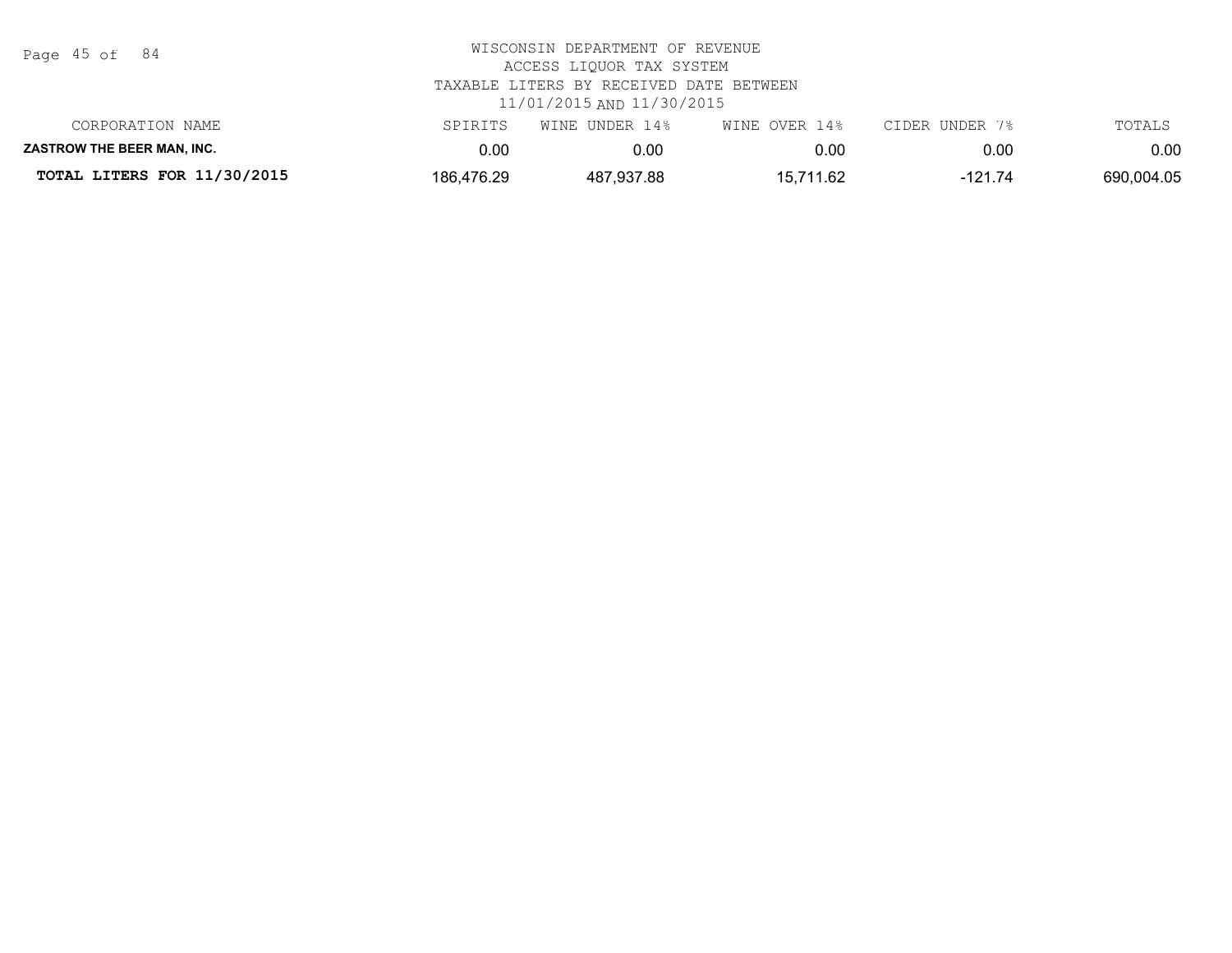WISCONSIN DEPARTMENT OF REVENUE
ACCESS LIQUOR TAX SYSTEM
TAXABLE LITERS BY RECEIVED DATE BETWEEN
11/01/2015 AND 11/30/2015

| CORPORATION NAME | SPIRITS | WINE UNDER 14% | WINE OVER 14% | CIDER UNDER 7% | TOTALS |
|---|---|---|---|---|---|
| **ZASTROW THE BEER MAN, INC.** | 0.00 | 0.00 | 0.00 | 0.00 | 0.00 |
| **TOTAL LITERS FOR 11/30/2015** | 186,476.29 | 487,937.88 | 15,711.62 | -121.74 | 690,004.05 |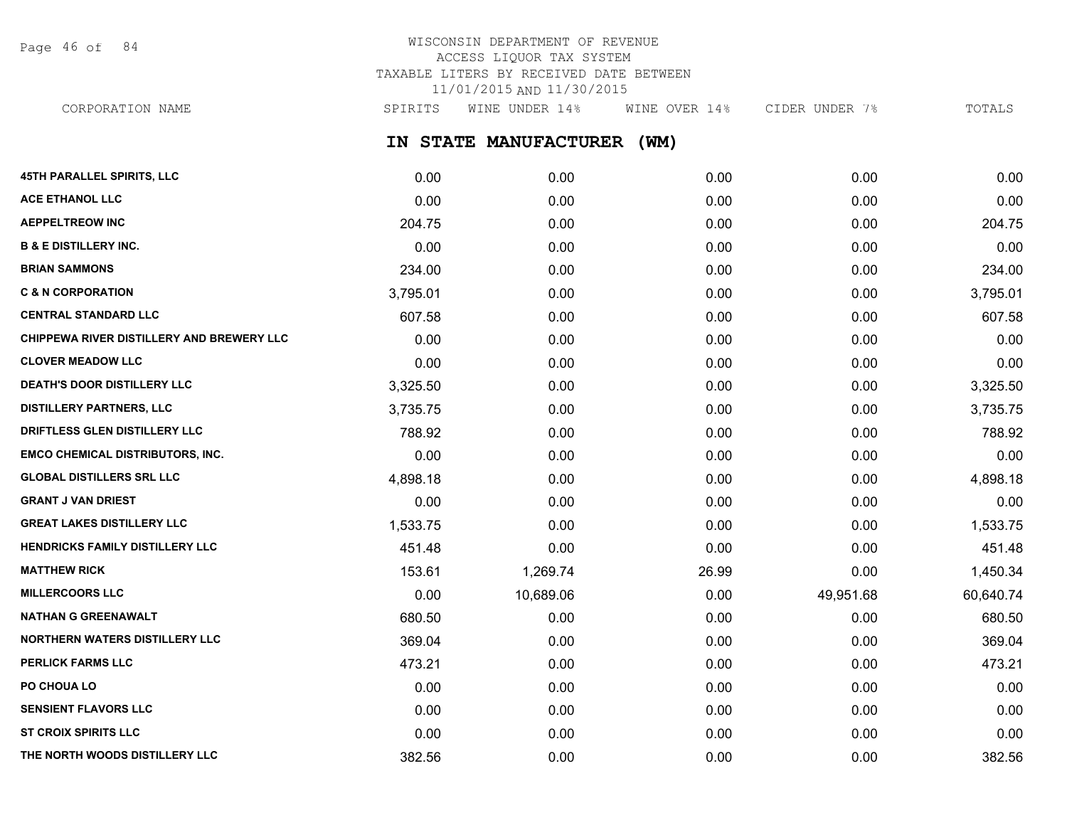WISCONSIN DEPARTMENT OF REVENUE
ACCESS LIQUOR TAX SYSTEM
TAXABLE LITERS BY RECEIVED DATE BETWEEN
11/01/2015 AND 11/30/2015

## IN STATE MANUFACTURER (WM)

| CORPORATION NAME | SPIRITS | WINE UNDER 14% | WINE OVER 14% | CIDER UNDER 7% | TOTALS |
|---|---|---|---|---|---|
| **45TH PARALLEL SPIRITS, LLC** | 0.00 | 0.00 | 0.00 | 0.00 | 0.00 |
| **ACE ETHANOL LLC** | 0.00 | 0.00 | 0.00 | 0.00 | 0.00 |
| **AEPPELTREOW INC** | 204.75 | 0.00 | 0.00 | 0.00 | 204.75 |
| **B & E DISTILLERY INC.** | 0.00 | 0.00 | 0.00 | 0.00 | 0.00 |
| **BRIAN SAMMONS** | 234.00 | 0.00 | 0.00 | 0.00 | 234.00 |
| **C & N CORPORATION** | 3,795.01 | 0.00 | 0.00 | 0.00 | 3,795.01 |
| **CENTRAL STANDARD LLC** | 607.58 | 0.00 | 0.00 | 0.00 | 607.58 |
| **CHIPPEWA RIVER DISTILLERY AND BREWERY LLC** | 0.00 | 0.00 | 0.00 | 0.00 | 0.00 |
| **CLOVER MEADOW LLC** | 0.00 | 0.00 | 0.00 | 0.00 | 0.00 |
| **DEATH'S DOOR DISTILLERY LLC** | 3,325.50 | 0.00 | 0.00 | 0.00 | 3,325.50 |
| **DISTILLERY PARTNERS, LLC** | 3,735.75 | 0.00 | 0.00 | 0.00 | 3,735.75 |
| **DRIFTLESS GLEN DISTILLERY LLC** | 788.92 | 0.00 | 0.00 | 0.00 | 788.92 |
| **EMCO CHEMICAL DISTRIBUTORS, INC.** | 0.00 | 0.00 | 0.00 | 0.00 | 0.00 |
| **GLOBAL DISTILLERS SRL LLC** | 4,898.18 | 0.00 | 0.00 | 0.00 | 4,898.18 |
| **GRANT J VAN DRIEST** | 0.00 | 0.00 | 0.00 | 0.00 | 0.00 |
| **GREAT LAKES DISTILLERY LLC** | 1,533.75 | 0.00 | 0.00 | 0.00 | 1,533.75 |
| **HENDRICKS FAMILY DISTILLERY LLC** | 451.48 | 0.00 | 0.00 | 0.00 | 451.48 |
| **MATTHEW RICK** | 153.61 | 1,269.74 | 26.99 | 0.00 | 1,450.34 |
| **MILLERCOORS LLC** | 0.00 | 10,689.06 | 0.00 | 49,951.68 | 60,640.74 |
| **NATHAN G GREENAWALT** | 680.50 | 0.00 | 0.00 | 0.00 | 680.50 |
| **NORTHERN WATERS DISTILLERY LLC** | 369.04 | 0.00 | 0.00 | 0.00 | 369.04 |
| **PERLICK FARMS LLC** | 473.21 | 0.00 | 0.00 | 0.00 | 473.21 |
| **PO CHOUA LO** | 0.00 | 0.00 | 0.00 | 0.00 | 0.00 |
| **SENSIENT FLAVORS LLC** | 0.00 | 0.00 | 0.00 | 0.00 | 0.00 |
| **ST CROIX SPIRITS LLC** | 0.00 | 0.00 | 0.00 | 0.00 | 0.00 |
| **THE NORTH WOODS DISTILLERY LLC** | 382.56 | 0.00 | 0.00 | 0.00 | 382.56 |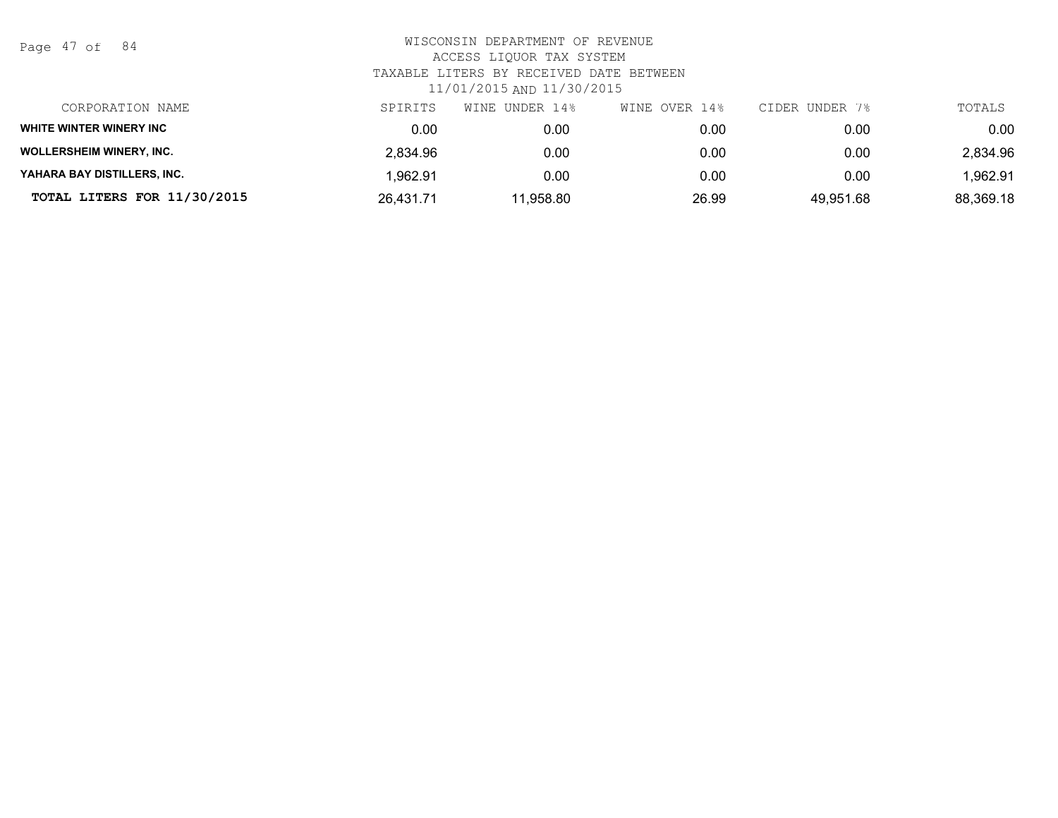WISCONSIN DEPARTMENT OF REVENUE
ACCESS LIQUOR TAX SYSTEM
TAXABLE LITERS BY RECEIVED DATE BETWEEN
11/01/2015 AND 11/30/2015

| CORPORATION NAME | SPIRITS | WINE UNDER 14% | WINE OVER 14% | CIDER UNDER 7% | TOTALS |
|---|---|---|---|---|---|
| **WHITE WINTER WINERY INC** | 0.00 | 0.00 | 0.00 | 0.00 | 0.00 |
| **WOLLERSHEIM WINERY, INC.** | 2,834.96 | 0.00 | 0.00 | 0.00 | 2,834.96 |
| **YAHARA BAY DISTILLERS, INC.** | 1,962.91 | 0.00 | 0.00 | 0.00 | 1,962.91 |
| **TOTAL LITERS FOR 11/30/2015** | 26,431.71 | 11,958.80 | 26.99 | 49,951.68 | 88,369.18 |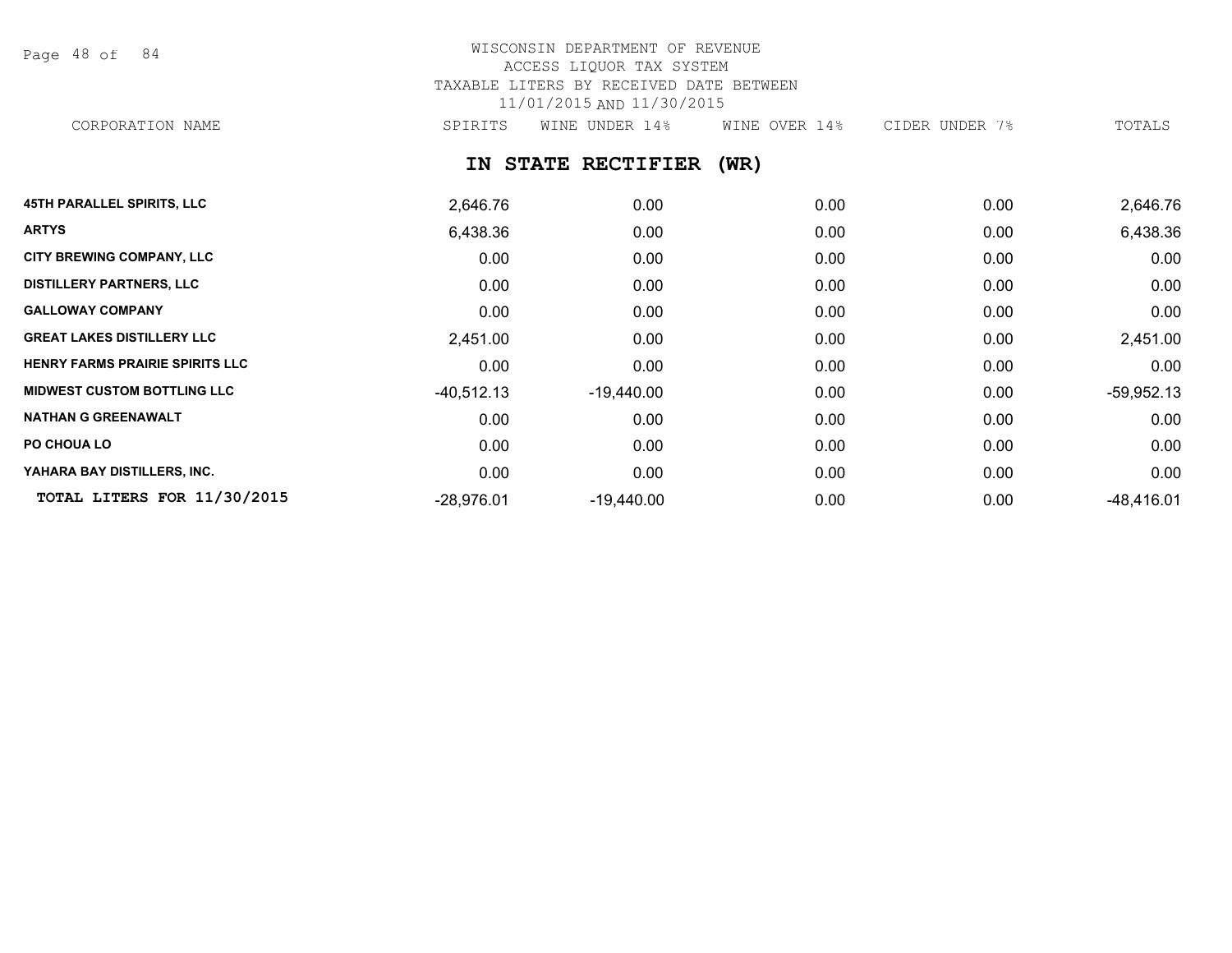WISCONSIN DEPARTMENT OF REVENUE
ACCESS LIQUOR TAX SYSTEM
TAXABLE LITERS BY RECEIVED DATE BETWEEN
11/01/2015 AND 11/30/2015

## IN STATE RECTIFIER (WR)

| CORPORATION NAME | SPIRITS | WINE UNDER 14% | WINE OVER 14% | CIDER UNDER 7% | TOTALS |
|---|---|---|---|---|---|
| **45TH PARALLEL SPIRITS, LLC** | 2,646.76 | 0.00 | 0.00 | 0.00 | 2,646.76 |
| **ARTYS** | 6,438.36 | 0.00 | 0.00 | 0.00 | 6,438.36 |
| **CITY BREWING COMPANY, LLC** | 0.00 | 0.00 | 0.00 | 0.00 | 0.00 |
| **DISTILLERY PARTNERS, LLC** | 0.00 | 0.00 | 0.00 | 0.00 | 0.00 |
| **GALLOWAY COMPANY** | 0.00 | 0.00 | 0.00 | 0.00 | 0.00 |
| **GREAT LAKES DISTILLERY LLC** | 2,451.00 | 0.00 | 0.00 | 0.00 | 2,451.00 |
| **HENRY FARMS PRAIRIE SPIRITS LLC** | 0.00 | 0.00 | 0.00 | 0.00 | 0.00 |
| **MIDWEST CUSTOM BOTTLING LLC** | -40,512.13 | -19,440.00 | 0.00 | 0.00 | -59,952.13 |
| **NATHAN G GREENAWALT** | 0.00 | 0.00 | 0.00 | 0.00 | 0.00 |
| **PO CHOUA LO** | 0.00 | 0.00 | 0.00 | 0.00 | 0.00 |
| **YAHARA BAY DISTILLERS, INC.** | 0.00 | 0.00 | 0.00 | 0.00 | 0.00 |
| **TOTAL LITERS FOR 11/30/2015** | -28,976.01 | -19,440.00 | 0.00 | 0.00 | -48,416.01 |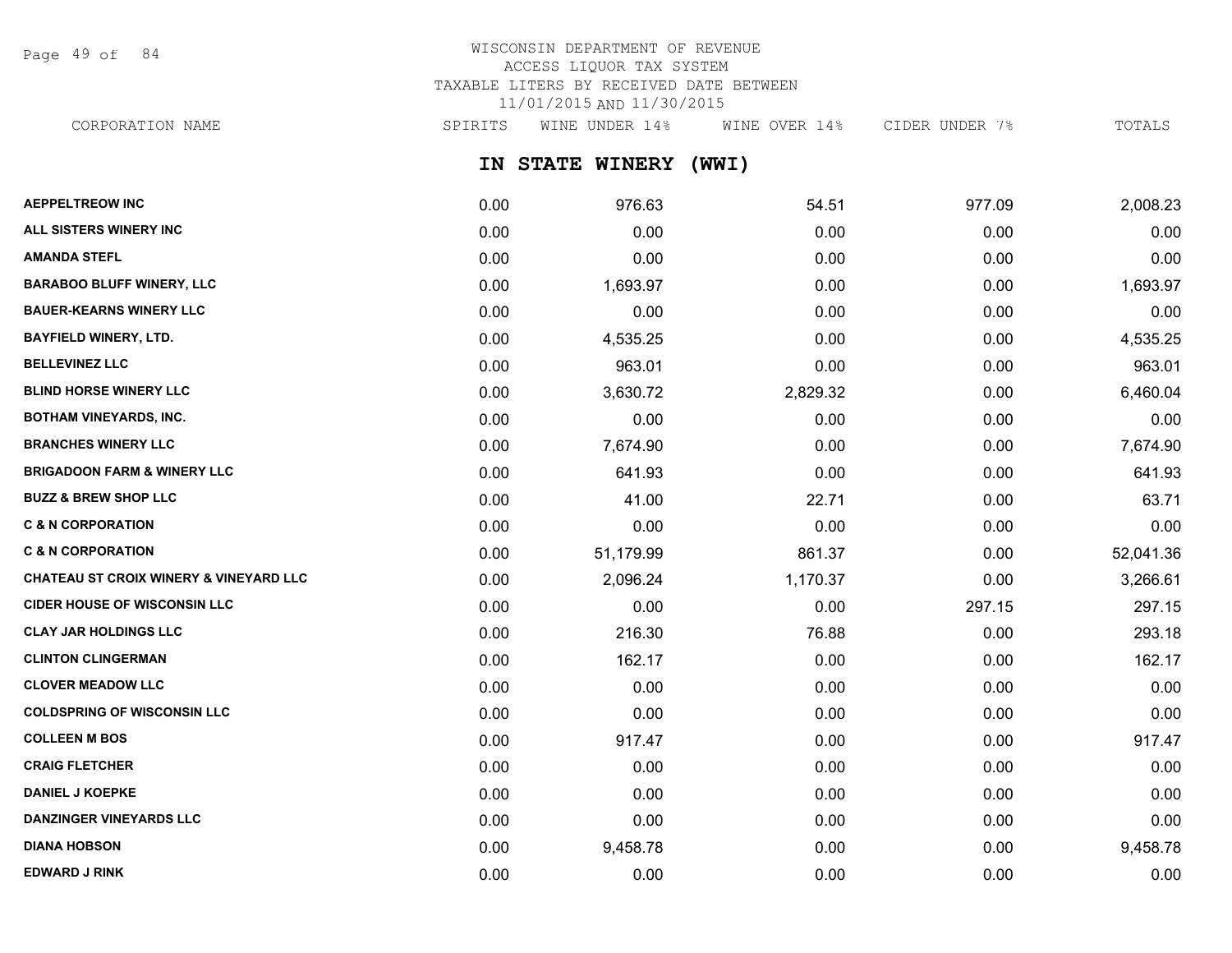# WISCONSIN DEPARTMENT OF REVENUE
ACCESS LIQUOR TAX SYSTEM
TAXABLE LITERS BY RECEIVED DATE BETWEEN
11/01/2015 AND 11/30/2015

## IN STATE WINERY (WWI)

| CORPORATION NAME | SPIRITS | WINE UNDER 14% | WINE OVER 14% | CIDER UNDER 7% | TOTALS |
|---|---|---|---|---|---|
| AEPPELTREOW INC | 0.00 | 976.63 | 54.51 | 977.09 | 2,008.23 |
| ALL SISTERS WINERY INC | 0.00 | 0.00 | 0.00 | 0.00 | 0.00 |
| AMANDA STEFL | 0.00 | 0.00 | 0.00 | 0.00 | 0.00 |
| BARABOO BLUFF WINERY, LLC | 0.00 | 1,693.97 | 0.00 | 0.00 | 1,693.97 |
| BAUER-KEARNS WINERY LLC | 0.00 | 0.00 | 0.00 | 0.00 | 0.00 |
| BAYFIELD WINERY, LTD. | 0.00 | 4,535.25 | 0.00 | 0.00 | 4,535.25 |
| BELLEVINEZ LLC | 0.00 | 963.01 | 0.00 | 0.00 | 963.01 |
| BLIND HORSE WINERY LLC | 0.00 | 3,630.72 | 2,829.32 | 0.00 | 6,460.04 |
| BOTHAM VINEYARDS, INC. | 0.00 | 0.00 | 0.00 | 0.00 | 0.00 |
| BRANCHES WINERY LLC | 0.00 | 7,674.90 | 0.00 | 0.00 | 7,674.90 |
| BRIGADOON FARM & WINERY LLC | 0.00 | 641.93 | 0.00 | 0.00 | 641.93 |
| BUZZ & BREW SHOP LLC | 0.00 | 41.00 | 22.71 | 0.00 | 63.71 |
| C & N CORPORATION | 0.00 | 0.00 | 0.00 | 0.00 | 0.00 |
| C & N CORPORATION | 0.00 | 51,179.99 | 861.37 | 0.00 | 52,041.36 |
| CHATEAU ST CROIX WINERY & VINEYARD LLC | 0.00 | 2,096.24 | 1,170.37 | 0.00 | 3,266.61 |
| CIDER HOUSE OF WISCONSIN LLC | 0.00 | 0.00 | 0.00 | 297.15 | 297.15 |
| CLAY JAR HOLDINGS LLC | 0.00 | 216.30 | 76.88 | 0.00 | 293.18 |
| CLINTON CLINGERMAN | 0.00 | 162.17 | 0.00 | 0.00 | 162.17 |
| CLOVER MEADOW LLC | 0.00 | 0.00 | 0.00 | 0.00 | 0.00 |
| COLDSPRING OF WISCONSIN LLC | 0.00 | 0.00 | 0.00 | 0.00 | 0.00 |
| COLLEEN M BOS | 0.00 | 917.47 | 0.00 | 0.00 | 917.47 |
| CRAIG FLETCHER | 0.00 | 0.00 | 0.00 | 0.00 | 0.00 |
| DANIEL J KOEPKE | 0.00 | 0.00 | 0.00 | 0.00 | 0.00 |
| DANZINGER VINEYARDS LLC | 0.00 | 0.00 | 0.00 | 0.00 | 0.00 |
| DIANA HOBSON | 0.00 | 9,458.78 | 0.00 | 0.00 | 9,458.78 |
| EDWARD J RINK | 0.00 | 0.00 | 0.00 | 0.00 | 0.00 |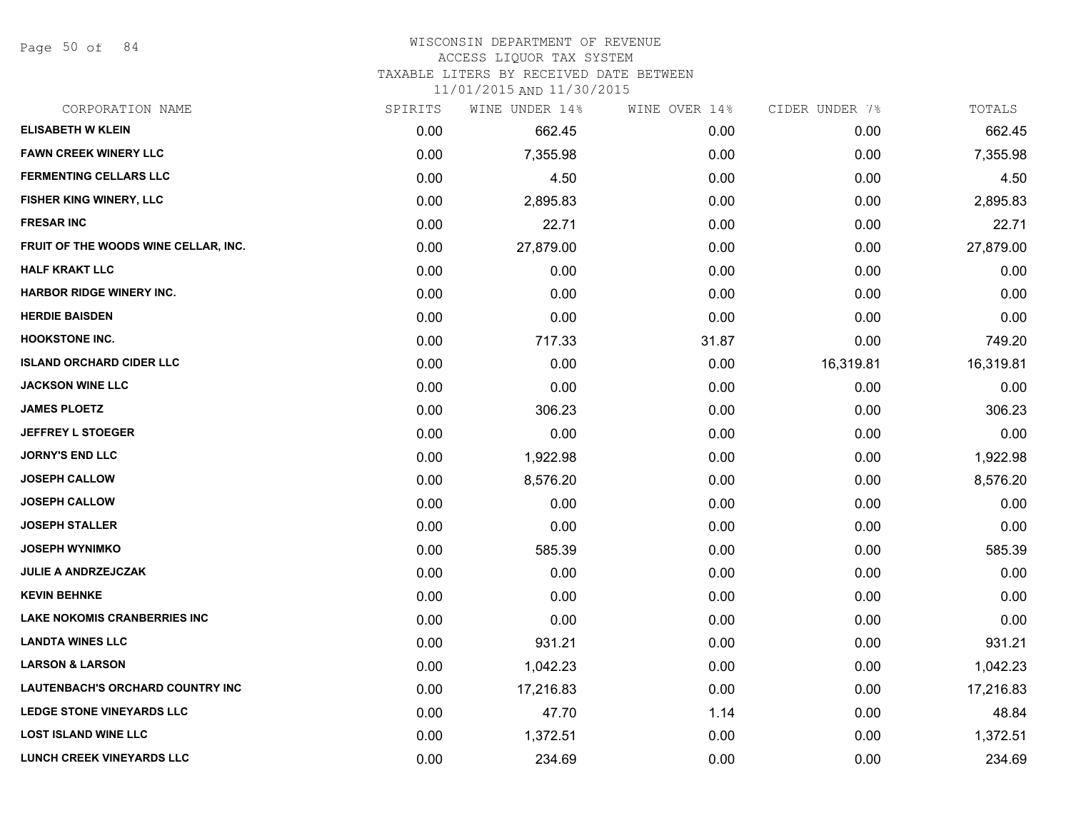# WISCONSIN DEPARTMENT OF REVENUE
## ACCESS LIQUOR TAX SYSTEM
### TAXABLE LITERS BY RECEIVED DATE BETWEEN 11/01/2015 AND 11/30/2015

| CORPORATION NAME | SPIRITS | WINE UNDER 14% | WINE OVER 14% | CIDER UNDER 7% | TOTALS |
|---|---|---|---|---|---|
| ELISABETH W KLEIN | 0.00 | 662.45 | 0.00 | 0.00 | 662.45 |
| FAWN CREEK WINERY LLC | 0.00 | 7,355.98 | 0.00 | 0.00 | 7,355.98 |
| FERMENTING CELLARS LLC | 0.00 | 4.50 | 0.00 | 0.00 | 4.50 |
| FISHER KING WINERY, LLC | 0.00 | 2,895.83 | 0.00 | 0.00 | 2,895.83 |
| FRESAR INC | 0.00 | 22.71 | 0.00 | 0.00 | 22.71 |
| FRUIT OF THE WOODS WINE CELLAR, INC. | 0.00 | 27,879.00 | 0.00 | 0.00 | 27,879.00 |
| HALF KRAKT LLC | 0.00 | 0.00 | 0.00 | 0.00 | 0.00 |
| HARBOR RIDGE WINERY INC. | 0.00 | 0.00 | 0.00 | 0.00 | 0.00 |
| HERDIE BAISDEN | 0.00 | 0.00 | 0.00 | 0.00 | 0.00 |
| HOOKSTONE INC. | 0.00 | 717.33 | 31.87 | 0.00 | 749.20 |
| ISLAND ORCHARD CIDER LLC | 0.00 | 0.00 | 0.00 | 16,319.81 | 16,319.81 |
| JACKSON WINE LLC | 0.00 | 0.00 | 0.00 | 0.00 | 0.00 |
| JAMES PLOETZ | 0.00 | 306.23 | 0.00 | 0.00 | 306.23 |
| JEFFREY L STOEGER | 0.00 | 0.00 | 0.00 | 0.00 | 0.00 |
| JORNY'S END LLC | 0.00 | 1,922.98 | 0.00 | 0.00 | 1,922.98 |
| JOSEPH CALLOW | 0.00 | 8,576.20 | 0.00 | 0.00 | 8,576.20 |
| JOSEPH CALLOW | 0.00 | 0.00 | 0.00 | 0.00 | 0.00 |
| JOSEPH STALLER | 0.00 | 0.00 | 0.00 | 0.00 | 0.00 |
| JOSEPH WYNIMKO | 0.00 | 585.39 | 0.00 | 0.00 | 585.39 |
| JULIE A ANDRZEJCZAK | 0.00 | 0.00 | 0.00 | 0.00 | 0.00 |
| KEVIN BEHNKE | 0.00 | 0.00 | 0.00 | 0.00 | 0.00 |
| LAKE NOKOMIS CRANBERRIES INC | 0.00 | 0.00 | 0.00 | 0.00 | 0.00 |
| LANDTA WINES LLC | 0.00 | 931.21 | 0.00 | 0.00 | 931.21 |
| LARSON & LARSON | 0.00 | 1,042.23 | 0.00 | 0.00 | 1,042.23 |
| LAUTENBACH'S ORCHARD COUNTRY INC | 0.00 | 17,216.83 | 0.00 | 0.00 | 17,216.83 |
| LEDGE STONE VINEYARDS LLC | 0.00 | 47.70 | 1.14 | 0.00 | 48.84 |
| LOST ISLAND WINE LLC | 0.00 | 1,372.51 | 0.00 | 0.00 | 1,372.51 |
| LUNCH CREEK VINEYARDS LLC | 0.00 | 234.69 | 0.00 | 0.00 | 234.69 |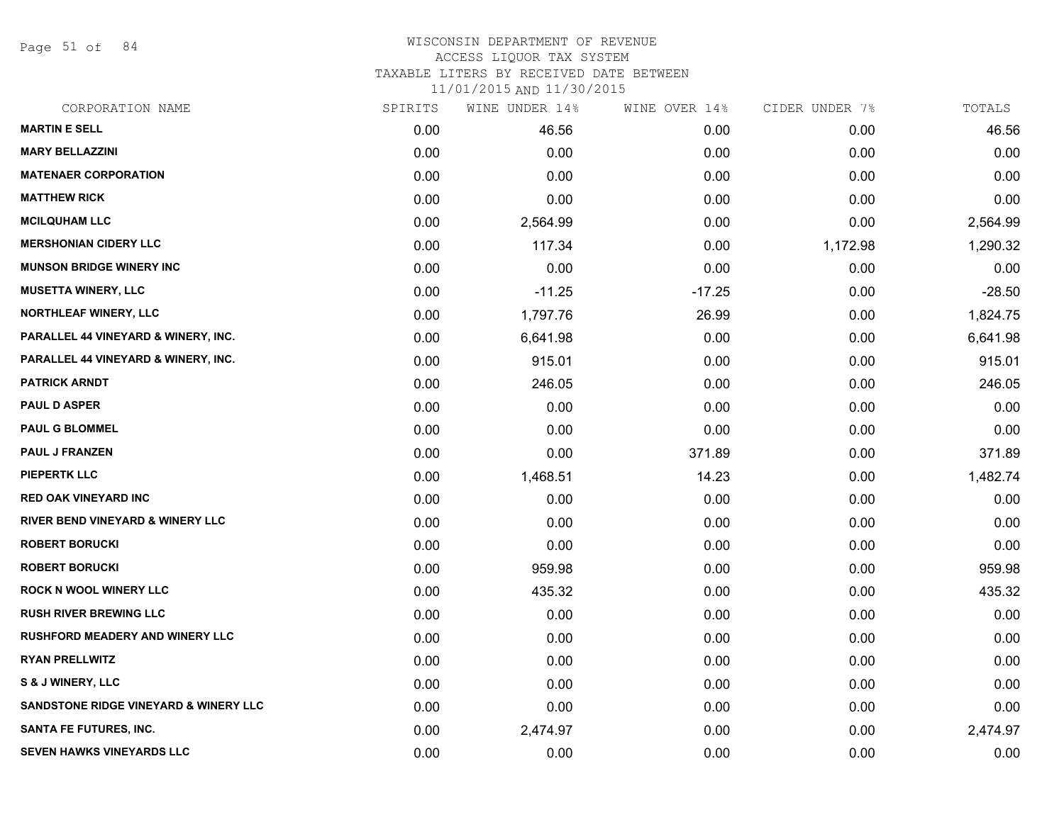# WISCONSIN DEPARTMENT OF REVENUE
ACCESS LIQUOR TAX SYSTEM
TAXABLE LITERS BY RECEIVED DATE BETWEEN
11/01/2015 AND 11/30/2015

| CORPORATION NAME | SPIRITS | WINE UNDER 14% | WINE OVER 14% | CIDER UNDER 7% | TOTALS |
|---|---|---|---|---|---|
| MARTIN E SELL | 0.00 | 46.56 | 0.00 | 0.00 | 46.56 |
| MARY BELLAZZINI | 0.00 | 0.00 | 0.00 | 0.00 | 0.00 |
| MATENAER CORPORATION | 0.00 | 0.00 | 0.00 | 0.00 | 0.00 |
| MATTHEW RICK | 0.00 | 0.00 | 0.00 | 0.00 | 0.00 |
| MCILQUHAM LLC | 0.00 | 2,564.99 | 0.00 | 0.00 | 2,564.99 |
| MERSHONIAN CIDERY LLC | 0.00 | 117.34 | 0.00 | 1,172.98 | 1,290.32 |
| MUNSON BRIDGE WINERY INC | 0.00 | 0.00 | 0.00 | 0.00 | 0.00 |
| MUSETTA WINERY, LLC | 0.00 | -11.25 | -17.25 | 0.00 | -28.50 |
| NORTHLEAF WINERY, LLC | 0.00 | 1,797.76 | 26.99 | 0.00 | 1,824.75 |
| PARALLEL 44 VINEYARD & WINERY, INC. | 0.00 | 6,641.98 | 0.00 | 0.00 | 6,641.98 |
| PARALLEL 44 VINEYARD & WINERY, INC. | 0.00 | 915.01 | 0.00 | 0.00 | 915.01 |
| PATRICK ARNDT | 0.00 | 246.05 | 0.00 | 0.00 | 246.05 |
| PAUL D ASPER | 0.00 | 0.00 | 0.00 | 0.00 | 0.00 |
| PAUL G BLOMMEL | 0.00 | 0.00 | 0.00 | 0.00 | 0.00 |
| PAUL J FRANZEN | 0.00 | 0.00 | 371.89 | 0.00 | 371.89 |
| PIEPERTK LLC | 0.00 | 1,468.51 | 14.23 | 0.00 | 1,482.74 |
| RED OAK VINEYARD INC | 0.00 | 0.00 | 0.00 | 0.00 | 0.00 |
| RIVER BEND VINEYARD & WINERY LLC | 0.00 | 0.00 | 0.00 | 0.00 | 0.00 |
| ROBERT BORUCKI | 0.00 | 0.00 | 0.00 | 0.00 | 0.00 |
| ROBERT BORUCKI | 0.00 | 959.98 | 0.00 | 0.00 | 959.98 |
| ROCK N WOOL WINERY LLC | 0.00 | 435.32 | 0.00 | 0.00 | 435.32 |
| RUSH RIVER BREWING LLC | 0.00 | 0.00 | 0.00 | 0.00 | 0.00 |
| RUSHFORD MEADERY AND WINERY LLC | 0.00 | 0.00 | 0.00 | 0.00 | 0.00 |
| RYAN PRELLWITZ | 0.00 | 0.00 | 0.00 | 0.00 | 0.00 |
| S & J WINERY, LLC | 0.00 | 0.00 | 0.00 | 0.00 | 0.00 |
| SANDSTONE RIDGE VINEYARD & WINERY LLC | 0.00 | 0.00 | 0.00 | 0.00 | 0.00 |
| SANTA FE FUTURES, INC. | 0.00 | 2,474.97 | 0.00 | 0.00 | 2,474.97 |
| SEVEN HAWKS VINEYARDS LLC | 0.00 | 0.00 | 0.00 | 0.00 | 0.00 |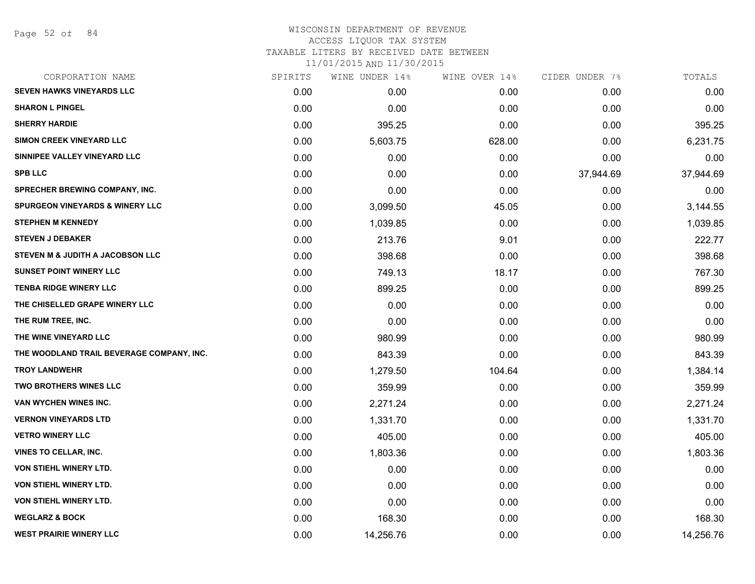# WISCONSIN DEPARTMENT OF REVENUE
## ACCESS LIQUOR TAX SYSTEM
### TAXABLE LITERS BY RECEIVED DATE BETWEEN 11/01/2015 AND 11/30/2015

| CORPORATION NAME | SPIRITS | WINE UNDER 14% | WINE OVER 14% | CIDER UNDER 7% | TOTALS |
|---|---|---|---|---|---|
| SEVEN HAWKS VINEYARDS LLC | 0.00 | 0.00 | 0.00 | 0.00 | 0.00 |
| SHARON L PINGEL | 0.00 | 0.00 | 0.00 | 0.00 | 0.00 |
| SHERRY HARDIE | 0.00 | 395.25 | 0.00 | 0.00 | 395.25 |
| SIMON CREEK VINEYARD LLC | 0.00 | 5,603.75 | 628.00 | 0.00 | 6,231.75 |
| SINNIPEE VALLEY VINEYARD LLC | 0.00 | 0.00 | 0.00 | 0.00 | 0.00 |
| SPB LLC | 0.00 | 0.00 | 0.00 | 37,944.69 | 37,944.69 |
| SPRECHER BREWING COMPANY, INC. | 0.00 | 0.00 | 0.00 | 0.00 | 0.00 |
| SPURGEON VINEYARDS & WINERY LLC | 0.00 | 3,099.50 | 45.05 | 0.00 | 3,144.55 |
| STEPHEN M KENNEDY | 0.00 | 1,039.85 | 0.00 | 0.00 | 1,039.85 |
| STEVEN J DEBAKER | 0.00 | 213.76 | 9.01 | 0.00 | 222.77 |
| STEVEN M & JUDITH A JACOBSON LLC | 0.00 | 398.68 | 0.00 | 0.00 | 398.68 |
| SUNSET POINT WINERY LLC | 0.00 | 749.13 | 18.17 | 0.00 | 767.30 |
| TENBA RIDGE WINERY LLC | 0.00 | 899.25 | 0.00 | 0.00 | 899.25 |
| THE CHISELLED GRAPE WINERY LLC | 0.00 | 0.00 | 0.00 | 0.00 | 0.00 |
| THE RUM TREE, INC. | 0.00 | 0.00 | 0.00 | 0.00 | 0.00 |
| THE WINE VINEYARD LLC | 0.00 | 980.99 | 0.00 | 0.00 | 980.99 |
| THE WOODLAND TRAIL BEVERAGE COMPANY, INC. | 0.00 | 843.39 | 0.00 | 0.00 | 843.39 |
| TROY LANDWEHR | 0.00 | 1,279.50 | 104.64 | 0.00 | 1,384.14 |
| TWO BROTHERS WINES LLC | 0.00 | 359.99 | 0.00 | 0.00 | 359.99 |
| VAN WYCHEN WINES INC. | 0.00 | 2,271.24 | 0.00 | 0.00 | 2,271.24 |
| VERNON VINEYARDS LTD | 0.00 | 1,331.70 | 0.00 | 0.00 | 1,331.70 |
| VETRO WINERY LLC | 0.00 | 405.00 | 0.00 | 0.00 | 405.00 |
| VINES TO CELLAR, INC. | 0.00 | 1,803.36 | 0.00 | 0.00 | 1,803.36 |
| VON STIEHL WINERY LTD. | 0.00 | 0.00 | 0.00 | 0.00 | 0.00 |
| VON STIEHL WINERY LTD. | 0.00 | 0.00 | 0.00 | 0.00 | 0.00 |
| VON STIEHL WINERY LTD. | 0.00 | 0.00 | 0.00 | 0.00 | 0.00 |
| WEGLARZ & BOCK | 0.00 | 168.30 | 0.00 | 0.00 | 168.30 |
| WEST PRAIRIE WINERY LLC | 0.00 | 14,256.76 | 0.00 | 0.00 | 14,256.76 |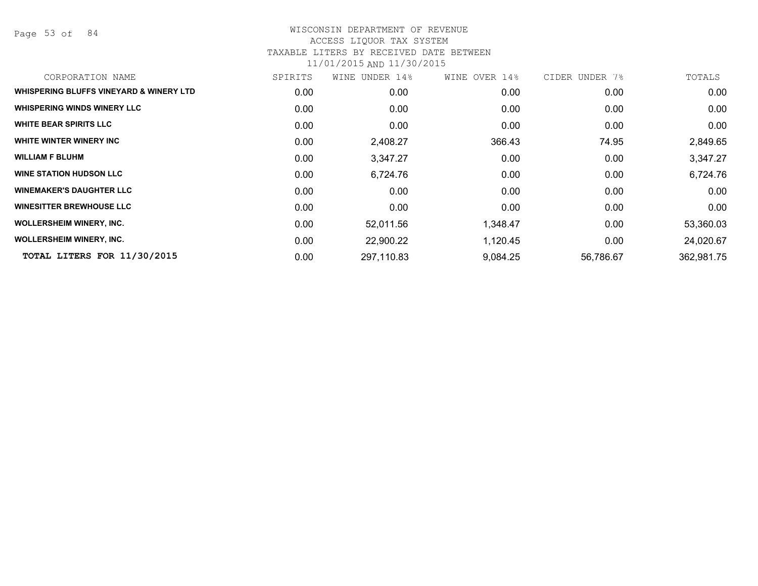# WISCONSIN DEPARTMENT OF REVENUE
## ACCESS LIQUOR TAX SYSTEM
## TAXABLE LITERS BY RECEIVED DATE BETWEEN 11/01/2015 AND 11/30/2015

| CORPORATION NAME | SPIRITS | WINE UNDER 14% | WINE OVER 14% | CIDER UNDER 7% | TOTALS |
|---|---|---|---|---|---|
| **WHISPERING BLUFFS VINEYARD & WINERY LTD** | 0.00 | 0.00 | 0.00 | 0.00 | 0.00 |
| **WHISPERING WINDS WINERY LLC** | 0.00 | 0.00 | 0.00 | 0.00 | 0.00 |
| **WHITE BEAR SPIRITS LLC** | 0.00 | 0.00 | 0.00 | 0.00 | 0.00 |
| **WHITE WINTER WINERY INC** | 0.00 | 2,408.27 | 366.43 | 74.95 | 2,849.65 |
| **WILLIAM F BLUHM** | 0.00 | 3,347.27 | 0.00 | 0.00 | 3,347.27 |
| **WINE STATION HUDSON LLC** | 0.00 | 6,724.76 | 0.00 | 0.00 | 6,724.76 |
| **WINEMAKER'S DAUGHTER LLC** | 0.00 | 0.00 | 0.00 | 0.00 | 0.00 |
| **WINESITTER BREWHOUSE LLC** | 0.00 | 0.00 | 0.00 | 0.00 | 0.00 |
| **WOLLERSHEIM WINERY, INC.** | 0.00 | 52,011.56 | 1,348.47 | 0.00 | 53,360.03 |
| **WOLLERSHEIM WINERY, INC.** | 0.00 | 22,900.22 | 1,120.45 | 0.00 | 24,020.67 |
| **TOTAL LITERS FOR 11/30/2015** | 0.00 | 297,110.83 | 9,084.25 | 56,786.67 | 362,981.75 |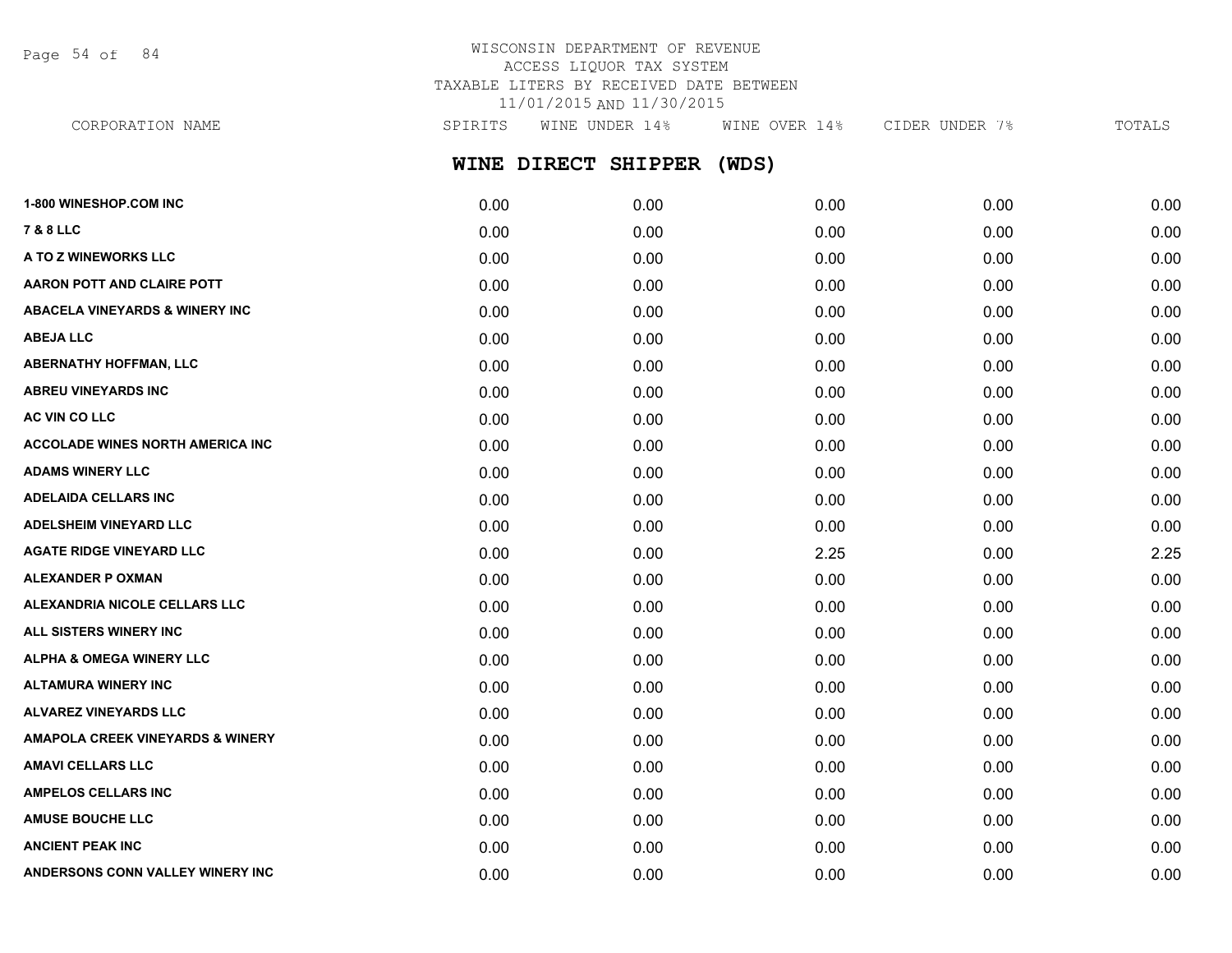WISCONSIN DEPARTMENT OF REVENUE
ACCESS LIQUOR TAX SYSTEM
TAXABLE LITERS BY RECEIVED DATE BETWEEN
11/01/2015 AND 11/30/2015

## WINE DIRECT SHIPPER (WDS)

| CORPORATION NAME | SPIRITS | WINE UNDER 14% | WINE OVER 14% | CIDER UNDER 7% | TOTALS |
|---|---|---|---|---|---|
| **1-800 WINESHOP.COM INC** | 0.00 | 0.00 | 0.00 | 0.00 | 0.00 |
| **7 & 8 LLC** | 0.00 | 0.00 | 0.00 | 0.00 | 0.00 |
| **A TO Z WINEWORKS LLC** | 0.00 | 0.00 | 0.00 | 0.00 | 0.00 |
| **AARON POTT AND CLAIRE POTT** | 0.00 | 0.00 | 0.00 | 0.00 | 0.00 |
| **ABACELA VINEYARDS & WINERY INC** | 0.00 | 0.00 | 0.00 | 0.00 | 0.00 |
| **ABEJA LLC** | 0.00 | 0.00 | 0.00 | 0.00 | 0.00 |
| **ABERNATHY HOFFMAN, LLC** | 0.00 | 0.00 | 0.00 | 0.00 | 0.00 |
| **ABREU VINEYARDS INC** | 0.00 | 0.00 | 0.00 | 0.00 | 0.00 |
| **AC VIN CO LLC** | 0.00 | 0.00 | 0.00 | 0.00 | 0.00 |
| **ACCOLADE WINES NORTH AMERICA INC** | 0.00 | 0.00 | 0.00 | 0.00 | 0.00 |
| **ADAMS WINERY LLC** | 0.00 | 0.00 | 0.00 | 0.00 | 0.00 |
| **ADELAIDA CELLARS INC** | 0.00 | 0.00 | 0.00 | 0.00 | 0.00 |
| **ADELSHEIM VINEYARD LLC** | 0.00 | 0.00 | 0.00 | 0.00 | 0.00 |
| **AGATE RIDGE VINEYARD LLC** | 0.00 | 0.00 | 2.25 | 0.00 | 2.25 |
| **ALEXANDER P OXMAN** | 0.00 | 0.00 | 0.00 | 0.00 | 0.00 |
| **ALEXANDRIA NICOLE CELLARS LLC** | 0.00 | 0.00 | 0.00 | 0.00 | 0.00 |
| **ALL SISTERS WINERY INC** | 0.00 | 0.00 | 0.00 | 0.00 | 0.00 |
| **ALPHA & OMEGA WINERY LLC** | 0.00 | 0.00 | 0.00 | 0.00 | 0.00 |
| **ALTAMURA WINERY INC** | 0.00 | 0.00 | 0.00 | 0.00 | 0.00 |
| **ALVAREZ VINEYARDS LLC** | 0.00 | 0.00 | 0.00 | 0.00 | 0.00 |
| **AMAPOLA CREEK VINEYARDS & WINERY** | 0.00 | 0.00 | 0.00 | 0.00 | 0.00 |
| **AMAVI CELLARS LLC** | 0.00 | 0.00 | 0.00 | 0.00 | 0.00 |
| **AMPELOS CELLARS INC** | 0.00 | 0.00 | 0.00 | 0.00 | 0.00 |
| **AMUSE BOUCHE LLC** | 0.00 | 0.00 | 0.00 | 0.00 | 0.00 |
| **ANCIENT PEAK INC** | 0.00 | 0.00 | 0.00 | 0.00 | 0.00 |
| **ANDERSONS CONN VALLEY WINERY INC** | 0.00 | 0.00 | 0.00 | 0.00 | 0.00 |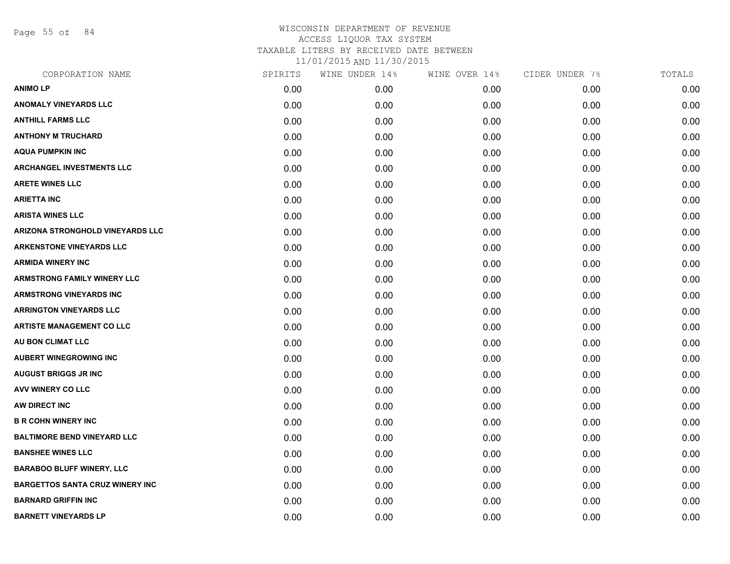# WISCONSIN DEPARTMENT OF REVENUE
## ACCESS LIQUOR TAX SYSTEM
## TAXABLE LITERS BY RECEIVED DATE BETWEEN 11/01/2015 AND 11/30/2015

| CORPORATION NAME | SPIRITS | WINE UNDER 14% | WINE OVER 14% | CIDER UNDER 7% | TOTALS |
|---|---|---|---|---|---|
| ANIMO LP | 0.00 | 0.00 | 0.00 | 0.00 | 0.00 |
| ANOMALY VINEYARDS LLC | 0.00 | 0.00 | 0.00 | 0.00 | 0.00 |
| ANTHILL FARMS LLC | 0.00 | 0.00 | 0.00 | 0.00 | 0.00 |
| ANTHONY M TRUCHARD | 0.00 | 0.00 | 0.00 | 0.00 | 0.00 |
| AQUA PUMPKIN INC | 0.00 | 0.00 | 0.00 | 0.00 | 0.00 |
| ARCHANGEL INVESTMENTS LLC | 0.00 | 0.00 | 0.00 | 0.00 | 0.00 |
| ARETE WINES LLC | 0.00 | 0.00 | 0.00 | 0.00 | 0.00 |
| ARIETTA INC | 0.00 | 0.00 | 0.00 | 0.00 | 0.00 |
| ARISTA WINES LLC | 0.00 | 0.00 | 0.00 | 0.00 | 0.00 |
| ARIZONA STRONGHOLD VINEYARDS LLC | 0.00 | 0.00 | 0.00 | 0.00 | 0.00 |
| ARKENSTONE VINEYARDS LLC | 0.00 | 0.00 | 0.00 | 0.00 | 0.00 |
| ARMIDA WINERY INC | 0.00 | 0.00 | 0.00 | 0.00 | 0.00 |
| ARMSTRONG FAMILY WINERY LLC | 0.00 | 0.00 | 0.00 | 0.00 | 0.00 |
| ARMSTRONG VINEYARDS INC | 0.00 | 0.00 | 0.00 | 0.00 | 0.00 |
| ARRINGTON VINEYARDS LLC | 0.00 | 0.00 | 0.00 | 0.00 | 0.00 |
| ARTISTE MANAGEMENT CO LLC | 0.00 | 0.00 | 0.00 | 0.00 | 0.00 |
| AU BON CLIMAT LLC | 0.00 | 0.00 | 0.00 | 0.00 | 0.00 |
| AUBERT WINEGROWING INC | 0.00 | 0.00 | 0.00 | 0.00 | 0.00 |
| AUGUST BRIGGS JR INC | 0.00 | 0.00 | 0.00 | 0.00 | 0.00 |
| AVV WINERY CO LLC | 0.00 | 0.00 | 0.00 | 0.00 | 0.00 |
| AW DIRECT INC | 0.00 | 0.00 | 0.00 | 0.00 | 0.00 |
| B R COHN WINERY INC | 0.00 | 0.00 | 0.00 | 0.00 | 0.00 |
| BALTIMORE BEND VINEYARD LLC | 0.00 | 0.00 | 0.00 | 0.00 | 0.00 |
| BANSHEE WINES LLC | 0.00 | 0.00 | 0.00 | 0.00 | 0.00 |
| BARABOO BLUFF WINERY, LLC | 0.00 | 0.00 | 0.00 | 0.00 | 0.00 |
| BARGETTOS SANTA CRUZ WINERY INC | 0.00 | 0.00 | 0.00 | 0.00 | 0.00 |
| BARNARD GRIFFIN INC | 0.00 | 0.00 | 0.00 | 0.00 | 0.00 |
| BARNETT VINEYARDS LP | 0.00 | 0.00 | 0.00 | 0.00 | 0.00 |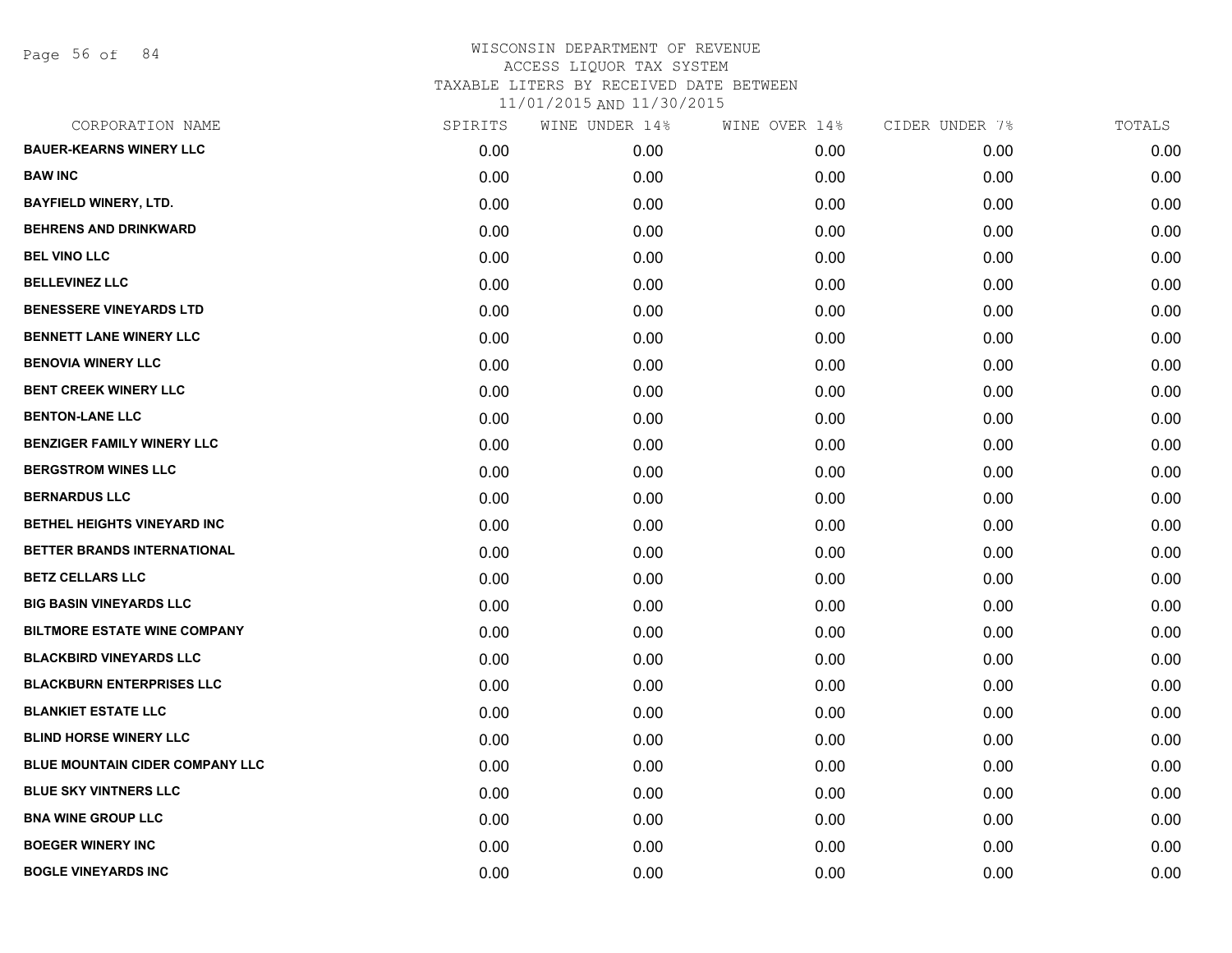# WISCONSIN DEPARTMENT OF REVENUE
ACCESS LIQUOR TAX SYSTEM
TAXABLE LITERS BY RECEIVED DATE BETWEEN
11/01/2015 AND 11/30/2015

| CORPORATION NAME | SPIRITS | WINE UNDER 14% | WINE OVER 14% | CIDER UNDER 7% | TOTALS |
|---|---|---|---|---|---|
| BAUER-KEARNS WINERY LLC | 0.00 | 0.00 | 0.00 | 0.00 | 0.00 |
| BAW INC | 0.00 | 0.00 | 0.00 | 0.00 | 0.00 |
| BAYFIELD WINERY, LTD. | 0.00 | 0.00 | 0.00 | 0.00 | 0.00 |
| BEHRENS AND DRINKWARD | 0.00 | 0.00 | 0.00 | 0.00 | 0.00 |
| BEL VINO LLC | 0.00 | 0.00 | 0.00 | 0.00 | 0.00 |
| BELLEVINEZ LLC | 0.00 | 0.00 | 0.00 | 0.00 | 0.00 |
| BENESSERE VINEYARDS LTD | 0.00 | 0.00 | 0.00 | 0.00 | 0.00 |
| BENNETT LANE WINERY LLC | 0.00 | 0.00 | 0.00 | 0.00 | 0.00 |
| BENOVIA WINERY LLC | 0.00 | 0.00 | 0.00 | 0.00 | 0.00 |
| BENT CREEK WINERY LLC | 0.00 | 0.00 | 0.00 | 0.00 | 0.00 |
| BENTON-LANE LLC | 0.00 | 0.00 | 0.00 | 0.00 | 0.00 |
| BENZIGER FAMILY WINERY LLC | 0.00 | 0.00 | 0.00 | 0.00 | 0.00 |
| BERGSTROM WINES LLC | 0.00 | 0.00 | 0.00 | 0.00 | 0.00 |
| BERNARDUS LLC | 0.00 | 0.00 | 0.00 | 0.00 | 0.00 |
| BETHEL HEIGHTS VINEYARD INC | 0.00 | 0.00 | 0.00 | 0.00 | 0.00 |
| BETTER BRANDS INTERNATIONAL | 0.00 | 0.00 | 0.00 | 0.00 | 0.00 |
| BETZ CELLARS LLC | 0.00 | 0.00 | 0.00 | 0.00 | 0.00 |
| BIG BASIN VINEYARDS LLC | 0.00 | 0.00 | 0.00 | 0.00 | 0.00 |
| BILTMORE ESTATE WINE COMPANY | 0.00 | 0.00 | 0.00 | 0.00 | 0.00 |
| BLACKBIRD VINEYARDS LLC | 0.00 | 0.00 | 0.00 | 0.00 | 0.00 |
| BLACKBURN ENTERPRISES LLC | 0.00 | 0.00 | 0.00 | 0.00 | 0.00 |
| BLANKIET ESTATE LLC | 0.00 | 0.00 | 0.00 | 0.00 | 0.00 |
| BLIND HORSE WINERY LLC | 0.00 | 0.00 | 0.00 | 0.00 | 0.00 |
| BLUE MOUNTAIN CIDER COMPANY LLC | 0.00 | 0.00 | 0.00 | 0.00 | 0.00 |
| BLUE SKY VINTNERS LLC | 0.00 | 0.00 | 0.00 | 0.00 | 0.00 |
| BNA WINE GROUP LLC | 0.00 | 0.00 | 0.00 | 0.00 | 0.00 |
| BOEGER WINERY INC | 0.00 | 0.00 | 0.00 | 0.00 | 0.00 |
| BOGLE VINEYARDS INC | 0.00 | 0.00 | 0.00 | 0.00 | 0.00 |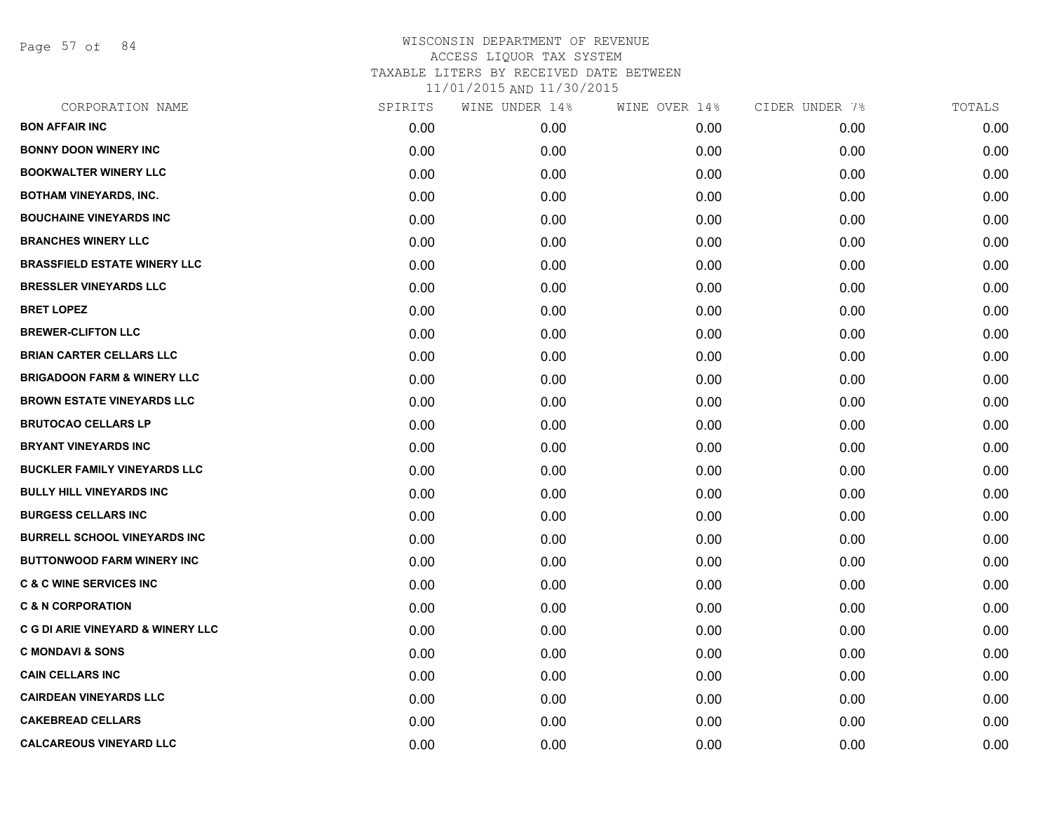# WISCONSIN DEPARTMENT OF REVENUE
ACCESS LIQUOR TAX SYSTEM
TAXABLE LITERS BY RECEIVED DATE BETWEEN
11/01/2015 AND 11/30/2015

| CORPORATION NAME | SPIRITS | WINE UNDER 14% | WINE OVER 14% | CIDER UNDER 7% | TOTALS |
|---|---|---|---|---|---|
| BON AFFAIR INC | 0.00 | 0.00 | 0.00 | 0.00 | 0.00 |
| BONNY DOON WINERY INC | 0.00 | 0.00 | 0.00 | 0.00 | 0.00 |
| BOOKWALTER WINERY LLC | 0.00 | 0.00 | 0.00 | 0.00 | 0.00 |
| BOTHAM VINEYARDS, INC. | 0.00 | 0.00 | 0.00 | 0.00 | 0.00 |
| BOUCHAINE VINEYARDS INC | 0.00 | 0.00 | 0.00 | 0.00 | 0.00 |
| BRANCHES WINERY LLC | 0.00 | 0.00 | 0.00 | 0.00 | 0.00 |
| BRASSFIELD ESTATE WINERY LLC | 0.00 | 0.00 | 0.00 | 0.00 | 0.00 |
| BRESSLER VINEYARDS LLC | 0.00 | 0.00 | 0.00 | 0.00 | 0.00 |
| BRET LOPEZ | 0.00 | 0.00 | 0.00 | 0.00 | 0.00 |
| BREWER-CLIFTON LLC | 0.00 | 0.00 | 0.00 | 0.00 | 0.00 |
| BRIAN CARTER CELLARS LLC | 0.00 | 0.00 | 0.00 | 0.00 | 0.00 |
| BRIGADOON FARM & WINERY LLC | 0.00 | 0.00 | 0.00 | 0.00 | 0.00 |
| BROWN ESTATE VINEYARDS LLC | 0.00 | 0.00 | 0.00 | 0.00 | 0.00 |
| BRUTOCAO CELLARS LP | 0.00 | 0.00 | 0.00 | 0.00 | 0.00 |
| BRYANT VINEYARDS INC | 0.00 | 0.00 | 0.00 | 0.00 | 0.00 |
| BUCKLER FAMILY VINEYARDS LLC | 0.00 | 0.00 | 0.00 | 0.00 | 0.00 |
| BULLY HILL VINEYARDS INC | 0.00 | 0.00 | 0.00 | 0.00 | 0.00 |
| BURGESS CELLARS INC | 0.00 | 0.00 | 0.00 | 0.00 | 0.00 |
| BURRELL SCHOOL VINEYARDS INC | 0.00 | 0.00 | 0.00 | 0.00 | 0.00 |
| BUTTONWOOD FARM WINERY INC | 0.00 | 0.00 | 0.00 | 0.00 | 0.00 |
| C & C WINE SERVICES INC | 0.00 | 0.00 | 0.00 | 0.00 | 0.00 |
| C & N CORPORATION | 0.00 | 0.00 | 0.00 | 0.00 | 0.00 |
| C G DI ARIE VINEYARD & WINERY LLC | 0.00 | 0.00 | 0.00 | 0.00 | 0.00 |
| C MONDAVI & SONS | 0.00 | 0.00 | 0.00 | 0.00 | 0.00 |
| CAIN CELLARS INC | 0.00 | 0.00 | 0.00 | 0.00 | 0.00 |
| CAIRDEAN VINEYARDS LLC | 0.00 | 0.00 | 0.00 | 0.00 | 0.00 |
| CAKEBREAD CELLARS | 0.00 | 0.00 | 0.00 | 0.00 | 0.00 |
| CALCAREOUS VINEYARD LLC | 0.00 | 0.00 | 0.00 | 0.00 | 0.00 |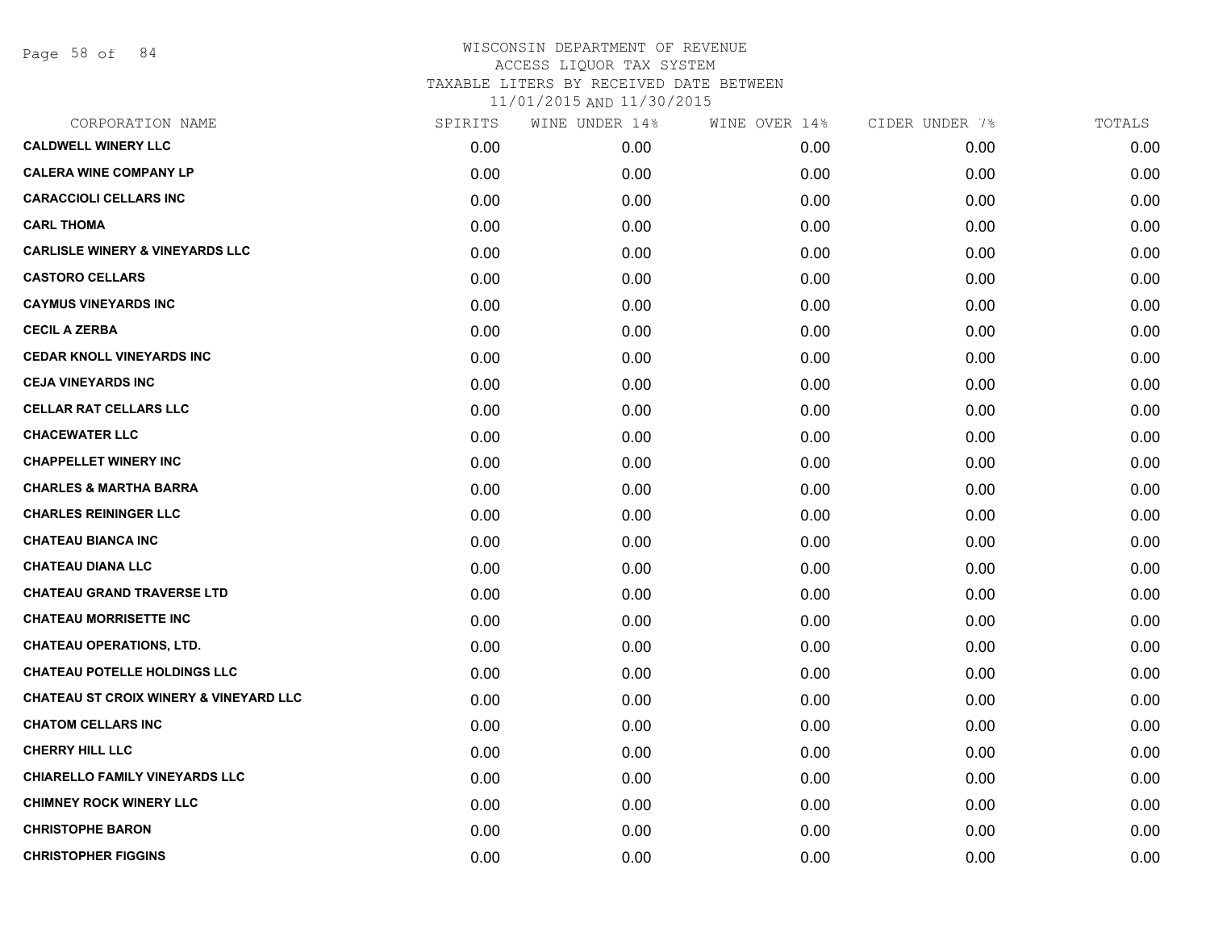# WISCONSIN DEPARTMENT OF REVENUE
## ACCESS LIQUOR TAX SYSTEM
### TAXABLE LITERS BY RECEIVED DATE BETWEEN 11/01/2015 AND 11/30/2015

| CORPORATION NAME | SPIRITS | WINE UNDER 14% | WINE OVER 14% | CIDER UNDER 7% | TOTALS |
|---|---|---|---|---|---|
| CALDWELL WINERY LLC | 0.00 | 0.00 | 0.00 | 0.00 | 0.00 |
| CALERA WINE COMPANY LP | 0.00 | 0.00 | 0.00 | 0.00 | 0.00 |
| CARACCIOLI CELLARS INC | 0.00 | 0.00 | 0.00 | 0.00 | 0.00 |
| CARL THOMA | 0.00 | 0.00 | 0.00 | 0.00 | 0.00 |
| CARLISLE WINERY & VINEYARDS LLC | 0.00 | 0.00 | 0.00 | 0.00 | 0.00 |
| CASTORO CELLARS | 0.00 | 0.00 | 0.00 | 0.00 | 0.00 |
| CAYMUS VINEYARDS INC | 0.00 | 0.00 | 0.00 | 0.00 | 0.00 |
| CECIL A ZERBA | 0.00 | 0.00 | 0.00 | 0.00 | 0.00 |
| CEDAR KNOLL VINEYARDS INC | 0.00 | 0.00 | 0.00 | 0.00 | 0.00 |
| CEJA VINEYARDS INC | 0.00 | 0.00 | 0.00 | 0.00 | 0.00 |
| CELLAR RAT CELLARS LLC | 0.00 | 0.00 | 0.00 | 0.00 | 0.00 |
| CHACEWATER LLC | 0.00 | 0.00 | 0.00 | 0.00 | 0.00 |
| CHAPPELLET WINERY INC | 0.00 | 0.00 | 0.00 | 0.00 | 0.00 |
| CHARLES & MARTHA BARRA | 0.00 | 0.00 | 0.00 | 0.00 | 0.00 |
| CHARLES REININGER LLC | 0.00 | 0.00 | 0.00 | 0.00 | 0.00 |
| CHATEAU BIANCA INC | 0.00 | 0.00 | 0.00 | 0.00 | 0.00 |
| CHATEAU DIANA LLC | 0.00 | 0.00 | 0.00 | 0.00 | 0.00 |
| CHATEAU GRAND TRAVERSE LTD | 0.00 | 0.00 | 0.00 | 0.00 | 0.00 |
| CHATEAU MORRISETTE INC | 0.00 | 0.00 | 0.00 | 0.00 | 0.00 |
| CHATEAU OPERATIONS, LTD. | 0.00 | 0.00 | 0.00 | 0.00 | 0.00 |
| CHATEAU POTELLE HOLDINGS LLC | 0.00 | 0.00 | 0.00 | 0.00 | 0.00 |
| CHATEAU ST CROIX WINERY & VINEYARD LLC | 0.00 | 0.00 | 0.00 | 0.00 | 0.00 |
| CHATOM CELLARS INC | 0.00 | 0.00 | 0.00 | 0.00 | 0.00 |
| CHERRY HILL LLC | 0.00 | 0.00 | 0.00 | 0.00 | 0.00 |
| CHIARELLO FAMILY VINEYARDS LLC | 0.00 | 0.00 | 0.00 | 0.00 | 0.00 |
| CHIMNEY ROCK WINERY LLC | 0.00 | 0.00 | 0.00 | 0.00 | 0.00 |
| CHRISTOPHE BARON | 0.00 | 0.00 | 0.00 | 0.00 | 0.00 |
| CHRISTOPHER FIGGINS | 0.00 | 0.00 | 0.00 | 0.00 | 0.00 |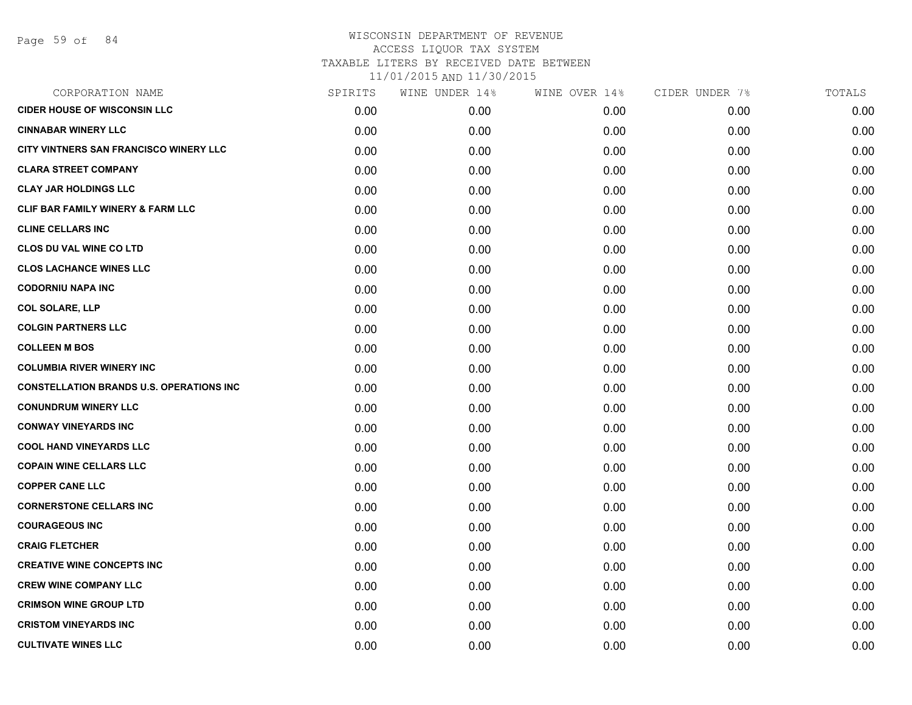# WISCONSIN DEPARTMENT OF REVENUE
ACCESS LIQUOR TAX SYSTEM
TAXABLE LITERS BY RECEIVED DATE BETWEEN
11/01/2015 AND 11/30/2015

| CORPORATION NAME | SPIRITS | WINE UNDER 14% | WINE OVER 14% | CIDER UNDER 7% | TOTALS |
|---|---|---|---|---|---|
| CIDER HOUSE OF WISCONSIN LLC | 0.00 | 0.00 | 0.00 | 0.00 | 0.00 |
| CINNABAR WINERY LLC | 0.00 | 0.00 | 0.00 | 0.00 | 0.00 |
| CITY VINTNERS SAN FRANCISCO WINERY LLC | 0.00 | 0.00 | 0.00 | 0.00 | 0.00 |
| CLARA STREET COMPANY | 0.00 | 0.00 | 0.00 | 0.00 | 0.00 |
| CLAY JAR HOLDINGS LLC | 0.00 | 0.00 | 0.00 | 0.00 | 0.00 |
| CLIF BAR FAMILY WINERY & FARM LLC | 0.00 | 0.00 | 0.00 | 0.00 | 0.00 |
| CLINE CELLARS INC | 0.00 | 0.00 | 0.00 | 0.00 | 0.00 |
| CLOS DU VAL WINE CO LTD | 0.00 | 0.00 | 0.00 | 0.00 | 0.00 |
| CLOS LACHANCE WINES LLC | 0.00 | 0.00 | 0.00 | 0.00 | 0.00 |
| CODORNIU NAPA INC | 0.00 | 0.00 | 0.00 | 0.00 | 0.00 |
| COL SOLARE, LLP | 0.00 | 0.00 | 0.00 | 0.00 | 0.00 |
| COLGIN PARTNERS LLC | 0.00 | 0.00 | 0.00 | 0.00 | 0.00 |
| COLLEEN M BOS | 0.00 | 0.00 | 0.00 | 0.00 | 0.00 |
| COLUMBIA RIVER WINERY INC | 0.00 | 0.00 | 0.00 | 0.00 | 0.00 |
| CONSTELLATION BRANDS U.S. OPERATIONS INC | 0.00 | 0.00 | 0.00 | 0.00 | 0.00 |
| CONUNDRUM WINERY LLC | 0.00 | 0.00 | 0.00 | 0.00 | 0.00 |
| CONWAY VINEYARDS INC | 0.00 | 0.00 | 0.00 | 0.00 | 0.00 |
| COOL HAND VINEYARDS LLC | 0.00 | 0.00 | 0.00 | 0.00 | 0.00 |
| COPAIN WINE CELLARS LLC | 0.00 | 0.00 | 0.00 | 0.00 | 0.00 |
| COPPER CANE LLC | 0.00 | 0.00 | 0.00 | 0.00 | 0.00 |
| CORNERSTONE CELLARS INC | 0.00 | 0.00 | 0.00 | 0.00 | 0.00 |
| COURAGEOUS INC | 0.00 | 0.00 | 0.00 | 0.00 | 0.00 |
| CRAIG FLETCHER | 0.00 | 0.00 | 0.00 | 0.00 | 0.00 |
| CREATIVE WINE CONCEPTS INC | 0.00 | 0.00 | 0.00 | 0.00 | 0.00 |
| CREW WINE COMPANY LLC | 0.00 | 0.00 | 0.00 | 0.00 | 0.00 |
| CRIMSON WINE GROUP LTD | 0.00 | 0.00 | 0.00 | 0.00 | 0.00 |
| CRISTOM VINEYARDS INC | 0.00 | 0.00 | 0.00 | 0.00 | 0.00 |
| CULTIVATE WINES LLC | 0.00 | 0.00 | 0.00 | 0.00 | 0.00 |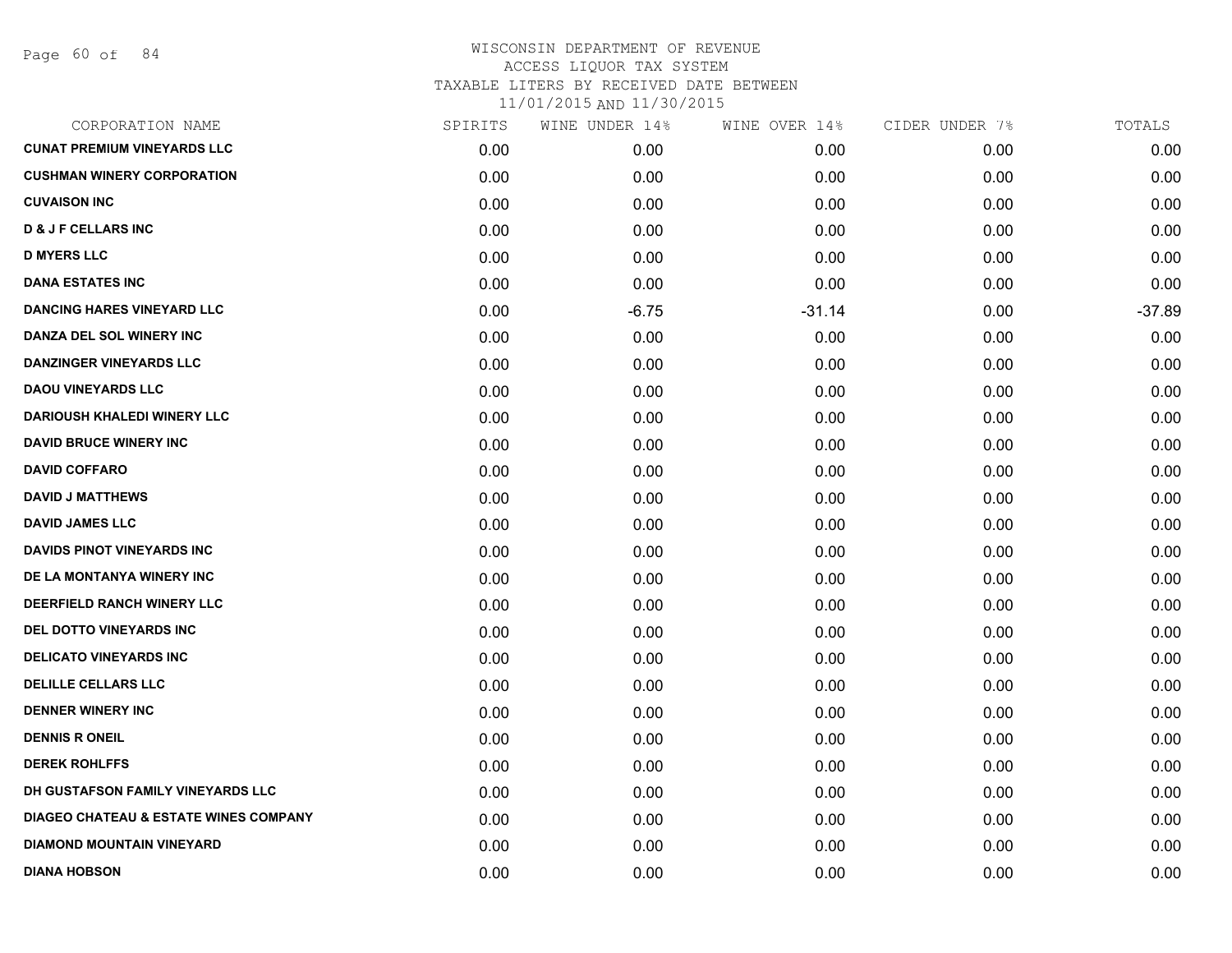WISCONSIN DEPARTMENT OF REVENUE
ACCESS LIQUOR TAX SYSTEM
TAXABLE LITERS BY RECEIVED DATE BETWEEN
11/01/2015 AND 11/30/2015

| CORPORATION NAME | SPIRITS | WINE UNDER 14% | WINE OVER 14% | CIDER UNDER 7% | TOTALS |
|---|---|---|---|---|---|
| CUNAT PREMIUM VINEYARDS LLC | 0.00 | 0.00 | 0.00 | 0.00 | 0.00 |
| CUSHMAN WINERY CORPORATION | 0.00 | 0.00 | 0.00 | 0.00 | 0.00 |
| CUVAISON INC | 0.00 | 0.00 | 0.00 | 0.00 | 0.00 |
| D & J F CELLARS INC | 0.00 | 0.00 | 0.00 | 0.00 | 0.00 |
| D MYERS LLC | 0.00 | 0.00 | 0.00 | 0.00 | 0.00 |
| DANA ESTATES INC | 0.00 | 0.00 | 0.00 | 0.00 | 0.00 |
| DANCING HARES VINEYARD LLC | 0.00 | -6.75 | -31.14 | 0.00 | -37.89 |
| DANZA DEL SOL WINERY INC | 0.00 | 0.00 | 0.00 | 0.00 | 0.00 |
| DANZINGER VINEYARDS LLC | 0.00 | 0.00 | 0.00 | 0.00 | 0.00 |
| DAOU VINEYARDS LLC | 0.00 | 0.00 | 0.00 | 0.00 | 0.00 |
| DARIOUSH KHALEDI WINERY LLC | 0.00 | 0.00 | 0.00 | 0.00 | 0.00 |
| DAVID BRUCE WINERY INC | 0.00 | 0.00 | 0.00 | 0.00 | 0.00 |
| DAVID COFFARO | 0.00 | 0.00 | 0.00 | 0.00 | 0.00 |
| DAVID J MATTHEWS | 0.00 | 0.00 | 0.00 | 0.00 | 0.00 |
| DAVID JAMES LLC | 0.00 | 0.00 | 0.00 | 0.00 | 0.00 |
| DAVIDS PINOT VINEYARDS INC | 0.00 | 0.00 | 0.00 | 0.00 | 0.00 |
| DE LA MONTANYA WINERY INC | 0.00 | 0.00 | 0.00 | 0.00 | 0.00 |
| DEERFIELD RANCH WINERY LLC | 0.00 | 0.00 | 0.00 | 0.00 | 0.00 |
| DEL DOTTO VINEYARDS INC | 0.00 | 0.00 | 0.00 | 0.00 | 0.00 |
| DELICATO VINEYARDS INC | 0.00 | 0.00 | 0.00 | 0.00 | 0.00 |
| DELILLE CELLARS LLC | 0.00 | 0.00 | 0.00 | 0.00 | 0.00 |
| DENNER WINERY INC | 0.00 | 0.00 | 0.00 | 0.00 | 0.00 |
| DENNIS R ONEIL | 0.00 | 0.00 | 0.00 | 0.00 | 0.00 |
| DEREK ROHLFFS | 0.00 | 0.00 | 0.00 | 0.00 | 0.00 |
| DH GUSTAFSON FAMILY VINEYARDS LLC | 0.00 | 0.00 | 0.00 | 0.00 | 0.00 |
| DIAGEO CHATEAU & ESTATE WINES COMPANY | 0.00 | 0.00 | 0.00 | 0.00 | 0.00 |
| DIAMOND MOUNTAIN VINEYARD | 0.00 | 0.00 | 0.00 | 0.00 | 0.00 |
| DIANA HOBSON | 0.00 | 0.00 | 0.00 | 0.00 | 0.00 |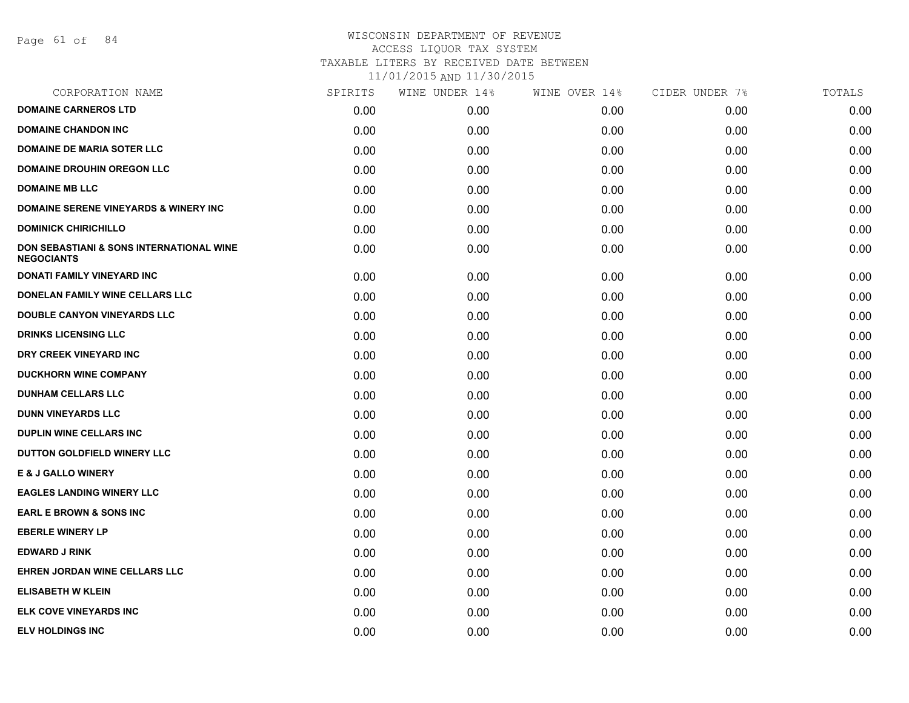WISCONSIN DEPARTMENT OF REVENUE
ACCESS LIQUOR TAX SYSTEM
TAXABLE LITERS BY RECEIVED DATE BETWEEN
11/01/2015 AND 11/30/2015

| CORPORATION NAME | SPIRITS | WINE UNDER 14% | WINE OVER 14% | CIDER UNDER 7% | TOTALS |
|---|---|---|---|---|---|
| **DOMAINE CARNEROS LTD** | 0.00 | 0.00 | 0.00 | 0.00 | 0.00 |
| **DOMAINE CHANDON INC** | 0.00 | 0.00 | 0.00 | 0.00 | 0.00 |
| **DOMAINE DE MARIA SOTER LLC** | 0.00 | 0.00 | 0.00 | 0.00 | 0.00 |
| **DOMAINE DROUHIN OREGON LLC** | 0.00 | 0.00 | 0.00 | 0.00 | 0.00 |
| **DOMAINE MB LLC** | 0.00 | 0.00 | 0.00 | 0.00 | 0.00 |
| **DOMAINE SERENE VINEYARDS & WINERY INC** | 0.00 | 0.00 | 0.00 | 0.00 | 0.00 |
| **DOMINICK CHIRICHILLO** | 0.00 | 0.00 | 0.00 | 0.00 | 0.00 |
| **DON SEBASTIANI & SONS INTERNATIONAL WINE NEGOCIANTS** | 0.00 | 0.00 | 0.00 | 0.00 | 0.00 |
| **DONATI FAMILY VINEYARD INC** | 0.00 | 0.00 | 0.00 | 0.00 | 0.00 |
| **DONELAN FAMILY WINE CELLARS LLC** | 0.00 | 0.00 | 0.00 | 0.00 | 0.00 |
| **DOUBLE CANYON VINEYARDS LLC** | 0.00 | 0.00 | 0.00 | 0.00 | 0.00 |
| **DRINKS LICENSING LLC** | 0.00 | 0.00 | 0.00 | 0.00 | 0.00 |
| **DRY CREEK VINEYARD INC** | 0.00 | 0.00 | 0.00 | 0.00 | 0.00 |
| **DUCKHORN WINE COMPANY** | 0.00 | 0.00 | 0.00 | 0.00 | 0.00 |
| **DUNHAM CELLARS LLC** | 0.00 | 0.00 | 0.00 | 0.00 | 0.00 |
| **DUNN VINEYARDS LLC** | 0.00 | 0.00 | 0.00 | 0.00 | 0.00 |
| **DUPLIN WINE CELLARS INC** | 0.00 | 0.00 | 0.00 | 0.00 | 0.00 |
| **DUTTON GOLDFIELD WINERY LLC** | 0.00 | 0.00 | 0.00 | 0.00 | 0.00 |
| **E & J GALLO WINERY** | 0.00 | 0.00 | 0.00 | 0.00 | 0.00 |
| **EAGLES LANDING WINERY LLC** | 0.00 | 0.00 | 0.00 | 0.00 | 0.00 |
| **EARL E BROWN & SONS INC** | 0.00 | 0.00 | 0.00 | 0.00 | 0.00 |
| **EBERLE WINERY LP** | 0.00 | 0.00 | 0.00 | 0.00 | 0.00 |
| **EDWARD J RINK** | 0.00 | 0.00 | 0.00 | 0.00 | 0.00 |
| **EHREN JORDAN WINE CELLARS LLC** | 0.00 | 0.00 | 0.00 | 0.00 | 0.00 |
| **ELISABETH W KLEIN** | 0.00 | 0.00 | 0.00 | 0.00 | 0.00 |
| **ELK COVE VINEYARDS INC** | 0.00 | 0.00 | 0.00 | 0.00 | 0.00 |
| **ELV HOLDINGS INC** | 0.00 | 0.00 | 0.00 | 0.00 | 0.00 |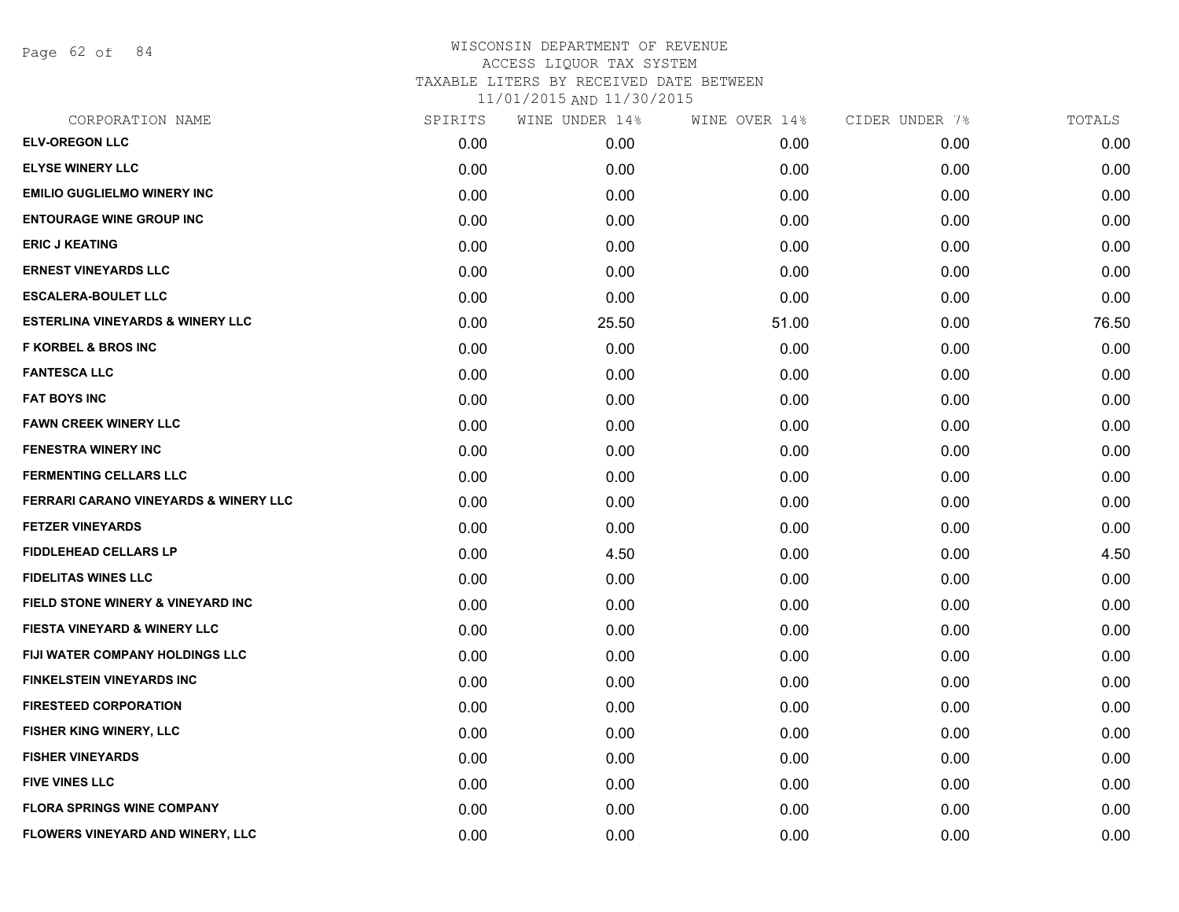# WISCONSIN DEPARTMENT OF REVENUE
ACCESS LIQUOR TAX SYSTEM
TAXABLE LITERS BY RECEIVED DATE BETWEEN
11/01/2015 AND 11/30/2015

| CORPORATION NAME | SPIRITS | WINE UNDER 14% | WINE OVER 14% | CIDER UNDER 7% | TOTALS |
|---|---|---|---|---|---|
| ELV-OREGON LLC | 0.00 | 0.00 | 0.00 | 0.00 | 0.00 |
| ELYSE WINERY LLC | 0.00 | 0.00 | 0.00 | 0.00 | 0.00 |
| EMILIO GUGLIELMO WINERY INC | 0.00 | 0.00 | 0.00 | 0.00 | 0.00 |
| ENTOURAGE WINE GROUP INC | 0.00 | 0.00 | 0.00 | 0.00 | 0.00 |
| ERIC J KEATING | 0.00 | 0.00 | 0.00 | 0.00 | 0.00 |
| ERNEST VINEYARDS LLC | 0.00 | 0.00 | 0.00 | 0.00 | 0.00 |
| ESCALERA-BOULET LLC | 0.00 | 0.00 | 0.00 | 0.00 | 0.00 |
| ESTERLINA VINEYARDS & WINERY LLC | 0.00 | 25.50 | 51.00 | 0.00 | 76.50 |
| F KORBEL & BROS INC | 0.00 | 0.00 | 0.00 | 0.00 | 0.00 |
| FANTESCA LLC | 0.00 | 0.00 | 0.00 | 0.00 | 0.00 |
| FAT BOYS INC | 0.00 | 0.00 | 0.00 | 0.00 | 0.00 |
| FAWN CREEK WINERY LLC | 0.00 | 0.00 | 0.00 | 0.00 | 0.00 |
| FENESTRA WINERY INC | 0.00 | 0.00 | 0.00 | 0.00 | 0.00 |
| FERMENTING CELLARS LLC | 0.00 | 0.00 | 0.00 | 0.00 | 0.00 |
| FERRARI CARANO VINEYARDS & WINERY LLC | 0.00 | 0.00 | 0.00 | 0.00 | 0.00 |
| FETZER VINEYARDS | 0.00 | 0.00 | 0.00 | 0.00 | 0.00 |
| FIDDLEHEAD CELLARS LP | 0.00 | 4.50 | 0.00 | 0.00 | 4.50 |
| FIDELITAS WINES LLC | 0.00 | 0.00 | 0.00 | 0.00 | 0.00 |
| FIELD STONE WINERY & VINEYARD INC | 0.00 | 0.00 | 0.00 | 0.00 | 0.00 |
| FIESTA VINEYARD & WINERY LLC | 0.00 | 0.00 | 0.00 | 0.00 | 0.00 |
| FIJI WATER COMPANY HOLDINGS LLC | 0.00 | 0.00 | 0.00 | 0.00 | 0.00 |
| FINKELSTEIN VINEYARDS INC | 0.00 | 0.00 | 0.00 | 0.00 | 0.00 |
| FIRESTEED CORPORATION | 0.00 | 0.00 | 0.00 | 0.00 | 0.00 |
| FISHER KING WINERY, LLC | 0.00 | 0.00 | 0.00 | 0.00 | 0.00 |
| FISHER VINEYARDS | 0.00 | 0.00 | 0.00 | 0.00 | 0.00 |
| FIVE VINES LLC | 0.00 | 0.00 | 0.00 | 0.00 | 0.00 |
| FLORA SPRINGS WINE COMPANY | 0.00 | 0.00 | 0.00 | 0.00 | 0.00 |
| FLOWERS VINEYARD AND WINERY, LLC | 0.00 | 0.00 | 0.00 | 0.00 | 0.00 |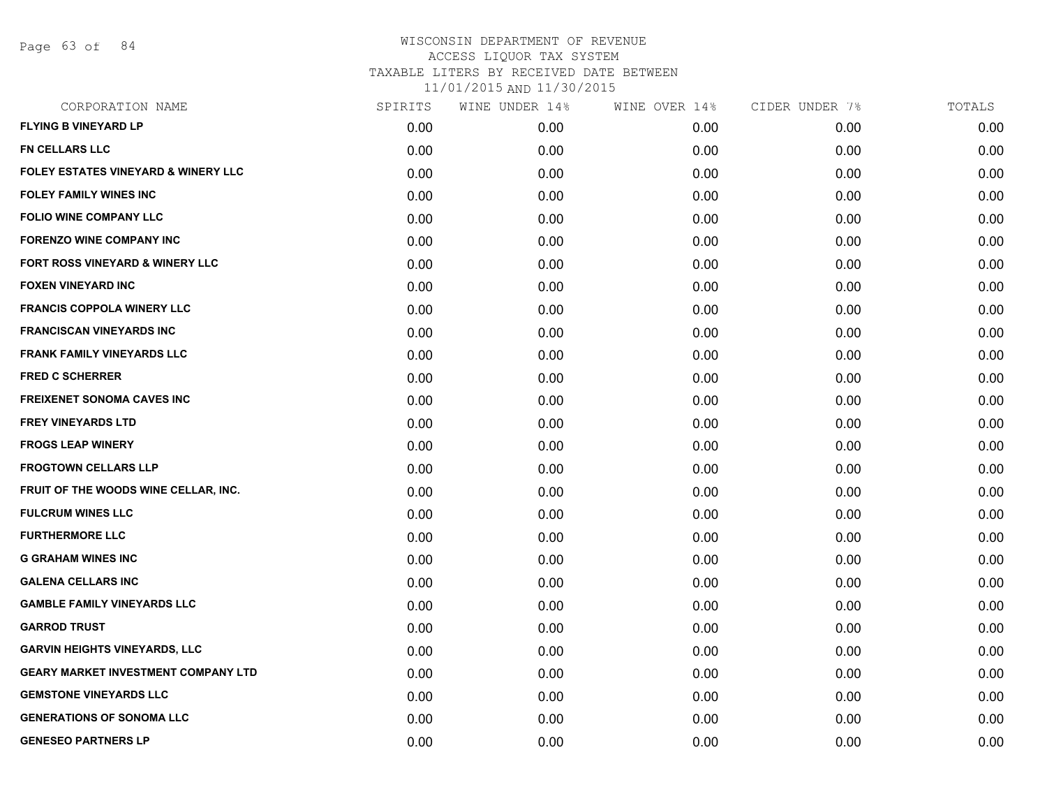# WISCONSIN DEPARTMENT OF REVENUE
## ACCESS LIQUOR TAX SYSTEM
### TAXABLE LITERS BY RECEIVED DATE BETWEEN 11/01/2015 AND 11/30/2015

| CORPORATION NAME | SPIRITS | WINE UNDER 14% | WINE OVER 14% | CIDER UNDER 7% | TOTALS |
|---|---|---|---|---|---|
| FLYING B VINEYARD LP | 0.00 | 0.00 | 0.00 | 0.00 | 0.00 |
| FN CELLARS LLC | 0.00 | 0.00 | 0.00 | 0.00 | 0.00 |
| FOLEY ESTATES VINEYARD & WINERY LLC | 0.00 | 0.00 | 0.00 | 0.00 | 0.00 |
| FOLEY FAMILY WINES INC | 0.00 | 0.00 | 0.00 | 0.00 | 0.00 |
| FOLIO WINE COMPANY LLC | 0.00 | 0.00 | 0.00 | 0.00 | 0.00 |
| FORENZO WINE COMPANY INC | 0.00 | 0.00 | 0.00 | 0.00 | 0.00 |
| FORT ROSS VINEYARD & WINERY LLC | 0.00 | 0.00 | 0.00 | 0.00 | 0.00 |
| FOXEN VINEYARD INC | 0.00 | 0.00 | 0.00 | 0.00 | 0.00 |
| FRANCIS COPPOLA WINERY LLC | 0.00 | 0.00 | 0.00 | 0.00 | 0.00 |
| FRANCISCAN VINEYARDS INC | 0.00 | 0.00 | 0.00 | 0.00 | 0.00 |
| FRANK FAMILY VINEYARDS LLC | 0.00 | 0.00 | 0.00 | 0.00 | 0.00 |
| FRED C SCHERRER | 0.00 | 0.00 | 0.00 | 0.00 | 0.00 |
| FREIXENET SONOMA CAVES INC | 0.00 | 0.00 | 0.00 | 0.00 | 0.00 |
| FREY VINEYARDS LTD | 0.00 | 0.00 | 0.00 | 0.00 | 0.00 |
| FROGS LEAP WINERY | 0.00 | 0.00 | 0.00 | 0.00 | 0.00 |
| FROGTOWN CELLARS LLP | 0.00 | 0.00 | 0.00 | 0.00 | 0.00 |
| FRUIT OF THE WOODS WINE CELLAR, INC. | 0.00 | 0.00 | 0.00 | 0.00 | 0.00 |
| FULCRUM WINES LLC | 0.00 | 0.00 | 0.00 | 0.00 | 0.00 |
| FURTHERMORE LLC | 0.00 | 0.00 | 0.00 | 0.00 | 0.00 |
| G GRAHAM WINES INC | 0.00 | 0.00 | 0.00 | 0.00 | 0.00 |
| GALENA CELLARS INC | 0.00 | 0.00 | 0.00 | 0.00 | 0.00 |
| GAMBLE FAMILY VINEYARDS LLC | 0.00 | 0.00 | 0.00 | 0.00 | 0.00 |
| GARROD TRUST | 0.00 | 0.00 | 0.00 | 0.00 | 0.00 |
| GARVIN HEIGHTS VINEYARDS, LLC | 0.00 | 0.00 | 0.00 | 0.00 | 0.00 |
| GEARY MARKET INVESTMENT COMPANY LTD | 0.00 | 0.00 | 0.00 | 0.00 | 0.00 |
| GEMSTONE VINEYARDS LLC | 0.00 | 0.00 | 0.00 | 0.00 | 0.00 |
| GENERATIONS OF SONOMA LLC | 0.00 | 0.00 | 0.00 | 0.00 | 0.00 |
| GENESEO PARTNERS LP | 0.00 | 0.00 | 0.00 | 0.00 | 0.00 |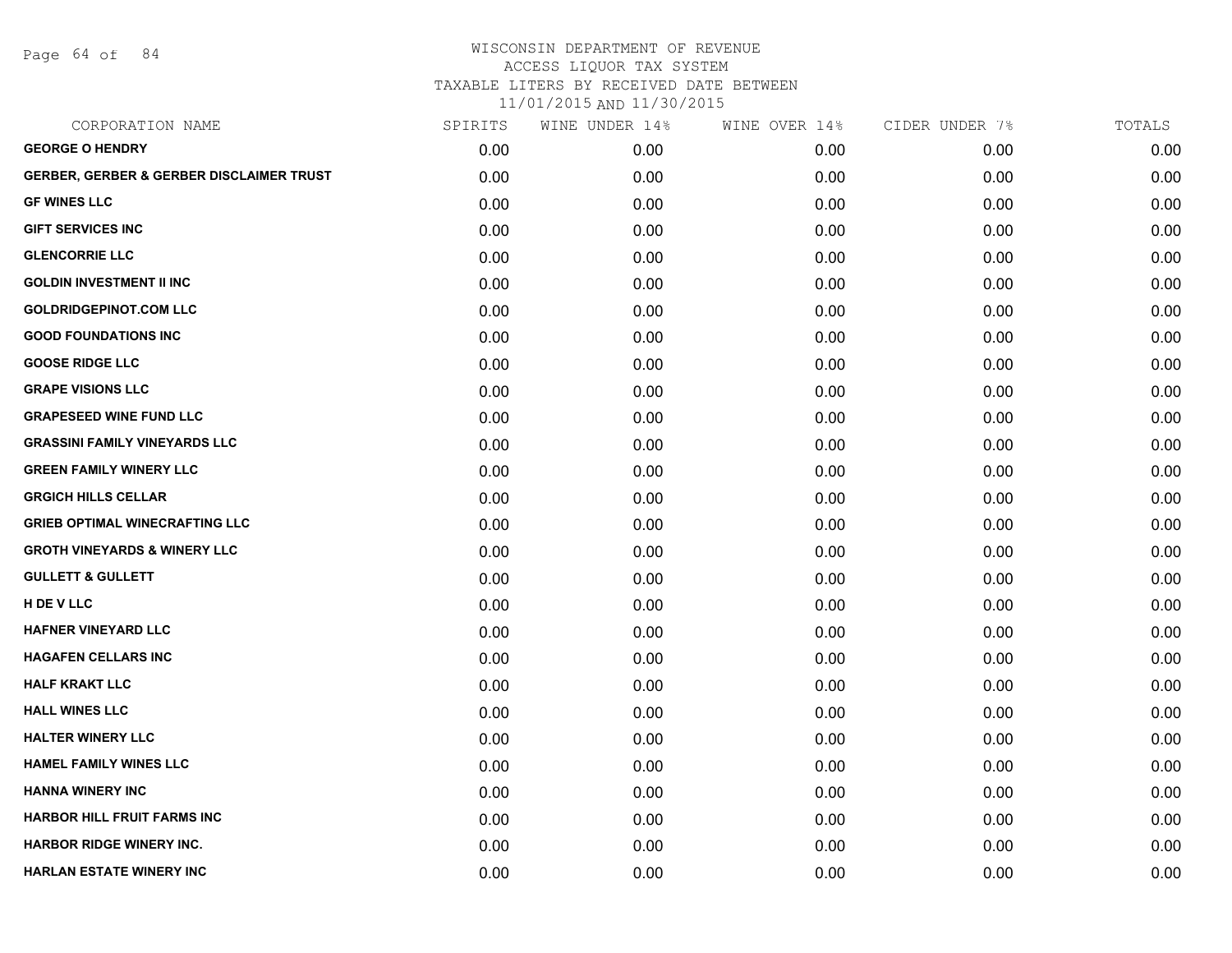WISCONSIN DEPARTMENT OF REVENUE
ACCESS LIQUOR TAX SYSTEM
TAXABLE LITERS BY RECEIVED DATE BETWEEN
11/01/2015 AND 11/30/2015

| CORPORATION NAME | SPIRITS | WINE UNDER 14% | WINE OVER 14% | CIDER UNDER 7% | TOTALS |
|---|---|---|---|---|---|
| **GEORGE O HENDRY** | 0.00 | 0.00 | 0.00 | 0.00 | 0.00 |
| **GERBER, GERBER & GERBER DISCLAIMER TRUST** | 0.00 | 0.00 | 0.00 | 0.00 | 0.00 |
| **GF WINES LLC** | 0.00 | 0.00 | 0.00 | 0.00 | 0.00 |
| **GIFT SERVICES INC** | 0.00 | 0.00 | 0.00 | 0.00 | 0.00 |
| **GLENCORRIE LLC** | 0.00 | 0.00 | 0.00 | 0.00 | 0.00 |
| **GOLDIN INVESTMENT II INC** | 0.00 | 0.00 | 0.00 | 0.00 | 0.00 |
| **GOLDRIDGEPINOT.COM LLC** | 0.00 | 0.00 | 0.00 | 0.00 | 0.00 |
| **GOOD FOUNDATIONS INC** | 0.00 | 0.00 | 0.00 | 0.00 | 0.00 |
| **GOOSE RIDGE LLC** | 0.00 | 0.00 | 0.00 | 0.00 | 0.00 |
| **GRAPE VISIONS LLC** | 0.00 | 0.00 | 0.00 | 0.00 | 0.00 |
| **GRAPESEED WINE FUND LLC** | 0.00 | 0.00 | 0.00 | 0.00 | 0.00 |
| **GRASSINI FAMILY VINEYARDS LLC** | 0.00 | 0.00 | 0.00 | 0.00 | 0.00 |
| **GREEN FAMILY WINERY LLC** | 0.00 | 0.00 | 0.00 | 0.00 | 0.00 |
| **GRGICH HILLS CELLAR** | 0.00 | 0.00 | 0.00 | 0.00 | 0.00 |
| **GRIEB OPTIMAL WINECRAFTING LLC** | 0.00 | 0.00 | 0.00 | 0.00 | 0.00 |
| **GROTH VINEYARDS & WINERY LLC** | 0.00 | 0.00 | 0.00 | 0.00 | 0.00 |
| **GULLETT & GULLETT** | 0.00 | 0.00 | 0.00 | 0.00 | 0.00 |
| **H DE V LLC** | 0.00 | 0.00 | 0.00 | 0.00 | 0.00 |
| **HAFNER VINEYARD LLC** | 0.00 | 0.00 | 0.00 | 0.00 | 0.00 |
| **HAGAFEN CELLARS INC** | 0.00 | 0.00 | 0.00 | 0.00 | 0.00 |
| **HALF KRAKT LLC** | 0.00 | 0.00 | 0.00 | 0.00 | 0.00 |
| **HALL WINES LLC** | 0.00 | 0.00 | 0.00 | 0.00 | 0.00 |
| **HALTER WINERY LLC** | 0.00 | 0.00 | 0.00 | 0.00 | 0.00 |
| **HAMEL FAMILY WINES LLC** | 0.00 | 0.00 | 0.00 | 0.00 | 0.00 |
| **HANNA WINERY INC** | 0.00 | 0.00 | 0.00 | 0.00 | 0.00 |
| **HARBOR HILL FRUIT FARMS INC** | 0.00 | 0.00 | 0.00 | 0.00 | 0.00 |
| **HARBOR RIDGE WINERY INC.** | 0.00 | 0.00 | 0.00 | 0.00 | 0.00 |
| **HARLAN ESTATE WINERY INC** | 0.00 | 0.00 | 0.00 | 0.00 | 0.00 |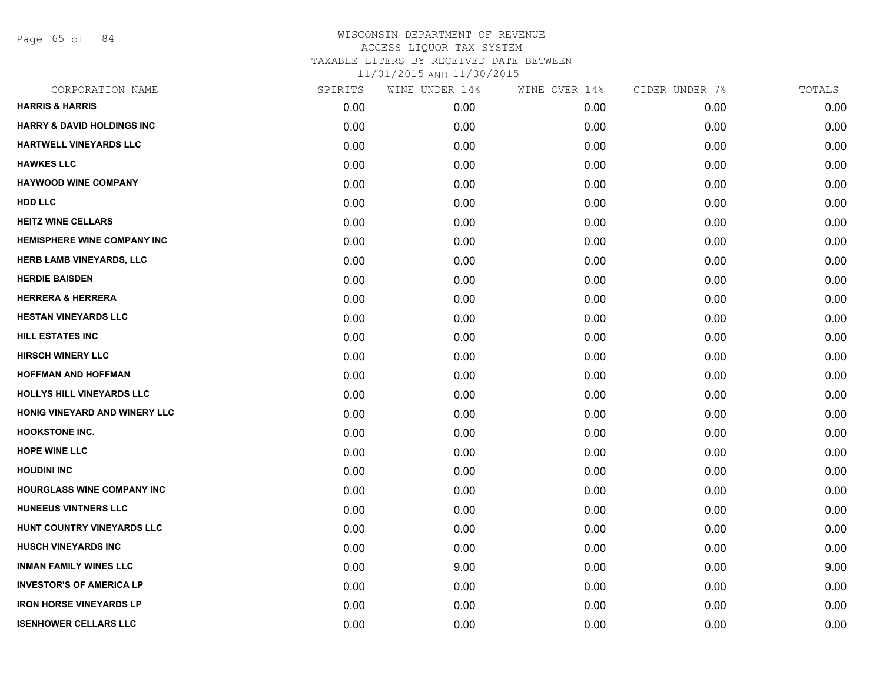# WISCONSIN DEPARTMENT OF REVENUE
## ACCESS LIQUOR TAX SYSTEM
## TAXABLE LITERS BY RECEIVED DATE BETWEEN
## 11/01/2015 AND 11/30/2015

| CORPORATION NAME | SPIRITS | WINE UNDER 14% | WINE OVER 14% | CIDER UNDER 7% | TOTALS |
|---|---|---|---|---|---|
| **HARRIS & HARRIS** | 0.00 | 0.00 | 0.00 | 0.00 | 0.00 |
| **HARRY & DAVID HOLDINGS INC** | 0.00 | 0.00 | 0.00 | 0.00 | 0.00 |
| **HARTWELL VINEYARDS LLC** | 0.00 | 0.00 | 0.00 | 0.00 | 0.00 |
| **HAWKES LLC** | 0.00 | 0.00 | 0.00 | 0.00 | 0.00 |
| **HAYWOOD WINE COMPANY** | 0.00 | 0.00 | 0.00 | 0.00 | 0.00 |
| **HDD LLC** | 0.00 | 0.00 | 0.00 | 0.00 | 0.00 |
| **HEITZ WINE CELLARS** | 0.00 | 0.00 | 0.00 | 0.00 | 0.00 |
| **HEMISPHERE WINE COMPANY INC** | 0.00 | 0.00 | 0.00 | 0.00 | 0.00 |
| **HERB LAMB VINEYARDS, LLC** | 0.00 | 0.00 | 0.00 | 0.00 | 0.00 |
| **HERDIE BAISDEN** | 0.00 | 0.00 | 0.00 | 0.00 | 0.00 |
| **HERRERA & HERRERA** | 0.00 | 0.00 | 0.00 | 0.00 | 0.00 |
| **HESTAN VINEYARDS LLC** | 0.00 | 0.00 | 0.00 | 0.00 | 0.00 |
| **HILL ESTATES INC** | 0.00 | 0.00 | 0.00 | 0.00 | 0.00 |
| **HIRSCH WINERY LLC** | 0.00 | 0.00 | 0.00 | 0.00 | 0.00 |
| **HOFFMAN AND HOFFMAN** | 0.00 | 0.00 | 0.00 | 0.00 | 0.00 |
| **HOLLYS HILL VINEYARDS LLC** | 0.00 | 0.00 | 0.00 | 0.00 | 0.00 |
| **HONIG VINEYARD AND WINERY LLC** | 0.00 | 0.00 | 0.00 | 0.00 | 0.00 |
| **HOOKSTONE INC.** | 0.00 | 0.00 | 0.00 | 0.00 | 0.00 |
| **HOPE WINE LLC** | 0.00 | 0.00 | 0.00 | 0.00 | 0.00 |
| **HOUDINI INC** | 0.00 | 0.00 | 0.00 | 0.00 | 0.00 |
| **HOURGLASS WINE COMPANY INC** | 0.00 | 0.00 | 0.00 | 0.00 | 0.00 |
| **HUNEEUS VINTNERS LLC** | 0.00 | 0.00 | 0.00 | 0.00 | 0.00 |
| **HUNT COUNTRY VINEYARDS LLC** | 0.00 | 0.00 | 0.00 | 0.00 | 0.00 |
| **HUSCH VINEYARDS INC** | 0.00 | 0.00 | 0.00 | 0.00 | 0.00 |
| **INMAN FAMILY WINES LLC** | 0.00 | 9.00 | 0.00 | 0.00 | 9.00 |
| **INVESTOR'S OF AMERICA LP** | 0.00 | 0.00 | 0.00 | 0.00 | 0.00 |
| **IRON HORSE VINEYARDS LP** | 0.00 | 0.00 | 0.00 | 0.00 | 0.00 |
| **ISENHOWER CELLARS LLC** | 0.00 | 0.00 | 0.00 | 0.00 | 0.00 |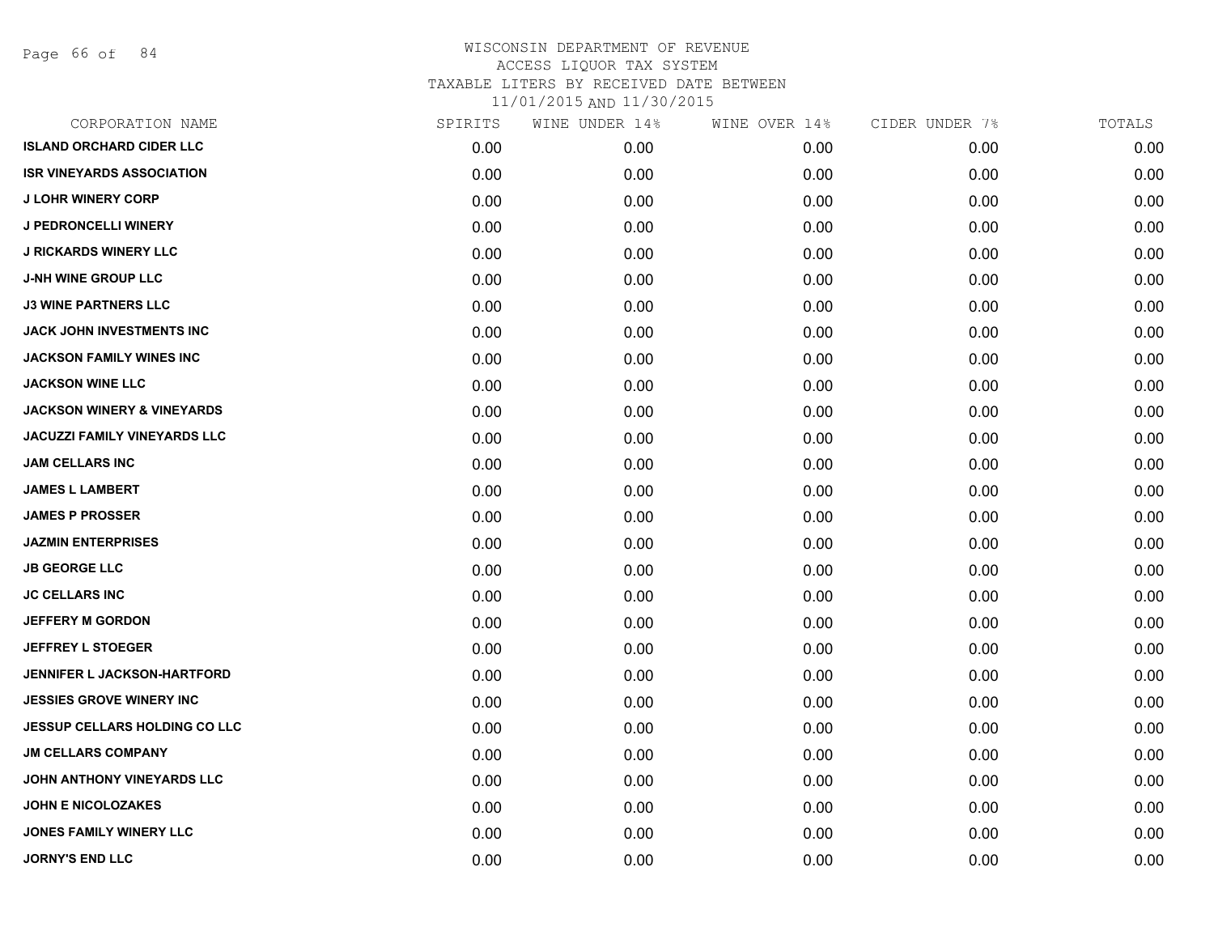# WISCONSIN DEPARTMENT OF REVENUE
## ACCESS LIQUOR TAX SYSTEM
### TAXABLE LITERS BY RECEIVED DATE BETWEEN 11/01/2015 AND 11/30/2015

| CORPORATION NAME | SPIRITS | WINE UNDER 14% | WINE OVER 14% | CIDER UNDER 7% | TOTALS |
|---|---|---|---|---|---|
| ISLAND ORCHARD CIDER LLC | 0.00 | 0.00 | 0.00 | 0.00 | 0.00 |
| ISR VINEYARDS ASSOCIATION | 0.00 | 0.00 | 0.00 | 0.00 | 0.00 |
| J LOHR WINERY CORP | 0.00 | 0.00 | 0.00 | 0.00 | 0.00 |
| J PEDRONCELLI WINERY | 0.00 | 0.00 | 0.00 | 0.00 | 0.00 |
| J RICKARDS WINERY LLC | 0.00 | 0.00 | 0.00 | 0.00 | 0.00 |
| J-NH WINE GROUP LLC | 0.00 | 0.00 | 0.00 | 0.00 | 0.00 |
| J3 WINE PARTNERS LLC | 0.00 | 0.00 | 0.00 | 0.00 | 0.00 |
| JACK JOHN INVESTMENTS INC | 0.00 | 0.00 | 0.00 | 0.00 | 0.00 |
| JACKSON FAMILY WINES INC | 0.00 | 0.00 | 0.00 | 0.00 | 0.00 |
| JACKSON WINE LLC | 0.00 | 0.00 | 0.00 | 0.00 | 0.00 |
| JACKSON WINERY & VINEYARDS | 0.00 | 0.00 | 0.00 | 0.00 | 0.00 |
| JACUZZI FAMILY VINEYARDS LLC | 0.00 | 0.00 | 0.00 | 0.00 | 0.00 |
| JAM CELLARS INC | 0.00 | 0.00 | 0.00 | 0.00 | 0.00 |
| JAMES L LAMBERT | 0.00 | 0.00 | 0.00 | 0.00 | 0.00 |
| JAMES P PROSSER | 0.00 | 0.00 | 0.00 | 0.00 | 0.00 |
| JAZMIN ENTERPRISES | 0.00 | 0.00 | 0.00 | 0.00 | 0.00 |
| JB GEORGE LLC | 0.00 | 0.00 | 0.00 | 0.00 | 0.00 |
| JC CELLARS INC | 0.00 | 0.00 | 0.00 | 0.00 | 0.00 |
| JEFFERY M GORDON | 0.00 | 0.00 | 0.00 | 0.00 | 0.00 |
| JEFFREY L STOEGER | 0.00 | 0.00 | 0.00 | 0.00 | 0.00 |
| JENNIFER L JACKSON-HARTFORD | 0.00 | 0.00 | 0.00 | 0.00 | 0.00 |
| JESSIES GROVE WINERY INC | 0.00 | 0.00 | 0.00 | 0.00 | 0.00 |
| JESSUP CELLARS HOLDING CO LLC | 0.00 | 0.00 | 0.00 | 0.00 | 0.00 |
| JM CELLARS COMPANY | 0.00 | 0.00 | 0.00 | 0.00 | 0.00 |
| JOHN ANTHONY VINEYARDS LLC | 0.00 | 0.00 | 0.00 | 0.00 | 0.00 |
| JOHN E NICOLOZAKES | 0.00 | 0.00 | 0.00 | 0.00 | 0.00 |
| JONES FAMILY WINERY LLC | 0.00 | 0.00 | 0.00 | 0.00 | 0.00 |
| JORNY'S END LLC | 0.00 | 0.00 | 0.00 | 0.00 | 0.00 |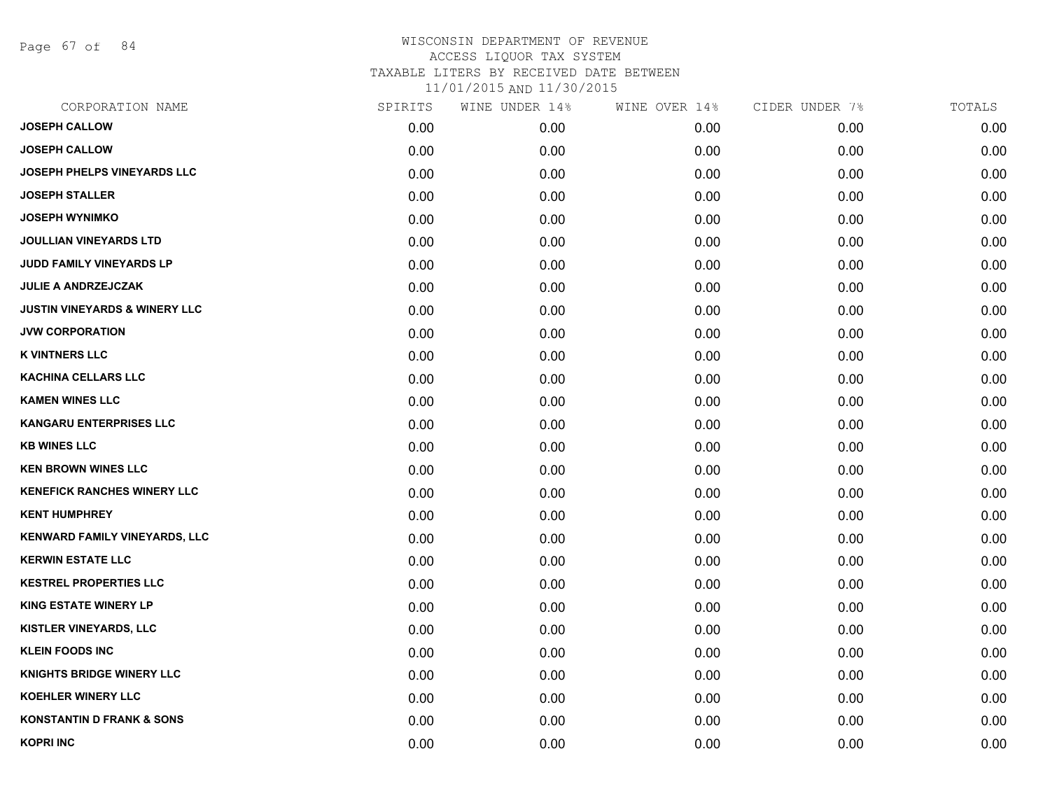# WISCONSIN DEPARTMENT OF REVENUE
## ACCESS LIQUOR TAX SYSTEM
### TAXABLE LITERS BY RECEIVED DATE BETWEEN 11/01/2015 AND 11/30/2015

| CORPORATION NAME | SPIRITS | WINE UNDER 14% | WINE OVER 14% | CIDER UNDER 7% | TOTALS |
|---|---|---|---|---|---|
| JOSEPH CALLOW | 0.00 | 0.00 | 0.00 | 0.00 | 0.00 |
| JOSEPH CALLOW | 0.00 | 0.00 | 0.00 | 0.00 | 0.00 |
| JOSEPH PHELPS VINEYARDS LLC | 0.00 | 0.00 | 0.00 | 0.00 | 0.00 |
| JOSEPH STALLER | 0.00 | 0.00 | 0.00 | 0.00 | 0.00 |
| JOSEPH WYNIMKO | 0.00 | 0.00 | 0.00 | 0.00 | 0.00 |
| JOULLIAN VINEYARDS LTD | 0.00 | 0.00 | 0.00 | 0.00 | 0.00 |
| JUDD FAMILY VINEYARDS LP | 0.00 | 0.00 | 0.00 | 0.00 | 0.00 |
| JULIE A ANDRZEJCZAK | 0.00 | 0.00 | 0.00 | 0.00 | 0.00 |
| JUSTIN VINEYARDS & WINERY LLC | 0.00 | 0.00 | 0.00 | 0.00 | 0.00 |
| JVW CORPORATION | 0.00 | 0.00 | 0.00 | 0.00 | 0.00 |
| K VINTNERS LLC | 0.00 | 0.00 | 0.00 | 0.00 | 0.00 |
| KACHINA CELLARS LLC | 0.00 | 0.00 | 0.00 | 0.00 | 0.00 |
| KAMEN WINES LLC | 0.00 | 0.00 | 0.00 | 0.00 | 0.00 |
| KANGARU ENTERPRISES LLC | 0.00 | 0.00 | 0.00 | 0.00 | 0.00 |
| KB WINES LLC | 0.00 | 0.00 | 0.00 | 0.00 | 0.00 |
| KEN BROWN WINES LLC | 0.00 | 0.00 | 0.00 | 0.00 | 0.00 |
| KENEFICK RANCHES WINERY LLC | 0.00 | 0.00 | 0.00 | 0.00 | 0.00 |
| KENT HUMPHREY | 0.00 | 0.00 | 0.00 | 0.00 | 0.00 |
| KENWARD FAMILY VINEYARDS, LLC | 0.00 | 0.00 | 0.00 | 0.00 | 0.00 |
| KERWIN ESTATE LLC | 0.00 | 0.00 | 0.00 | 0.00 | 0.00 |
| KESTREL PROPERTIES LLC | 0.00 | 0.00 | 0.00 | 0.00 | 0.00 |
| KING ESTATE WINERY LP | 0.00 | 0.00 | 0.00 | 0.00 | 0.00 |
| KISTLER VINEYARDS, LLC | 0.00 | 0.00 | 0.00 | 0.00 | 0.00 |
| KLEIN FOODS INC | 0.00 | 0.00 | 0.00 | 0.00 | 0.00 |
| KNIGHTS BRIDGE WINERY LLC | 0.00 | 0.00 | 0.00 | 0.00 | 0.00 |
| KOEHLER WINERY LLC | 0.00 | 0.00 | 0.00 | 0.00 | 0.00 |
| KONSTANTIN D FRANK & SONS | 0.00 | 0.00 | 0.00 | 0.00 | 0.00 |
| KOPRI INC | 0.00 | 0.00 | 0.00 | 0.00 | 0.00 |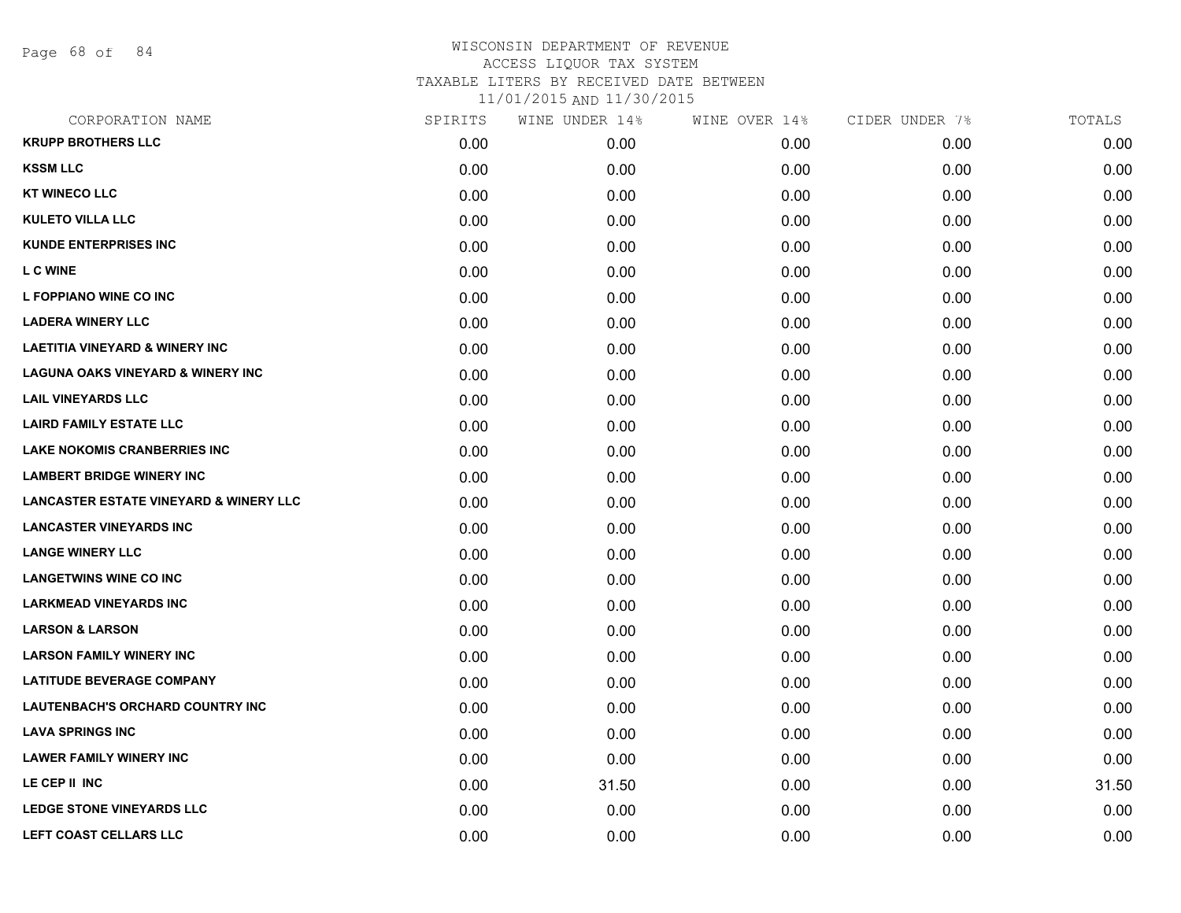# WISCONSIN DEPARTMENT OF REVENUE
## ACCESS LIQUOR TAX SYSTEM
## TAXABLE LITERS BY RECEIVED DATE BETWEEN 11/01/2015 AND 11/30/2015

| CORPORATION NAME | SPIRITS | WINE UNDER 14% | WINE OVER 14% | CIDER UNDER 7% | TOTALS |
|---|---|---|---|---|---|
| KRUPP BROTHERS LLC | 0.00 | 0.00 | 0.00 | 0.00 | 0.00 |
| KSSM LLC | 0.00 | 0.00 | 0.00 | 0.00 | 0.00 |
| KT WINECO LLC | 0.00 | 0.00 | 0.00 | 0.00 | 0.00 |
| KULETO VILLA LLC | 0.00 | 0.00 | 0.00 | 0.00 | 0.00 |
| KUNDE ENTERPRISES INC | 0.00 | 0.00 | 0.00 | 0.00 | 0.00 |
| L C WINE | 0.00 | 0.00 | 0.00 | 0.00 | 0.00 |
| L FOPPIANO WINE CO INC | 0.00 | 0.00 | 0.00 | 0.00 | 0.00 |
| LADERA WINERY LLC | 0.00 | 0.00 | 0.00 | 0.00 | 0.00 |
| LAETITIA VINEYARD & WINERY INC | 0.00 | 0.00 | 0.00 | 0.00 | 0.00 |
| LAGUNA OAKS VINEYARD & WINERY INC | 0.00 | 0.00 | 0.00 | 0.00 | 0.00 |
| LAIL VINEYARDS LLC | 0.00 | 0.00 | 0.00 | 0.00 | 0.00 |
| LAIRD FAMILY ESTATE LLC | 0.00 | 0.00 | 0.00 | 0.00 | 0.00 |
| LAKE NOKOMIS CRANBERRIES INC | 0.00 | 0.00 | 0.00 | 0.00 | 0.00 |
| LAMBERT BRIDGE WINERY INC | 0.00 | 0.00 | 0.00 | 0.00 | 0.00 |
| LANCASTER ESTATE VINEYARD & WINERY LLC | 0.00 | 0.00 | 0.00 | 0.00 | 0.00 |
| LANCASTER VINEYARDS INC | 0.00 | 0.00 | 0.00 | 0.00 | 0.00 |
| LANGE WINERY LLC | 0.00 | 0.00 | 0.00 | 0.00 | 0.00 |
| LANGETWINS WINE CO INC | 0.00 | 0.00 | 0.00 | 0.00 | 0.00 |
| LARKMEAD VINEYARDS INC | 0.00 | 0.00 | 0.00 | 0.00 | 0.00 |
| LARSON & LARSON | 0.00 | 0.00 | 0.00 | 0.00 | 0.00 |
| LARSON FAMILY WINERY INC | 0.00 | 0.00 | 0.00 | 0.00 | 0.00 |
| LATITUDE BEVERAGE COMPANY | 0.00 | 0.00 | 0.00 | 0.00 | 0.00 |
| LAUTENBACH'S ORCHARD COUNTRY INC | 0.00 | 0.00 | 0.00 | 0.00 | 0.00 |
| LAVA SPRINGS INC | 0.00 | 0.00 | 0.00 | 0.00 | 0.00 |
| LAWER FAMILY WINERY INC | 0.00 | 0.00 | 0.00 | 0.00 | 0.00 |
| LE CEP II INC | 0.00 | 31.50 | 0.00 | 0.00 | 31.50 |
| LEDGE STONE VINEYARDS LLC | 0.00 | 0.00 | 0.00 | 0.00 | 0.00 |
| LEFT COAST CELLARS LLC | 0.00 | 0.00 | 0.00 | 0.00 | 0.00 |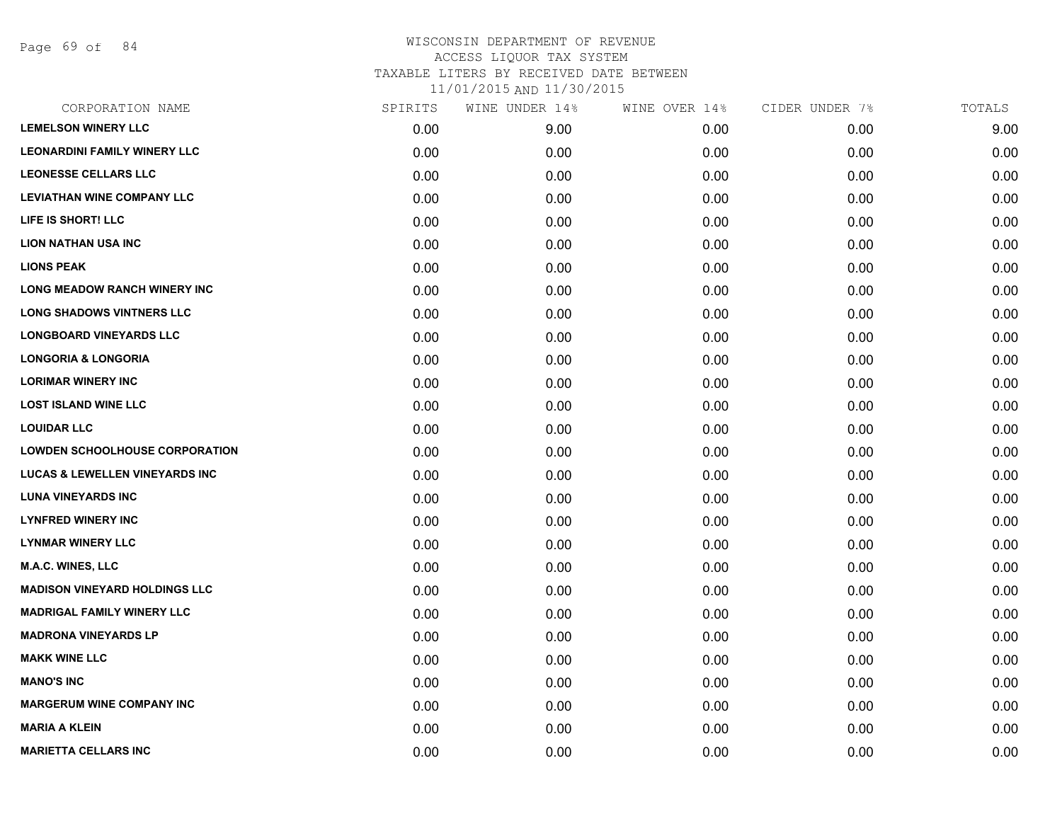# WISCONSIN DEPARTMENT OF REVENUE
## ACCESS LIQUOR TAX SYSTEM
### TAXABLE LITERS BY RECEIVED DATE BETWEEN 11/01/2015 AND 11/30/2015

| CORPORATION NAME | SPIRITS | WINE UNDER 14% | WINE OVER 14% | CIDER UNDER 7% | TOTALS |
|---|---|---|---|---|---|
| LEMELSON WINERY LLC | 0.00 | 9.00 | 0.00 | 0.00 | 9.00 |
| LEONARDINI FAMILY WINERY LLC | 0.00 | 0.00 | 0.00 | 0.00 | 0.00 |
| LEONESSE CELLARS LLC | 0.00 | 0.00 | 0.00 | 0.00 | 0.00 |
| LEVIATHAN WINE COMPANY LLC | 0.00 | 0.00 | 0.00 | 0.00 | 0.00 |
| LIFE IS SHORT! LLC | 0.00 | 0.00 | 0.00 | 0.00 | 0.00 |
| LION NATHAN USA INC | 0.00 | 0.00 | 0.00 | 0.00 | 0.00 |
| LIONS PEAK | 0.00 | 0.00 | 0.00 | 0.00 | 0.00 |
| LONG MEADOW RANCH WINERY INC | 0.00 | 0.00 | 0.00 | 0.00 | 0.00 |
| LONG SHADOWS VINTNERS LLC | 0.00 | 0.00 | 0.00 | 0.00 | 0.00 |
| LONGBOARD VINEYARDS LLC | 0.00 | 0.00 | 0.00 | 0.00 | 0.00 |
| LONGORIA & LONGORIA | 0.00 | 0.00 | 0.00 | 0.00 | 0.00 |
| LORIMAR WINERY INC | 0.00 | 0.00 | 0.00 | 0.00 | 0.00 |
| LOST ISLAND WINE LLC | 0.00 | 0.00 | 0.00 | 0.00 | 0.00 |
| LOUIDAR LLC | 0.00 | 0.00 | 0.00 | 0.00 | 0.00 |
| LOWDEN SCHOOLHOUSE CORPORATION | 0.00 | 0.00 | 0.00 | 0.00 | 0.00 |
| LUCAS & LEWELLEN VINEYARDS INC | 0.00 | 0.00 | 0.00 | 0.00 | 0.00 |
| LUNA VINEYARDS INC | 0.00 | 0.00 | 0.00 | 0.00 | 0.00 |
| LYNFRED WINERY INC | 0.00 | 0.00 | 0.00 | 0.00 | 0.00 |
| LYNMAR WINERY LLC | 0.00 | 0.00 | 0.00 | 0.00 | 0.00 |
| M.A.C. WINES, LLC | 0.00 | 0.00 | 0.00 | 0.00 | 0.00 |
| MADISON VINEYARD HOLDINGS LLC | 0.00 | 0.00 | 0.00 | 0.00 | 0.00 |
| MADRIGAL FAMILY WINERY LLC | 0.00 | 0.00 | 0.00 | 0.00 | 0.00 |
| MADRONA VINEYARDS LP | 0.00 | 0.00 | 0.00 | 0.00 | 0.00 |
| MAKK WINE LLC | 0.00 | 0.00 | 0.00 | 0.00 | 0.00 |
| MANO'S INC | 0.00 | 0.00 | 0.00 | 0.00 | 0.00 |
| MARGERUM WINE COMPANY INC | 0.00 | 0.00 | 0.00 | 0.00 | 0.00 |
| MARIA A KLEIN | 0.00 | 0.00 | 0.00 | 0.00 | 0.00 |
| MARIETTA CELLARS INC | 0.00 | 0.00 | 0.00 | 0.00 | 0.00 |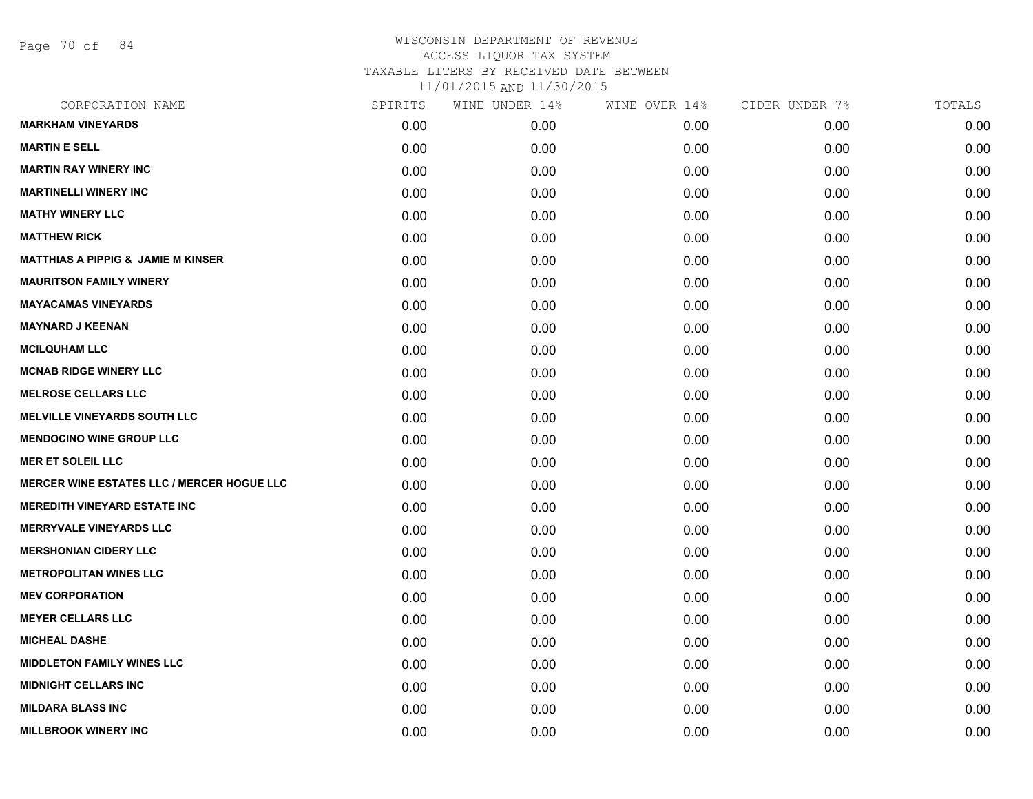WISCONSIN DEPARTMENT OF REVENUE
ACCESS LIQUOR TAX SYSTEM
TAXABLE LITERS BY RECEIVED DATE BETWEEN
11/01/2015 AND 11/30/2015

| CORPORATION NAME | SPIRITS | WINE UNDER 14% | WINE OVER 14% | CIDER UNDER 7% | TOTALS |
|---|---|---|---|---|---|
| **MARKHAM VINEYARDS** | 0.00 | 0.00 | 0.00 | 0.00 | 0.00 |
| **MARTIN E SELL** | 0.00 | 0.00 | 0.00 | 0.00 | 0.00 |
| **MARTIN RAY WINERY INC** | 0.00 | 0.00 | 0.00 | 0.00 | 0.00 |
| **MARTINELLI WINERY INC** | 0.00 | 0.00 | 0.00 | 0.00 | 0.00 |
| **MATHY WINERY LLC** | 0.00 | 0.00 | 0.00 | 0.00 | 0.00 |
| **MATTHEW RICK** | 0.00 | 0.00 | 0.00 | 0.00 | 0.00 |
| **MATTHIAS A PIPPIG & JAMIE M KINSER** | 0.00 | 0.00 | 0.00 | 0.00 | 0.00 |
| **MAURITSON FAMILY WINERY** | 0.00 | 0.00 | 0.00 | 0.00 | 0.00 |
| **MAYACAMAS VINEYARDS** | 0.00 | 0.00 | 0.00 | 0.00 | 0.00 |
| **MAYNARD J KEENAN** | 0.00 | 0.00 | 0.00 | 0.00 | 0.00 |
| **MCILQUHAM LLC** | 0.00 | 0.00 | 0.00 | 0.00 | 0.00 |
| **MCNAB RIDGE WINERY LLC** | 0.00 | 0.00 | 0.00 | 0.00 | 0.00 |
| **MELROSE CELLARS LLC** | 0.00 | 0.00 | 0.00 | 0.00 | 0.00 |
| **MELVILLE VINEYARDS SOUTH LLC** | 0.00 | 0.00 | 0.00 | 0.00 | 0.00 |
| **MENDOCINO WINE GROUP LLC** | 0.00 | 0.00 | 0.00 | 0.00 | 0.00 |
| **MER ET SOLEIL LLC** | 0.00 | 0.00 | 0.00 | 0.00 | 0.00 |
| **MERCER WINE ESTATES LLC / MERCER HOGUE LLC** | 0.00 | 0.00 | 0.00 | 0.00 | 0.00 |
| **MEREDITH VINEYARD ESTATE INC** | 0.00 | 0.00 | 0.00 | 0.00 | 0.00 |
| **MERRYVALE VINEYARDS LLC** | 0.00 | 0.00 | 0.00 | 0.00 | 0.00 |
| **MERSHONIAN CIDERY LLC** | 0.00 | 0.00 | 0.00 | 0.00 | 0.00 |
| **METROPOLITAN WINES LLC** | 0.00 | 0.00 | 0.00 | 0.00 | 0.00 |
| **MEV CORPORATION** | 0.00 | 0.00 | 0.00 | 0.00 | 0.00 |
| **MEYER CELLARS LLC** | 0.00 | 0.00 | 0.00 | 0.00 | 0.00 |
| **MICHEAL DASHE** | 0.00 | 0.00 | 0.00 | 0.00 | 0.00 |
| **MIDDLETON FAMILY WINES LLC** | 0.00 | 0.00 | 0.00 | 0.00 | 0.00 |
| **MIDNIGHT CELLARS INC** | 0.00 | 0.00 | 0.00 | 0.00 | 0.00 |
| **MILDARA BLASS INC** | 0.00 | 0.00 | 0.00 | 0.00 | 0.00 |
| **MILLBROOK WINERY INC** | 0.00 | 0.00 | 0.00 | 0.00 | 0.00 |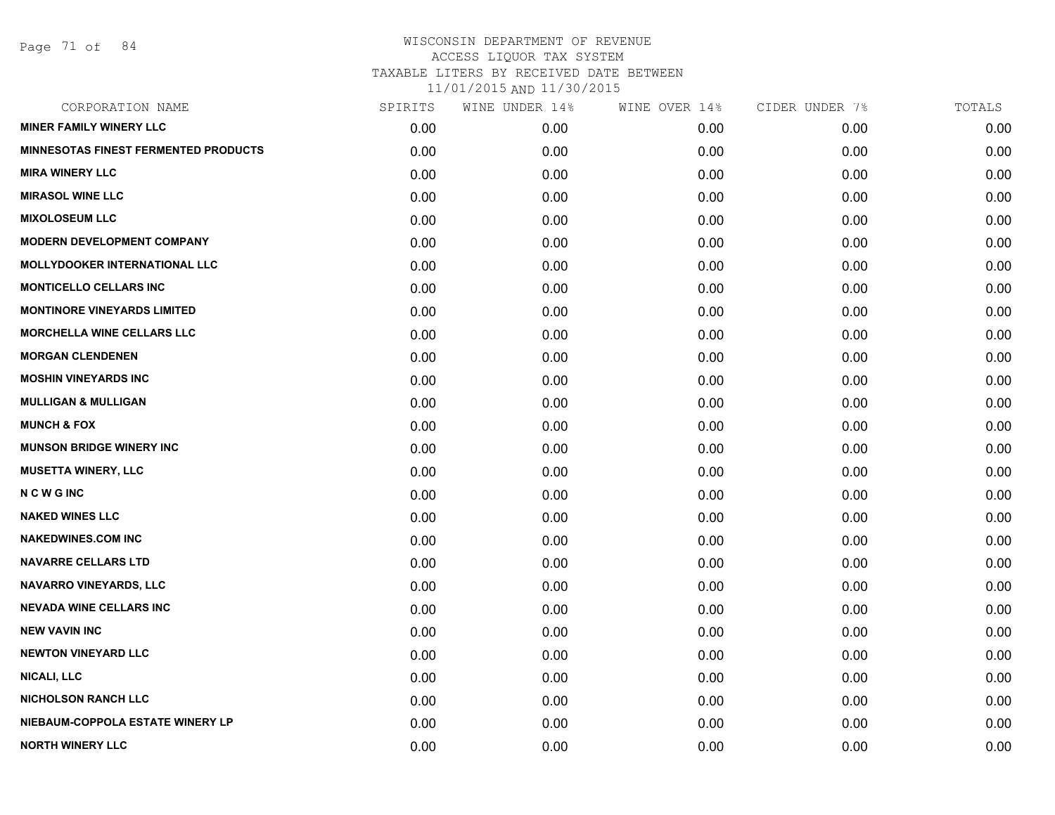WISCONSIN DEPARTMENT OF REVENUE
ACCESS LIQUOR TAX SYSTEM
TAXABLE LITERS BY RECEIVED DATE BETWEEN
11/01/2015 AND 11/30/2015

| CORPORATION NAME | SPIRITS | WINE UNDER 14% | WINE OVER 14% | CIDER UNDER 7% | TOTALS |
|---|---|---|---|---|---|
| MINER FAMILY WINERY LLC | 0.00 | 0.00 | 0.00 | 0.00 | 0.00 |
| MINNESOTAS FINEST FERMENTED PRODUCTS | 0.00 | 0.00 | 0.00 | 0.00 | 0.00 |
| MIRA WINERY LLC | 0.00 | 0.00 | 0.00 | 0.00 | 0.00 |
| MIRASOL WINE LLC | 0.00 | 0.00 | 0.00 | 0.00 | 0.00 |
| MIXOLOSEUM LLC | 0.00 | 0.00 | 0.00 | 0.00 | 0.00 |
| MODERN DEVELOPMENT COMPANY | 0.00 | 0.00 | 0.00 | 0.00 | 0.00 |
| MOLLYDOOKER INTERNATIONAL LLC | 0.00 | 0.00 | 0.00 | 0.00 | 0.00 |
| MONTICELLO CELLARS INC | 0.00 | 0.00 | 0.00 | 0.00 | 0.00 |
| MONTINORE VINEYARDS LIMITED | 0.00 | 0.00 | 0.00 | 0.00 | 0.00 |
| MORCHELLA WINE CELLARS LLC | 0.00 | 0.00 | 0.00 | 0.00 | 0.00 |
| MORGAN CLENDENEN | 0.00 | 0.00 | 0.00 | 0.00 | 0.00 |
| MOSHIN VINEYARDS INC | 0.00 | 0.00 | 0.00 | 0.00 | 0.00 |
| MULLIGAN & MULLIGAN | 0.00 | 0.00 | 0.00 | 0.00 | 0.00 |
| MUNCH & FOX | 0.00 | 0.00 | 0.00 | 0.00 | 0.00 |
| MUNSON BRIDGE WINERY INC | 0.00 | 0.00 | 0.00 | 0.00 | 0.00 |
| MUSETTA WINERY, LLC | 0.00 | 0.00 | 0.00 | 0.00 | 0.00 |
| N C W G INC | 0.00 | 0.00 | 0.00 | 0.00 | 0.00 |
| NAKED WINES LLC | 0.00 | 0.00 | 0.00 | 0.00 | 0.00 |
| NAKEDWINES.COM INC | 0.00 | 0.00 | 0.00 | 0.00 | 0.00 |
| NAVARRE CELLARS LTD | 0.00 | 0.00 | 0.00 | 0.00 | 0.00 |
| NAVARRO VINEYARDS, LLC | 0.00 | 0.00 | 0.00 | 0.00 | 0.00 |
| NEVADA WINE CELLARS INC | 0.00 | 0.00 | 0.00 | 0.00 | 0.00 |
| NEW VAVIN INC | 0.00 | 0.00 | 0.00 | 0.00 | 0.00 |
| NEWTON VINEYARD LLC | 0.00 | 0.00 | 0.00 | 0.00 | 0.00 |
| NICALI, LLC | 0.00 | 0.00 | 0.00 | 0.00 | 0.00 |
| NICHOLSON RANCH LLC | 0.00 | 0.00 | 0.00 | 0.00 | 0.00 |
| NIEBAUM-COPPOLA ESTATE WINERY LP | 0.00 | 0.00 | 0.00 | 0.00 | 0.00 |
| NORTH WINERY LLC | 0.00 | 0.00 | 0.00 | 0.00 | 0.00 |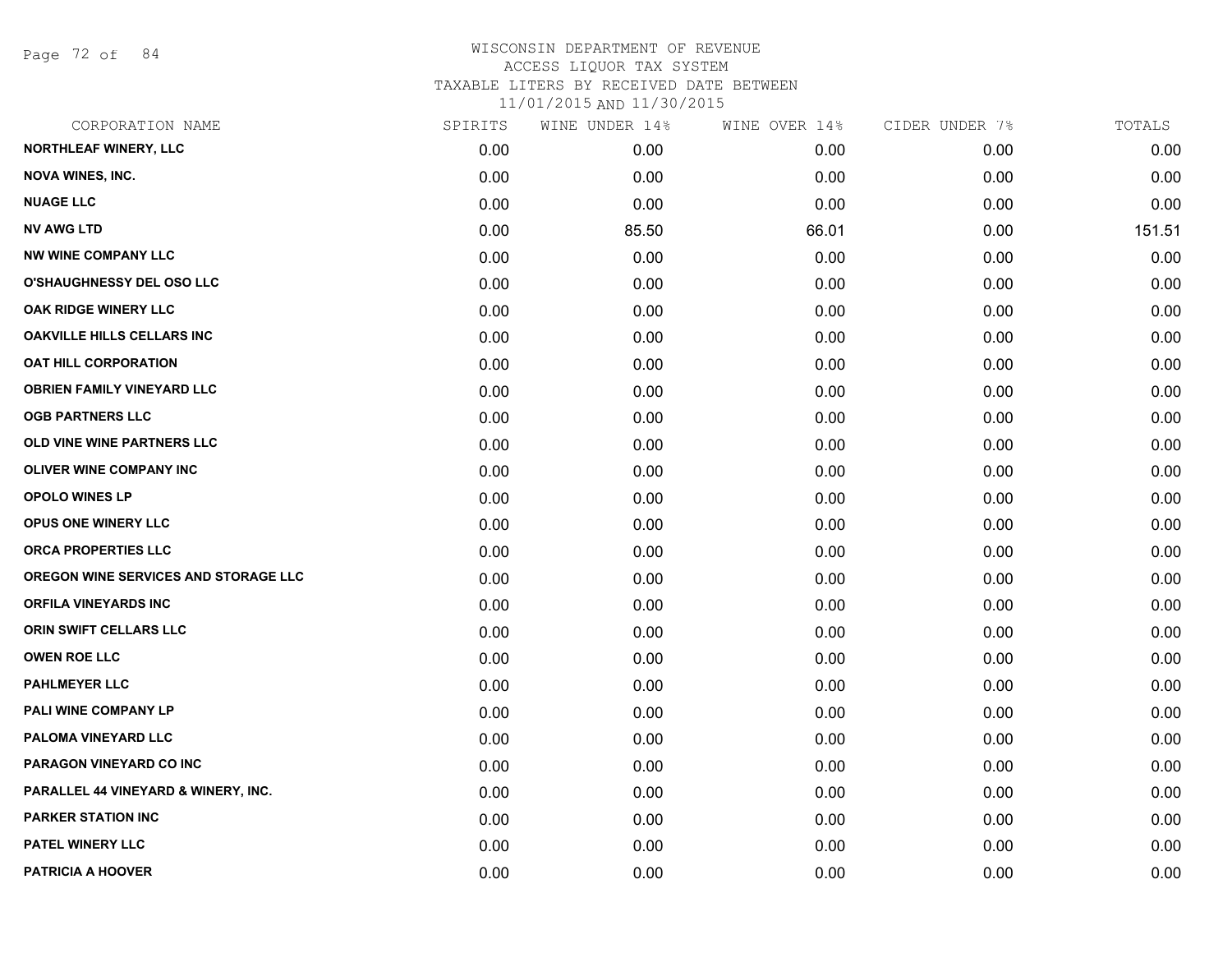WISCONSIN DEPARTMENT OF REVENUE
ACCESS LIQUOR TAX SYSTEM
TAXABLE LITERS BY RECEIVED DATE BETWEEN
11/01/2015 AND 11/30/2015

| CORPORATION NAME | SPIRITS | WINE UNDER 14% | WINE OVER 14% | CIDER UNDER 7% | TOTALS |
|---|---|---|---|---|---|
| NORTHLEAF WINERY, LLC | 0.00 | 0.00 | 0.00 | 0.00 | 0.00 |
| NOVA WINES, INC. | 0.00 | 0.00 | 0.00 | 0.00 | 0.00 |
| NUAGE LLC | 0.00 | 0.00 | 0.00 | 0.00 | 0.00 |
| NV AWG LTD | 0.00 | 85.50 | 66.01 | 0.00 | 151.51 |
| NW WINE COMPANY LLC | 0.00 | 0.00 | 0.00 | 0.00 | 0.00 |
| O'SHAUGHNESSY DEL OSO LLC | 0.00 | 0.00 | 0.00 | 0.00 | 0.00 |
| OAK RIDGE WINERY LLC | 0.00 | 0.00 | 0.00 | 0.00 | 0.00 |
| OAKVILLE HILLS CELLARS INC | 0.00 | 0.00 | 0.00 | 0.00 | 0.00 |
| OAT HILL CORPORATION | 0.00 | 0.00 | 0.00 | 0.00 | 0.00 |
| OBRIEN FAMILY VINEYARD LLC | 0.00 | 0.00 | 0.00 | 0.00 | 0.00 |
| OGB PARTNERS LLC | 0.00 | 0.00 | 0.00 | 0.00 | 0.00 |
| OLD VINE WINE PARTNERS LLC | 0.00 | 0.00 | 0.00 | 0.00 | 0.00 |
| OLIVER WINE COMPANY INC | 0.00 | 0.00 | 0.00 | 0.00 | 0.00 |
| OPOLO WINES LP | 0.00 | 0.00 | 0.00 | 0.00 | 0.00 |
| OPUS ONE WINERY LLC | 0.00 | 0.00 | 0.00 | 0.00 | 0.00 |
| ORCA PROPERTIES LLC | 0.00 | 0.00 | 0.00 | 0.00 | 0.00 |
| OREGON WINE SERVICES AND STORAGE LLC | 0.00 | 0.00 | 0.00 | 0.00 | 0.00 |
| ORFILA VINEYARDS INC | 0.00 | 0.00 | 0.00 | 0.00 | 0.00 |
| ORIN SWIFT CELLARS LLC | 0.00 | 0.00 | 0.00 | 0.00 | 0.00 |
| OWEN ROE LLC | 0.00 | 0.00 | 0.00 | 0.00 | 0.00 |
| PAHLMEYER LLC | 0.00 | 0.00 | 0.00 | 0.00 | 0.00 |
| PALI WINE COMPANY LP | 0.00 | 0.00 | 0.00 | 0.00 | 0.00 |
| PALOMA VINEYARD LLC | 0.00 | 0.00 | 0.00 | 0.00 | 0.00 |
| PARAGON VINEYARD CO INC | 0.00 | 0.00 | 0.00 | 0.00 | 0.00 |
| PARALLEL 44 VINEYARD & WINERY, INC. | 0.00 | 0.00 | 0.00 | 0.00 | 0.00 |
| PARKER STATION INC | 0.00 | 0.00 | 0.00 | 0.00 | 0.00 |
| PATEL WINERY LLC | 0.00 | 0.00 | 0.00 | 0.00 | 0.00 |
| PATRICIA A HOOVER | 0.00 | 0.00 | 0.00 | 0.00 | 0.00 |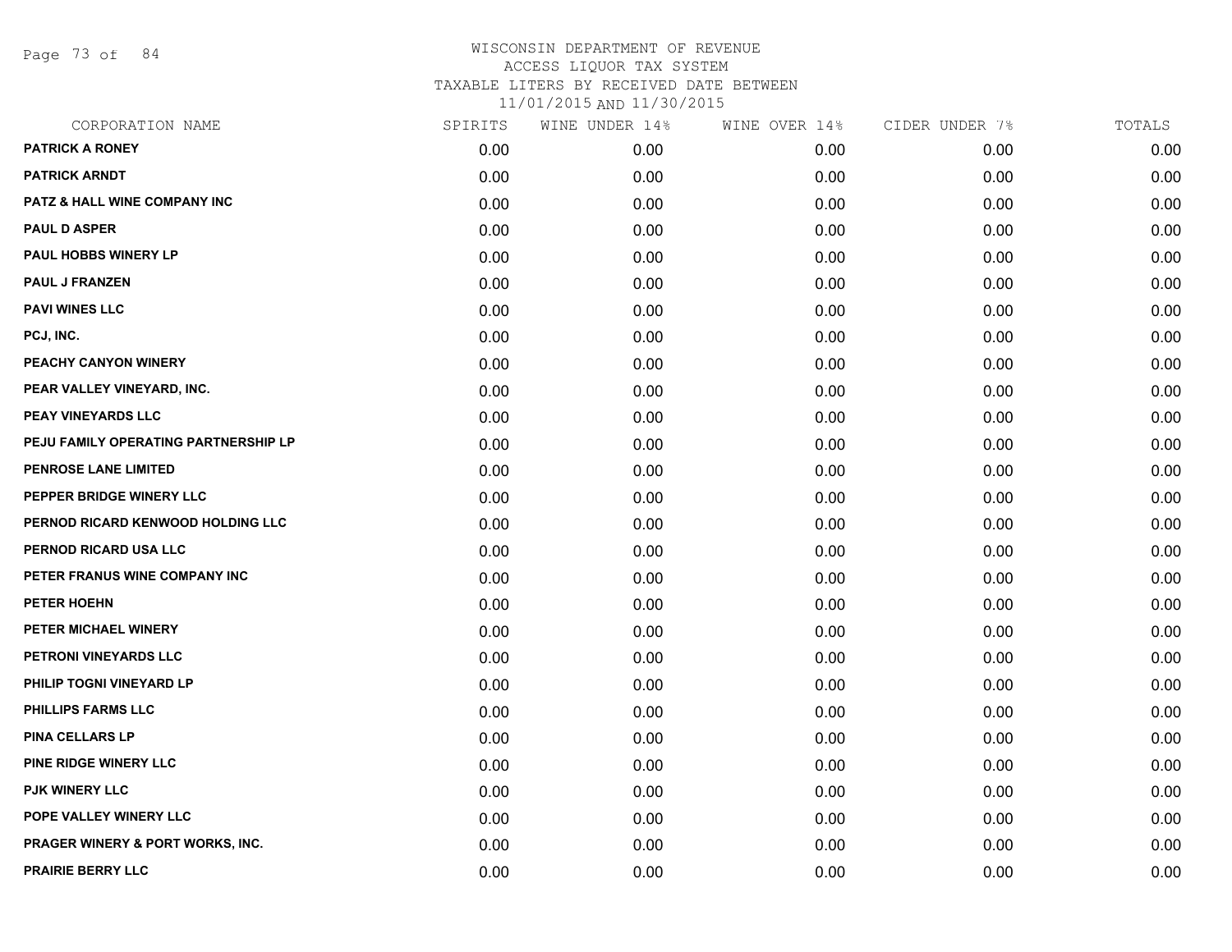WISCONSIN DEPARTMENT OF REVENUE
ACCESS LIQUOR TAX SYSTEM
TAXABLE LITERS BY RECEIVED DATE BETWEEN
11/01/2015 AND 11/30/2015

| CORPORATION NAME | SPIRITS | WINE UNDER 14% | WINE OVER 14% | CIDER UNDER 7% | TOTALS |
|---|---|---|---|---|---|
| PATRICK A RONEY | 0.00 | 0.00 | 0.00 | 0.00 | 0.00 |
| PATRICK ARNDT | 0.00 | 0.00 | 0.00 | 0.00 | 0.00 |
| PATZ & HALL WINE COMPANY INC | 0.00 | 0.00 | 0.00 | 0.00 | 0.00 |
| PAUL D ASPER | 0.00 | 0.00 | 0.00 | 0.00 | 0.00 |
| PAUL HOBBS WINERY LP | 0.00 | 0.00 | 0.00 | 0.00 | 0.00 |
| PAUL J FRANZEN | 0.00 | 0.00 | 0.00 | 0.00 | 0.00 |
| PAVI WINES LLC | 0.00 | 0.00 | 0.00 | 0.00 | 0.00 |
| PCJ, INC. | 0.00 | 0.00 | 0.00 | 0.00 | 0.00 |
| PEACHY CANYON WINERY | 0.00 | 0.00 | 0.00 | 0.00 | 0.00 |
| PEAR VALLEY VINEYARD, INC. | 0.00 | 0.00 | 0.00 | 0.00 | 0.00 |
| PEAY VINEYARDS LLC | 0.00 | 0.00 | 0.00 | 0.00 | 0.00 |
| PEJU FAMILY OPERATING PARTNERSHIP LP | 0.00 | 0.00 | 0.00 | 0.00 | 0.00 |
| PENROSE LANE LIMITED | 0.00 | 0.00 | 0.00 | 0.00 | 0.00 |
| PEPPER BRIDGE WINERY LLC | 0.00 | 0.00 | 0.00 | 0.00 | 0.00 |
| PERNOD RICARD KENWOOD HOLDING LLC | 0.00 | 0.00 | 0.00 | 0.00 | 0.00 |
| PERNOD RICARD USA LLC | 0.00 | 0.00 | 0.00 | 0.00 | 0.00 |
| PETER FRANUS WINE COMPANY INC | 0.00 | 0.00 | 0.00 | 0.00 | 0.00 |
| PETER HOEHN | 0.00 | 0.00 | 0.00 | 0.00 | 0.00 |
| PETER MICHAEL WINERY | 0.00 | 0.00 | 0.00 | 0.00 | 0.00 |
| PETRONI VINEYARDS LLC | 0.00 | 0.00 | 0.00 | 0.00 | 0.00 |
| PHILIP TOGNI VINEYARD LP | 0.00 | 0.00 | 0.00 | 0.00 | 0.00 |
| PHILLIPS FARMS LLC | 0.00 | 0.00 | 0.00 | 0.00 | 0.00 |
| PINA CELLARS LP | 0.00 | 0.00 | 0.00 | 0.00 | 0.00 |
| PINE RIDGE WINERY LLC | 0.00 | 0.00 | 0.00 | 0.00 | 0.00 |
| PJK WINERY LLC | 0.00 | 0.00 | 0.00 | 0.00 | 0.00 |
| POPE VALLEY WINERY LLC | 0.00 | 0.00 | 0.00 | 0.00 | 0.00 |
| PRAGER WINERY & PORT WORKS, INC. | 0.00 | 0.00 | 0.00 | 0.00 | 0.00 |
| PRAIRIE BERRY LLC | 0.00 | 0.00 | 0.00 | 0.00 | 0.00 |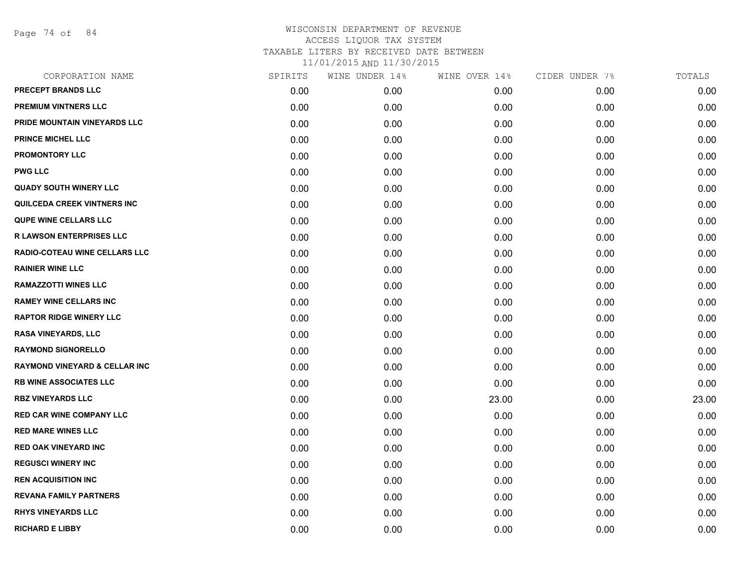# WISCONSIN DEPARTMENT OF REVENUE
## ACCESS LIQUOR TAX SYSTEM
## TAXABLE LITERS BY RECEIVED DATE BETWEEN
## 11/01/2015 AND 11/30/2015

| CORPORATION NAME | SPIRITS | WINE UNDER 14% | WINE OVER 14% | CIDER UNDER 7% | TOTALS |
|---|---|---|---|---|---|
| PRECEPT BRANDS LLC | 0.00 | 0.00 | 0.00 | 0.00 | 0.00 |
| PREMIUM VINTNERS LLC | 0.00 | 0.00 | 0.00 | 0.00 | 0.00 |
| PRIDE MOUNTAIN VINEYARDS LLC | 0.00 | 0.00 | 0.00 | 0.00 | 0.00 |
| PRINCE MICHEL LLC | 0.00 | 0.00 | 0.00 | 0.00 | 0.00 |
| PROMONTORY LLC | 0.00 | 0.00 | 0.00 | 0.00 | 0.00 |
| PWG LLC | 0.00 | 0.00 | 0.00 | 0.00 | 0.00 |
| QUADY SOUTH WINERY LLC | 0.00 | 0.00 | 0.00 | 0.00 | 0.00 |
| QUILCEDA CREEK VINTNERS INC | 0.00 | 0.00 | 0.00 | 0.00 | 0.00 |
| QUPE WINE CELLARS LLC | 0.00 | 0.00 | 0.00 | 0.00 | 0.00 |
| R LAWSON ENTERPRISES LLC | 0.00 | 0.00 | 0.00 | 0.00 | 0.00 |
| RADIO-COTEAU WINE CELLARS LLC | 0.00 | 0.00 | 0.00 | 0.00 | 0.00 |
| RAINIER WINE LLC | 0.00 | 0.00 | 0.00 | 0.00 | 0.00 |
| RAMAZZOTTI WINES LLC | 0.00 | 0.00 | 0.00 | 0.00 | 0.00 |
| RAMEY WINE CELLARS INC | 0.00 | 0.00 | 0.00 | 0.00 | 0.00 |
| RAPTOR RIDGE WINERY LLC | 0.00 | 0.00 | 0.00 | 0.00 | 0.00 |
| RASA VINEYARDS, LLC | 0.00 | 0.00 | 0.00 | 0.00 | 0.00 |
| RAYMOND SIGNORELLO | 0.00 | 0.00 | 0.00 | 0.00 | 0.00 |
| RAYMOND VINEYARD & CELLAR INC | 0.00 | 0.00 | 0.00 | 0.00 | 0.00 |
| RB WINE ASSOCIATES LLC | 0.00 | 0.00 | 0.00 | 0.00 | 0.00 |
| RBZ VINEYARDS LLC | 0.00 | 0.00 | 23.00 | 0.00 | 23.00 |
| RED CAR WINE COMPANY LLC | 0.00 | 0.00 | 0.00 | 0.00 | 0.00 |
| RED MARE WINES LLC | 0.00 | 0.00 | 0.00 | 0.00 | 0.00 |
| RED OAK VINEYARD INC | 0.00 | 0.00 | 0.00 | 0.00 | 0.00 |
| REGUSCI WINERY INC | 0.00 | 0.00 | 0.00 | 0.00 | 0.00 |
| REN ACQUISITION INC | 0.00 | 0.00 | 0.00 | 0.00 | 0.00 |
| REVANA FAMILY PARTNERS | 0.00 | 0.00 | 0.00 | 0.00 | 0.00 |
| RHYS VINEYARDS LLC | 0.00 | 0.00 | 0.00 | 0.00 | 0.00 |
| RICHARD E LIBBY | 0.00 | 0.00 | 0.00 | 0.00 | 0.00 |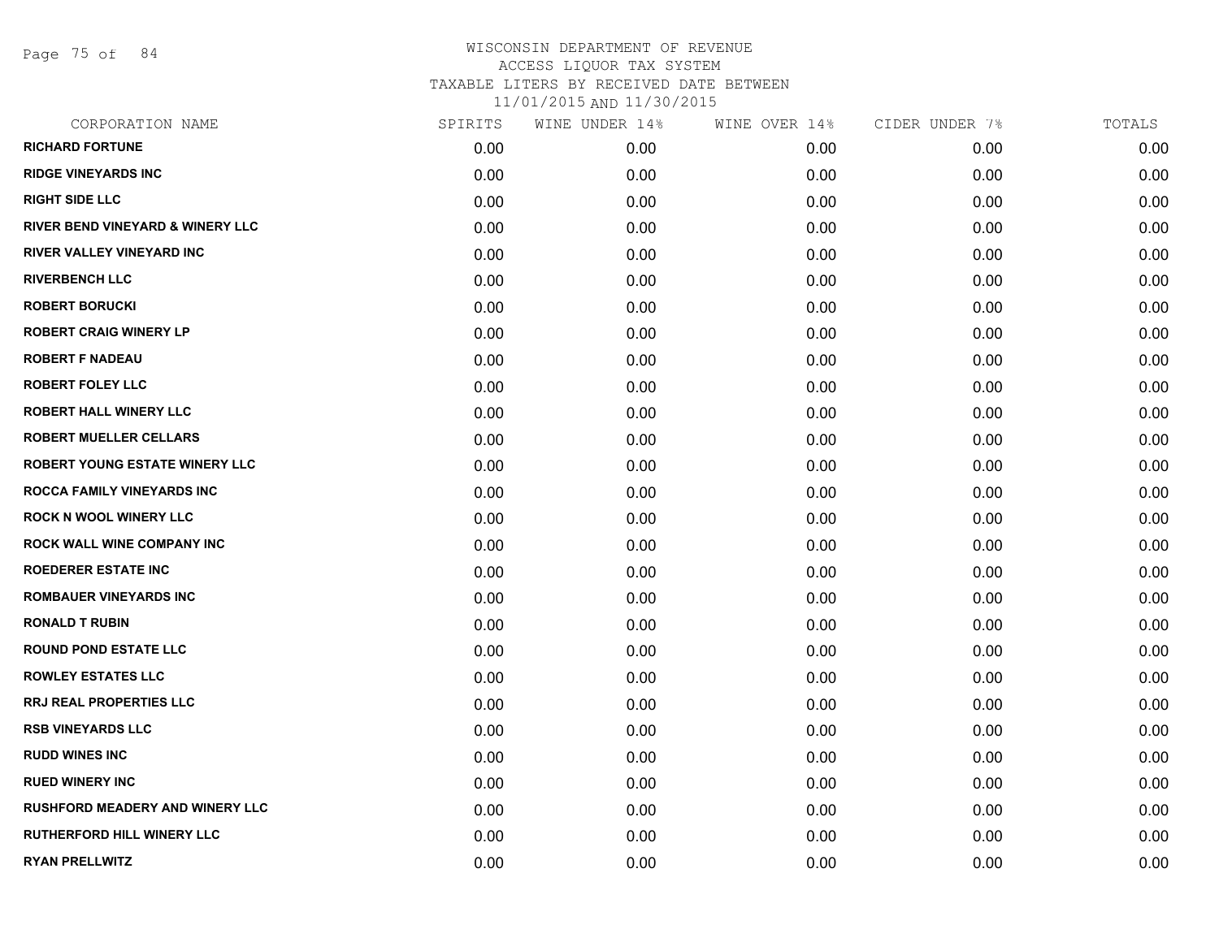# WISCONSIN DEPARTMENT OF REVENUE
## ACCESS LIQUOR TAX SYSTEM
### TAXABLE LITERS BY RECEIVED DATE BETWEEN 11/01/2015 AND 11/30/2015

| CORPORATION NAME | SPIRITS | WINE UNDER 14% | WINE OVER 14% | CIDER UNDER 7% | TOTALS |
|---|---|---|---|---|---|
| RICHARD FORTUNE | 0.00 | 0.00 | 0.00 | 0.00 | 0.00 |
| RIDGE VINEYARDS INC | 0.00 | 0.00 | 0.00 | 0.00 | 0.00 |
| RIGHT SIDE LLC | 0.00 | 0.00 | 0.00 | 0.00 | 0.00 |
| RIVER BEND VINEYARD & WINERY LLC | 0.00 | 0.00 | 0.00 | 0.00 | 0.00 |
| RIVER VALLEY VINEYARD INC | 0.00 | 0.00 | 0.00 | 0.00 | 0.00 |
| RIVERBENCH LLC | 0.00 | 0.00 | 0.00 | 0.00 | 0.00 |
| ROBERT BORUCKI | 0.00 | 0.00 | 0.00 | 0.00 | 0.00 |
| ROBERT CRAIG WINERY LP | 0.00 | 0.00 | 0.00 | 0.00 | 0.00 |
| ROBERT F NADEAU | 0.00 | 0.00 | 0.00 | 0.00 | 0.00 |
| ROBERT FOLEY LLC | 0.00 | 0.00 | 0.00 | 0.00 | 0.00 |
| ROBERT HALL WINERY LLC | 0.00 | 0.00 | 0.00 | 0.00 | 0.00 |
| ROBERT MUELLER CELLARS | 0.00 | 0.00 | 0.00 | 0.00 | 0.00 |
| ROBERT YOUNG ESTATE WINERY LLC | 0.00 | 0.00 | 0.00 | 0.00 | 0.00 |
| ROCCA FAMILY VINEYARDS INC | 0.00 | 0.00 | 0.00 | 0.00 | 0.00 |
| ROCK N WOOL WINERY LLC | 0.00 | 0.00 | 0.00 | 0.00 | 0.00 |
| ROCK WALL WINE COMPANY INC | 0.00 | 0.00 | 0.00 | 0.00 | 0.00 |
| ROEDERER ESTATE INC | 0.00 | 0.00 | 0.00 | 0.00 | 0.00 |
| ROMBAUER VINEYARDS INC | 0.00 | 0.00 | 0.00 | 0.00 | 0.00 |
| RONALD T RUBIN | 0.00 | 0.00 | 0.00 | 0.00 | 0.00 |
| ROUND POND ESTATE LLC | 0.00 | 0.00 | 0.00 | 0.00 | 0.00 |
| ROWLEY ESTATES LLC | 0.00 | 0.00 | 0.00 | 0.00 | 0.00 |
| RRJ REAL PROPERTIES LLC | 0.00 | 0.00 | 0.00 | 0.00 | 0.00 |
| RSB VINEYARDS LLC | 0.00 | 0.00 | 0.00 | 0.00 | 0.00 |
| RUDD WINES INC | 0.00 | 0.00 | 0.00 | 0.00 | 0.00 |
| RUED WINERY INC | 0.00 | 0.00 | 0.00 | 0.00 | 0.00 |
| RUSHFORD MEADERY AND WINERY LLC | 0.00 | 0.00 | 0.00 | 0.00 | 0.00 |
| RUTHERFORD HILL WINERY LLC | 0.00 | 0.00 | 0.00 | 0.00 | 0.00 |
| RYAN PRELLWITZ | 0.00 | 0.00 | 0.00 | 0.00 | 0.00 |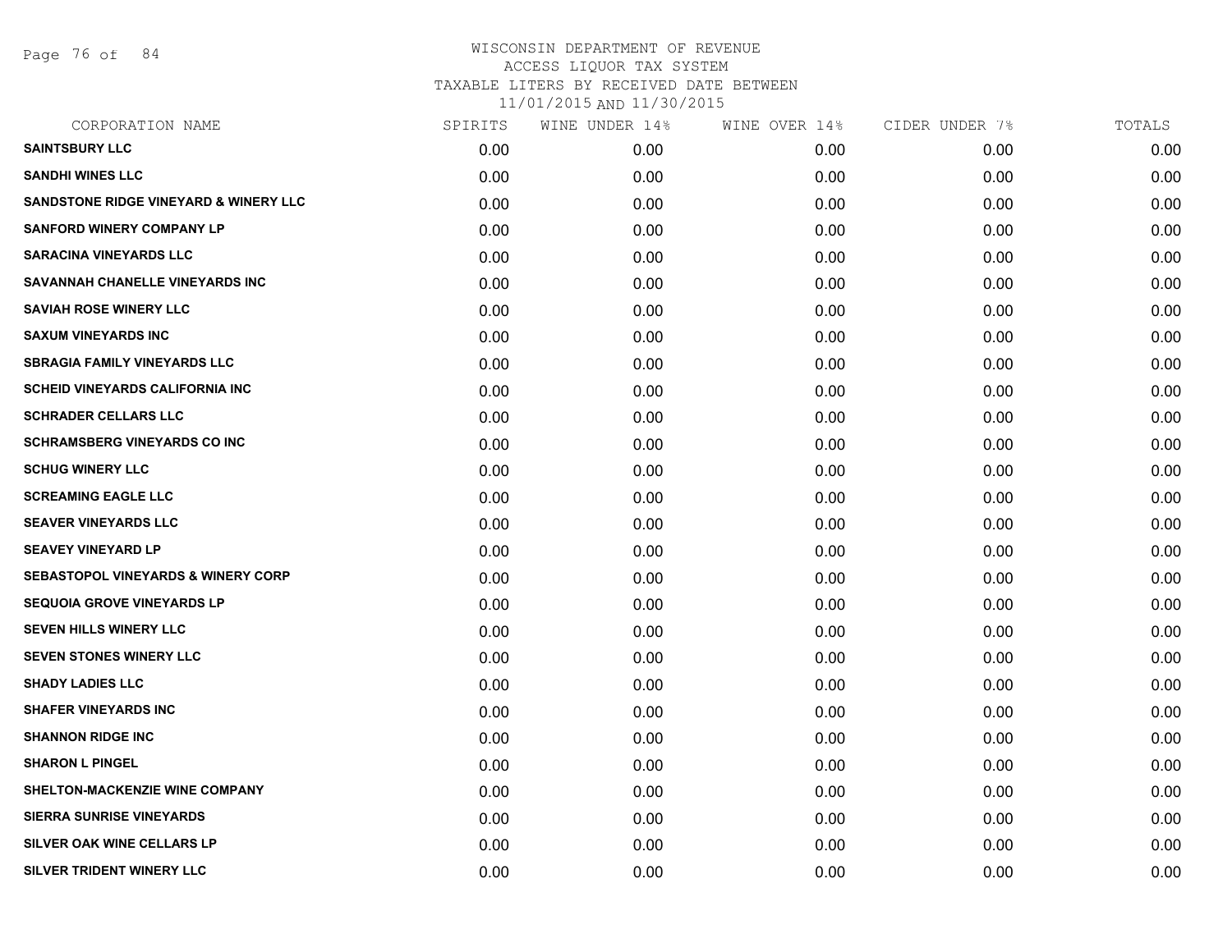# WISCONSIN DEPARTMENT OF REVENUE
## ACCESS LIQUOR TAX SYSTEM
## TAXABLE LITERS BY RECEIVED DATE BETWEEN
## 11/01/2015 AND 11/30/2015

| CORPORATION NAME | SPIRITS | WINE UNDER 14% | WINE OVER 14% | CIDER UNDER 7% | TOTALS |
|---|---|---|---|---|---|
| **SAINTSBURY LLC** | 0.00 | 0.00 | 0.00 | 0.00 | 0.00 |
| **SANDHI WINES LLC** | 0.00 | 0.00 | 0.00 | 0.00 | 0.00 |
| **SANDSTONE RIDGE VINEYARD & WINERY LLC** | 0.00 | 0.00 | 0.00 | 0.00 | 0.00 |
| **SANFORD WINERY COMPANY LP** | 0.00 | 0.00 | 0.00 | 0.00 | 0.00 |
| **SARACINA VINEYARDS LLC** | 0.00 | 0.00 | 0.00 | 0.00 | 0.00 |
| **SAVANNAH CHANELLE VINEYARDS INC** | 0.00 | 0.00 | 0.00 | 0.00 | 0.00 |
| **SAVIAH ROSE WINERY LLC** | 0.00 | 0.00 | 0.00 | 0.00 | 0.00 |
| **SAXUM VINEYARDS INC** | 0.00 | 0.00 | 0.00 | 0.00 | 0.00 |
| **SBRAGIA FAMILY VINEYARDS LLC** | 0.00 | 0.00 | 0.00 | 0.00 | 0.00 |
| **SCHEID VINEYARDS CALIFORNIA INC** | 0.00 | 0.00 | 0.00 | 0.00 | 0.00 |
| **SCHRADER CELLARS LLC** | 0.00 | 0.00 | 0.00 | 0.00 | 0.00 |
| **SCHRAMSBERG VINEYARDS CO INC** | 0.00 | 0.00 | 0.00 | 0.00 | 0.00 |
| **SCHUG WINERY LLC** | 0.00 | 0.00 | 0.00 | 0.00 | 0.00 |
| **SCREAMING EAGLE LLC** | 0.00 | 0.00 | 0.00 | 0.00 | 0.00 |
| **SEAVER VINEYARDS LLC** | 0.00 | 0.00 | 0.00 | 0.00 | 0.00 |
| **SEAVEY VINEYARD LP** | 0.00 | 0.00 | 0.00 | 0.00 | 0.00 |
| **SEBASTOPOL VINEYARDS & WINERY CORP** | 0.00 | 0.00 | 0.00 | 0.00 | 0.00 |
| **SEQUOIA GROVE VINEYARDS LP** | 0.00 | 0.00 | 0.00 | 0.00 | 0.00 |
| **SEVEN HILLS WINERY LLC** | 0.00 | 0.00 | 0.00 | 0.00 | 0.00 |
| **SEVEN STONES WINERY LLC** | 0.00 | 0.00 | 0.00 | 0.00 | 0.00 |
| **SHADY LADIES LLC** | 0.00 | 0.00 | 0.00 | 0.00 | 0.00 |
| **SHAFER VINEYARDS INC** | 0.00 | 0.00 | 0.00 | 0.00 | 0.00 |
| **SHANNON RIDGE INC** | 0.00 | 0.00 | 0.00 | 0.00 | 0.00 |
| **SHARON L PINGEL** | 0.00 | 0.00 | 0.00 | 0.00 | 0.00 |
| **SHELTON-MACKENZIE WINE COMPANY** | 0.00 | 0.00 | 0.00 | 0.00 | 0.00 |
| **SIERRA SUNRISE VINEYARDS** | 0.00 | 0.00 | 0.00 | 0.00 | 0.00 |
| **SILVER OAK WINE CELLARS LP** | 0.00 | 0.00 | 0.00 | 0.00 | 0.00 |
| **SILVER TRIDENT WINERY LLC** | 0.00 | 0.00 | 0.00 | 0.00 | 0.00 |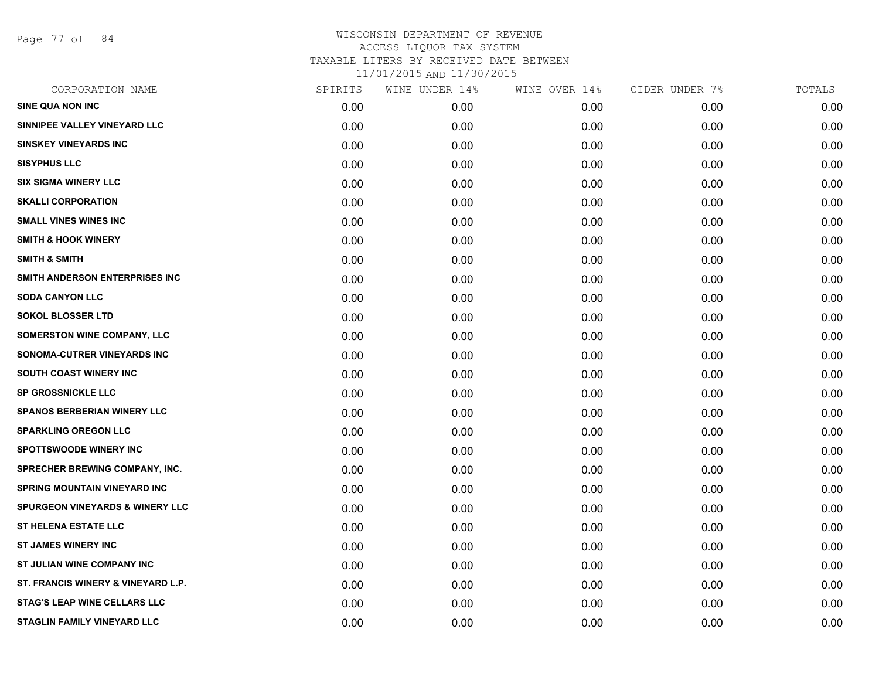# WISCONSIN DEPARTMENT OF REVENUE
## ACCESS LIQUOR TAX SYSTEM
## TAXABLE LITERS BY RECEIVED DATE BETWEEN
## 11/01/2015 AND 11/30/2015

| CORPORATION NAME | SPIRITS | WINE UNDER 14% | WINE OVER 14% | CIDER UNDER 7% | TOTALS |
|---|---|---|---|---|---|
| SINE QUA NON INC | 0.00 | 0.00 | 0.00 | 0.00 | 0.00 |
| SINNIPEE VALLEY VINEYARD LLC | 0.00 | 0.00 | 0.00 | 0.00 | 0.00 |
| SINSKEY VINEYARDS INC | 0.00 | 0.00 | 0.00 | 0.00 | 0.00 |
| SISYPHUS LLC | 0.00 | 0.00 | 0.00 | 0.00 | 0.00 |
| SIX SIGMA WINERY LLC | 0.00 | 0.00 | 0.00 | 0.00 | 0.00 |
| SKALLI CORPORATION | 0.00 | 0.00 | 0.00 | 0.00 | 0.00 |
| SMALL VINES WINES INC | 0.00 | 0.00 | 0.00 | 0.00 | 0.00 |
| SMITH & HOOK WINERY | 0.00 | 0.00 | 0.00 | 0.00 | 0.00 |
| SMITH & SMITH | 0.00 | 0.00 | 0.00 | 0.00 | 0.00 |
| SMITH ANDERSON ENTERPRISES INC | 0.00 | 0.00 | 0.00 | 0.00 | 0.00 |
| SODA CANYON LLC | 0.00 | 0.00 | 0.00 | 0.00 | 0.00 |
| SOKOL BLOSSER LTD | 0.00 | 0.00 | 0.00 | 0.00 | 0.00 |
| SOMERSTON WINE COMPANY, LLC | 0.00 | 0.00 | 0.00 | 0.00 | 0.00 |
| SONOMA-CUTRER VINEYARDS INC | 0.00 | 0.00 | 0.00 | 0.00 | 0.00 |
| SOUTH COAST WINERY INC | 0.00 | 0.00 | 0.00 | 0.00 | 0.00 |
| SP GROSSNICKLE LLC | 0.00 | 0.00 | 0.00 | 0.00 | 0.00 |
| SPANOS BERBERIAN WINERY LLC | 0.00 | 0.00 | 0.00 | 0.00 | 0.00 |
| SPARKLING OREGON LLC | 0.00 | 0.00 | 0.00 | 0.00 | 0.00 |
| SPOTTSWOODE WINERY INC | 0.00 | 0.00 | 0.00 | 0.00 | 0.00 |
| SPRECHER BREWING COMPANY, INC. | 0.00 | 0.00 | 0.00 | 0.00 | 0.00 |
| SPRING MOUNTAIN VINEYARD INC | 0.00 | 0.00 | 0.00 | 0.00 | 0.00 |
| SPURGEON VINEYARDS & WINERY LLC | 0.00 | 0.00 | 0.00 | 0.00 | 0.00 |
| ST HELENA ESTATE LLC | 0.00 | 0.00 | 0.00 | 0.00 | 0.00 |
| ST JAMES WINERY INC | 0.00 | 0.00 | 0.00 | 0.00 | 0.00 |
| ST JULIAN WINE COMPANY INC | 0.00 | 0.00 | 0.00 | 0.00 | 0.00 |
| ST. FRANCIS WINERY & VINEYARD L.P. | 0.00 | 0.00 | 0.00 | 0.00 | 0.00 |
| STAG'S LEAP WINE CELLARS LLC | 0.00 | 0.00 | 0.00 | 0.00 | 0.00 |
| STAGLIN FAMILY VINEYARD LLC | 0.00 | 0.00 | 0.00 | 0.00 | 0.00 |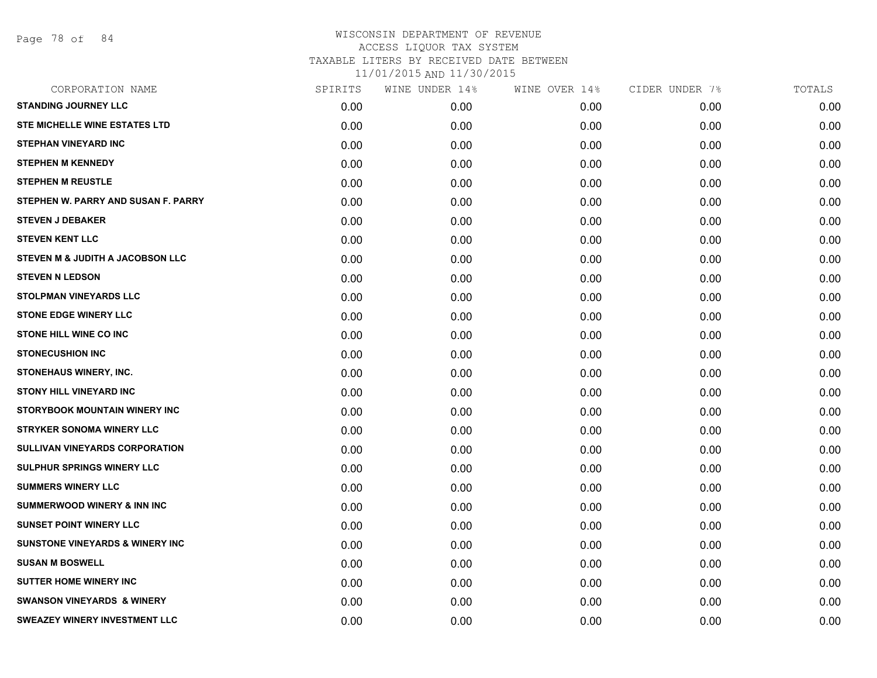WISCONSIN DEPARTMENT OF REVENUE
ACCESS LIQUOR TAX SYSTEM
TAXABLE LITERS BY RECEIVED DATE BETWEEN
11/01/2015 AND 11/30/2015

| CORPORATION NAME | SPIRITS | WINE UNDER 14% | WINE OVER 14% | CIDER UNDER 7% | TOTALS |
|---|---|---|---|---|---|
| STANDING JOURNEY LLC | 0.00 | 0.00 | 0.00 | 0.00 | 0.00 |
| STE MICHELLE WINE ESTATES LTD | 0.00 | 0.00 | 0.00 | 0.00 | 0.00 |
| STEPHAN VINEYARD INC | 0.00 | 0.00 | 0.00 | 0.00 | 0.00 |
| STEPHEN M KENNEDY | 0.00 | 0.00 | 0.00 | 0.00 | 0.00 |
| STEPHEN M REUSTLE | 0.00 | 0.00 | 0.00 | 0.00 | 0.00 |
| STEPHEN W. PARRY AND SUSAN F. PARRY | 0.00 | 0.00 | 0.00 | 0.00 | 0.00 |
| STEVEN J DEBAKER | 0.00 | 0.00 | 0.00 | 0.00 | 0.00 |
| STEVEN KENT LLC | 0.00 | 0.00 | 0.00 | 0.00 | 0.00 |
| STEVEN M & JUDITH A JACOBSON LLC | 0.00 | 0.00 | 0.00 | 0.00 | 0.00 |
| STEVEN N LEDSON | 0.00 | 0.00 | 0.00 | 0.00 | 0.00 |
| STOLPMAN VINEYARDS LLC | 0.00 | 0.00 | 0.00 | 0.00 | 0.00 |
| STONE EDGE WINERY LLC | 0.00 | 0.00 | 0.00 | 0.00 | 0.00 |
| STONE HILL WINE CO INC | 0.00 | 0.00 | 0.00 | 0.00 | 0.00 |
| STONECUSHION INC | 0.00 | 0.00 | 0.00 | 0.00 | 0.00 |
| STONEHAUS WINERY, INC. | 0.00 | 0.00 | 0.00 | 0.00 | 0.00 |
| STONY HILL VINEYARD INC | 0.00 | 0.00 | 0.00 | 0.00 | 0.00 |
| STORYBOOK MOUNTAIN WINERY INC | 0.00 | 0.00 | 0.00 | 0.00 | 0.00 |
| STRYKER SONOMA WINERY LLC | 0.00 | 0.00 | 0.00 | 0.00 | 0.00 |
| SULLIVAN VINEYARDS CORPORATION | 0.00 | 0.00 | 0.00 | 0.00 | 0.00 |
| SULPHUR SPRINGS WINERY LLC | 0.00 | 0.00 | 0.00 | 0.00 | 0.00 |
| SUMMERS WINERY LLC | 0.00 | 0.00 | 0.00 | 0.00 | 0.00 |
| SUMMERWOOD WINERY & INN INC | 0.00 | 0.00 | 0.00 | 0.00 | 0.00 |
| SUNSET POINT WINERY LLC | 0.00 | 0.00 | 0.00 | 0.00 | 0.00 |
| SUNSTONE VINEYARDS & WINERY INC | 0.00 | 0.00 | 0.00 | 0.00 | 0.00 |
| SUSAN M BOSWELL | 0.00 | 0.00 | 0.00 | 0.00 | 0.00 |
| SUTTER HOME WINERY INC | 0.00 | 0.00 | 0.00 | 0.00 | 0.00 |
| SWANSON VINEYARDS & WINERY | 0.00 | 0.00 | 0.00 | 0.00 | 0.00 |
| SWEAZEY WINERY INVESTMENT LLC | 0.00 | 0.00 | 0.00 | 0.00 | 0.00 |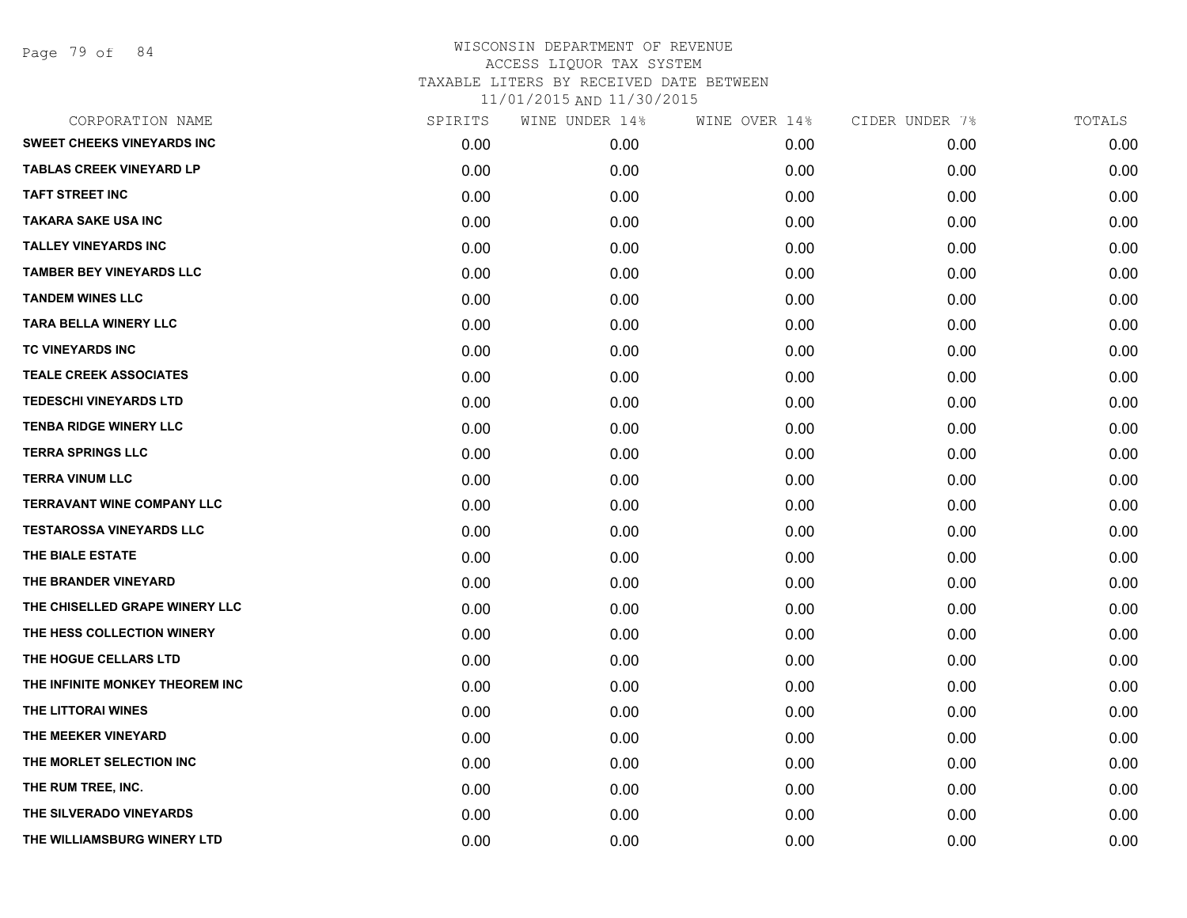WISCONSIN DEPARTMENT OF REVENUE
ACCESS LIQUOR TAX SYSTEM
TAXABLE LITERS BY RECEIVED DATE BETWEEN
11/01/2015 AND 11/30/2015

| CORPORATION NAME | SPIRITS | WINE UNDER 14% | WINE OVER 14% | CIDER UNDER 7% | TOTALS |
|---|---|---|---|---|---|
| SWEET CHEEKS VINEYARDS INC | 0.00 | 0.00 | 0.00 | 0.00 | 0.00 |
| TABLAS CREEK VINEYARD LP | 0.00 | 0.00 | 0.00 | 0.00 | 0.00 |
| TAFT STREET INC | 0.00 | 0.00 | 0.00 | 0.00 | 0.00 |
| TAKARA SAKE USA INC | 0.00 | 0.00 | 0.00 | 0.00 | 0.00 |
| TALLEY VINEYARDS INC | 0.00 | 0.00 | 0.00 | 0.00 | 0.00 |
| TAMBER BEY VINEYARDS LLC | 0.00 | 0.00 | 0.00 | 0.00 | 0.00 |
| TANDEM WINES LLC | 0.00 | 0.00 | 0.00 | 0.00 | 0.00 |
| TARA BELLA WINERY LLC | 0.00 | 0.00 | 0.00 | 0.00 | 0.00 |
| TC VINEYARDS INC | 0.00 | 0.00 | 0.00 | 0.00 | 0.00 |
| TEALE CREEK ASSOCIATES | 0.00 | 0.00 | 0.00 | 0.00 | 0.00 |
| TEDESCHI VINEYARDS LTD | 0.00 | 0.00 | 0.00 | 0.00 | 0.00 |
| TENBA RIDGE WINERY LLC | 0.00 | 0.00 | 0.00 | 0.00 | 0.00 |
| TERRA SPRINGS LLC | 0.00 | 0.00 | 0.00 | 0.00 | 0.00 |
| TERRA VINUM LLC | 0.00 | 0.00 | 0.00 | 0.00 | 0.00 |
| TERRAVANT WINE COMPANY LLC | 0.00 | 0.00 | 0.00 | 0.00 | 0.00 |
| TESTAROSSA VINEYARDS LLC | 0.00 | 0.00 | 0.00 | 0.00 | 0.00 |
| THE BIALE ESTATE | 0.00 | 0.00 | 0.00 | 0.00 | 0.00 |
| THE BRANDER VINEYARD | 0.00 | 0.00 | 0.00 | 0.00 | 0.00 |
| THE CHISELLED GRAPE WINERY LLC | 0.00 | 0.00 | 0.00 | 0.00 | 0.00 |
| THE HESS COLLECTION WINERY | 0.00 | 0.00 | 0.00 | 0.00 | 0.00 |
| THE HOGUE CELLARS LTD | 0.00 | 0.00 | 0.00 | 0.00 | 0.00 |
| THE INFINITE MONKEY THEOREM INC | 0.00 | 0.00 | 0.00 | 0.00 | 0.00 |
| THE LITTORAI WINES | 0.00 | 0.00 | 0.00 | 0.00 | 0.00 |
| THE MEEKER VINEYARD | 0.00 | 0.00 | 0.00 | 0.00 | 0.00 |
| THE MORLET SELECTION INC | 0.00 | 0.00 | 0.00 | 0.00 | 0.00 |
| THE RUM TREE, INC. | 0.00 | 0.00 | 0.00 | 0.00 | 0.00 |
| THE SILVERADO VINEYARDS | 0.00 | 0.00 | 0.00 | 0.00 | 0.00 |
| THE WILLIAMSBURG WINERY LTD | 0.00 | 0.00 | 0.00 | 0.00 | 0.00 |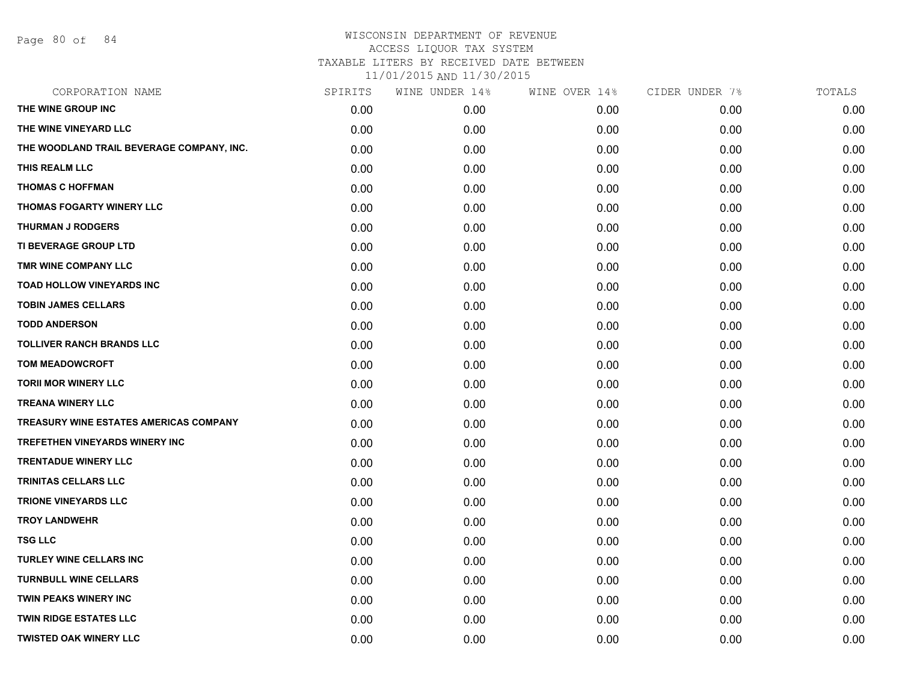# WISCONSIN DEPARTMENT OF REVENUE
## ACCESS LIQUOR TAX SYSTEM
### TAXABLE LITERS BY RECEIVED DATE BETWEEN 11/01/2015 AND 11/30/2015

| CORPORATION NAME | SPIRITS | WINE UNDER 14% | WINE OVER 14% | CIDER UNDER 7% | TOTALS |
|---|---|---|---|---|---|
| THE WINE GROUP INC | 0.00 | 0.00 | 0.00 | 0.00 | 0.00 |
| THE WINE VINEYARD LLC | 0.00 | 0.00 | 0.00 | 0.00 | 0.00 |
| THE WOODLAND TRAIL BEVERAGE COMPANY, INC. | 0.00 | 0.00 | 0.00 | 0.00 | 0.00 |
| THIS REALM LLC | 0.00 | 0.00 | 0.00 | 0.00 | 0.00 |
| THOMAS C HOFFMAN | 0.00 | 0.00 | 0.00 | 0.00 | 0.00 |
| THOMAS FOGARTY WINERY LLC | 0.00 | 0.00 | 0.00 | 0.00 | 0.00 |
| THURMAN J RODGERS | 0.00 | 0.00 | 0.00 | 0.00 | 0.00 |
| TI BEVERAGE GROUP LTD | 0.00 | 0.00 | 0.00 | 0.00 | 0.00 |
| TMR WINE COMPANY LLC | 0.00 | 0.00 | 0.00 | 0.00 | 0.00 |
| TOAD HOLLOW VINEYARDS INC | 0.00 | 0.00 | 0.00 | 0.00 | 0.00 |
| TOBIN JAMES CELLARS | 0.00 | 0.00 | 0.00 | 0.00 | 0.00 |
| TODD ANDERSON | 0.00 | 0.00 | 0.00 | 0.00 | 0.00 |
| TOLLIVER RANCH BRANDS LLC | 0.00 | 0.00 | 0.00 | 0.00 | 0.00 |
| TOM MEADOWCROFT | 0.00 | 0.00 | 0.00 | 0.00 | 0.00 |
| TORII MOR WINERY LLC | 0.00 | 0.00 | 0.00 | 0.00 | 0.00 |
| TREANA WINERY LLC | 0.00 | 0.00 | 0.00 | 0.00 | 0.00 |
| TREASURY WINE ESTATES AMERICAS COMPANY | 0.00 | 0.00 | 0.00 | 0.00 | 0.00 |
| TREFETHEN VINEYARDS WINERY INC | 0.00 | 0.00 | 0.00 | 0.00 | 0.00 |
| TRENTADUE WINERY LLC | 0.00 | 0.00 | 0.00 | 0.00 | 0.00 |
| TRINITAS CELLARS LLC | 0.00 | 0.00 | 0.00 | 0.00 | 0.00 |
| TRIONE VINEYARDS LLC | 0.00 | 0.00 | 0.00 | 0.00 | 0.00 |
| TROY LANDWEHR | 0.00 | 0.00 | 0.00 | 0.00 | 0.00 |
| TSG LLC | 0.00 | 0.00 | 0.00 | 0.00 | 0.00 |
| TURLEY WINE CELLARS INC | 0.00 | 0.00 | 0.00 | 0.00 | 0.00 |
| TURNBULL WINE CELLARS | 0.00 | 0.00 | 0.00 | 0.00 | 0.00 |
| TWIN PEAKS WINERY INC | 0.00 | 0.00 | 0.00 | 0.00 | 0.00 |
| TWIN RIDGE ESTATES LLC | 0.00 | 0.00 | 0.00 | 0.00 | 0.00 |
| TWISTED OAK WINERY LLC | 0.00 | 0.00 | 0.00 | 0.00 | 0.00 |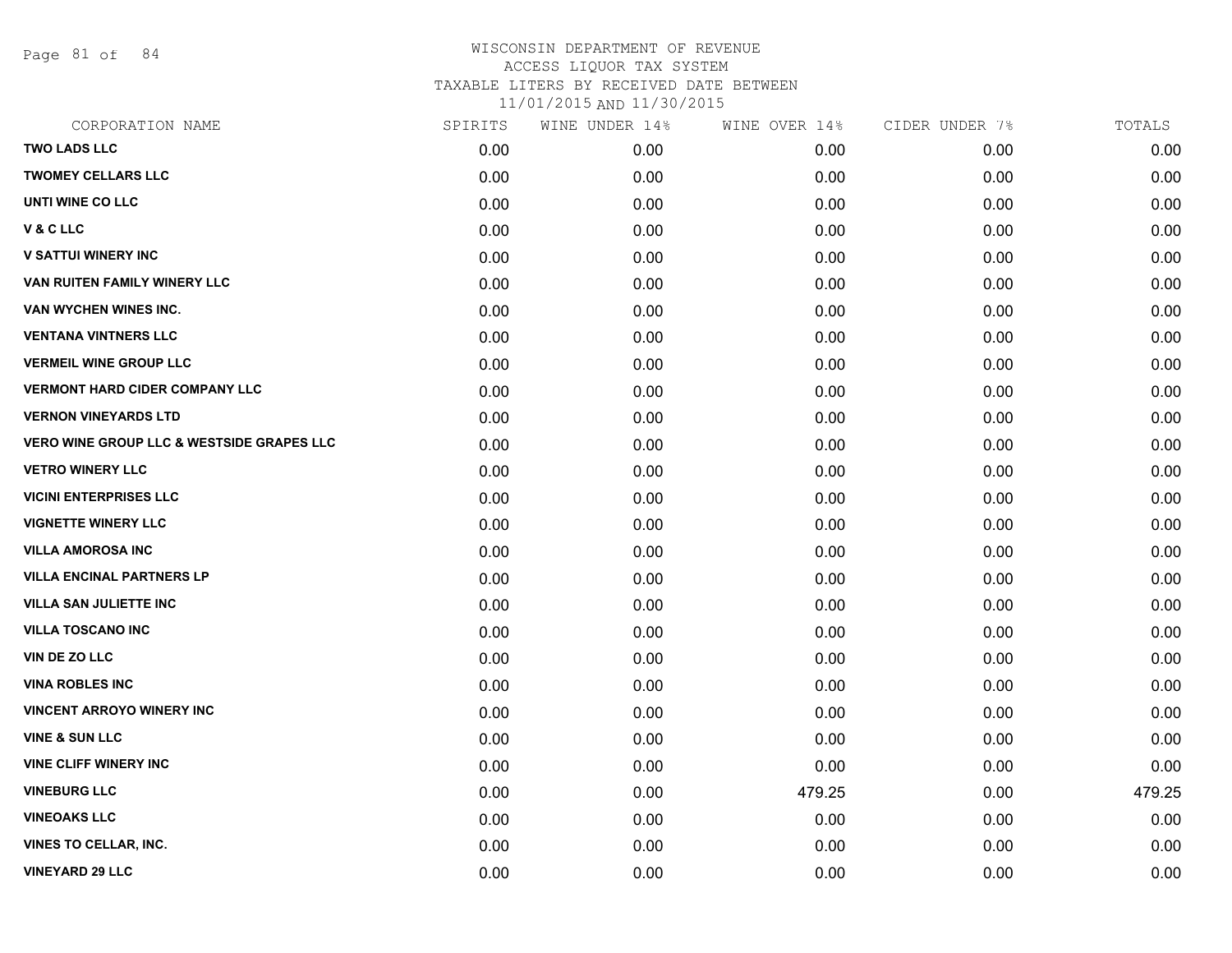WISCONSIN DEPARTMENT OF REVENUE
ACCESS LIQUOR TAX SYSTEM
TAXABLE LITERS BY RECEIVED DATE BETWEEN
11/01/2015 AND 11/30/2015

| CORPORATION NAME | SPIRITS | WINE UNDER 14% | WINE OVER 14% | CIDER UNDER 7% | TOTALS |
|---|---|---|---|---|---|
| TWO LADS LLC | 0.00 | 0.00 | 0.00 | 0.00 | 0.00 |
| TWOMEY CELLARS LLC | 0.00 | 0.00 | 0.00 | 0.00 | 0.00 |
| UNTI WINE CO LLC | 0.00 | 0.00 | 0.00 | 0.00 | 0.00 |
| V & C LLC | 0.00 | 0.00 | 0.00 | 0.00 | 0.00 |
| V SATTUI WINERY INC | 0.00 | 0.00 | 0.00 | 0.00 | 0.00 |
| VAN RUITEN FAMILY WINERY LLC | 0.00 | 0.00 | 0.00 | 0.00 | 0.00 |
| VAN WYCHEN WINES INC. | 0.00 | 0.00 | 0.00 | 0.00 | 0.00 |
| VENTANA VINTNERS LLC | 0.00 | 0.00 | 0.00 | 0.00 | 0.00 |
| VERMEIL WINE GROUP LLC | 0.00 | 0.00 | 0.00 | 0.00 | 0.00 |
| VERMONT HARD CIDER COMPANY LLC | 0.00 | 0.00 | 0.00 | 0.00 | 0.00 |
| VERNON VINEYARDS LTD | 0.00 | 0.00 | 0.00 | 0.00 | 0.00 |
| VERO WINE GROUP LLC & WESTSIDE GRAPES LLC | 0.00 | 0.00 | 0.00 | 0.00 | 0.00 |
| VETRO WINERY LLC | 0.00 | 0.00 | 0.00 | 0.00 | 0.00 |
| VICINI ENTERPRISES LLC | 0.00 | 0.00 | 0.00 | 0.00 | 0.00 |
| VIGNETTE WINERY LLC | 0.00 | 0.00 | 0.00 | 0.00 | 0.00 |
| VILLA AMOROSA INC | 0.00 | 0.00 | 0.00 | 0.00 | 0.00 |
| VILLA ENCINAL PARTNERS LP | 0.00 | 0.00 | 0.00 | 0.00 | 0.00 |
| VILLA SAN JULIETTE INC | 0.00 | 0.00 | 0.00 | 0.00 | 0.00 |
| VILLA TOSCANO INC | 0.00 | 0.00 | 0.00 | 0.00 | 0.00 |
| VIN DE ZO LLC | 0.00 | 0.00 | 0.00 | 0.00 | 0.00 |
| VINA ROBLES INC | 0.00 | 0.00 | 0.00 | 0.00 | 0.00 |
| VINCENT ARROYO WINERY INC | 0.00 | 0.00 | 0.00 | 0.00 | 0.00 |
| VINE & SUN LLC | 0.00 | 0.00 | 0.00 | 0.00 | 0.00 |
| VINE CLIFF WINERY INC | 0.00 | 0.00 | 0.00 | 0.00 | 0.00 |
| VINEBURG LLC | 0.00 | 0.00 | 479.25 | 0.00 | 479.25 |
| VINEOAKS LLC | 0.00 | 0.00 | 0.00 | 0.00 | 0.00 |
| VINES TO CELLAR, INC. | 0.00 | 0.00 | 0.00 | 0.00 | 0.00 |
| VINEYARD 29 LLC | 0.00 | 0.00 | 0.00 | 0.00 | 0.00 |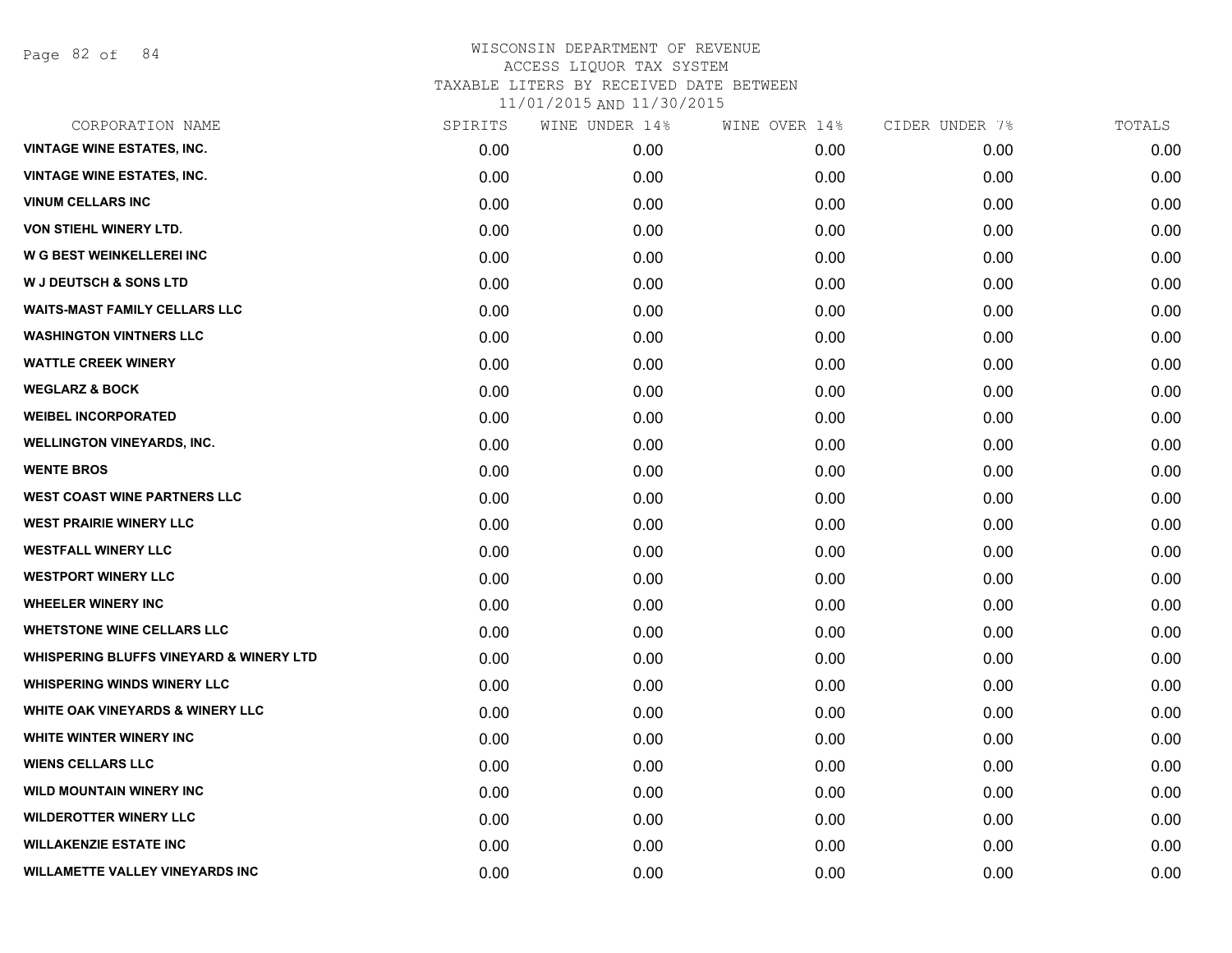# WISCONSIN DEPARTMENT OF REVENUE
## ACCESS LIQUOR TAX SYSTEM
### TAXABLE LITERS BY RECEIVED DATE BETWEEN 11/01/2015 AND 11/30/2015

| CORPORATION NAME | SPIRITS | WINE UNDER 14% | WINE OVER 14% | CIDER UNDER 7% | TOTALS |
|---|---|---|---|---|---|
| VINTAGE WINE ESTATES, INC. | 0.00 | 0.00 | 0.00 | 0.00 | 0.00 |
| VINTAGE WINE ESTATES, INC. | 0.00 | 0.00 | 0.00 | 0.00 | 0.00 |
| VINUM CELLARS INC | 0.00 | 0.00 | 0.00 | 0.00 | 0.00 |
| VON STIEHL WINERY LTD. | 0.00 | 0.00 | 0.00 | 0.00 | 0.00 |
| W G BEST WEINKELLEREI INC | 0.00 | 0.00 | 0.00 | 0.00 | 0.00 |
| W J DEUTSCH & SONS LTD | 0.00 | 0.00 | 0.00 | 0.00 | 0.00 |
| WAITS-MAST FAMILY CELLARS LLC | 0.00 | 0.00 | 0.00 | 0.00 | 0.00 |
| WASHINGTON VINTNERS LLC | 0.00 | 0.00 | 0.00 | 0.00 | 0.00 |
| WATTLE CREEK WINERY | 0.00 | 0.00 | 0.00 | 0.00 | 0.00 |
| WEGLARZ & BOCK | 0.00 | 0.00 | 0.00 | 0.00 | 0.00 |
| WEIBEL INCORPORATED | 0.00 | 0.00 | 0.00 | 0.00 | 0.00 |
| WELLINGTON VINEYARDS, INC. | 0.00 | 0.00 | 0.00 | 0.00 | 0.00 |
| WENTE BROS | 0.00 | 0.00 | 0.00 | 0.00 | 0.00 |
| WEST COAST WINE PARTNERS LLC | 0.00 | 0.00 | 0.00 | 0.00 | 0.00 |
| WEST PRAIRIE WINERY LLC | 0.00 | 0.00 | 0.00 | 0.00 | 0.00 |
| WESTFALL WINERY LLC | 0.00 | 0.00 | 0.00 | 0.00 | 0.00 |
| WESTPORT WINERY LLC | 0.00 | 0.00 | 0.00 | 0.00 | 0.00 |
| WHEELER WINERY INC | 0.00 | 0.00 | 0.00 | 0.00 | 0.00 |
| WHETSTONE WINE CELLARS LLC | 0.00 | 0.00 | 0.00 | 0.00 | 0.00 |
| WHISPERING BLUFFS VINEYARD & WINERY LTD | 0.00 | 0.00 | 0.00 | 0.00 | 0.00 |
| WHISPERING WINDS WINERY LLC | 0.00 | 0.00 | 0.00 | 0.00 | 0.00 |
| WHITE OAK VINEYARDS & WINERY LLC | 0.00 | 0.00 | 0.00 | 0.00 | 0.00 |
| WHITE WINTER WINERY INC | 0.00 | 0.00 | 0.00 | 0.00 | 0.00 |
| WIENS CELLARS LLC | 0.00 | 0.00 | 0.00 | 0.00 | 0.00 |
| WILD MOUNTAIN WINERY INC | 0.00 | 0.00 | 0.00 | 0.00 | 0.00 |
| WILDEROTTER WINERY LLC | 0.00 | 0.00 | 0.00 | 0.00 | 0.00 |
| WILLAKENZIE ESTATE INC | 0.00 | 0.00 | 0.00 | 0.00 | 0.00 |
| WILLAMETTE VALLEY VINEYARDS INC | 0.00 | 0.00 | 0.00 | 0.00 | 0.00 |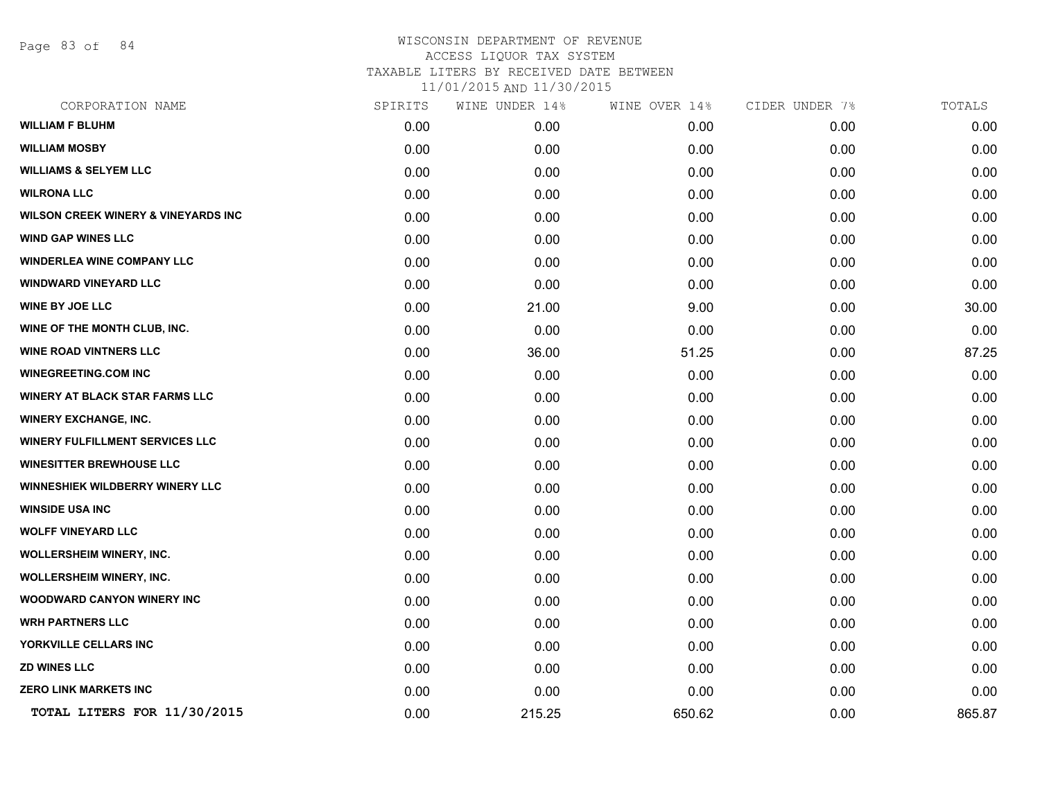# WISCONSIN DEPARTMENT OF REVENUE
ACCESS LIQUOR TAX SYSTEM
TAXABLE LITERS BY RECEIVED DATE BETWEEN
11/01/2015 AND 11/30/2015

| CORPORATION NAME | SPIRITS | WINE UNDER 14% | WINE OVER 14% | CIDER UNDER 7% | TOTALS |
|---|---|---|---|---|---|
| WILLIAM F BLUHM | 0.00 | 0.00 | 0.00 | 0.00 | 0.00 |
| WILLIAM MOSBY | 0.00 | 0.00 | 0.00 | 0.00 | 0.00 |
| WILLIAMS & SELYEM LLC | 0.00 | 0.00 | 0.00 | 0.00 | 0.00 |
| WILRONA LLC | 0.00 | 0.00 | 0.00 | 0.00 | 0.00 |
| WILSON CREEK WINERY & VINEYARDS INC | 0.00 | 0.00 | 0.00 | 0.00 | 0.00 |
| WIND GAP WINES LLC | 0.00 | 0.00 | 0.00 | 0.00 | 0.00 |
| WINDERLEA WINE COMPANY LLC | 0.00 | 0.00 | 0.00 | 0.00 | 0.00 |
| WINDWARD VINEYARD LLC | 0.00 | 0.00 | 0.00 | 0.00 | 0.00 |
| WINE BY JOE LLC | 0.00 | 21.00 | 9.00 | 0.00 | 30.00 |
| WINE OF THE MONTH CLUB, INC. | 0.00 | 0.00 | 0.00 | 0.00 | 0.00 |
| WINE ROAD VINTNERS LLC | 0.00 | 36.00 | 51.25 | 0.00 | 87.25 |
| WINEGREETING.COM INC | 0.00 | 0.00 | 0.00 | 0.00 | 0.00 |
| WINERY AT BLACK STAR FARMS LLC | 0.00 | 0.00 | 0.00 | 0.00 | 0.00 |
| WINERY EXCHANGE, INC. | 0.00 | 0.00 | 0.00 | 0.00 | 0.00 |
| WINERY FULFILLMENT SERVICES LLC | 0.00 | 0.00 | 0.00 | 0.00 | 0.00 |
| WINESITTER BREWHOUSE LLC | 0.00 | 0.00 | 0.00 | 0.00 | 0.00 |
| WINNESHIEK WILDBERRY WINERY LLC | 0.00 | 0.00 | 0.00 | 0.00 | 0.00 |
| WINSIDE USA INC | 0.00 | 0.00 | 0.00 | 0.00 | 0.00 |
| WOLFF VINEYARD LLC | 0.00 | 0.00 | 0.00 | 0.00 | 0.00 |
| WOLLERSHEIM WINERY, INC. | 0.00 | 0.00 | 0.00 | 0.00 | 0.00 |
| WOLLERSHEIM WINERY, INC. | 0.00 | 0.00 | 0.00 | 0.00 | 0.00 |
| WOODWARD CANYON WINERY INC | 0.00 | 0.00 | 0.00 | 0.00 | 0.00 |
| WRH PARTNERS LLC | 0.00 | 0.00 | 0.00 | 0.00 | 0.00 |
| YORKVILLE CELLARS INC | 0.00 | 0.00 | 0.00 | 0.00 | 0.00 |
| ZD WINES LLC | 0.00 | 0.00 | 0.00 | 0.00 | 0.00 |
| ZERO LINK MARKETS INC | 0.00 | 0.00 | 0.00 | 0.00 | 0.00 |
| **TOTAL LITERS FOR 11/30/2015** | 0.00 | 215.25 | 650.62 | 0.00 | 865.87 |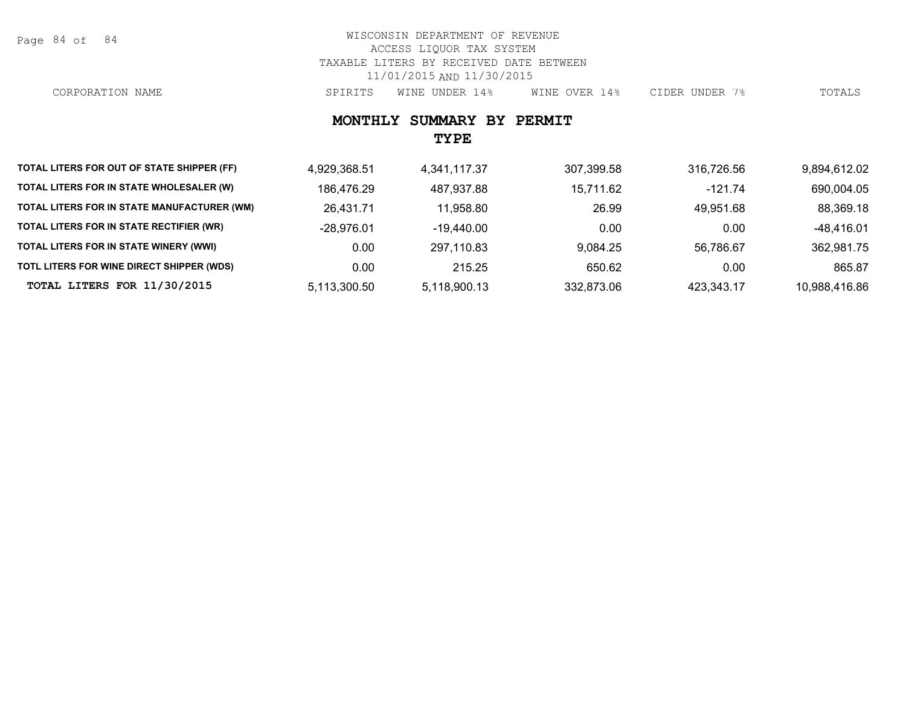WISCONSIN DEPARTMENT OF REVENUE
ACCESS LIQUOR TAX SYSTEM
TAXABLE LITERS BY RECEIVED DATE BETWEEN
11/01/2015 AND 11/30/2015

## MONTHLY SUMMARY BY PERMIT TYPE

| CORPORATION NAME | SPIRITS | WINE UNDER 14% | WINE OVER 14% | CIDER UNDER 7% | TOTALS |
|---|---|---|---|---|---|
| TOTAL LITERS FOR OUT OF STATE SHIPPER (FF) | 4,929,368.51 | 4,341,117.37 | 307,399.58 | 316,726.56 | 9,894,612.02 |
| TOTAL LITERS FOR IN STATE WHOLESALER (W) | 186,476.29 | 487,937.88 | 15,711.62 | -121.74 | 690,004.05 |
| TOTAL LITERS FOR IN STATE MANUFACTURER (WM) | 26,431.71 | 11,958.80 | 26.99 | 49,951.68 | 88,369.18 |
| TOTAL LITERS FOR IN STATE RECTIFIER (WR) | -28,976.01 | -19,440.00 | 0.00 | 0.00 | -48,416.01 |
| TOTAL LITERS FOR IN STATE WINERY (WWI) | 0.00 | 297,110.83 | 9,084.25 | 56,786.67 | 362,981.75 |
| TOTL LITERS FOR WINE DIRECT SHIPPER (WDS) | 0.00 | 215.25 | 650.62 | 0.00 | 865.87 |
| **TOTAL LITERS FOR 11/30/2015** | 5,113,300.50 | 5,118,900.13 | 332,873.06 | 423,343.17 | 10,988,416.86 |